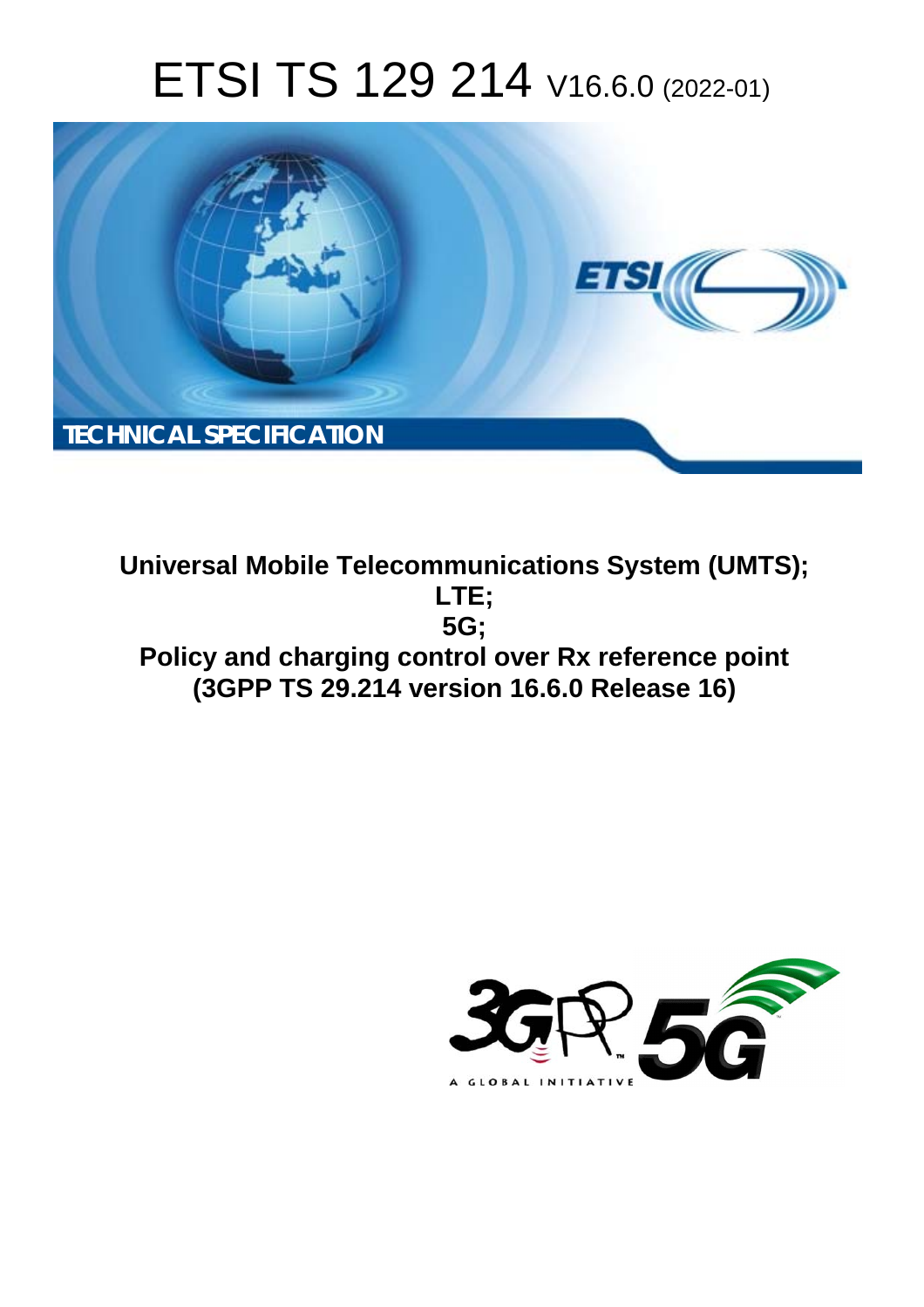# ETSI TS 129 214 V16.6.0 (2022-01)

**TECHNICAL SPECIFICATION**

**Universal Mobile Telecommunications System (UMTS);**
**LTE;**
**5G;**
**Policy and charging control over Rx reference point**
**(3GPP TS 29.214 version 16.6.0 Release 16)**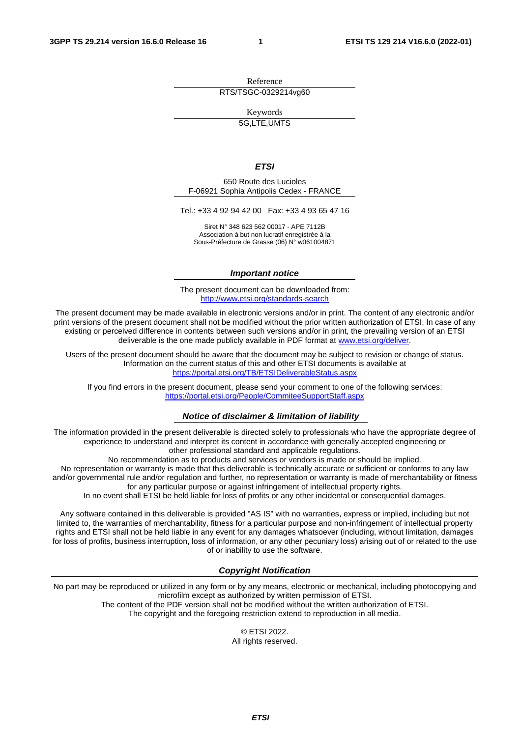Reference

RTS/TSGC-0329214vg60

Keywords

5G,LTE,UMTS

***ETSI***

650 Route des Lucioles
F-06921 Sophia Antipolis Cedex - FRANCE

Tel.: +33 4 92 94 42 00   Fax: +33 4 93 65 47 16

Siret N° 348 623 562 00017 - APE 7112B
Association à but non lucratif enregistrée à la
Sous-Préfecture de Grasse (06) N° w061004871

***Important notice***

The present document can be downloaded from:
http://www.etsi.org/standards-search

The present document may be made available in electronic versions and/or in print. The content of any electronic and/or print versions of the present document shall not be modified without the prior written authorization of ETSI. In case of any existing or perceived difference in contents between such versions and/or in print, the prevailing version of an ETSI deliverable is the one made publicly available in PDF format at www.etsi.org/deliver.

Users of the present document should be aware that the document may be subject to revision or change of status. Information on the current status of this and other ETSI documents is available at
https://portal.etsi.org/TB/ETSIDeliverableStatus.aspx

If you find errors in the present document, please send your comment to one of the following services:
https://portal.etsi.org/People/CommiteeSupportStaff.aspx

***Notice of disclaimer & limitation of liability***

The information provided in the present deliverable is directed solely to professionals who have the appropriate degree of experience to understand and interpret its content in accordance with generally accepted engineering or other professional standard and applicable regulations.
No recommendation as to products and services or vendors is made or should be implied.
No representation or warranty is made that this deliverable is technically accurate or sufficient or conforms to any law and/or governmental rule and/or regulation and further, no representation or warranty is made of merchantability or fitness for any particular purpose or against infringement of intellectual property rights.
In no event shall ETSI be held liable for loss of profits or any other incidental or consequential damages.

Any software contained in this deliverable is provided "AS IS" with no warranties, express or implied, including but not limited to, the warranties of merchantability, fitness for a particular purpose and non-infringement of intellectual property rights and ETSI shall not be held liable in any event for any damages whatsoever (including, without limitation, damages for loss of profits, business interruption, loss of information, or any other pecuniary loss) arising out of or related to the use of or inability to use the software.

***Copyright Notification***

No part may be reproduced or utilized in any form or by any means, electronic or mechanical, including photocopying and microfilm except as authorized by written permission of ETSI.
The content of the PDF version shall not be modified without the written authorization of ETSI.
The copyright and the foregoing restriction extend to reproduction in all media.

© ETSI 2022.
All rights reserved.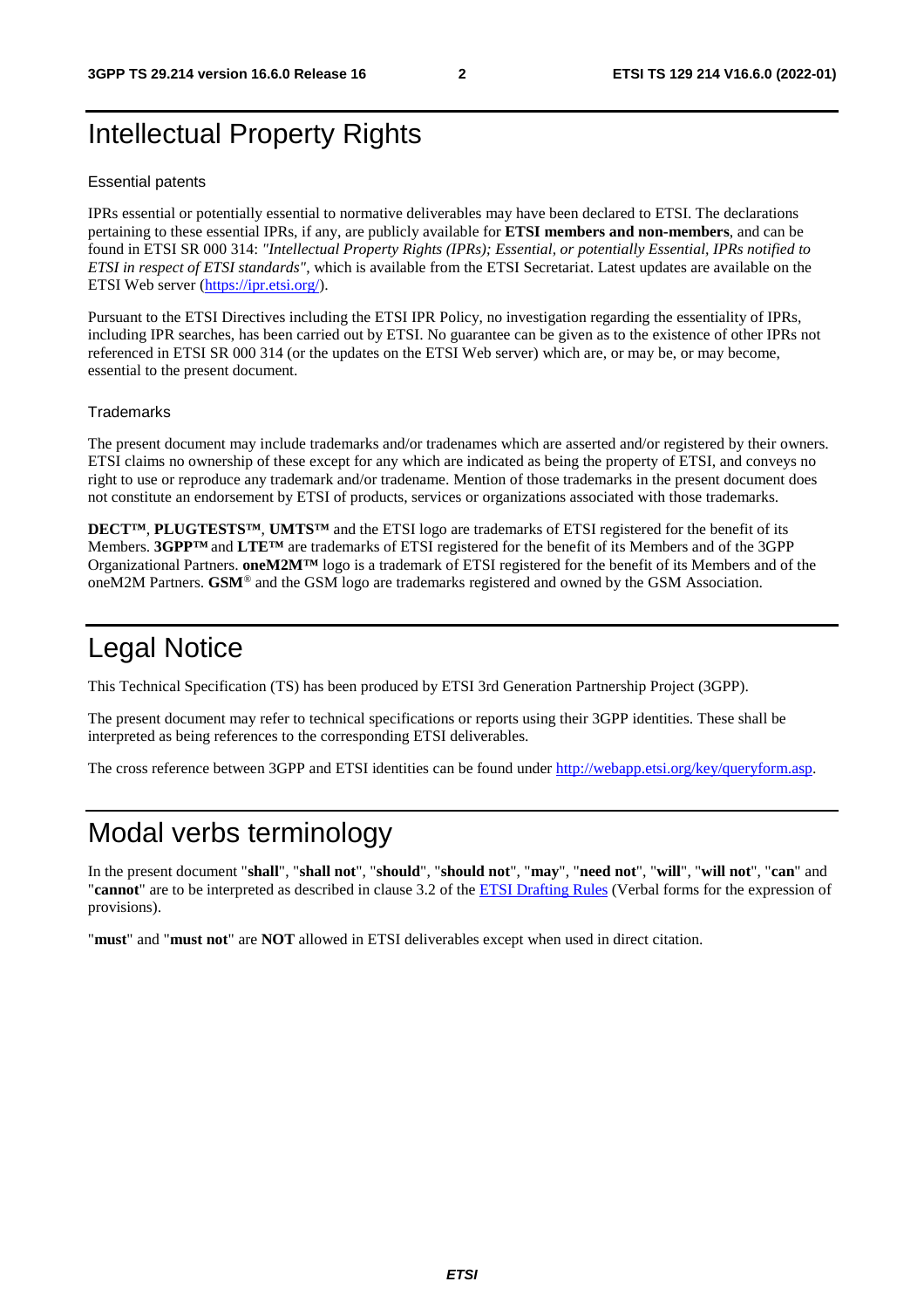# Intellectual Property Rights

## Essential patents

IPRs essential or potentially essential to normative deliverables may have been declared to ETSI. The declarations pertaining to these essential IPRs, if any, are publicly available for **ETSI members and non-members**, and can be found in ETSI SR 000 314: *"Intellectual Property Rights (IPRs); Essential, or potentially Essential, IPRs notified to ETSI in respect of ETSI standards"*, which is available from the ETSI Secretariat. Latest updates are available on the ETSI Web server (https://ipr.etsi.org/).

Pursuant to the ETSI Directives including the ETSI IPR Policy, no investigation regarding the essentiality of IPRs, including IPR searches, has been carried out by ETSI. No guarantee can be given as to the existence of other IPRs not referenced in ETSI SR 000 314 (or the updates on the ETSI Web server) which are, or may be, or may become, essential to the present document.

## Trademarks

The present document may include trademarks and/or tradenames which are asserted and/or registered by their owners. ETSI claims no ownership of these except for any which are indicated as being the property of ETSI, and conveys no right to use or reproduce any trademark and/or tradename. Mention of those trademarks in the present document does not constitute an endorsement by ETSI of products, services or organizations associated with those trademarks.

**DECT™**, **PLUGTESTS™**, **UMTS™** and the ETSI logo are trademarks of ETSI registered for the benefit of its Members. **3GPP™** and **LTE™** are trademarks of ETSI registered for the benefit of its Members and of the 3GPP Organizational Partners. **oneM2M™** logo is a trademark of ETSI registered for the benefit of its Members and of the oneM2M Partners. **GSM**® and the GSM logo are trademarks registered and owned by the GSM Association.

# Legal Notice

This Technical Specification (TS) has been produced by ETSI 3rd Generation Partnership Project (3GPP).

The present document may refer to technical specifications or reports using their 3GPP identities. These shall be interpreted as being references to the corresponding ETSI deliverables.

The cross reference between 3GPP and ETSI identities can be found under http://webapp.etsi.org/key/queryform.asp.

# Modal verbs terminology

In the present document "**shall**", "**shall not**", "**should**", "**should not**", "**may**", "**need not**", "**will**", "**will not**", "**can**" and "**cannot**" are to be interpreted as described in clause 3.2 of the ETSI Drafting Rules (Verbal forms for the expression of provisions).

"**must**" and "**must not**" are **NOT** allowed in ETSI deliverables except when used in direct citation.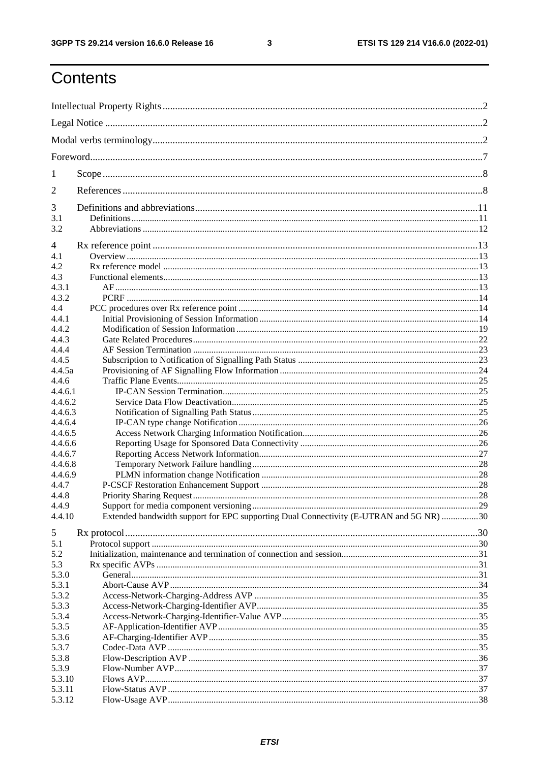# Contents

Intellectual Property Rights ..... 2
Legal Notice ..... 2
Modal verbs terminology ..... 2
Foreword ..... 7
1 Scope ..... 8
2 References ..... 8
3 Definitions and abbreviations ..... 11
3.1 Definitions ..... 11
3.2 Abbreviations ..... 12
4 Rx reference point ..... 13
4.1 Overview ..... 13
4.2 Rx reference model ..... 13
4.3 Functional elements ..... 13
4.3.1 AF ..... 13
4.3.2 PCRF ..... 14
4.4 PCC procedures over Rx reference point ..... 14
4.4.1 Initial Provisioning of Session Information ..... 14
4.4.2 Modification of Session Information ..... 19
4.4.3 Gate Related Procedures ..... 22
4.4.4 AF Session Termination ..... 23
4.4.5 Subscription to Notification of Signalling Path Status ..... 23
4.4.5a Provisioning of AF Signalling Flow Information ..... 24
4.4.6 Traffic Plane Events ..... 25
4.4.6.1 IP-CAN Session Termination ..... 25
4.4.6.2 Service Data Flow Deactivation ..... 25
4.4.6.3 Notification of Signalling Path Status ..... 25
4.4.6.4 IP-CAN type change Notification ..... 26
4.4.6.5 Access Network Charging Information Notification ..... 26
4.4.6.6 Reporting Usage for Sponsored Data Connectivity ..... 26
4.4.6.7 Reporting Access Network Information ..... 27
4.4.6.8 Temporary Network Failure handling ..... 28
4.4.6.9 PLMN information change Notification ..... 28
4.4.7 P-CSCF Restoration Enhancement Support ..... 28
4.4.8 Priority Sharing Request ..... 28
4.4.9 Support for media component versioning ..... 29
4.4.10 Extended bandwidth support for EPC supporting Dual Connectivity (E-UTRAN and 5G NR) ..... 30
5 Rx protocol ..... 30
5.1 Protocol support ..... 30
5.2 Initialization, maintenance and termination of connection and session ..... 31
5.3 Rx specific AVPs ..... 31
5.3.0 General ..... 31
5.3.1 Abort-Cause AVP ..... 34
5.3.2 Access-Network-Charging-Address AVP ..... 35
5.3.3 Access-Network-Charging-Identifier AVP ..... 35
5.3.4 Access-Network-Charging-Identifier-Value AVP ..... 35
5.3.5 AF-Application-Identifier AVP ..... 35
5.3.6 AF-Charging-Identifier AVP ..... 35
5.3.7 Codec-Data AVP ..... 35
5.3.8 Flow-Description AVP ..... 36
5.3.9 Flow-Number AVP ..... 37
5.3.10 Flows AVP ..... 37
5.3.11 Flow-Status AVP ..... 37
5.3.12 Flow-Usage AVP ..... 38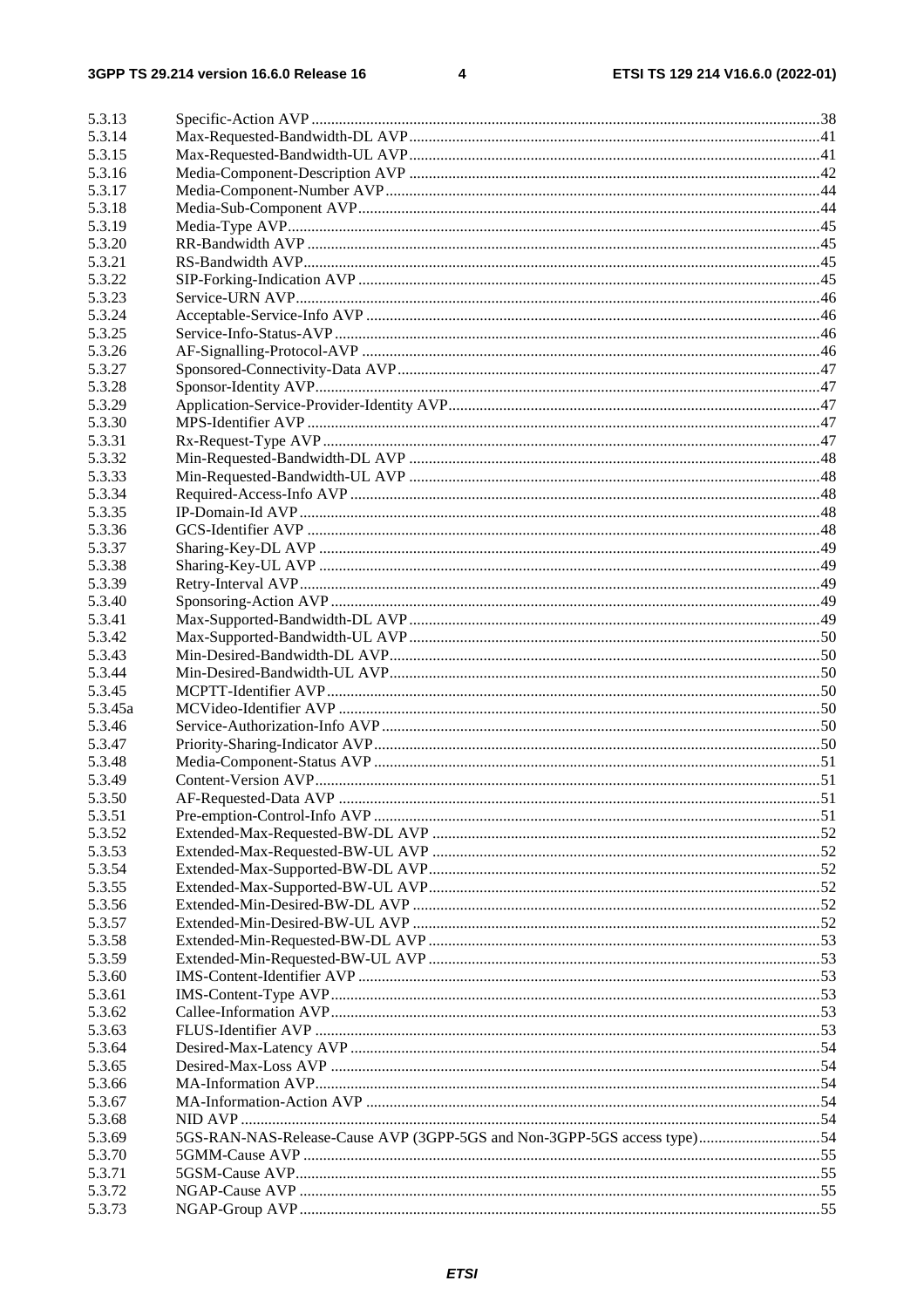5.3.13 Specific-Action AVP ..... 38
5.3.14 Max-Requested-Bandwidth-DL AVP ..... 41
5.3.15 Max-Requested-Bandwidth-UL AVP ..... 41
5.3.16 Media-Component-Description AVP ..... 42
5.3.17 Media-Component-Number AVP ..... 44
5.3.18 Media-Sub-Component AVP ..... 44
5.3.19 Media-Type AVP ..... 45
5.3.20 RR-Bandwidth AVP ..... 45
5.3.21 RS-Bandwidth AVP ..... 45
5.3.22 SIP-Forking-Indication AVP ..... 45
5.3.23 Service-URN AVP ..... 46
5.3.24 Acceptable-Service-Info AVP ..... 46
5.3.25 Service-Info-Status-AVP ..... 46
5.3.26 AF-Signalling-Protocol-AVP ..... 46
5.3.27 Sponsored-Connectivity-Data AVP ..... 47
5.3.28 Sponsor-Identity AVP ..... 47
5.3.29 Application-Service-Provider-Identity AVP ..... 47
5.3.30 MPS-Identifier AVP ..... 47
5.3.31 Rx-Request-Type AVP ..... 47
5.3.32 Min-Requested-Bandwidth-DL AVP ..... 48
5.3.33 Min-Requested-Bandwidth-UL AVP ..... 48
5.3.34 Required-Access-Info AVP ..... 48
5.3.35 IP-Domain-Id AVP ..... 48
5.3.36 GCS-Identifier AVP ..... 48
5.3.37 Sharing-Key-DL AVP ..... 49
5.3.38 Sharing-Key-UL AVP ..... 49
5.3.39 Retry-Interval AVP ..... 49
5.3.40 Sponsoring-Action AVP ..... 49
5.3.41 Max-Supported-Bandwidth-DL AVP ..... 49
5.3.42 Max-Supported-Bandwidth-UL AVP ..... 50
5.3.43 Min-Desired-Bandwidth-DL AVP ..... 50
5.3.44 Min-Desired-Bandwidth-UL AVP ..... 50
5.3.45 MCPTT-Identifier AVP ..... 50
5.3.45a MCVideo-Identifier AVP ..... 50
5.3.46 Service-Authorization-Info AVP ..... 50
5.3.47 Priority-Sharing-Indicator AVP ..... 50
5.3.48 Media-Component-Status AVP ..... 51
5.3.49 Content-Version AVP ..... 51
5.3.50 AF-Requested-Data AVP ..... 51
5.3.51 Pre-emption-Control-Info AVP ..... 51
5.3.52 Extended-Max-Requested-BW-DL AVP ..... 52
5.3.53 Extended-Max-Requested-BW-UL AVP ..... 52
5.3.54 Extended-Max-Supported-BW-DL AVP ..... 52
5.3.55 Extended-Max-Supported-BW-UL AVP ..... 52
5.3.56 Extended-Min-Desired-BW-DL AVP ..... 52
5.3.57 Extended-Min-Desired-BW-UL AVP ..... 52
5.3.58 Extended-Min-Requested-BW-DL AVP ..... 53
5.3.59 Extended-Min-Requested-BW-UL AVP ..... 53
5.3.60 IMS-Content-Identifier AVP ..... 53
5.3.61 IMS-Content-Type AVP ..... 53
5.3.62 Callee-Information AVP ..... 53
5.3.63 FLUS-Identifier AVP ..... 53
5.3.64 Desired-Max-Latency AVP ..... 54
5.3.65 Desired-Max-Loss AVP ..... 54
5.3.66 MA-Information AVP ..... 54
5.3.67 MA-Information-Action AVP ..... 54
5.3.68 NID AVP ..... 54
5.3.69 5GS-RAN-NAS-Release-Cause AVP (3GPP-5GS and Non-3GPP-5GS access type) ..... 54
5.3.70 5GMM-Cause AVP ..... 55
5.3.71 5GSM-Cause AVP ..... 55
5.3.72 NGAP-Cause AVP ..... 55
5.3.73 NGAP-Group AVP ..... 55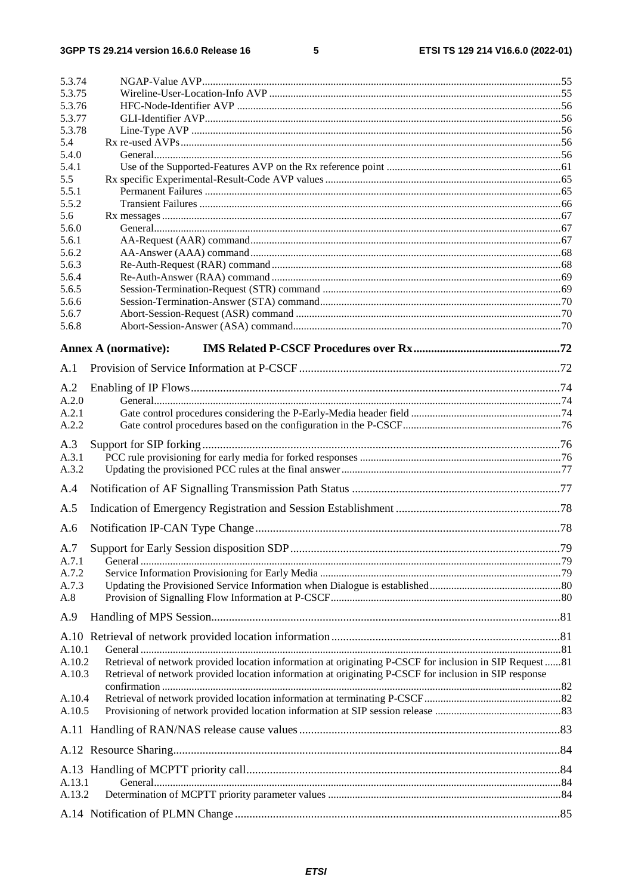5.3.74 NGAP-Value AVP .....55
5.3.75 Wireline-User-Location-Info AVP .....55
5.3.76 HFC-Node-Identifier AVP .....56
5.3.77 GLI-Identifier AVP .....56
5.3.78 Line-Type AVP .....56
5.4 Rx re-used AVPs .....56
5.4.0 General .....56
5.4.1 Use of the Supported-Features AVP on the Rx reference point .....61
5.5 Rx specific Experimental-Result-Code AVP values .....65
5.5.1 Permanent Failures .....65
5.5.2 Transient Failures .....66
5.6 Rx messages .....67
5.6.0 General .....67
5.6.1 AA-Request (AAR) command .....67
5.6.2 AA-Answer (AAA) command .....68
5.6.3 Re-Auth-Request (RAR) command .....68
5.6.4 Re-Auth-Answer (RAA) command .....69
5.6.5 Session-Termination-Request (STR) command .....69
5.6.6 Session-Termination-Answer (STA) command .....70
5.6.7 Abort-Session-Request (ASR) command .....70
5.6.8 Abort-Session-Answer (ASA) command .....70

**Annex A (normative): IMS Related P-CSCF Procedures over Rx .....72**

A.1 Provision of Service Information at P-CSCF .....72

A.2 Enabling of IP Flows .....74
A.2.0 General .....74
A.2.1 Gate control procedures considering the P-Early-Media header field .....74
A.2.2 Gate control procedures based on the configuration in the P-CSCF .....76

A.3 Support for SIP forking .....76
A.3.1 PCC rule provisioning for early media for forked responses .....76
A.3.2 Updating the provisioned PCC rules at the final answer .....77

A.4 Notification of AF Signalling Transmission Path Status .....77

A.5 Indication of Emergency Registration and Session Establishment .....78

A.6 Notification IP-CAN Type Change .....78

A.7 Support for Early Session disposition SDP .....79
A.7.1 General .....79
A.7.2 Service Information Provisioning for Early Media .....79
A.7.3 Updating the Provisioned Service Information when Dialogue is established .....80
A.8 Provision of Signalling Flow Information at P-CSCF .....80

A.9 Handling of MPS Session .....81

A.10 Retrieval of network provided location information .....81
A.10.1 General .....81
A.10.2 Retrieval of network provided location information at originating P-CSCF for inclusion in SIP Request .....81
A.10.3 Retrieval of network provided location information at originating P-CSCF for inclusion in SIP response confirmation .....82
A.10.4 Retrieval of network provided location information at terminating P-CSCF .....82
A.10.5 Provisioning of network provided location information at SIP session release .....83

A.11 Handling of RAN/NAS release cause values .....83

A.12 Resource Sharing .....84

A.13 Handling of MCPTT priority call .....84
A.13.1 General .....84
A.13.2 Determination of MCPTT priority parameter values .....84

A.14 Notification of PLMN Change .....85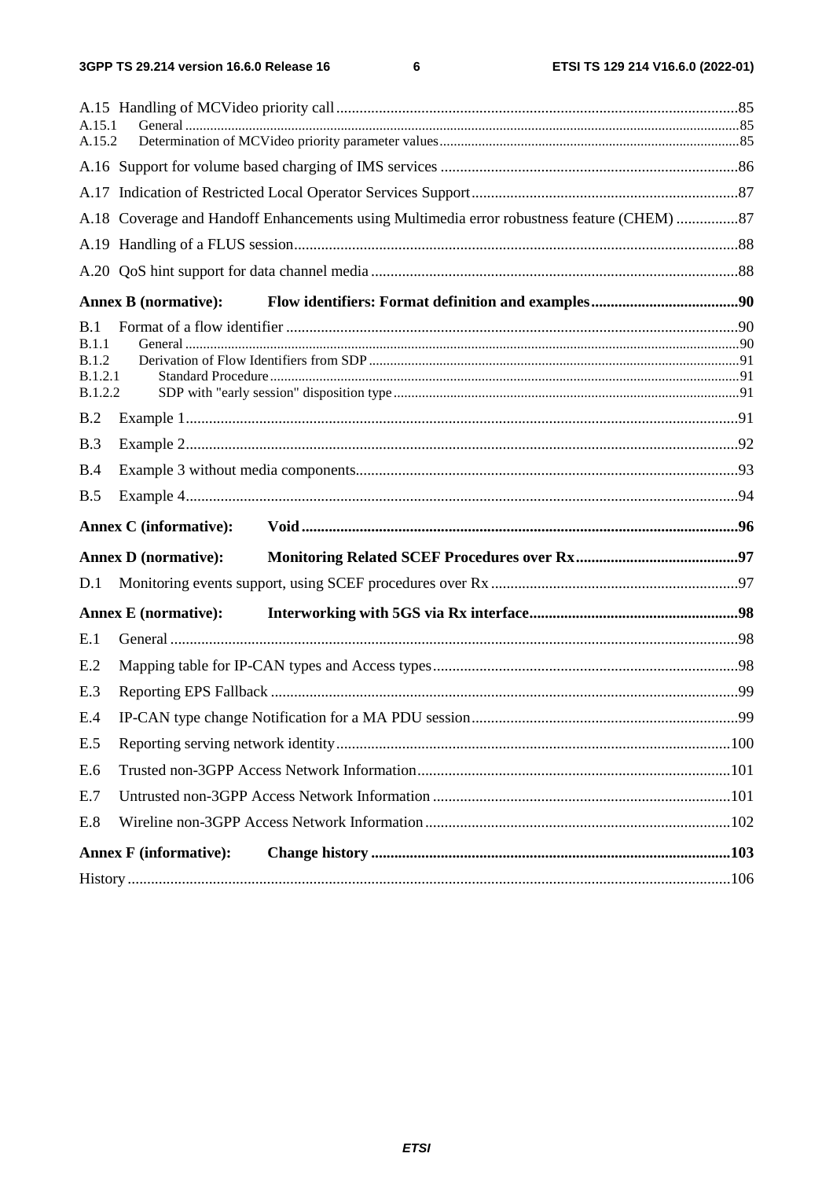A.15 Handling of MCVideo priority call.......................................................................................................85
A.15.1 General ..........................................................................................................................................85
A.15.2 Determination of MCVideo priority parameter values....................................................................85

A.16 Support for volume based charging of IMS services .............................................................................86

A.17 Indication of Restricted Local Operator Services Support.....................................................................87

A.18 Coverage and Handoff Enhancements using Multimedia error robustness feature (CHEM) ................87

A.19 Handling of a FLUS session..................................................................................................................88

A.20 QoS hint support for data channel media ..............................................................................................88

**Annex B (normative): Flow identifiers: Format definition and examples......................................90**

B.1 Format of a flow identifier .....................................................................................................................90
B.1.1 General ..........................................................................................................................................90
B.1.2 Derivation of Flow Identifiers from SDP .......................................................................................91
B.1.2.1 Standard Procedure....................................................................................................................91
B.1.2.2 SDP with "early session" disposition type ................................................................................91

B.2 Example 1..............................................................................................................................................91

B.3 Example 2..............................................................................................................................................92

B.4 Example 3 without media components..................................................................................................93

B.5 Example 4..............................................................................................................................................94

**Annex C (informative): Void ..................................................................................................................96**

**Annex D (normative): Monitoring Related SCEF Procedures over Rx..........................................97**

D.1 Monitoring events support, using SCEF procedures over Rx ................................................................97

**Annex E (normative): Interworking with 5GS via Rx interface......................................................98**

E.1 General ..................................................................................................................................................98

E.2 Mapping table for IP-CAN types and Access types...............................................................................98

E.3 Reporting EPS Fallback ........................................................................................................................99

E.4 IP-CAN type change Notification for a MA PDU session.....................................................................99

E.5 Reporting serving network identity......................................................................................................100

E.6 Trusted non-3GPP Access Network Information.................................................................................101

E.7 Untrusted non-3GPP Access Network Information .............................................................................101

E.8 Wireline non-3GPP Access Network Information...............................................................................102

**Annex F (informative): Change history .............................................................................................103**

History .........................................................................................................................................................106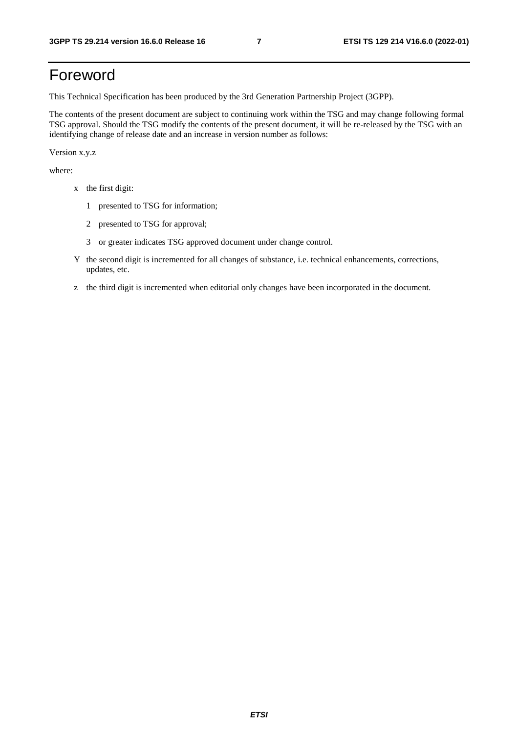# Foreword

This Technical Specification has been produced by the 3rd Generation Partnership Project (3GPP).

The contents of the present document are subject to continuing work within the TSG and may change following formal TSG approval. Should the TSG modify the contents of the present document, it will be re-released by the TSG with an identifying change of release date and an increase in version number as follows:

Version x.y.z

where:

- x the first digit:
  - 1 presented to TSG for information;
  - 2 presented to TSG for approval;
  - 3 or greater indicates TSG approved document under change control.
- Y the second digit is incremented for all changes of substance, i.e. technical enhancements, corrections, updates, etc.
- z the third digit is incremented when editorial only changes have been incorporated in the document.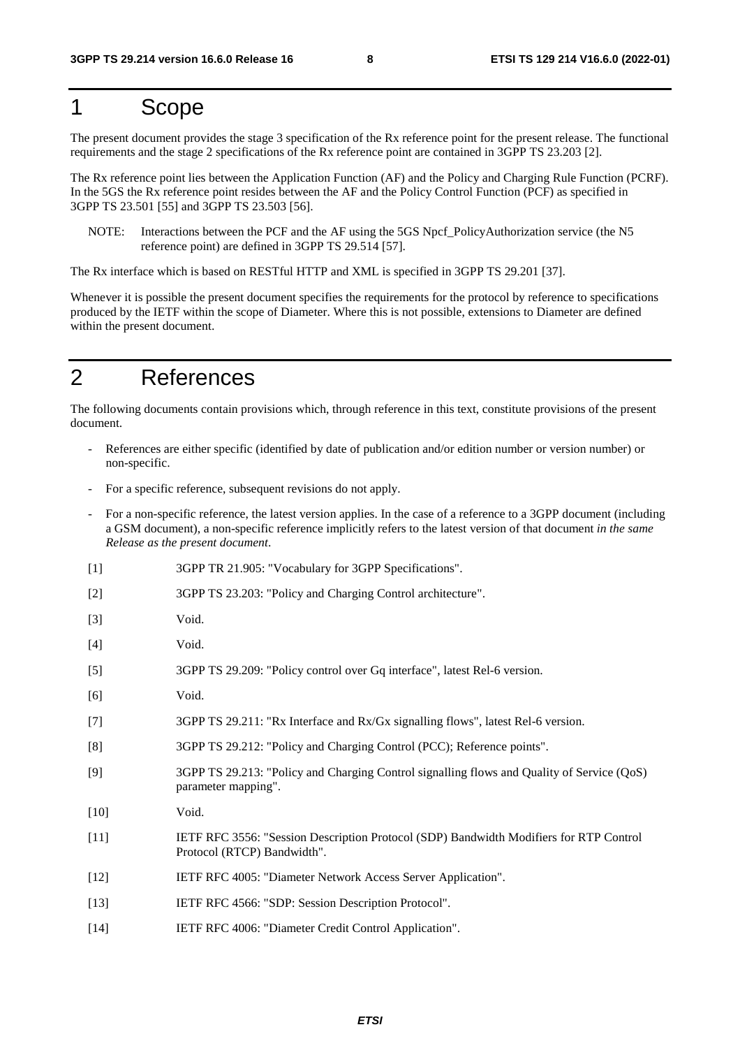# 1 Scope

The present document provides the stage 3 specification of the Rx reference point for the present release. The functional requirements and the stage 2 specifications of the Rx reference point are contained in 3GPP TS 23.203 [2].

The Rx reference point lies between the Application Function (AF) and the Policy and Charging Rule Function (PCRF). In the 5GS the Rx reference point resides between the AF and the Policy Control Function (PCF) as specified in 3GPP TS 23.501 [55] and 3GPP TS 23.503 [56].

NOTE: Interactions between the PCF and the AF using the 5GS Npcf_PolicyAuthorization service (the N5 reference point) are defined in 3GPP TS 29.514 [57].

The Rx interface which is based on RESTful HTTP and XML is specified in 3GPP TS 29.201 [37].

Whenever it is possible the present document specifies the requirements for the protocol by reference to specifications produced by the IETF within the scope of Diameter. Where this is not possible, extensions to Diameter are defined within the present document.

# 2 References

The following documents contain provisions which, through reference in this text, constitute provisions of the present document.

- References are either specific (identified by date of publication and/or edition number or version number) or non-specific.
- For a specific reference, subsequent revisions do not apply.
- For a non-specific reference, the latest version applies. In the case of a reference to a 3GPP document (including a GSM document), a non-specific reference implicitly refers to the latest version of that document *in the same Release as the present document*.

[1] 3GPP TR 21.905: "Vocabulary for 3GPP Specifications".

[2] 3GPP TS 23.203: "Policy and Charging Control architecture".

[3] Void.

[4] Void.

[5] 3GPP TS 29.209: "Policy control over Gq interface", latest Rel-6 version.

[6] Void.

[7] 3GPP TS 29.211: "Rx Interface and Rx/Gx signalling flows", latest Rel-6 version.

[8] 3GPP TS 29.212: "Policy and Charging Control (PCC); Reference points".

[9] 3GPP TS 29.213: "Policy and Charging Control signalling flows and Quality of Service (QoS) parameter mapping".

[10] Void.

[11] IETF RFC 3556: "Session Description Protocol (SDP) Bandwidth Modifiers for RTP Control Protocol (RTCP) Bandwidth".

[12] IETF RFC 4005: "Diameter Network Access Server Application".

[13] IETF RFC 4566: "SDP: Session Description Protocol".

[14] IETF RFC 4006: "Diameter Credit Control Application".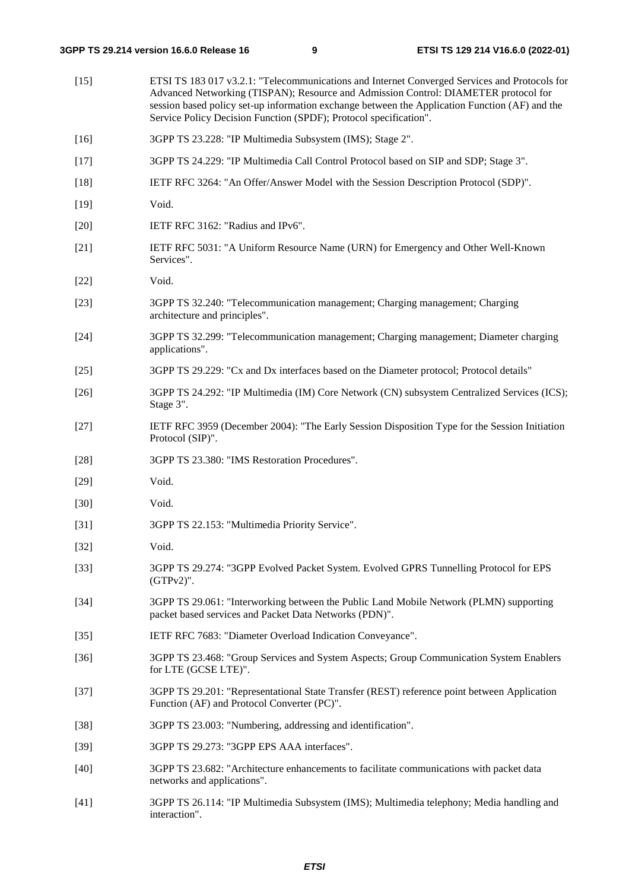[15] ETSI TS 183 017 v3.2.1: "Telecommunications and Internet Converged Services and Protocols for Advanced Networking (TISPAN); Resource and Admission Control: DIAMETER protocol for session based policy set-up information exchange between the Application Function (AF) and the Service Policy Decision Function (SPDF); Protocol specification".

[16] 3GPP TS 23.228: "IP Multimedia Subsystem (IMS); Stage 2".

[17] 3GPP TS 24.229: "IP Multimedia Call Control Protocol based on SIP and SDP; Stage 3".

[18] IETF RFC 3264: "An Offer/Answer Model with the Session Description Protocol (SDP)".

[19] Void.

[20] IETF RFC 3162: "Radius and IPv6".

[21] IETF RFC 5031: "A Uniform Resource Name (URN) for Emergency and Other Well-Known Services".

[22] Void.

[23] 3GPP TS 32.240: "Telecommunication management; Charging management; Charging architecture and principles".

[24] 3GPP TS 32.299: "Telecommunication management; Charging management; Diameter charging applications".

[25] 3GPP TS 29.229: "Cx and Dx interfaces based on the Diameter protocol; Protocol details"

[26] 3GPP TS 24.292: "IP Multimedia (IM) Core Network (CN) subsystem Centralized Services (ICS); Stage 3".

[27] IETF RFC 3959 (December 2004): "The Early Session Disposition Type for the Session Initiation Protocol (SIP)".

[28] 3GPP TS 23.380: "IMS Restoration Procedures".

[29] Void.

[30] Void.

[31] 3GPP TS 22.153: "Multimedia Priority Service".

[32] Void.

[33] 3GPP TS 29.274: "3GPP Evolved Packet System. Evolved GPRS Tunnelling Protocol for EPS (GTPv2)".

[34] 3GPP TS 29.061: "Interworking between the Public Land Mobile Network (PLMN) supporting packet based services and Packet Data Networks (PDN)".

[35] IETF RFC 7683: "Diameter Overload Indication Conveyance".

[36] 3GPP TS 23.468: "Group Services and System Aspects; Group Communication System Enablers for LTE (GCSE LTE)".

[37] 3GPP TS 29.201: "Representational State Transfer (REST) reference point between Application Function (AF) and Protocol Converter (PC)".

[38] 3GPP TS 23.003: "Numbering, addressing and identification".

[39] 3GPP TS 29.273: "3GPP EPS AAA interfaces".

[40] 3GPP TS 23.682: "Architecture enhancements to facilitate communications with packet data networks and applications".

[41] 3GPP TS 26.114: "IP Multimedia Subsystem (IMS); Multimedia telephony; Media handling and interaction".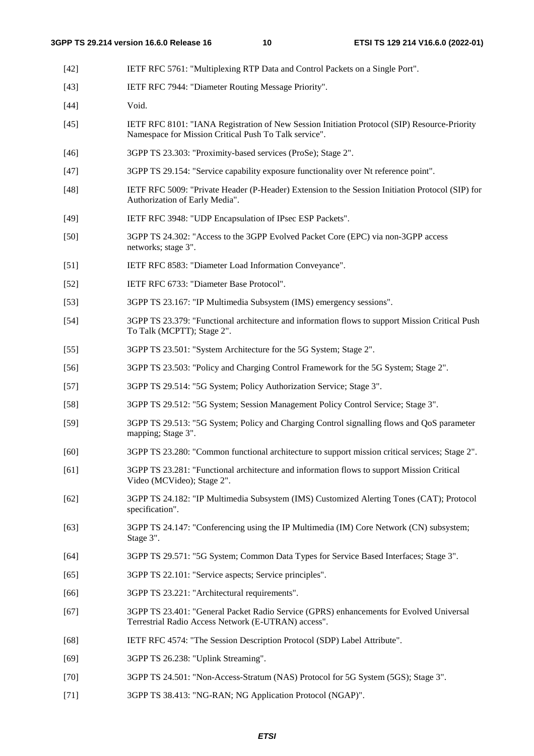[42] IETF RFC 5761: "Multiplexing RTP Data and Control Packets on a Single Port".

[43] IETF RFC 7944: "Diameter Routing Message Priority".

[44] Void.

[45] IETF RFC 8101: "IANA Registration of New Session Initiation Protocol (SIP) Resource-Priority Namespace for Mission Critical Push To Talk service".

[46] 3GPP TS 23.303: "Proximity-based services (ProSe); Stage 2".

[47] 3GPP TS 29.154: "Service capability exposure functionality over Nt reference point".

[48] IETF RFC 5009: "Private Header (P-Header) Extension to the Session Initiation Protocol (SIP) for Authorization of Early Media".

[49] IETF RFC 3948: "UDP Encapsulation of IPsec ESP Packets".

[50] 3GPP TS 24.302: "Access to the 3GPP Evolved Packet Core (EPC) via non-3GPP access networks; stage 3".

[51] IETF RFC 8583: "Diameter Load Information Conveyance".

[52] IETF RFC 6733: "Diameter Base Protocol".

[53] 3GPP TS 23.167: "IP Multimedia Subsystem (IMS) emergency sessions".

[54] 3GPP TS 23.379: "Functional architecture and information flows to support Mission Critical Push To Talk (MCPTT); Stage 2".

[55] 3GPP TS 23.501: "System Architecture for the 5G System; Stage 2".

[56] 3GPP TS 23.503: "Policy and Charging Control Framework for the 5G System; Stage 2".

[57] 3GPP TS 29.514: "5G System; Policy Authorization Service; Stage 3".

[58] 3GPP TS 29.512: "5G System; Session Management Policy Control Service; Stage 3".

[59] 3GPP TS 29.513: "5G System; Policy and Charging Control signalling flows and QoS parameter mapping; Stage 3".

[60] 3GPP TS 23.280: "Common functional architecture to support mission critical services; Stage 2".

[61] 3GPP TS 23.281: "Functional architecture and information flows to support Mission Critical Video (MCVideo); Stage 2".

[62] 3GPP TS 24.182: "IP Multimedia Subsystem (IMS) Customized Alerting Tones (CAT); Protocol specification".

[63] 3GPP TS 24.147: "Conferencing using the IP Multimedia (IM) Core Network (CN) subsystem; Stage 3".

[64] 3GPP TS 29.571: "5G System; Common Data Types for Service Based Interfaces; Stage 3".

[65] 3GPP TS 22.101: "Service aspects; Service principles".

[66] 3GPP TS 23.221: "Architectural requirements".

[67] 3GPP TS 23.401: "General Packet Radio Service (GPRS) enhancements for Evolved Universal Terrestrial Radio Access Network (E-UTRAN) access".

[68] IETF RFC 4574: "The Session Description Protocol (SDP) Label Attribute".

[69] 3GPP TS 26.238: "Uplink Streaming".

[70] 3GPP TS 24.501: "Non-Access-Stratum (NAS) Protocol for 5G System (5GS); Stage 3".

[71] 3GPP TS 38.413: "NG-RAN; NG Application Protocol (NGAP)".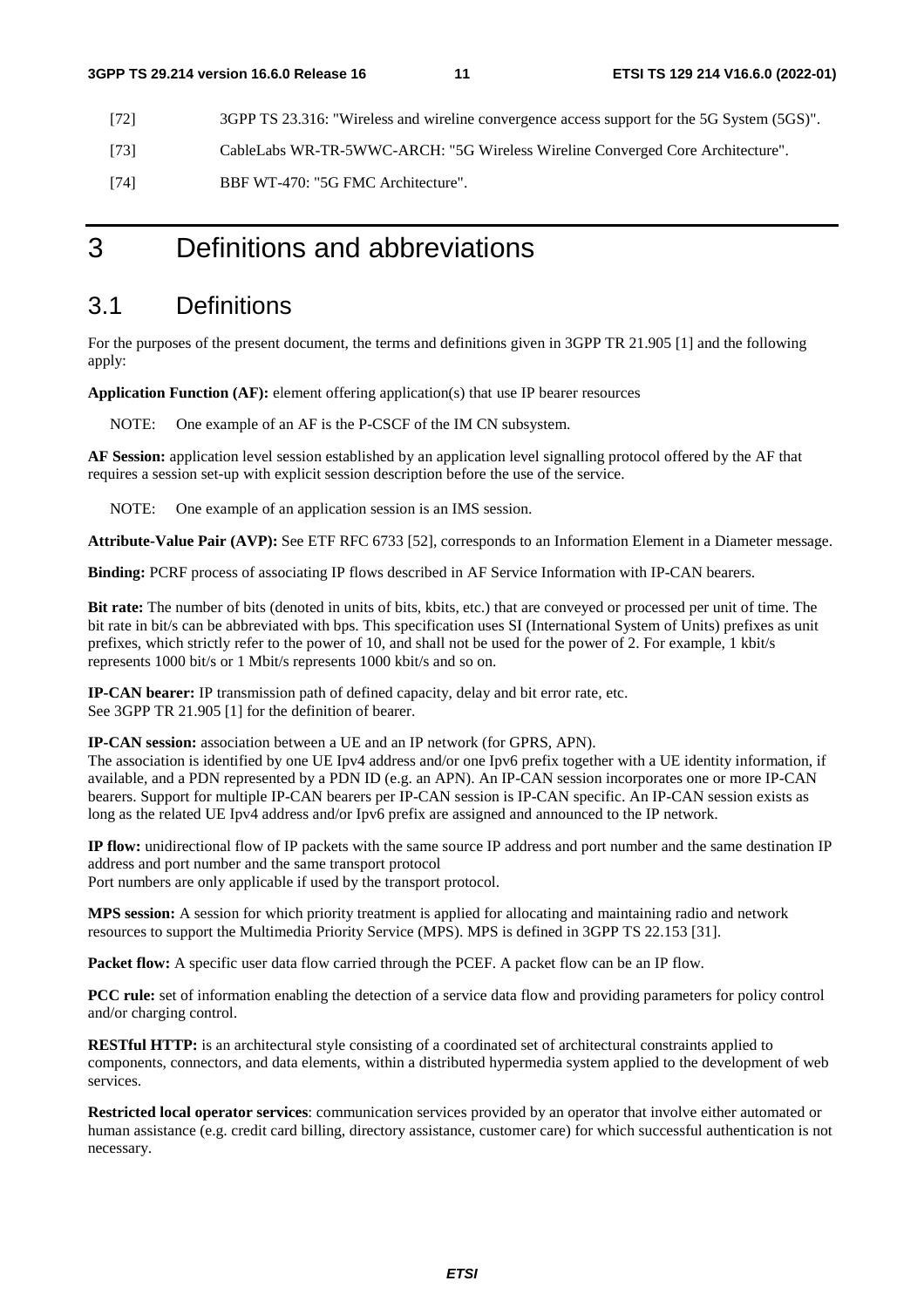[72] 3GPP TS 23.316: "Wireless and wireline convergence access support for the 5G System (5GS)".

[73] CableLabs WR-TR-5WWC-ARCH: "5G Wireless Wireline Converged Core Architecture".

[74] BBF WT-470: "5G FMC Architecture".

# 3 Definitions and abbreviations

## 3.1 Definitions

For the purposes of the present document, the terms and definitions given in 3GPP TR 21.905 [1] and the following apply:

**Application Function (AF):** element offering application(s) that use IP bearer resources

NOTE: One example of an AF is the P-CSCF of the IM CN subsystem.

**AF Session:** application level session established by an application level signalling protocol offered by the AF that requires a session set-up with explicit session description before the use of the service.

NOTE: One example of an application session is an IMS session.

**Attribute-Value Pair (AVP):** See ETF RFC 6733 [52], corresponds to an Information Element in a Diameter message.

**Binding:** PCRF process of associating IP flows described in AF Service Information with IP-CAN bearers.

**Bit rate:** The number of bits (denoted in units of bits, kbits, etc.) that are conveyed or processed per unit of time. The bit rate in bit/s can be abbreviated with bps. This specification uses SI (International System of Units) prefixes as unit prefixes, which strictly refer to the power of 10, and shall not be used for the power of 2. For example, 1 kbit/s represents 1000 bit/s or 1 Mbit/s represents 1000 kbit/s and so on.

**IP-CAN bearer:** IP transmission path of defined capacity, delay and bit error rate, etc.
See 3GPP TR 21.905 [1] for the definition of bearer.

**IP-CAN session:** association between a UE and an IP network (for GPRS, APN).
The association is identified by one UE Ipv4 address and/or one Ipv6 prefix together with a UE identity information, if available, and a PDN represented by a PDN ID (e.g. an APN). An IP-CAN session incorporates one or more IP-CAN bearers. Support for multiple IP-CAN bearers per IP-CAN session is IP-CAN specific. An IP-CAN session exists as long as the related UE Ipv4 address and/or Ipv6 prefix are assigned and announced to the IP network.

**IP flow:** unidirectional flow of IP packets with the same source IP address and port number and the same destination IP address and port number and the same transport protocol
Port numbers are only applicable if used by the transport protocol.

**MPS session:** A session for which priority treatment is applied for allocating and maintaining radio and network resources to support the Multimedia Priority Service (MPS). MPS is defined in 3GPP TS 22.153 [31].

**Packet flow:** A specific user data flow carried through the PCEF. A packet flow can be an IP flow.

**PCC rule:** set of information enabling the detection of a service data flow and providing parameters for policy control and/or charging control.

**RESTful HTTP:** is an architectural style consisting of a coordinated set of architectural constraints applied to components, connectors, and data elements, within a distributed hypermedia system applied to the development of web services.

**Restricted local operator services**: communication services provided by an operator that involve either automated or human assistance (e.g. credit card billing, directory assistance, customer care) for which successful authentication is not necessary.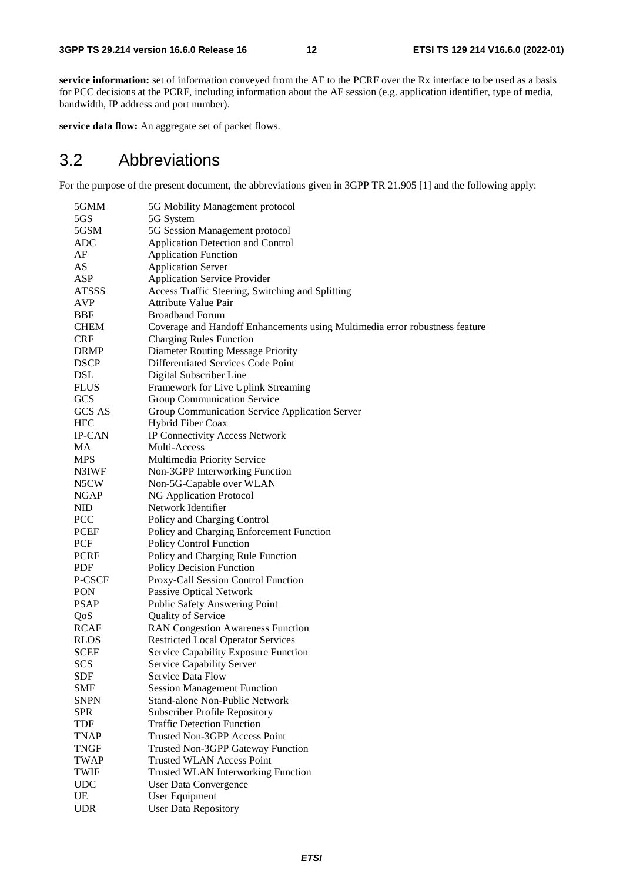**service information:** set of information conveyed from the AF to the PCRF over the Rx interface to be used as a basis for PCC decisions at the PCRF, including information about the AF session (e.g. application identifier, type of media, bandwidth, IP address and port number).

**service data flow:** An aggregate set of packet flows.

## 3.2 Abbreviations

For the purpose of the present document, the abbreviations given in 3GPP TR 21.905 [1] and the following apply:

| | |
|---|---|
| 5GMM | 5G Mobility Management protocol |
| 5GS | 5G System |
| 5GSM | 5G Session Management protocol |
| ADC | Application Detection and Control |
| AF | Application Function |
| AS | Application Server |
| ASP | Application Service Provider |
| ATSSS | Access Traffic Steering, Switching and Splitting |
| AVP | Attribute Value Pair |
| BBF | Broadband Forum |
| CHEM | Coverage and Handoff Enhancements using Multimedia error robustness feature |
| CRF | Charging Rules Function |
| DRMP | Diameter Routing Message Priority |
| DSCP | Differentiated Services Code Point |
| DSL | Digital Subscriber Line |
| FLUS | Framework for Live Uplink Streaming |
| GCS | Group Communication Service |
| GCS AS | Group Communication Service Application Server |
| HFC | Hybrid Fiber Coax |
| IP-CAN | IP Connectivity Access Network |
| MA | Multi-Access |
| MPS | Multimedia Priority Service |
| N3IWF | Non-3GPP Interworking Function |
| N5CW | Non-5G-Capable over WLAN |
| NGAP | NG Application Protocol |
| NID | Network Identifier |
| PCC | Policy and Charging Control |
| PCEF | Policy and Charging Enforcement Function |
| PCF | Policy Control Function |
| PCRF | Policy and Charging Rule Function |
| PDF | Policy Decision Function |
| P-CSCF | Proxy-Call Session Control Function |
| PON | Passive Optical Network |
| PSAP | Public Safety Answering Point |
| QoS | Quality of Service |
| RCAF | RAN Congestion Awareness Function |
| RLOS | Restricted Local Operator Services |
| SCEF | Service Capability Exposure Function |
| SCS | Service Capability Server |
| SDF | Service Data Flow |
| SMF | Session Management Function |
| SNPN | Stand-alone Non-Public Network |
| SPR | Subscriber Profile Repository |
| TDF | Traffic Detection Function |
| TNAP | Trusted Non-3GPP Access Point |
| TNGF | Trusted Non-3GPP Gateway Function |
| TWAP | Trusted WLAN Access Point |
| TWIF | Trusted WLAN Interworking Function |
| UDC | User Data Convergence |
| UE | User Equipment |
| UDR | User Data Repository |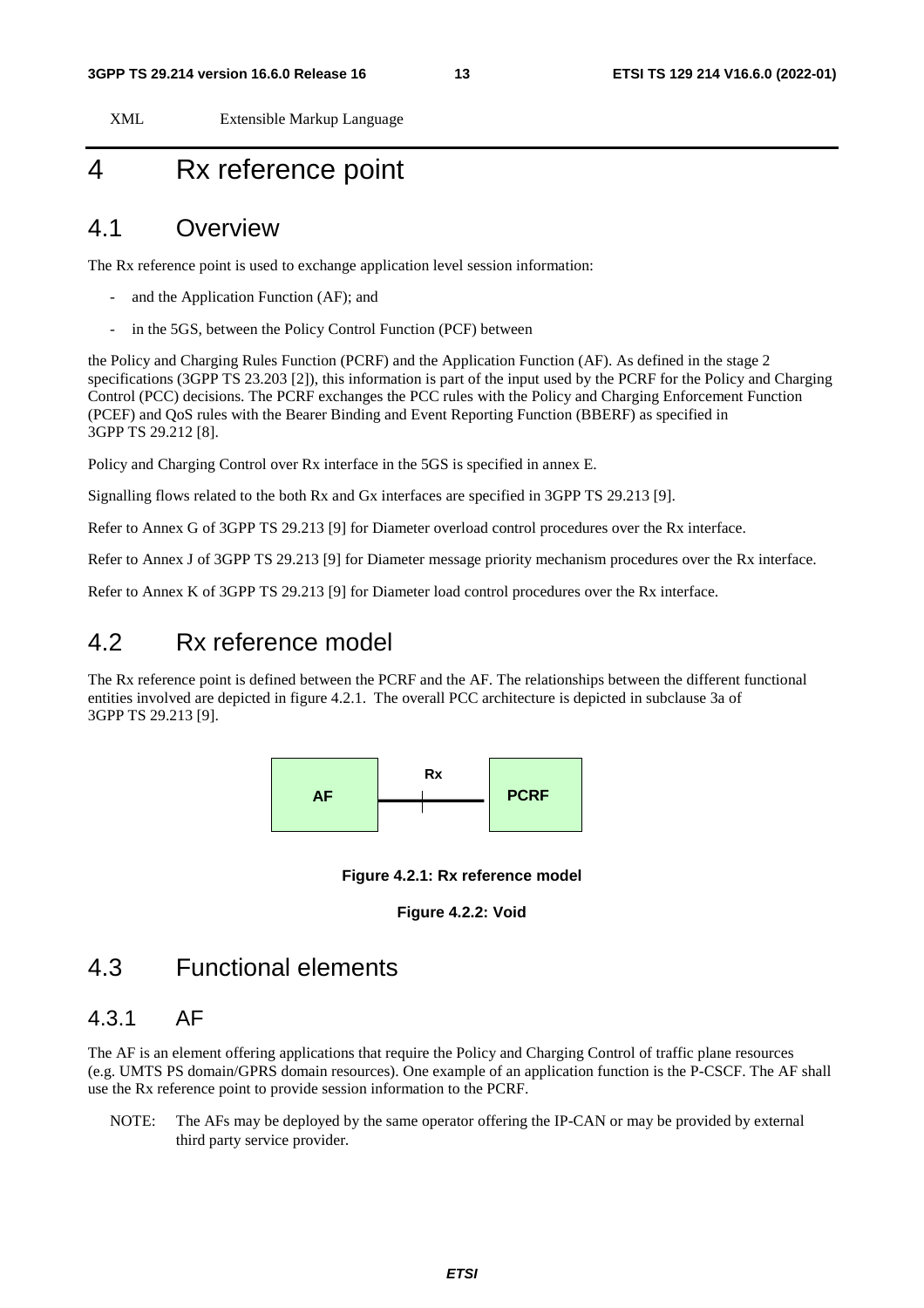XML Extensible Markup Language

# 4 Rx reference point

## 4.1 Overview

The Rx reference point is used to exchange application level session information:

- and the Application Function (AF); and
- in the 5GS, between the Policy Control Function (PCF) between

the Policy and Charging Rules Function (PCRF) and the Application Function (AF). As defined in the stage 2 specifications (3GPP TS 23.203 [2]), this information is part of the input used by the PCRF for the Policy and Charging Control (PCC) decisions. The PCRF exchanges the PCC rules with the Policy and Charging Enforcement Function (PCEF) and QoS rules with the Bearer Binding and Event Reporting Function (BBERF) as specified in 3GPP TS 29.212 [8].

Policy and Charging Control over Rx interface in the 5GS is specified in annex E.

Signalling flows related to the both Rx and Gx interfaces are specified in 3GPP TS 29.213 [9].

Refer to Annex G of 3GPP TS 29.213 [9] for Diameter overload control procedures over the Rx interface.

Refer to Annex J of 3GPP TS 29.213 [9] for Diameter message priority mechanism procedures over the Rx interface.

Refer to Annex K of 3GPP TS 29.213 [9] for Diameter load control procedures over the Rx interface.

## 4.2 Rx reference model

The Rx reference point is defined between the PCRF and the AF. The relationships between the different functional entities involved are depicted in figure 4.2.1. The overall PCC architecture is depicted in subclause 3a of 3GPP TS 29.213 [9].

AF —— Rx —— PCRF

**Figure 4.2.1: Rx reference model**

**Figure 4.2.2: Void**

## 4.3 Functional elements

### 4.3.1 AF

The AF is an element offering applications that require the Policy and Charging Control of traffic plane resources (e.g. UMTS PS domain/GPRS domain resources). One example of an application function is the P-CSCF. The AF shall use the Rx reference point to provide session information to the PCRF.

NOTE: The AFs may be deployed by the same operator offering the IP-CAN or may be provided by external third party service provider.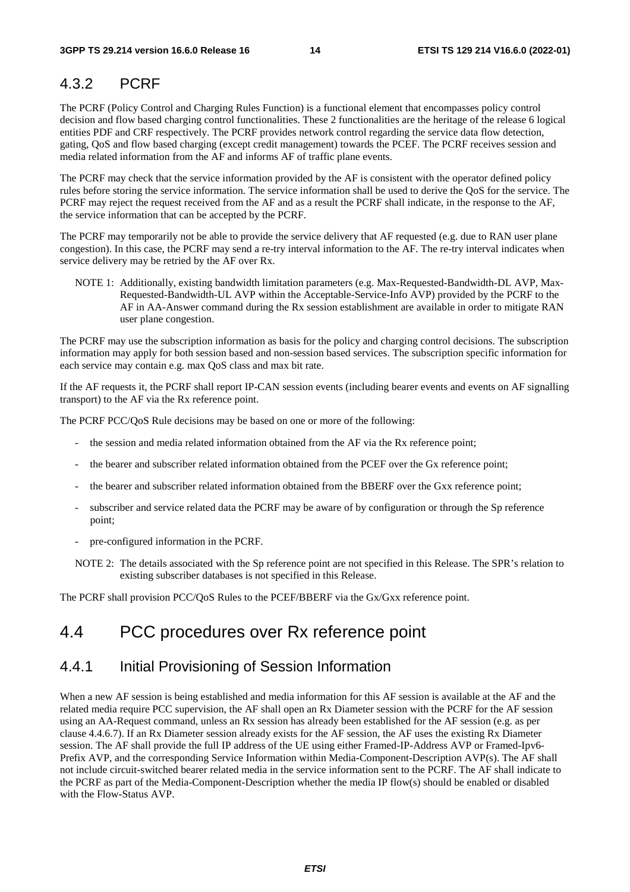### 4.3.2 PCRF

The PCRF (Policy Control and Charging Rules Function) is a functional element that encompasses policy control decision and flow based charging control functionalities. These 2 functionalities are the heritage of the release 6 logical entities PDF and CRF respectively. The PCRF provides network control regarding the service data flow detection, gating, QoS and flow based charging (except credit management) towards the PCEF. The PCRF receives session and media related information from the AF and informs AF of traffic plane events.

The PCRF may check that the service information provided by the AF is consistent with the operator defined policy rules before storing the service information. The service information shall be used to derive the QoS for the service. The PCRF may reject the request received from the AF and as a result the PCRF shall indicate, in the response to the AF, the service information that can be accepted by the PCRF.

The PCRF may temporarily not be able to provide the service delivery that AF requested (e.g. due to RAN user plane congestion). In this case, the PCRF may send a re-try interval information to the AF. The re-try interval indicates when service delivery may be retried by the AF over Rx.

NOTE 1: Additionally, existing bandwidth limitation parameters (e.g. Max-Requested-Bandwidth-DL AVP, Max-Requested-Bandwidth-UL AVP within the Acceptable-Service-Info AVP) provided by the PCRF to the AF in AA-Answer command during the Rx session establishment are available in order to mitigate RAN user plane congestion.

The PCRF may use the subscription information as basis for the policy and charging control decisions. The subscription information may apply for both session based and non-session based services. The subscription specific information for each service may contain e.g. max QoS class and max bit rate.

If the AF requests it, the PCRF shall report IP-CAN session events (including bearer events and events on AF signalling transport) to the AF via the Rx reference point.

The PCRF PCC/QoS Rule decisions may be based on one or more of the following:

- the session and media related information obtained from the AF via the Rx reference point;
- the bearer and subscriber related information obtained from the PCEF over the Gx reference point;
- the bearer and subscriber related information obtained from the BBERF over the Gxx reference point;
- subscriber and service related data the PCRF may be aware of by configuration or through the Sp reference point;
- pre-configured information in the PCRF.

NOTE 2: The details associated with the Sp reference point are not specified in this Release. The SPR's relation to existing subscriber databases is not specified in this Release.

The PCRF shall provision PCC/QoS Rules to the PCEF/BBERF via the Gx/Gxx reference point.

## 4.4 PCC procedures over Rx reference point

### 4.4.1 Initial Provisioning of Session Information

When a new AF session is being established and media information for this AF session is available at the AF and the related media require PCC supervision, the AF shall open an Rx Diameter session with the PCRF for the AF session using an AA-Request command, unless an Rx session has already been established for the AF session (e.g. as per clause 4.4.6.7). If an Rx Diameter session already exists for the AF session, the AF uses the existing Rx Diameter session. The AF shall provide the full IP address of the UE using either Framed-IP-Address AVP or Framed-Ipv6-Prefix AVP, and the corresponding Service Information within Media-Component-Description AVP(s). The AF shall not include circuit-switched bearer related media in the service information sent to the PCRF. The AF shall indicate to the PCRF as part of the Media-Component-Description whether the media IP flow(s) should be enabled or disabled with the Flow-Status AVP.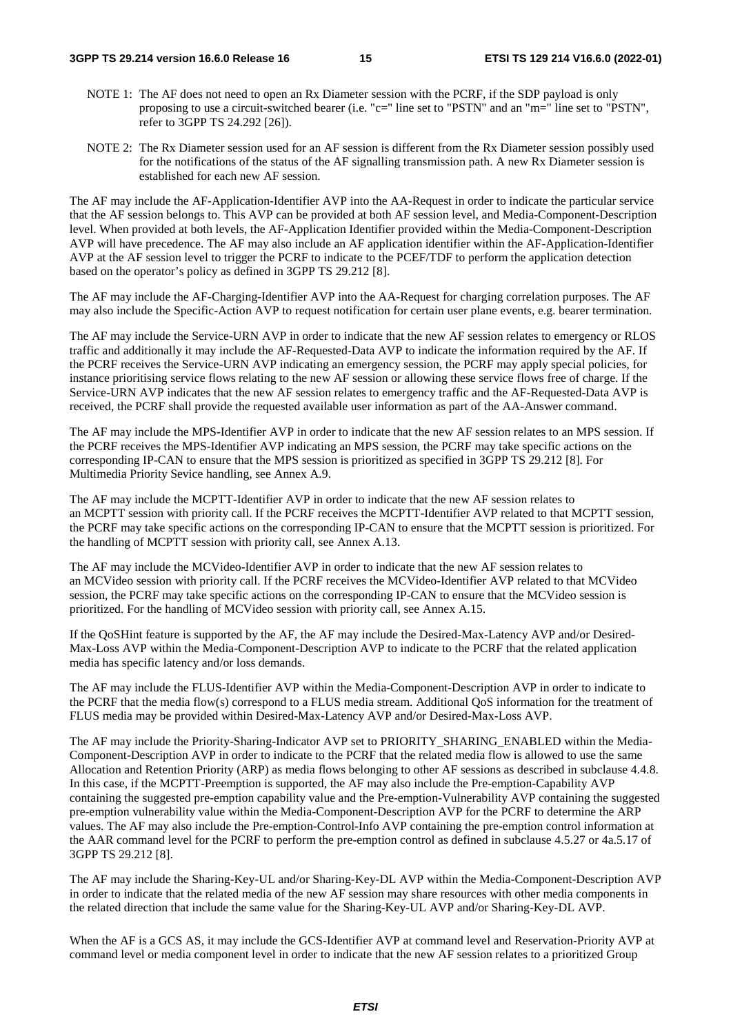NOTE 1: The AF does not need to open an Rx Diameter session with the PCRF, if the SDP payload is only proposing to use a circuit-switched bearer (i.e. "c=" line set to "PSTN" and an "m=" line set to "PSTN", refer to 3GPP TS 24.292 [26]).

NOTE 2: The Rx Diameter session used for an AF session is different from the Rx Diameter session possibly used for the notifications of the status of the AF signalling transmission path. A new Rx Diameter session is established for each new AF session.

The AF may include the AF-Application-Identifier AVP into the AA-Request in order to indicate the particular service that the AF session belongs to. This AVP can be provided at both AF session level, and Media-Component-Description level. When provided at both levels, the AF-Application Identifier provided within the Media-Component-Description AVP will have precedence. The AF may also include an AF application identifier within the AF-Application-Identifier AVP at the AF session level to trigger the PCRF to indicate to the PCEF/TDF to perform the application detection based on the operator's policy as defined in 3GPP TS 29.212 [8].

The AF may include the AF-Charging-Identifier AVP into the AA-Request for charging correlation purposes. The AF may also include the Specific-Action AVP to request notification for certain user plane events, e.g. bearer termination.

The AF may include the Service-URN AVP in order to indicate that the new AF session relates to emergency or RLOS traffic and additionally it may include the AF-Requested-Data AVP to indicate the information required by the AF. If the PCRF receives the Service-URN AVP indicating an emergency session, the PCRF may apply special policies, for instance prioritising service flows relating to the new AF session or allowing these service flows free of charge. If the Service-URN AVP indicates that the new AF session relates to emergency traffic and the AF-Requested-Data AVP is received, the PCRF shall provide the requested available user information as part of the AA-Answer command.

The AF may include the MPS-Identifier AVP in order to indicate that the new AF session relates to an MPS session. If the PCRF receives the MPS-Identifier AVP indicating an MPS session, the PCRF may take specific actions on the corresponding IP-CAN to ensure that the MPS session is prioritized as specified in 3GPP TS 29.212 [8]. For Multimedia Priority Sevice handling, see Annex A.9.

The AF may include the MCPTT-Identifier AVP in order to indicate that the new AF session relates to an MCPTT session with priority call. If the PCRF receives the MCPTT-Identifier AVP related to that MCPTT session, the PCRF may take specific actions on the corresponding IP-CAN to ensure that the MCPTT session is prioritized. For the handling of MCPTT session with priority call, see Annex A.13.

The AF may include the MCVideo-Identifier AVP in order to indicate that the new AF session relates to an MCVideo session with priority call. If the PCRF receives the MCVideo-Identifier AVP related to that MCVideo session, the PCRF may take specific actions on the corresponding IP-CAN to ensure that the MCVideo session is prioritized. For the handling of MCVideo session with priority call, see Annex A.15.

If the QoSHint feature is supported by the AF, the AF may include the Desired-Max-Latency AVP and/or Desired-Max-Loss AVP within the Media-Component-Description AVP to indicate to the PCRF that the related application media has specific latency and/or loss demands.

The AF may include the FLUS-Identifier AVP within the Media-Component-Description AVP in order to indicate to the PCRF that the media flow(s) correspond to a FLUS media stream. Additional QoS information for the treatment of FLUS media may be provided within Desired-Max-Latency AVP and/or Desired-Max-Loss AVP.

The AF may include the Priority-Sharing-Indicator AVP set to PRIORITY_SHARING_ENABLED within the Media-Component-Description AVP in order to indicate to the PCRF that the related media flow is allowed to use the same Allocation and Retention Priority (ARP) as media flows belonging to other AF sessions as described in subclause 4.4.8. In this case, if the MCPTT-Preemption is supported, the AF may also include the Pre-emption-Capability AVP containing the suggested pre-emption capability value and the Pre-emption-Vulnerability AVP containing the suggested pre-emption vulnerability value within the Media-Component-Description AVP for the PCRF to determine the ARP values. The AF may also include the Pre-emption-Control-Info AVP containing the pre-emption control information at the AAR command level for the PCRF to perform the pre-emption control as defined in subclause 4.5.27 or 4a.5.17 of 3GPP TS 29.212 [8].

The AF may include the Sharing-Key-UL and/or Sharing-Key-DL AVP within the Media-Component-Description AVP in order to indicate that the related media of the new AF session may share resources with other media components in the related direction that include the same value for the Sharing-Key-UL AVP and/or Sharing-Key-DL AVP.

When the AF is a GCS AS, it may include the GCS-Identifier AVP at command level and Reservation-Priority AVP at command level or media component level in order to indicate that the new AF session relates to a prioritized Group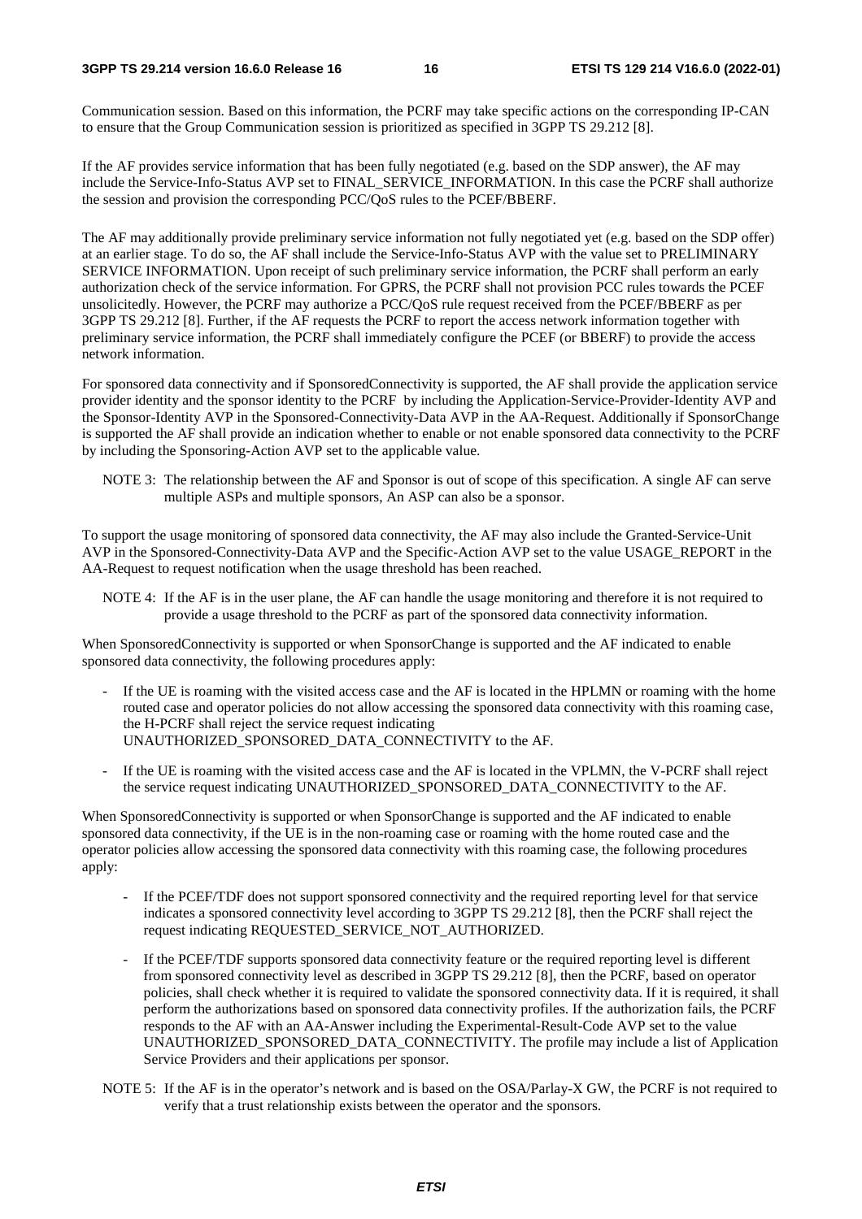Communication session. Based on this information, the PCRF may take specific actions on the corresponding IP-CAN to ensure that the Group Communication session is prioritized as specified in 3GPP TS 29.212 [8].

If the AF provides service information that has been fully negotiated (e.g. based on the SDP answer), the AF may include the Service-Info-Status AVP set to FINAL_SERVICE_INFORMATION. In this case the PCRF shall authorize the session and provision the corresponding PCC/QoS rules to the PCEF/BBERF.

The AF may additionally provide preliminary service information not fully negotiated yet (e.g. based on the SDP offer) at an earlier stage. To do so, the AF shall include the Service-Info-Status AVP with the value set to PRELIMINARY SERVICE INFORMATION. Upon receipt of such preliminary service information, the PCRF shall perform an early authorization check of the service information. For GPRS, the PCRF shall not provision PCC rules towards the PCEF unsolicitedly. However, the PCRF may authorize a PCC/QoS rule request received from the PCEF/BBERF as per 3GPP TS 29.212 [8]. Further, if the AF requests the PCRF to report the access network information together with preliminary service information, the PCRF shall immediately configure the PCEF (or BBERF) to provide the access network information.

For sponsored data connectivity and if SponsoredConnectivity is supported, the AF shall provide the application service provider identity and the sponsor identity to the PCRF by including the Application-Service-Provider-Identity AVP and the Sponsor-Identity AVP in the Sponsored-Connectivity-Data AVP in the AA-Request. Additionally if SponsorChange is supported the AF shall provide an indication whether to enable or not enable sponsored data connectivity to the PCRF by including the Sponsoring-Action AVP set to the applicable value.

NOTE 3: The relationship between the AF and Sponsor is out of scope of this specification. A single AF can serve multiple ASPs and multiple sponsors, An ASP can also be a sponsor.

To support the usage monitoring of sponsored data connectivity, the AF may also include the Granted-Service-Unit AVP in the Sponsored-Connectivity-Data AVP and the Specific-Action AVP set to the value USAGE_REPORT in the AA-Request to request notification when the usage threshold has been reached.

NOTE 4: If the AF is in the user plane, the AF can handle the usage monitoring and therefore it is not required to provide a usage threshold to the PCRF as part of the sponsored data connectivity information.

When SponsoredConnectivity is supported or when SponsorChange is supported and the AF indicated to enable sponsored data connectivity, the following procedures apply:

- If the UE is roaming with the visited access case and the AF is located in the HPLMN or roaming with the home routed case and operator policies do not allow accessing the sponsored data connectivity with this roaming case, the H-PCRF shall reject the service request indicating UNAUTHORIZED_SPONSORED_DATA_CONNECTIVITY to the AF.
- If the UE is roaming with the visited access case and the AF is located in the VPLMN, the V-PCRF shall reject the service request indicating UNAUTHORIZED_SPONSORED_DATA_CONNECTIVITY to the AF.

When SponsoredConnectivity is supported or when SponsorChange is supported and the AF indicated to enable sponsored data connectivity, if the UE is in the non-roaming case or roaming with the home routed case and the operator policies allow accessing the sponsored data connectivity with this roaming case, the following procedures apply:

- If the PCEF/TDF does not support sponsored connectivity and the required reporting level for that service indicates a sponsored connectivity level according to 3GPP TS 29.212 [8], then the PCRF shall reject the request indicating REQUESTED_SERVICE_NOT_AUTHORIZED.
- If the PCEF/TDF supports sponsored data connectivity feature or the required reporting level is different from sponsored connectivity level as described in 3GPP TS 29.212 [8], then the PCRF, based on operator policies, shall check whether it is required to validate the sponsored connectivity data. If it is required, it shall perform the authorizations based on sponsored data connectivity profiles. If the authorization fails, the PCRF responds to the AF with an AA-Answer including the Experimental-Result-Code AVP set to the value UNAUTHORIZED_SPONSORED_DATA_CONNECTIVITY. The profile may include a list of Application Service Providers and their applications per sponsor.

NOTE 5: If the AF is in the operator's network and is based on the OSA/Parlay-X GW, the PCRF is not required to verify that a trust relationship exists between the operator and the sponsors.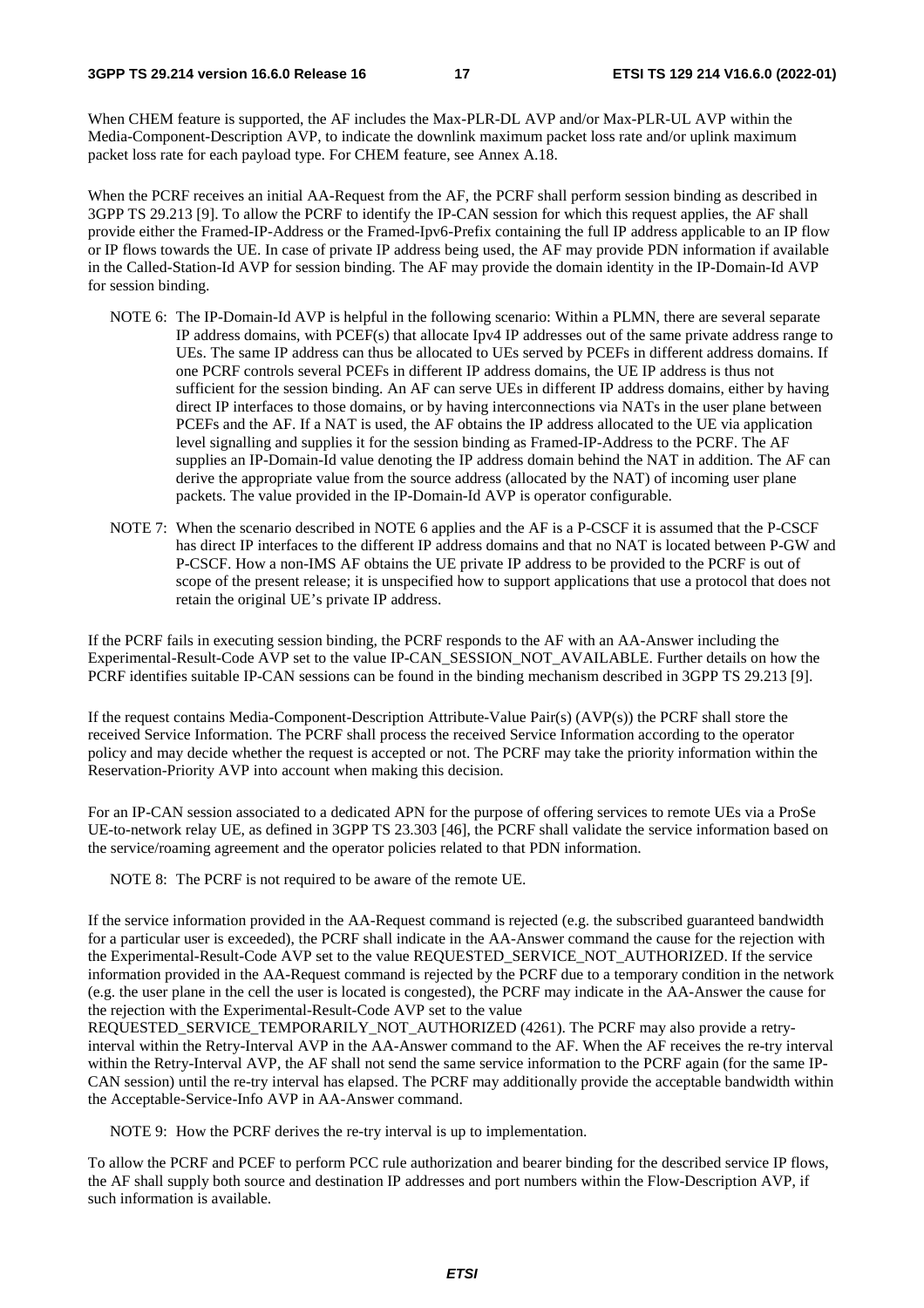When CHEM feature is supported, the AF includes the Max-PLR-DL AVP and/or Max-PLR-UL AVP within the Media-Component-Description AVP, to indicate the downlink maximum packet loss rate and/or uplink maximum packet loss rate for each payload type. For CHEM feature, see Annex A.18.

When the PCRF receives an initial AA-Request from the AF, the PCRF shall perform session binding as described in 3GPP TS 29.213 [9]. To allow the PCRF to identify the IP-CAN session for which this request applies, the AF shall provide either the Framed-IP-Address or the Framed-Ipv6-Prefix containing the full IP address applicable to an IP flow or IP flows towards the UE. In case of private IP address being used, the AF may provide PDN information if available in the Called-Station-Id AVP for session binding. The AF may provide the domain identity in the IP-Domain-Id AVP for session binding.

NOTE 6: The IP-Domain-Id AVP is helpful in the following scenario: Within a PLMN, there are several separate IP address domains, with PCEF(s) that allocate Ipv4 IP addresses out of the same private address range to UEs. The same IP address can thus be allocated to UEs served by PCEFs in different address domains. If one PCRF controls several PCEFs in different IP address domains, the UE IP address is thus not sufficient for the session binding. An AF can serve UEs in different IP address domains, either by having direct IP interfaces to those domains, or by having interconnections via NATs in the user plane between PCEFs and the AF. If a NAT is used, the AF obtains the IP address allocated to the UE via application level signalling and supplies it for the session binding as Framed-IP-Address to the PCRF. The AF supplies an IP-Domain-Id value denoting the IP address domain behind the NAT in addition. The AF can derive the appropriate value from the source address (allocated by the NAT) of incoming user plane packets. The value provided in the IP-Domain-Id AVP is operator configurable.

NOTE 7: When the scenario described in NOTE 6 applies and the AF is a P-CSCF it is assumed that the P-CSCF has direct IP interfaces to the different IP address domains and that no NAT is located between P-GW and P-CSCF. How a non-IMS AF obtains the UE private IP address to be provided to the PCRF is out of scope of the present release; it is unspecified how to support applications that use a protocol that does not retain the original UE's private IP address.

If the PCRF fails in executing session binding, the PCRF responds to the AF with an AA-Answer including the Experimental-Result-Code AVP set to the value IP-CAN_SESSION_NOT_AVAILABLE. Further details on how the PCRF identifies suitable IP-CAN sessions can be found in the binding mechanism described in 3GPP TS 29.213 [9].

If the request contains Media-Component-Description Attribute-Value Pair(s) (AVP(s)) the PCRF shall store the received Service Information. The PCRF shall process the received Service Information according to the operator policy and may decide whether the request is accepted or not. The PCRF may take the priority information within the Reservation-Priority AVP into account when making this decision.

For an IP-CAN session associated to a dedicated APN for the purpose of offering services to remote UEs via a ProSe UE-to-network relay UE, as defined in 3GPP TS 23.303 [46], the PCRF shall validate the service information based on the service/roaming agreement and the operator policies related to that PDN information.

NOTE 8: The PCRF is not required to be aware of the remote UE.

If the service information provided in the AA-Request command is rejected (e.g. the subscribed guaranteed bandwidth for a particular user is exceeded), the PCRF shall indicate in the AA-Answer command the cause for the rejection with the Experimental-Result-Code AVP set to the value REQUESTED_SERVICE_NOT_AUTHORIZED. If the service information provided in the AA-Request command is rejected by the PCRF due to a temporary condition in the network (e.g. the user plane in the cell the user is located is congested), the PCRF may indicate in the AA-Answer the cause for the rejection with the Experimental-Result-Code AVP set to the value REQUESTED_SERVICE_TEMPORARILY_NOT_AUTHORIZED (4261). The PCRF may also provide a retry-interval within the Retry-Interval AVP in the AA-Answer command to the AF. When the AF receives the re-try interval within the Retry-Interval AVP, the AF shall not send the same service information to the PCRF again (for the same IP-CAN session) until the re-try interval has elapsed. The PCRF may additionally provide the acceptable bandwidth within the Acceptable-Service-Info AVP in AA-Answer command.

NOTE 9: How the PCRF derives the re-try interval is up to implementation.

To allow the PCRF and PCEF to perform PCC rule authorization and bearer binding for the described service IP flows, the AF shall supply both source and destination IP addresses and port numbers within the Flow-Description AVP, if such information is available.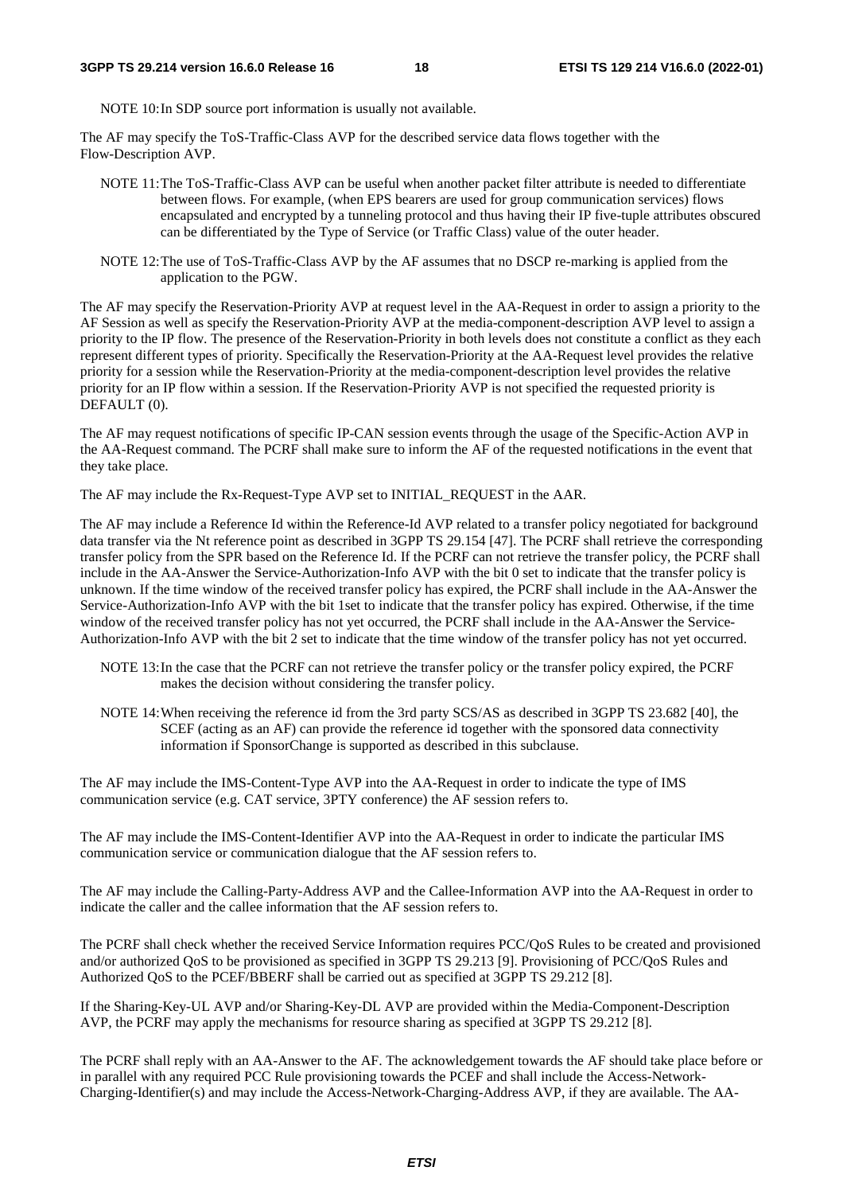NOTE 10: In SDP source port information is usually not available.

The AF may specify the ToS-Traffic-Class AVP for the described service data flows together with the Flow-Description AVP.

NOTE 11: The ToS-Traffic-Class AVP can be useful when another packet filter attribute is needed to differentiate between flows. For example, (when EPS bearers are used for group communication services) flows encapsulated and encrypted by a tunneling protocol and thus having their IP five-tuple attributes obscured can be differentiated by the Type of Service (or Traffic Class) value of the outer header.

NOTE 12: The use of ToS-Traffic-Class AVP by the AF assumes that no DSCP re-marking is applied from the application to the PGW.

The AF may specify the Reservation-Priority AVP at request level in the AA-Request in order to assign a priority to the AF Session as well as specify the Reservation-Priority AVP at the media-component-description AVP level to assign a priority to the IP flow. The presence of the Reservation-Priority in both levels does not constitute a conflict as they each represent different types of priority. Specifically the Reservation-Priority at the AA-Request level provides the relative priority for a session while the Reservation-Priority at the media-component-description level provides the relative priority for an IP flow within a session. If the Reservation-Priority AVP is not specified the requested priority is DEFAULT (0).

The AF may request notifications of specific IP-CAN session events through the usage of the Specific-Action AVP in the AA-Request command. The PCRF shall make sure to inform the AF of the requested notifications in the event that they take place.

The AF may include the Rx-Request-Type AVP set to INITIAL_REQUEST in the AAR.

The AF may include a Reference Id within the Reference-Id AVP related to a transfer policy negotiated for background data transfer via the Nt reference point as described in 3GPP TS 29.154 [47]. The PCRF shall retrieve the corresponding transfer policy from the SPR based on the Reference Id. If the PCRF can not retrieve the transfer policy, the PCRF shall include in the AA-Answer the Service-Authorization-Info AVP with the bit 0 set to indicate that the transfer policy is unknown. If the time window of the received transfer policy has expired, the PCRF shall include in the AA-Answer the Service-Authorization-Info AVP with the bit 1set to indicate that the transfer policy has expired. Otherwise, if the time window of the received transfer policy has not yet occurred, the PCRF shall include in the AA-Answer the Service-Authorization-Info AVP with the bit 2 set to indicate that the time window of the transfer policy has not yet occurred.

NOTE 13: In the case that the PCRF can not retrieve the transfer policy or the transfer policy expired, the PCRF makes the decision without considering the transfer policy.

NOTE 14: When receiving the reference id from the 3rd party SCS/AS as described in 3GPP TS 23.682 [40], the SCEF (acting as an AF) can provide the reference id together with the sponsored data connectivity information if SponsorChange is supported as described in this subclause.

The AF may include the IMS-Content-Type AVP into the AA-Request in order to indicate the type of IMS communication service (e.g. CAT service, 3PTY conference) the AF session refers to.

The AF may include the IMS-Content-Identifier AVP into the AA-Request in order to indicate the particular IMS communication service or communication dialogue that the AF session refers to.

The AF may include the Calling-Party-Address AVP and the Callee-Information AVP into the AA-Request in order to indicate the caller and the callee information that the AF session refers to.

The PCRF shall check whether the received Service Information requires PCC/QoS Rules to be created and provisioned and/or authorized QoS to be provisioned as specified in 3GPP TS 29.213 [9]. Provisioning of PCC/QoS Rules and Authorized QoS to the PCEF/BBERF shall be carried out as specified at 3GPP TS 29.212 [8].

If the Sharing-Key-UL AVP and/or Sharing-Key-DL AVP are provided within the Media-Component-Description AVP, the PCRF may apply the mechanisms for resource sharing as specified at 3GPP TS 29.212 [8].

The PCRF shall reply with an AA-Answer to the AF. The acknowledgement towards the AF should take place before or in parallel with any required PCC Rule provisioning towards the PCEF and shall include the Access-Network-Charging-Identifier(s) and may include the Access-Network-Charging-Address AVP, if they are available. The AA-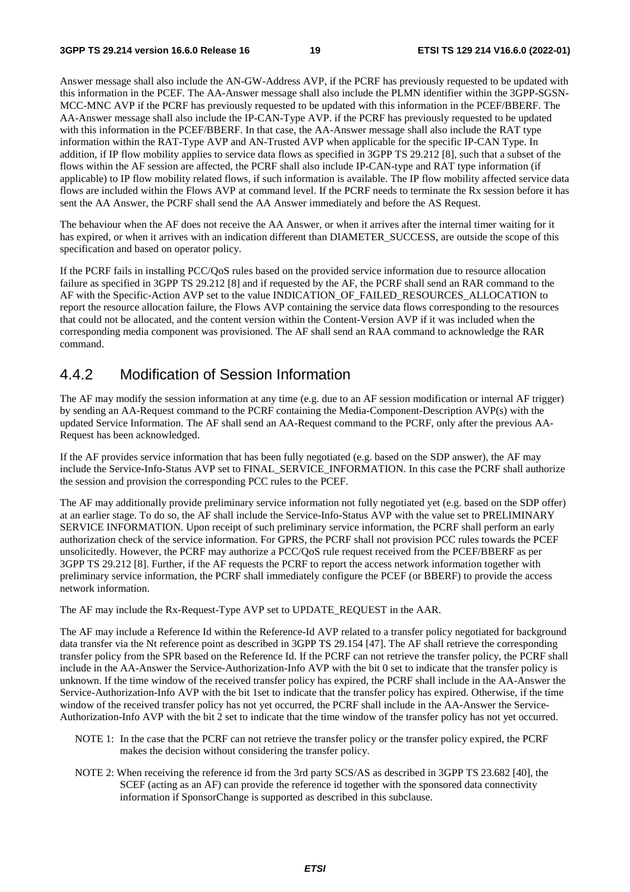Answer message shall also include the AN-GW-Address AVP, if the PCRF has previously requested to be updated with this information in the PCEF. The AA-Answer message shall also include the PLMN identifier within the 3GPP-SGSN-MCC-MNC AVP if the PCRF has previously requested to be updated with this information in the PCEF/BBERF. The AA-Answer message shall also include the IP-CAN-Type AVP. if the PCRF has previously requested to be updated with this information in the PCEF/BBERF. In that case, the AA-Answer message shall also include the RAT type information within the RAT-Type AVP and AN-Trusted AVP when applicable for the specific IP-CAN Type. In addition, if IP flow mobility applies to service data flows as specified in 3GPP TS 29.212 [8], such that a subset of the flows within the AF session are affected, the PCRF shall also include IP-CAN-type and RAT type information (if applicable) to IP flow mobility related flows, if such information is available. The IP flow mobility affected service data flows are included within the Flows AVP at command level. If the PCRF needs to terminate the Rx session before it has sent the AA Answer, the PCRF shall send the AA Answer immediately and before the AS Request.

The behaviour when the AF does not receive the AA Answer, or when it arrives after the internal timer waiting for it has expired, or when it arrives with an indication different than DIAMETER_SUCCESS, are outside the scope of this specification and based on operator policy.

If the PCRF fails in installing PCC/QoS rules based on the provided service information due to resource allocation failure as specified in 3GPP TS 29.212 [8] and if requested by the AF, the PCRF shall send an RAR command to the AF with the Specific-Action AVP set to the value INDICATION_OF_FAILED_RESOURCES_ALLOCATION to report the resource allocation failure, the Flows AVP containing the service data flows corresponding to the resources that could not be allocated, and the content version within the Content-Version AVP if it was included when the corresponding media component was provisioned. The AF shall send an RAA command to acknowledge the RAR command.

## 4.4.2 Modification of Session Information

The AF may modify the session information at any time (e.g. due to an AF session modification or internal AF trigger) by sending an AA-Request command to the PCRF containing the Media-Component-Description AVP(s) with the updated Service Information. The AF shall send an AA-Request command to the PCRF, only after the previous AA-Request has been acknowledged.

If the AF provides service information that has been fully negotiated (e.g. based on the SDP answer), the AF may include the Service-Info-Status AVP set to FINAL_SERVICE_INFORMATION. In this case the PCRF shall authorize the session and provision the corresponding PCC rules to the PCEF.

The AF may additionally provide preliminary service information not fully negotiated yet (e.g. based on the SDP offer) at an earlier stage. To do so, the AF shall include the Service-Info-Status AVP with the value set to PRELIMINARY SERVICE INFORMATION. Upon receipt of such preliminary service information, the PCRF shall perform an early authorization check of the service information. For GPRS, the PCRF shall not provision PCC rules towards the PCEF unsolicitedly. However, the PCRF may authorize a PCC/QoS rule request received from the PCEF/BBERF as per 3GPP TS 29.212 [8]. Further, if the AF requests the PCRF to report the access network information together with preliminary service information, the PCRF shall immediately configure the PCEF (or BBERF) to provide the access network information.

The AF may include the Rx-Request-Type AVP set to UPDATE_REQUEST in the AAR.

The AF may include a Reference Id within the Reference-Id AVP related to a transfer policy negotiated for background data transfer via the Nt reference point as described in 3GPP TS 29.154 [47]. The AF shall retrieve the corresponding transfer policy from the SPR based on the Reference Id. If the PCRF can not retrieve the transfer policy, the PCRF shall include in the AA-Answer the Service-Authorization-Info AVP with the bit 0 set to indicate that the transfer policy is unknown. If the time window of the received transfer policy has expired, the PCRF shall include in the AA-Answer the Service-Authorization-Info AVP with the bit 1set to indicate that the transfer policy has expired. Otherwise, if the time window of the received transfer policy has not yet occurred, the PCRF shall include in the AA-Answer the Service-Authorization-Info AVP with the bit 2 set to indicate that the time window of the transfer policy has not yet occurred.

NOTE 1: In the case that the PCRF can not retrieve the transfer policy or the transfer policy expired, the PCRF makes the decision without considering the transfer policy.

NOTE 2: When receiving the reference id from the 3rd party SCS/AS as described in 3GPP TS 23.682 [40], the SCEF (acting as an AF) can provide the reference id together with the sponsored data connectivity information if SponsorChange is supported as described in this subclause.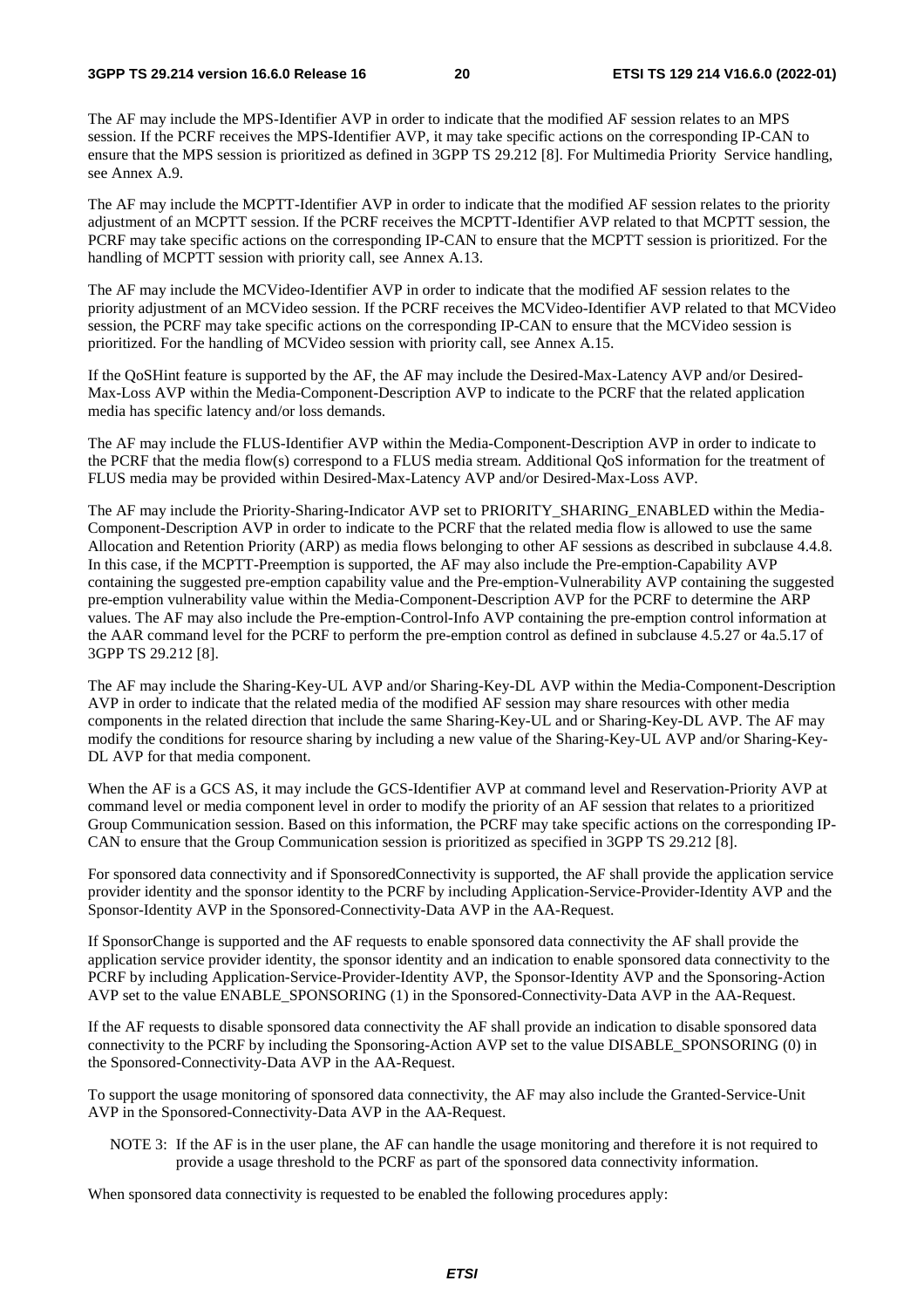The AF may include the MPS-Identifier AVP in order to indicate that the modified AF session relates to an MPS session. If the PCRF receives the MPS-Identifier AVP, it may take specific actions on the corresponding IP-CAN to ensure that the MPS session is prioritized as defined in 3GPP TS 29.212 [8]. For Multimedia Priority Service handling, see Annex A.9.

The AF may include the MCPTT-Identifier AVP in order to indicate that the modified AF session relates to the priority adjustment of an MCPTT session. If the PCRF receives the MCPTT-Identifier AVP related to that MCPTT session, the PCRF may take specific actions on the corresponding IP-CAN to ensure that the MCPTT session is prioritized. For the handling of MCPTT session with priority call, see Annex A.13.

The AF may include the MCVideo-Identifier AVP in order to indicate that the modified AF session relates to the priority adjustment of an MCVideo session. If the PCRF receives the MCVideo-Identifier AVP related to that MCVideo session, the PCRF may take specific actions on the corresponding IP-CAN to ensure that the MCVideo session is prioritized. For the handling of MCVideo session with priority call, see Annex A.15.

If the QoSHint feature is supported by the AF, the AF may include the Desired-Max-Latency AVP and/or Desired-Max-Loss AVP within the Media-Component-Description AVP to indicate to the PCRF that the related application media has specific latency and/or loss demands.

The AF may include the FLUS-Identifier AVP within the Media-Component-Description AVP in order to indicate to the PCRF that the media flow(s) correspond to a FLUS media stream. Additional QoS information for the treatment of FLUS media may be provided within Desired-Max-Latency AVP and/or Desired-Max-Loss AVP.

The AF may include the Priority-Sharing-Indicator AVP set to PRIORITY_SHARING_ENABLED within the Media-Component-Description AVP in order to indicate to the PCRF that the related media flow is allowed to use the same Allocation and Retention Priority (ARP) as media flows belonging to other AF sessions as described in subclause 4.4.8. In this case, if the MCPTT-Preemption is supported, the AF may also include the Pre-emption-Capability AVP containing the suggested pre-emption capability value and the Pre-emption-Vulnerability AVP containing the suggested pre-emption vulnerability value within the Media-Component-Description AVP for the PCRF to determine the ARP values. The AF may also include the Pre-emption-Control-Info AVP containing the pre-emption control information at the AAR command level for the PCRF to perform the pre-emption control as defined in subclause 4.5.27 or 4a.5.17 of 3GPP TS 29.212 [8].

The AF may include the Sharing-Key-UL AVP and/or Sharing-Key-DL AVP within the Media-Component-Description AVP in order to indicate that the related media of the modified AF session may share resources with other media components in the related direction that include the same Sharing-Key-UL and or Sharing-Key-DL AVP. The AF may modify the conditions for resource sharing by including a new value of the Sharing-Key-UL AVP and/or Sharing-Key-DL AVP for that media component.

When the AF is a GCS AS, it may include the GCS-Identifier AVP at command level and Reservation-Priority AVP at command level or media component level in order to modify the priority of an AF session that relates to a prioritized Group Communication session. Based on this information, the PCRF may take specific actions on the corresponding IP-CAN to ensure that the Group Communication session is prioritized as specified in 3GPP TS 29.212 [8].

For sponsored data connectivity and if SponsoredConnectivity is supported, the AF shall provide the application service provider identity and the sponsor identity to the PCRF by including Application-Service-Provider-Identity AVP and the Sponsor-Identity AVP in the Sponsored-Connectivity-Data AVP in the AA-Request.

If SponsorChange is supported and the AF requests to enable sponsored data connectivity the AF shall provide the application service provider identity, the sponsor identity and an indication to enable sponsored data connectivity to the PCRF by including Application-Service-Provider-Identity AVP, the Sponsor-Identity AVP and the Sponsoring-Action AVP set to the value ENABLE_SPONSORING (1) in the Sponsored-Connectivity-Data AVP in the AA-Request.

If the AF requests to disable sponsored data connectivity the AF shall provide an indication to disable sponsored data connectivity to the PCRF by including the Sponsoring-Action AVP set to the value DISABLE_SPONSORING (0) in the Sponsored-Connectivity-Data AVP in the AA-Request.

To support the usage monitoring of sponsored data connectivity, the AF may also include the Granted-Service-Unit AVP in the Sponsored-Connectivity-Data AVP in the AA-Request.

NOTE 3: If the AF is in the user plane, the AF can handle the usage monitoring and therefore it is not required to provide a usage threshold to the PCRF as part of the sponsored data connectivity information.

When sponsored data connectivity is requested to be enabled the following procedures apply: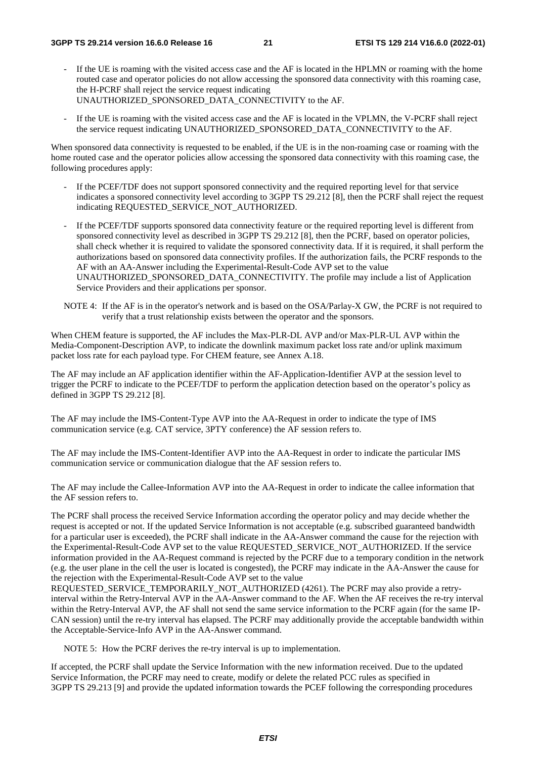- If the UE is roaming with the visited access case and the AF is located in the HPLMN or roaming with the home routed case and operator policies do not allow accessing the sponsored data connectivity with this roaming case, the H-PCRF shall reject the service request indicating UNAUTHORIZED_SPONSORED_DATA_CONNECTIVITY to the AF.

- If the UE is roaming with the visited access case and the AF is located in the VPLMN, the V-PCRF shall reject the service request indicating UNAUTHORIZED_SPONSORED_DATA_CONNECTIVITY to the AF.

When sponsored data connectivity is requested to be enabled, if the UE is in the non-roaming case or roaming with the home routed case and the operator policies allow accessing the sponsored data connectivity with this roaming case, the following procedures apply:

- If the PCEF/TDF does not support sponsored connectivity and the required reporting level for that service indicates a sponsored connectivity level according to 3GPP TS 29.212 [8], then the PCRF shall reject the request indicating REQUESTED_SERVICE_NOT_AUTHORIZED.

- If the PCEF/TDF supports sponsored data connectivity feature or the required reporting level is different from sponsored connectivity level as described in 3GPP TS 29.212 [8], then the PCRF, based on operator policies, shall check whether it is required to validate the sponsored connectivity data. If it is required, it shall perform the authorizations based on sponsored data connectivity profiles. If the authorization fails, the PCRF responds to the AF with an AA-Answer including the Experimental-Result-Code AVP set to the value UNAUTHORIZED_SPONSORED_DATA_CONNECTIVITY. The profile may include a list of Application Service Providers and their applications per sponsor.

NOTE 4: If the AF is in the operator's network and is based on the OSA/Parlay-X GW, the PCRF is not required to verify that a trust relationship exists between the operator and the sponsors.

When CHEM feature is supported, the AF includes the Max-PLR-DL AVP and/or Max-PLR-UL AVP within the Media-Component-Description AVP, to indicate the downlink maximum packet loss rate and/or uplink maximum packet loss rate for each payload type. For CHEM feature, see Annex A.18.

The AF may include an AF application identifier within the AF-Application-Identifier AVP at the session level to trigger the PCRF to indicate to the PCEF/TDF to perform the application detection based on the operator's policy as defined in 3GPP TS 29.212 [8].

The AF may include the IMS-Content-Type AVP into the AA-Request in order to indicate the type of IMS communication service (e.g. CAT service, 3PTY conference) the AF session refers to.

The AF may include the IMS-Content-Identifier AVP into the AA-Request in order to indicate the particular IMS communication service or communication dialogue that the AF session refers to.

The AF may include the Callee-Information AVP into the AA-Request in order to indicate the callee information that the AF session refers to.

The PCRF shall process the received Service Information according the operator policy and may decide whether the request is accepted or not. If the updated Service Information is not acceptable (e.g. subscribed guaranteed bandwidth for a particular user is exceeded), the PCRF shall indicate in the AA-Answer command the cause for the rejection with the Experimental-Result-Code AVP set to the value REQUESTED_SERVICE_NOT_AUTHORIZED. If the service information provided in the AA-Request command is rejected by the PCRF due to a temporary condition in the network (e.g. the user plane in the cell the user is located is congested), the PCRF may indicate in the AA-Answer the cause for the rejection with the Experimental-Result-Code AVP set to the value REQUESTED_SERVICE_TEMPORARILY_NOT_AUTHORIZED (4261). The PCRF may also provide a retry-interval within the Retry-Interval AVP in the AA-Answer command to the AF. When the AF receives the re-try interval within the Retry-Interval AVP, the AF shall not send the same service information to the PCRF again (for the same IP-CAN session) until the re-try interval has elapsed. The PCRF may additionally provide the acceptable bandwidth within the Acceptable-Service-Info AVP in the AA-Answer command.

NOTE 5: How the PCRF derives the re-try interval is up to implementation.

If accepted, the PCRF shall update the Service Information with the new information received. Due to the updated Service Information, the PCRF may need to create, modify or delete the related PCC rules as specified in 3GPP TS 29.213 [9] and provide the updated information towards the PCEF following the corresponding procedures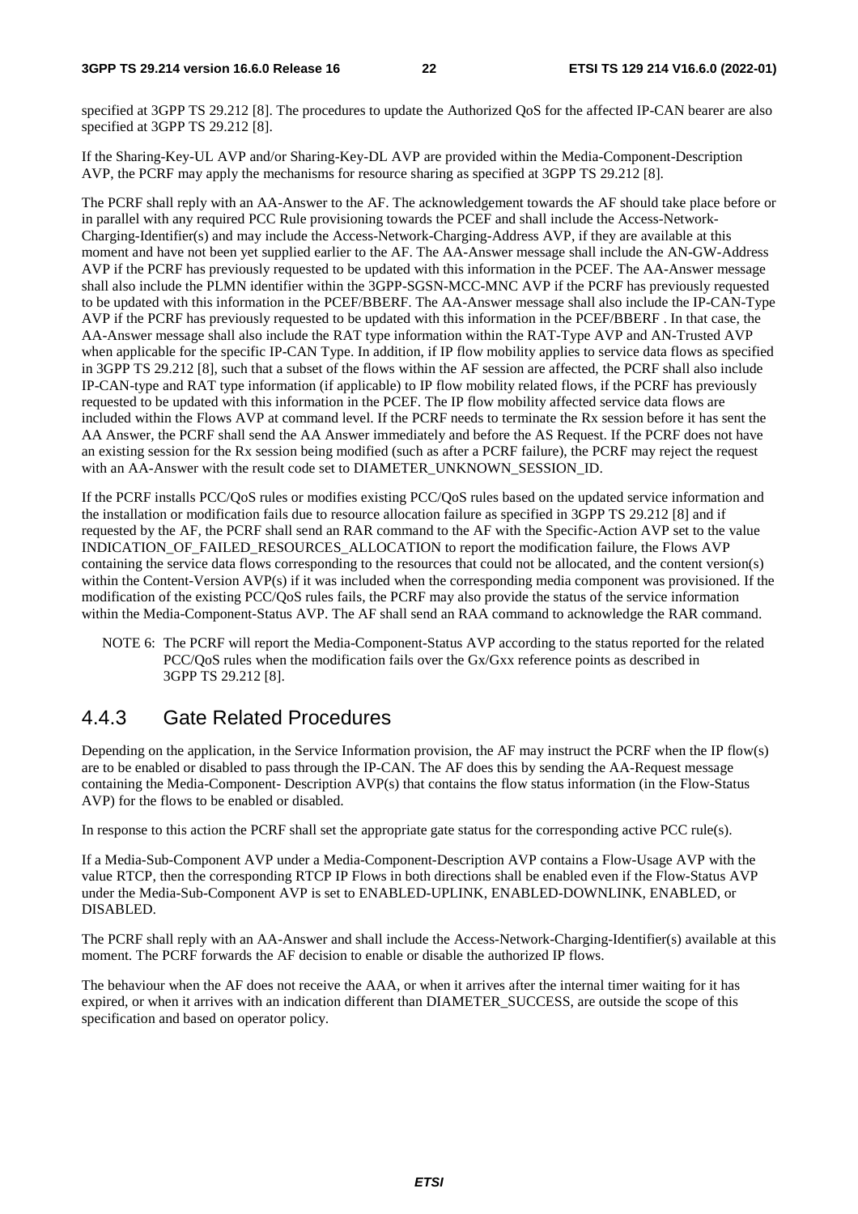specified at 3GPP TS 29.212 [8]. The procedures to update the Authorized QoS for the affected IP-CAN bearer are also specified at 3GPP TS 29.212 [8].

If the Sharing-Key-UL AVP and/or Sharing-Key-DL AVP are provided within the Media-Component-Description AVP, the PCRF may apply the mechanisms for resource sharing as specified at 3GPP TS 29.212 [8].

The PCRF shall reply with an AA-Answer to the AF. The acknowledgement towards the AF should take place before or in parallel with any required PCC Rule provisioning towards the PCEF and shall include the Access-Network-Charging-Identifier(s) and may include the Access-Network-Charging-Address AVP, if they are available at this moment and have not been yet supplied earlier to the AF. The AA-Answer message shall include the AN-GW-Address AVP if the PCRF has previously requested to be updated with this information in the PCEF. The AA-Answer message shall also include the PLMN identifier within the 3GPP-SGSN-MCC-MNC AVP if the PCRF has previously requested to be updated with this information in the PCEF/BBERF. The AA-Answer message shall also include the IP-CAN-Type AVP if the PCRF has previously requested to be updated with this information in the PCEF/BBERF . In that case, the AA-Answer message shall also include the RAT type information within the RAT-Type AVP and AN-Trusted AVP when applicable for the specific IP-CAN Type. In addition, if IP flow mobility applies to service data flows as specified in 3GPP TS 29.212 [8], such that a subset of the flows within the AF session are affected, the PCRF shall also include IP-CAN-type and RAT type information (if applicable) to IP flow mobility related flows, if the PCRF has previously requested to be updated with this information in the PCEF. The IP flow mobility affected service data flows are included within the Flows AVP at command level. If the PCRF needs to terminate the Rx session before it has sent the AA Answer, the PCRF shall send the AA Answer immediately and before the AS Request. If the PCRF does not have an existing session for the Rx session being modified (such as after a PCRF failure), the PCRF may reject the request with an AA-Answer with the result code set to DIAMETER_UNKNOWN_SESSION_ID.

If the PCRF installs PCC/QoS rules or modifies existing PCC/QoS rules based on the updated service information and the installation or modification fails due to resource allocation failure as specified in 3GPP TS 29.212 [8] and if requested by the AF, the PCRF shall send an RAR command to the AF with the Specific-Action AVP set to the value INDICATION_OF_FAILED_RESOURCES_ALLOCATION to report the modification failure, the Flows AVP containing the service data flows corresponding to the resources that could not be allocated, and the content version(s) within the Content-Version AVP(s) if it was included when the corresponding media component was provisioned. If the modification of the existing PCC/QoS rules fails, the PCRF may also provide the status of the service information within the Media-Component-Status AVP. The AF shall send an RAA command to acknowledge the RAR command.

NOTE 6: The PCRF will report the Media-Component-Status AVP according to the status reported for the related PCC/QoS rules when the modification fails over the Gx/Gxx reference points as described in 3GPP TS 29.212 [8].

### 4.4.3 Gate Related Procedures

Depending on the application, in the Service Information provision, the AF may instruct the PCRF when the IP flow(s) are to be enabled or disabled to pass through the IP-CAN. The AF does this by sending the AA-Request message containing the Media-Component- Description AVP(s) that contains the flow status information (in the Flow-Status AVP) for the flows to be enabled or disabled.

In response to this action the PCRF shall set the appropriate gate status for the corresponding active PCC rule(s).

If a Media-Sub-Component AVP under a Media-Component-Description AVP contains a Flow-Usage AVP with the value RTCP, then the corresponding RTCP IP Flows in both directions shall be enabled even if the Flow-Status AVP under the Media-Sub-Component AVP is set to ENABLED-UPLINK, ENABLED-DOWNLINK, ENABLED, or DISABLED.

The PCRF shall reply with an AA-Answer and shall include the Access-Network-Charging-Identifier(s) available at this moment. The PCRF forwards the AF decision to enable or disable the authorized IP flows.

The behaviour when the AF does not receive the AAA, or when it arrives after the internal timer waiting for it has expired, or when it arrives with an indication different than DIAMETER_SUCCESS, are outside the scope of this specification and based on operator policy.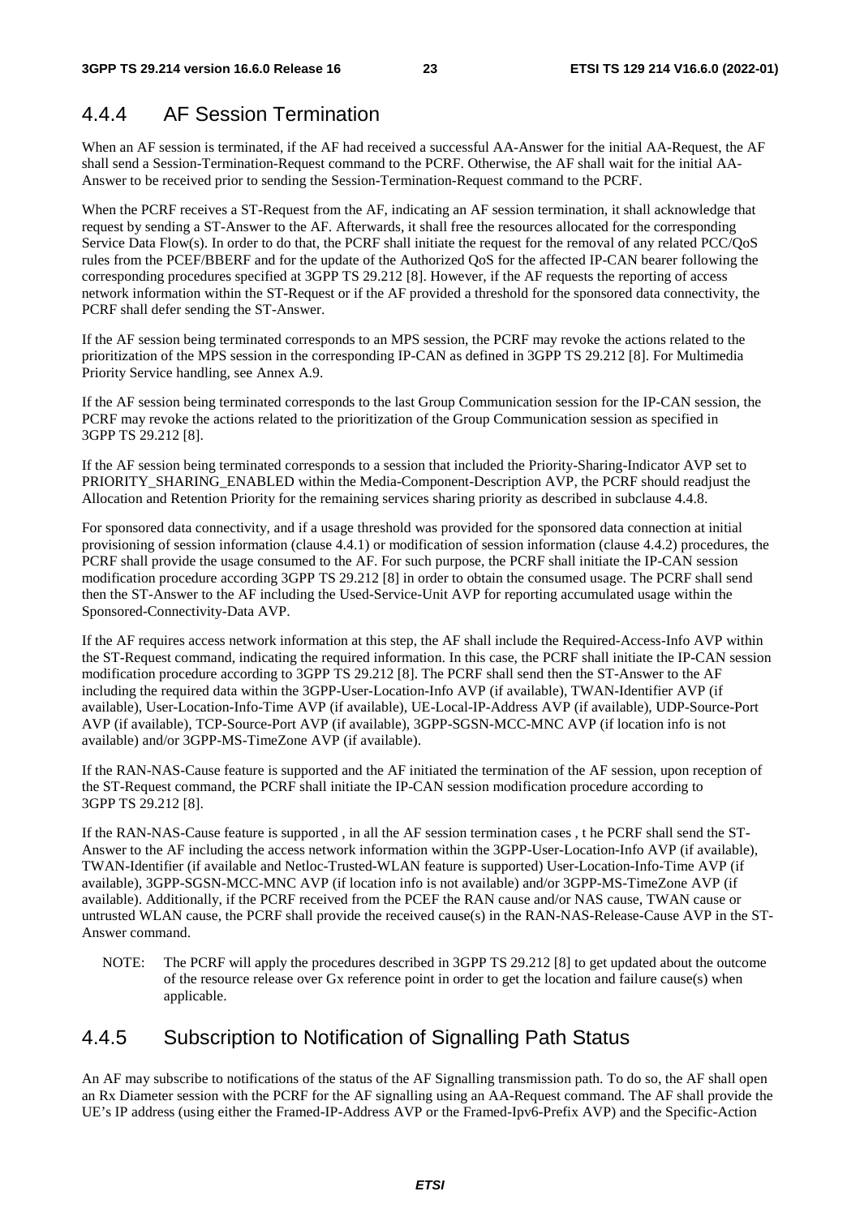## 4.4.4 AF Session Termination

When an AF session is terminated, if the AF had received a successful AA-Answer for the initial AA-Request, the AF shall send a Session-Termination-Request command to the PCRF. Otherwise, the AF shall wait for the initial AA-Answer to be received prior to sending the Session-Termination-Request command to the PCRF.

When the PCRF receives a ST-Request from the AF, indicating an AF session termination, it shall acknowledge that request by sending a ST-Answer to the AF. Afterwards, it shall free the resources allocated for the corresponding Service Data Flow(s). In order to do that, the PCRF shall initiate the request for the removal of any related PCC/QoS rules from the PCEF/BBERF and for the update of the Authorized QoS for the affected IP-CAN bearer following the corresponding procedures specified at 3GPP TS 29.212 [8]. However, if the AF requests the reporting of access network information within the ST-Request or if the AF provided a threshold for the sponsored data connectivity, the PCRF shall defer sending the ST-Answer.

If the AF session being terminated corresponds to an MPS session, the PCRF may revoke the actions related to the prioritization of the MPS session in the corresponding IP-CAN as defined in 3GPP TS 29.212 [8]. For Multimedia Priority Service handling, see Annex A.9.

If the AF session being terminated corresponds to the last Group Communication session for the IP-CAN session, the PCRF may revoke the actions related to the prioritization of the Group Communication session as specified in 3GPP TS 29.212 [8].

If the AF session being terminated corresponds to a session that included the Priority-Sharing-Indicator AVP set to PRIORITY_SHARING_ENABLED within the Media-Component-Description AVP, the PCRF should readjust the Allocation and Retention Priority for the remaining services sharing priority as described in subclause 4.4.8.

For sponsored data connectivity, and if a usage threshold was provided for the sponsored data connection at initial provisioning of session information (clause 4.4.1) or modification of session information (clause 4.4.2) procedures, the PCRF shall provide the usage consumed to the AF. For such purpose, the PCRF shall initiate the IP-CAN session modification procedure according 3GPP TS 29.212 [8] in order to obtain the consumed usage. The PCRF shall send then the ST-Answer to the AF including the Used-Service-Unit AVP for reporting accumulated usage within the Sponsored-Connectivity-Data AVP.

If the AF requires access network information at this step, the AF shall include the Required-Access-Info AVP within the ST-Request command, indicating the required information. In this case, the PCRF shall initiate the IP-CAN session modification procedure according to 3GPP TS 29.212 [8]. The PCRF shall send then the ST-Answer to the AF including the required data within the 3GPP-User-Location-Info AVP (if available), TWAN-Identifier AVP (if available), User-Location-Info-Time AVP (if available), UE-Local-IP-Address AVP (if available), UDP-Source-Port AVP (if available), TCP-Source-Port AVP (if available), 3GPP-SGSN-MCC-MNC AVP (if location info is not available) and/or 3GPP-MS-TimeZone AVP (if available).

If the RAN-NAS-Cause feature is supported and the AF initiated the termination of the AF session, upon reception of the ST-Request command, the PCRF shall initiate the IP-CAN session modification procedure according to 3GPP TS 29.212 [8].

If the RAN-NAS-Cause feature is supported , in all the AF session termination cases , t he PCRF shall send the ST-Answer to the AF including the access network information within the 3GPP-User-Location-Info AVP (if available), TWAN-Identifier (if available and Netloc-Trusted-WLAN feature is supported) User-Location-Info-Time AVP (if available), 3GPP-SGSN-MCC-MNC AVP (if location info is not available) and/or 3GPP-MS-TimeZone AVP (if available). Additionally, if the PCRF received from the PCEF the RAN cause and/or NAS cause, TWAN cause or untrusted WLAN cause, the PCRF shall provide the received cause(s) in the RAN-NAS-Release-Cause AVP in the ST-Answer command.

NOTE: The PCRF will apply the procedures described in 3GPP TS 29.212 [8] to get updated about the outcome of the resource release over Gx reference point in order to get the location and failure cause(s) when applicable.

## 4.4.5 Subscription to Notification of Signalling Path Status

An AF may subscribe to notifications of the status of the AF Signalling transmission path. To do so, the AF shall open an Rx Diameter session with the PCRF for the AF signalling using an AA-Request command. The AF shall provide the UE's IP address (using either the Framed-IP-Address AVP or the Framed-Ipv6-Prefix AVP) and the Specific-Action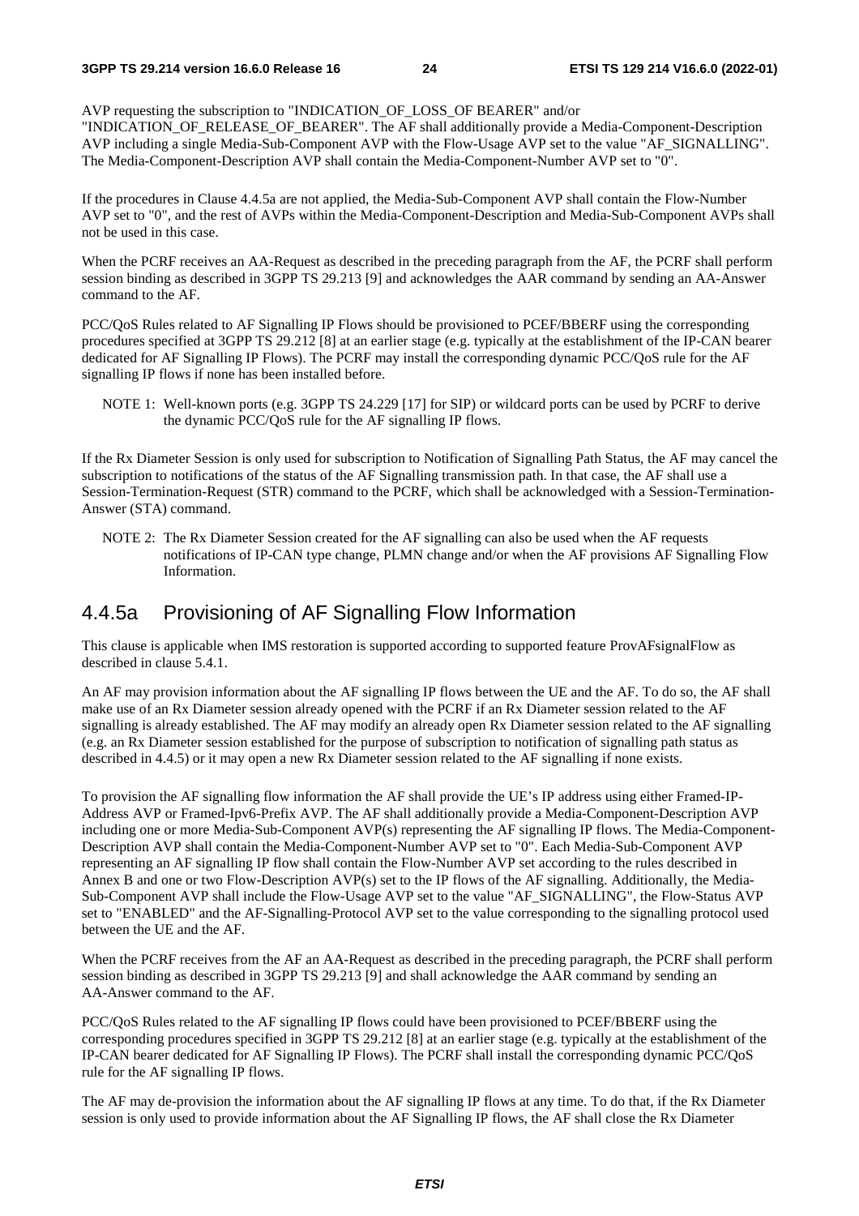AVP requesting the subscription to "INDICATION_OF_LOSS_OF BEARER" and/or "INDICATION_OF_RELEASE_OF_BEARER". The AF shall additionally provide a Media-Component-Description AVP including a single Media-Sub-Component AVP with the Flow-Usage AVP set to the value "AF_SIGNALLING". The Media-Component-Description AVP shall contain the Media-Component-Number AVP set to "0".

If the procedures in Clause 4.4.5a are not applied, the Media-Sub-Component AVP shall contain the Flow-Number AVP set to "0", and the rest of AVPs within the Media-Component-Description and Media-Sub-Component AVPs shall not be used in this case.

When the PCRF receives an AA-Request as described in the preceding paragraph from the AF, the PCRF shall perform session binding as described in 3GPP TS 29.213 [9] and acknowledges the AAR command by sending an AA-Answer command to the AF.

PCC/QoS Rules related to AF Signalling IP Flows should be provisioned to PCEF/BBERF using the corresponding procedures specified at 3GPP TS 29.212 [8] at an earlier stage (e.g. typically at the establishment of the IP-CAN bearer dedicated for AF Signalling IP Flows). The PCRF may install the corresponding dynamic PCC/QoS rule for the AF signalling IP flows if none has been installed before.

NOTE 1: Well-known ports (e.g. 3GPP TS 24.229 [17] for SIP) or wildcard ports can be used by PCRF to derive the dynamic PCC/QoS rule for the AF signalling IP flows.

If the Rx Diameter Session is only used for subscription to Notification of Signalling Path Status, the AF may cancel the subscription to notifications of the status of the AF Signalling transmission path. In that case, the AF shall use a Session-Termination-Request (STR) command to the PCRF, which shall be acknowledged with a Session-Termination-Answer (STA) command.

NOTE 2: The Rx Diameter Session created for the AF signalling can also be used when the AF requests notifications of IP-CAN type change, PLMN change and/or when the AF provisions AF Signalling Flow Information.

## 4.4.5a Provisioning of AF Signalling Flow Information

This clause is applicable when IMS restoration is supported according to supported feature ProvAFsignalFlow as described in clause 5.4.1.

An AF may provision information about the AF signalling IP flows between the UE and the AF. To do so, the AF shall make use of an Rx Diameter session already opened with the PCRF if an Rx Diameter session related to the AF signalling is already established. The AF may modify an already open Rx Diameter session related to the AF signalling (e.g. an Rx Diameter session established for the purpose of subscription to notification of signalling path status as described in 4.4.5) or it may open a new Rx Diameter session related to the AF signalling if none exists.

To provision the AF signalling flow information the AF shall provide the UE's IP address using either Framed-IP-Address AVP or Framed-Ipv6-Prefix AVP. The AF shall additionally provide a Media-Component-Description AVP including one or more Media-Sub-Component AVP(s) representing the AF signalling IP flows. The Media-Component-Description AVP shall contain the Media-Component-Number AVP set to "0". Each Media-Sub-Component AVP representing an AF signalling IP flow shall contain the Flow-Number AVP set according to the rules described in Annex B and one or two Flow-Description AVP(s) set to the IP flows of the AF signalling. Additionally, the Media-Sub-Component AVP shall include the Flow-Usage AVP set to the value "AF_SIGNALLING", the Flow-Status AVP set to "ENABLED" and the AF-Signalling-Protocol AVP set to the value corresponding to the signalling protocol used between the UE and the AF.

When the PCRF receives from the AF an AA-Request as described in the preceding paragraph, the PCRF shall perform session binding as described in 3GPP TS 29.213 [9] and shall acknowledge the AAR command by sending an AA-Answer command to the AF.

PCC/QoS Rules related to the AF signalling IP flows could have been provisioned to PCEF/BBERF using the corresponding procedures specified in 3GPP TS 29.212 [8] at an earlier stage (e.g. typically at the establishment of the IP-CAN bearer dedicated for AF Signalling IP Flows). The PCRF shall install the corresponding dynamic PCC/QoS rule for the AF signalling IP flows.

The AF may de-provision the information about the AF signalling IP flows at any time. To do that, if the Rx Diameter session is only used to provide information about the AF Signalling IP flows, the AF shall close the Rx Diameter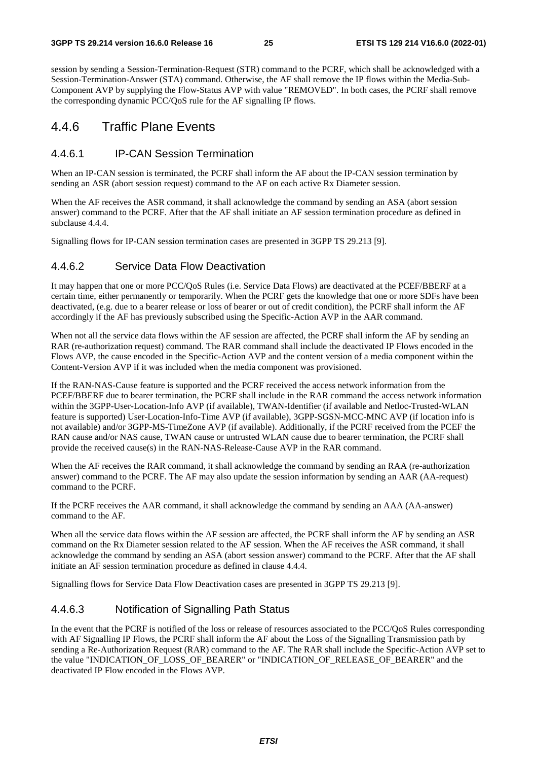session by sending a Session-Termination-Request (STR) command to the PCRF, which shall be acknowledged with a Session-Termination-Answer (STA) command. Otherwise, the AF shall remove the IP flows within the Media-Sub-Component AVP by supplying the Flow-Status AVP with value "REMOVED". In both cases, the PCRF shall remove the corresponding dynamic PCC/QoS rule for the AF signalling IP flows.

### 4.4.6 Traffic Plane Events

#### 4.4.6.1 IP-CAN Session Termination

When an IP-CAN session is terminated, the PCRF shall inform the AF about the IP-CAN session termination by sending an ASR (abort session request) command to the AF on each active Rx Diameter session.

When the AF receives the ASR command, it shall acknowledge the command by sending an ASA (abort session answer) command to the PCRF. After that the AF shall initiate an AF session termination procedure as defined in subclause 4.4.4.

Signalling flows for IP-CAN session termination cases are presented in 3GPP TS 29.213 [9].

#### 4.4.6.2 Service Data Flow Deactivation

It may happen that one or more PCC/QoS Rules (i.e. Service Data Flows) are deactivated at the PCEF/BBERF at a certain time, either permanently or temporarily. When the PCRF gets the knowledge that one or more SDFs have been deactivated, (e.g. due to a bearer release or loss of bearer or out of credit condition), the PCRF shall inform the AF accordingly if the AF has previously subscribed using the Specific-Action AVP in the AAR command.

When not all the service data flows within the AF session are affected, the PCRF shall inform the AF by sending an RAR (re-authorization request) command. The RAR command shall include the deactivated IP Flows encoded in the Flows AVP, the cause encoded in the Specific-Action AVP and the content version of a media component within the Content-Version AVP if it was included when the media component was provisioned.

If the RAN-NAS-Cause feature is supported and the PCRF received the access network information from the PCEF/BBERF due to bearer termination, the PCRF shall include in the RAR command the access network information within the 3GPP-User-Location-Info AVP (if available), TWAN-Identifier (if available and Netloc-Trusted-WLAN feature is supported) User-Location-Info-Time AVP (if available), 3GPP-SGSN-MCC-MNC AVP (if location info is not available) and/or 3GPP-MS-TimeZone AVP (if available). Additionally, if the PCRF received from the PCEF the RAN cause and/or NAS cause, TWAN cause or untrusted WLAN cause due to bearer termination, the PCRF shall provide the received cause(s) in the RAN-NAS-Release-Cause AVP in the RAR command.

When the AF receives the RAR command, it shall acknowledge the command by sending an RAA (re-authorization answer) command to the PCRF. The AF may also update the session information by sending an AAR (AA-request) command to the PCRF.

If the PCRF receives the AAR command, it shall acknowledge the command by sending an AAA (AA-answer) command to the AF.

When all the service data flows within the AF session are affected, the PCRF shall inform the AF by sending an ASR command on the Rx Diameter session related to the AF session. When the AF receives the ASR command, it shall acknowledge the command by sending an ASA (abort session answer) command to the PCRF. After that the AF shall initiate an AF session termination procedure as defined in clause 4.4.4.

Signalling flows for Service Data Flow Deactivation cases are presented in 3GPP TS 29.213 [9].

#### 4.4.6.3 Notification of Signalling Path Status

In the event that the PCRF is notified of the loss or release of resources associated to the PCC/QoS Rules corresponding with AF Signalling IP Flows, the PCRF shall inform the AF about the Loss of the Signalling Transmission path by sending a Re-Authorization Request (RAR) command to the AF. The RAR shall include the Specific-Action AVP set to the value "INDICATION_OF_LOSS_OF_BEARER" or "INDICATION_OF_RELEASE_OF_BEARER" and the deactivated IP Flow encoded in the Flows AVP.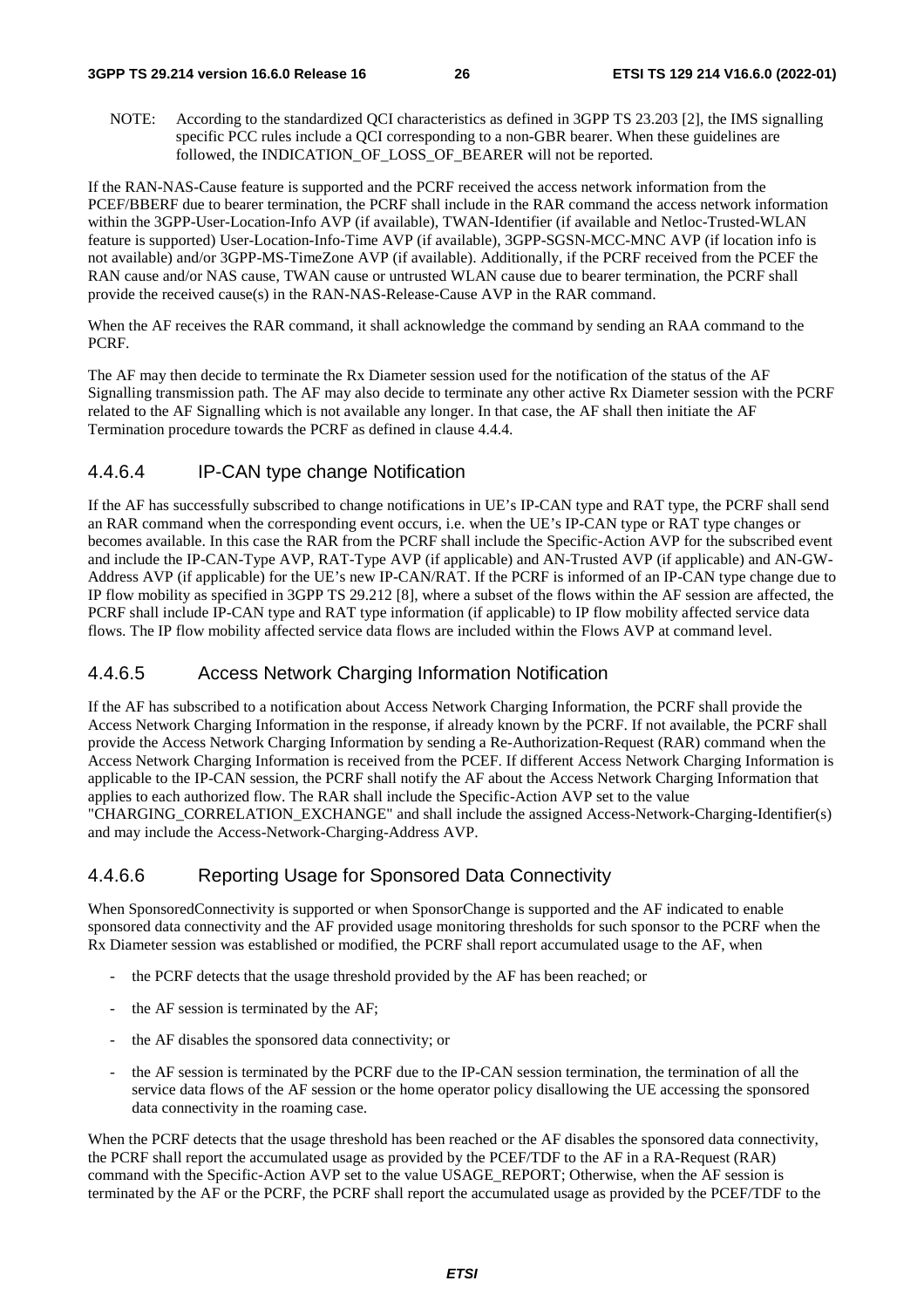NOTE: According to the standardized QCI characteristics as defined in 3GPP TS 23.203 [2], the IMS signalling specific PCC rules include a QCI corresponding to a non-GBR bearer. When these guidelines are followed, the INDICATION_OF_LOSS_OF_BEARER will not be reported.

If the RAN-NAS-Cause feature is supported and the PCRF received the access network information from the PCEF/BBERF due to bearer termination, the PCRF shall include in the RAR command the access network information within the 3GPP-User-Location-Info AVP (if available), TWAN-Identifier (if available and Netloc-Trusted-WLAN feature is supported) User-Location-Info-Time AVP (if available), 3GPP-SGSN-MCC-MNC AVP (if location info is not available) and/or 3GPP-MS-TimeZone AVP (if available). Additionally, if the PCRF received from the PCEF the RAN cause and/or NAS cause, TWAN cause or untrusted WLAN cause due to bearer termination, the PCRF shall provide the received cause(s) in the RAN-NAS-Release-Cause AVP in the RAR command.

When the AF receives the RAR command, it shall acknowledge the command by sending an RAA command to the PCRF.

The AF may then decide to terminate the Rx Diameter session used for the notification of the status of the AF Signalling transmission path. The AF may also decide to terminate any other active Rx Diameter session with the PCRF related to the AF Signalling which is not available any longer. In that case, the AF shall then initiate the AF Termination procedure towards the PCRF as defined in clause 4.4.4.

### 4.4.6.4 IP-CAN type change Notification

If the AF has successfully subscribed to change notifications in UE's IP-CAN type and RAT type, the PCRF shall send an RAR command when the corresponding event occurs, i.e. when the UE's IP-CAN type or RAT type changes or becomes available. In this case the RAR from the PCRF shall include the Specific-Action AVP for the subscribed event and include the IP-CAN-Type AVP, RAT-Type AVP (if applicable) and AN-Trusted AVP (if applicable) and AN-GW-Address AVP (if applicable) for the UE's new IP-CAN/RAT. If the PCRF is informed of an IP-CAN type change due to IP flow mobility as specified in 3GPP TS 29.212 [8], where a subset of the flows within the AF session are affected, the PCRF shall include IP-CAN type and RAT type information (if applicable) to IP flow mobility affected service data flows. The IP flow mobility affected service data flows are included within the Flows AVP at command level.

### 4.4.6.5 Access Network Charging Information Notification

If the AF has subscribed to a notification about Access Network Charging Information, the PCRF shall provide the Access Network Charging Information in the response, if already known by the PCRF. If not available, the PCRF shall provide the Access Network Charging Information by sending a Re-Authorization-Request (RAR) command when the Access Network Charging Information is received from the PCEF. If different Access Network Charging Information is applicable to the IP-CAN session, the PCRF shall notify the AF about the Access Network Charging Information that applies to each authorized flow. The RAR shall include the Specific-Action AVP set to the value "CHARGING_CORRELATION_EXCHANGE" and shall include the assigned Access-Network-Charging-Identifier(s) and may include the Access-Network-Charging-Address AVP.

### 4.4.6.6 Reporting Usage for Sponsored Data Connectivity

When SponsoredConnectivity is supported or when SponsorChange is supported and the AF indicated to enable sponsored data connectivity and the AF provided usage monitoring thresholds for such sponsor to the PCRF when the Rx Diameter session was established or modified, the PCRF shall report accumulated usage to the AF, when

- the PCRF detects that the usage threshold provided by the AF has been reached; or
- the AF session is terminated by the AF;
- the AF disables the sponsored data connectivity; or
- the AF session is terminated by the PCRF due to the IP-CAN session termination, the termination of all the service data flows of the AF session or the home operator policy disallowing the UE accessing the sponsored data connectivity in the roaming case.

When the PCRF detects that the usage threshold has been reached or the AF disables the sponsored data connectivity, the PCRF shall report the accumulated usage as provided by the PCEF/TDF to the AF in a RA-Request (RAR) command with the Specific-Action AVP set to the value USAGE_REPORT; Otherwise, when the AF session is terminated by the AF or the PCRF, the PCRF shall report the accumulated usage as provided by the PCEF/TDF to the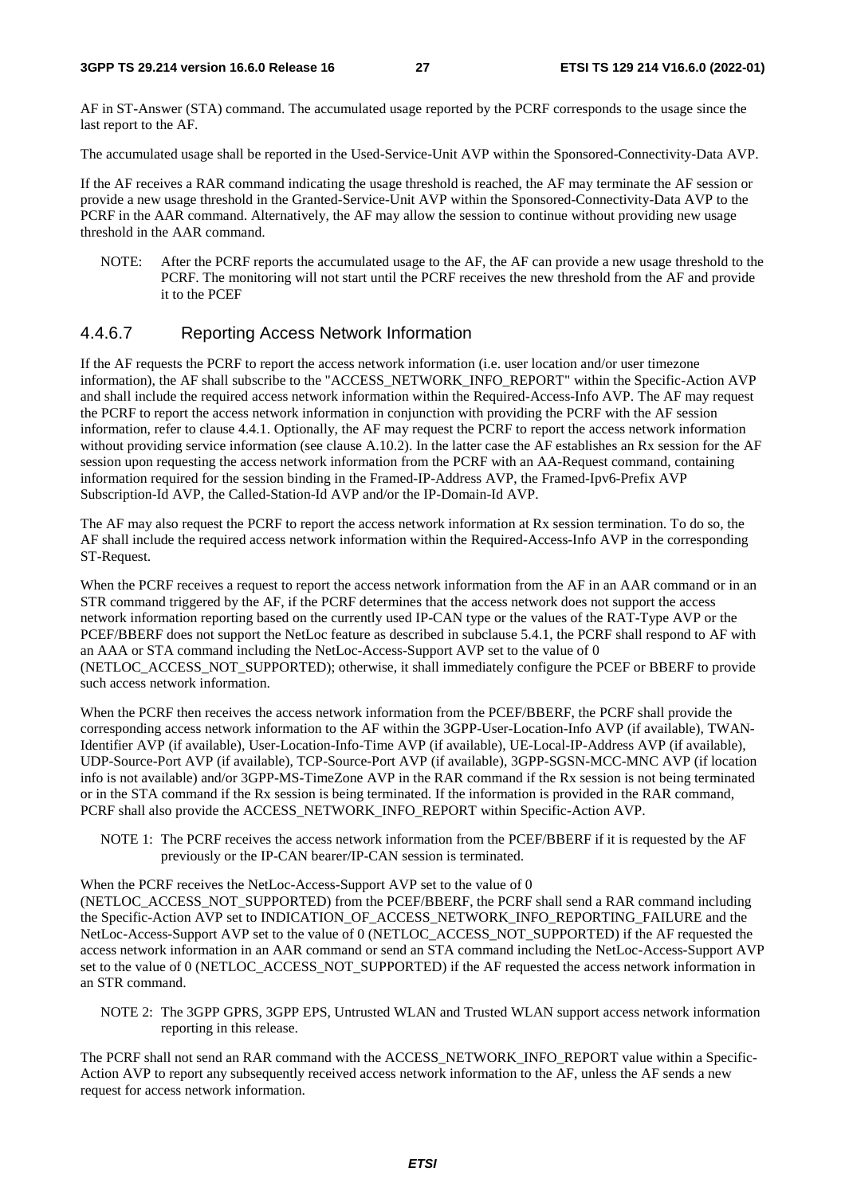AF in ST-Answer (STA) command. The accumulated usage reported by the PCRF corresponds to the usage since the last report to the AF.

The accumulated usage shall be reported in the Used-Service-Unit AVP within the Sponsored-Connectivity-Data AVP.

If the AF receives a RAR command indicating the usage threshold is reached, the AF may terminate the AF session or provide a new usage threshold in the Granted-Service-Unit AVP within the Sponsored-Connectivity-Data AVP to the PCRF in the AAR command. Alternatively, the AF may allow the session to continue without providing new usage threshold in the AAR command.

NOTE: After the PCRF reports the accumulated usage to the AF, the AF can provide a new usage threshold to the PCRF. The monitoring will not start until the PCRF receives the new threshold from the AF and provide it to the PCEF

#### 4.4.6.7 Reporting Access Network Information

If the AF requests the PCRF to report the access network information (i.e. user location and/or user timezone information), the AF shall subscribe to the "ACCESS_NETWORK_INFO_REPORT" within the Specific-Action AVP and shall include the required access network information within the Required-Access-Info AVP. The AF may request the PCRF to report the access network information in conjunction with providing the PCRF with the AF session information, refer to clause 4.4.1. Optionally, the AF may request the PCRF to report the access network information without providing service information (see clause A.10.2). In the latter case the AF establishes an Rx session for the AF session upon requesting the access network information from the PCRF with an AA-Request command, containing information required for the session binding in the Framed-IP-Address AVP, the Framed-Ipv6-Prefix AVP Subscription-Id AVP, the Called-Station-Id AVP and/or the IP-Domain-Id AVP.

The AF may also request the PCRF to report the access network information at Rx session termination. To do so, the AF shall include the required access network information within the Required-Access-Info AVP in the corresponding ST-Request.

When the PCRF receives a request to report the access network information from the AF in an AAR command or in an STR command triggered by the AF, if the PCRF determines that the access network does not support the access network information reporting based on the currently used IP-CAN type or the values of the RAT-Type AVP or the PCEF/BBERF does not support the NetLoc feature as described in subclause 5.4.1, the PCRF shall respond to AF with an AAA or STA command including the NetLoc-Access-Support AVP set to the value of 0 (NETLOC_ACCESS_NOT_SUPPORTED); otherwise, it shall immediately configure the PCEF or BBERF to provide such access network information.

When the PCRF then receives the access network information from the PCEF/BBERF, the PCRF shall provide the corresponding access network information to the AF within the 3GPP-User-Location-Info AVP (if available), TWAN-Identifier AVP (if available), User-Location-Info-Time AVP (if available), UE-Local-IP-Address AVP (if available), UDP-Source-Port AVP (if available), TCP-Source-Port AVP (if available), 3GPP-SGSN-MCC-MNC AVP (if location info is not available) and/or 3GPP-MS-TimeZone AVP in the RAR command if the Rx session is not being terminated or in the STA command if the Rx session is being terminated. If the information is provided in the RAR command, PCRF shall also provide the ACCESS_NETWORK_INFO_REPORT within Specific-Action AVP.

NOTE 1: The PCRF receives the access network information from the PCEF/BBERF if it is requested by the AF previously or the IP-CAN bearer/IP-CAN session is terminated.

When the PCRF receives the NetLoc-Access-Support AVP set to the value of 0 (NETLOC_ACCESS_NOT_SUPPORTED) from the PCEF/BBERF, the PCRF shall send a RAR command including the Specific-Action AVP set to INDICATION_OF_ACCESS_NETWORK_INFO_REPORTING_FAILURE and the NetLoc-Access-Support AVP set to the value of 0 (NETLOC_ACCESS_NOT_SUPPORTED) if the AF requested the access network information in an AAR command or send an STA command including the NetLoc-Access-Support AVP set to the value of 0 (NETLOC_ACCESS_NOT_SUPPORTED) if the AF requested the access network information in an STR command.

NOTE 2: The 3GPP GPRS, 3GPP EPS, Untrusted WLAN and Trusted WLAN support access network information reporting in this release.

The PCRF shall not send an RAR command with the ACCESS_NETWORK_INFO_REPORT value within a Specific-Action AVP to report any subsequently received access network information to the AF, unless the AF sends a new request for access network information.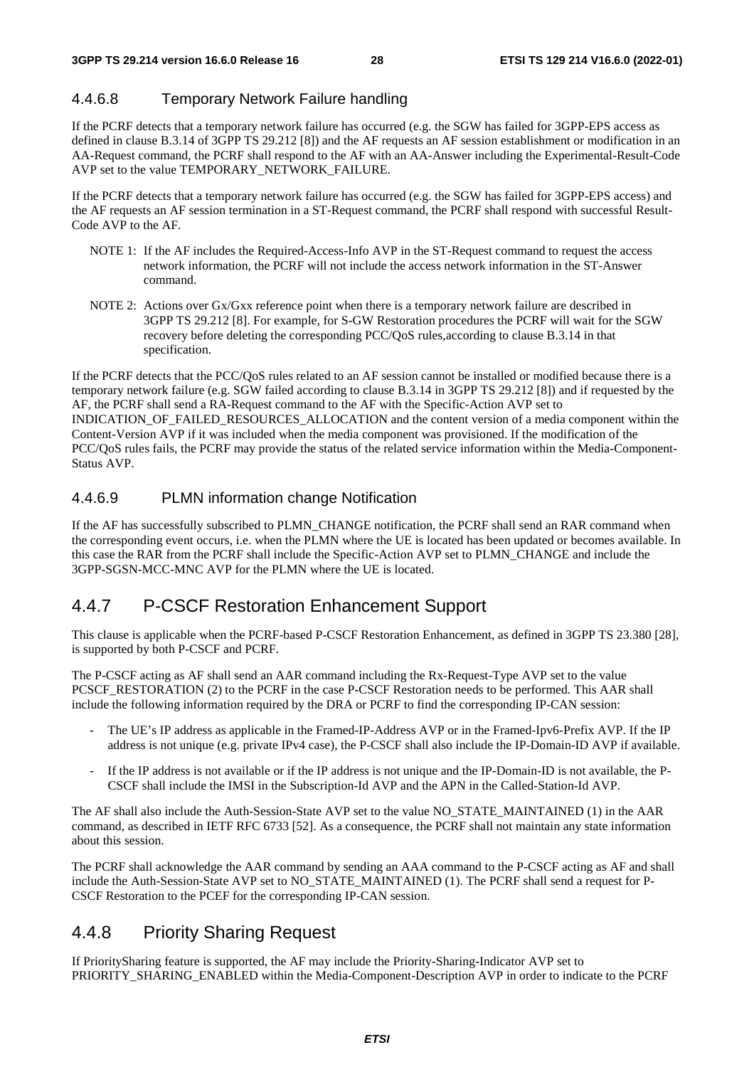#### 4.4.6.8 Temporary Network Failure handling

If the PCRF detects that a temporary network failure has occurred (e.g. the SGW has failed for 3GPP-EPS access as defined in clause B.3.14 of 3GPP TS 29.212 [8]) and the AF requests an AF session establishment or modification in an AA-Request command, the PCRF shall respond to the AF with an AA-Answer including the Experimental-Result-Code AVP set to the value TEMPORARY_NETWORK_FAILURE.

If the PCRF detects that a temporary network failure has occurred (e.g. the SGW has failed for 3GPP-EPS access) and the AF requests an AF session termination in a ST-Request command, the PCRF shall respond with successful Result-Code AVP to the AF.

NOTE 1: If the AF includes the Required-Access-Info AVP in the ST-Request command to request the access network information, the PCRF will not include the access network information in the ST-Answer command.

NOTE 2: Actions over Gx/Gxx reference point when there is a temporary network failure are described in 3GPP TS 29.212 [8]. For example, for S-GW Restoration procedures the PCRF will wait for the SGW recovery before deleting the corresponding PCC/QoS rules,according to clause B.3.14 in that specification.

If the PCRF detects that the PCC/QoS rules related to an AF session cannot be installed or modified because there is a temporary network failure (e.g. SGW failed according to clause B.3.14 in 3GPP TS 29.212 [8]) and if requested by the AF, the PCRF shall send a RA-Request command to the AF with the Specific-Action AVP set to INDICATION_OF_FAILED_RESOURCES_ALLOCATION and the content version of a media component within the Content-Version AVP if it was included when the media component was provisioned. If the modification of the PCC/QoS rules fails, the PCRF may provide the status of the related service information within the Media-Component-Status AVP.

#### 4.4.6.9 PLMN information change Notification

If the AF has successfully subscribed to PLMN_CHANGE notification, the PCRF shall send an RAR command when the corresponding event occurs, i.e. when the PLMN where the UE is located has been updated or becomes available. In this case the RAR from the PCRF shall include the Specific-Action AVP set to PLMN_CHANGE and include the 3GPP-SGSN-MCC-MNC AVP for the PLMN where the UE is located.

### 4.4.7 P-CSCF Restoration Enhancement Support

This clause is applicable when the PCRF-based P-CSCF Restoration Enhancement, as defined in 3GPP TS 23.380 [28], is supported by both P-CSCF and PCRF.

The P-CSCF acting as AF shall send an AAR command including the Rx-Request-Type AVP set to the value PCSCF_RESTORATION (2) to the PCRF in the case P-CSCF Restoration needs to be performed. This AAR shall include the following information required by the DRA or PCRF to find the corresponding IP-CAN session:

- The UE's IP address as applicable in the Framed-IP-Address AVP or in the Framed-Ipv6-Prefix AVP. If the IP address is not unique (e.g. private IPv4 case), the P-CSCF shall also include the IP-Domain-ID AVP if available.
- If the IP address is not available or if the IP address is not unique and the IP-Domain-ID is not available, the P-CSCF shall include the IMSI in the Subscription-Id AVP and the APN in the Called-Station-Id AVP.

The AF shall also include the Auth-Session-State AVP set to the value NO_STATE_MAINTAINED (1) in the AAR command, as described in IETF RFC 6733 [52]. As a consequence, the PCRF shall not maintain any state information about this session.

The PCRF shall acknowledge the AAR command by sending an AAA command to the P-CSCF acting as AF and shall include the Auth-Session-State AVP set to NO_STATE_MAINTAINED (1). The PCRF shall send a request for P-CSCF Restoration to the PCEF for the corresponding IP-CAN session.

### 4.4.8 Priority Sharing Request

If PrioritySharing feature is supported, the AF may include the Priority-Sharing-Indicator AVP set to PRIORITY_SHARING_ENABLED within the Media-Component-Description AVP in order to indicate to the PCRF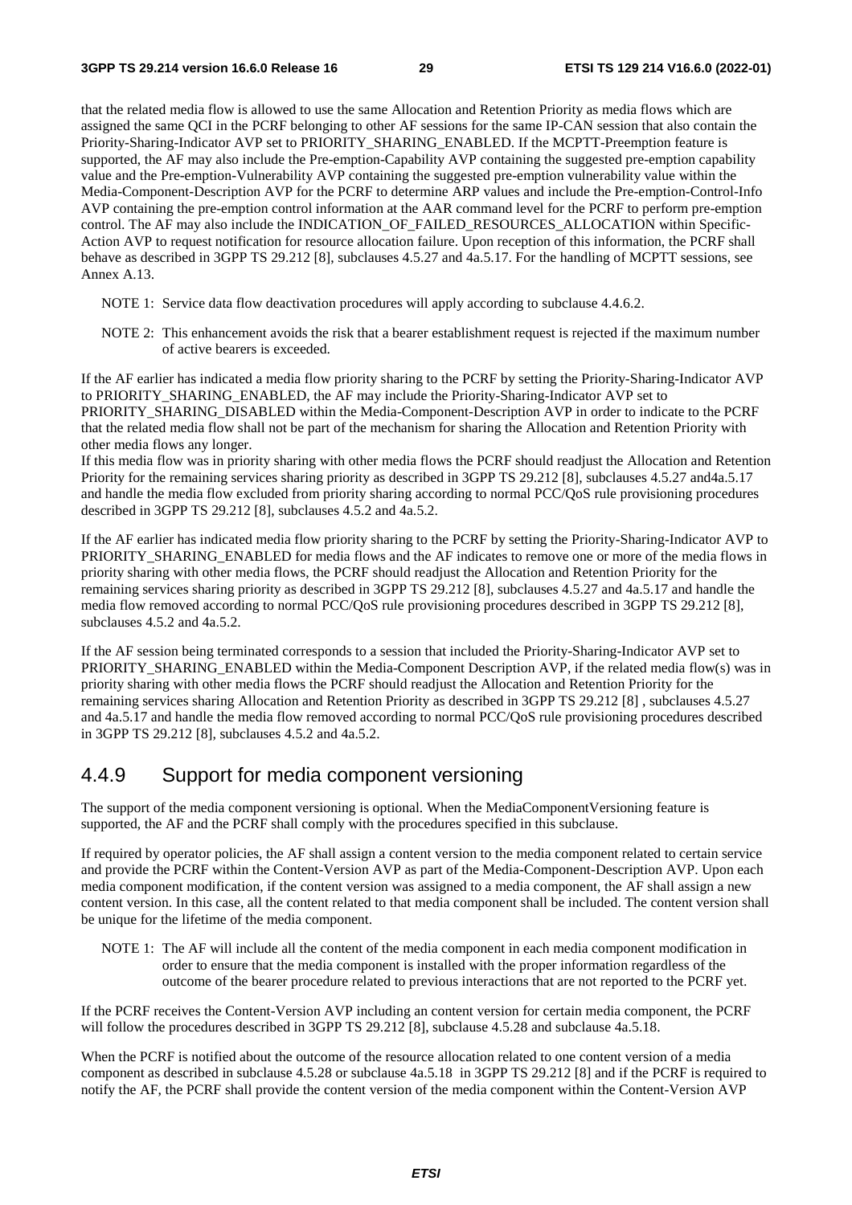that the related media flow is allowed to use the same Allocation and Retention Priority as media flows which are assigned the same QCI in the PCRF belonging to other AF sessions for the same IP-CAN session that also contain the Priority-Sharing-Indicator AVP set to PRIORITY_SHARING_ENABLED. If the MCPTT-Preemption feature is supported, the AF may also include the Pre-emption-Capability AVP containing the suggested pre-emption capability value and the Pre-emption-Vulnerability AVP containing the suggested pre-emption vulnerability value within the Media-Component-Description AVP for the PCRF to determine ARP values and include the Pre-emption-Control-Info AVP containing the pre-emption control information at the AAR command level for the PCRF to perform pre-emption control. The AF may also include the INDICATION_OF_FAILED_RESOURCES_ALLOCATION within Specific-Action AVP to request notification for resource allocation failure. Upon reception of this information, the PCRF shall behave as described in 3GPP TS 29.212 [8], subclauses 4.5.27 and 4a.5.17. For the handling of MCPTT sessions, see Annex A.13.

NOTE 1: Service data flow deactivation procedures will apply according to subclause 4.4.6.2.

NOTE 2: This enhancement avoids the risk that a bearer establishment request is rejected if the maximum number of active bearers is exceeded.

If the AF earlier has indicated a media flow priority sharing to the PCRF by setting the Priority-Sharing-Indicator AVP to PRIORITY_SHARING_ENABLED, the AF may include the Priority-Sharing-Indicator AVP set to PRIORITY_SHARING_DISABLED within the Media-Component-Description AVP in order to indicate to the PCRF that the related media flow shall not be part of the mechanism for sharing the Allocation and Retention Priority with other media flows any longer.
If this media flow was in priority sharing with other media flows the PCRF should readjust the Allocation and Retention Priority for the remaining services sharing priority as described in 3GPP TS 29.212 [8], subclauses 4.5.27 and4a.5.17 and handle the media flow excluded from priority sharing according to normal PCC/QoS rule provisioning procedures described in 3GPP TS 29.212 [8], subclauses 4.5.2 and 4a.5.2.

If the AF earlier has indicated media flow priority sharing to the PCRF by setting the Priority-Sharing-Indicator AVP to PRIORITY_SHARING_ENABLED for media flows and the AF indicates to remove one or more of the media flows in priority sharing with other media flows, the PCRF should readjust the Allocation and Retention Priority for the remaining services sharing priority as described in 3GPP TS 29.212 [8], subclauses 4.5.27 and 4a.5.17 and handle the media flow removed according to normal PCC/QoS rule provisioning procedures described in 3GPP TS 29.212 [8], subclauses 4.5.2 and 4a.5.2.

If the AF session being terminated corresponds to a session that included the Priority-Sharing-Indicator AVP set to PRIORITY_SHARING_ENABLED within the Media-Component Description AVP, if the related media flow(s) was in priority sharing with other media flows the PCRF should readjust the Allocation and Retention Priority for the remaining services sharing Allocation and Retention Priority as described in 3GPP TS 29.212 [8] , subclauses 4.5.27 and 4a.5.17 and handle the media flow removed according to normal PCC/QoS rule provisioning procedures described in 3GPP TS 29.212 [8], subclauses 4.5.2 and 4a.5.2.

### 4.4.9 Support for media component versioning

The support of the media component versioning is optional. When the MediaComponentVersioning feature is supported, the AF and the PCRF shall comply with the procedures specified in this subclause.

If required by operator policies, the AF shall assign a content version to the media component related to certain service and provide the PCRF within the Content-Version AVP as part of the Media-Component-Description AVP. Upon each media component modification, if the content version was assigned to a media component, the AF shall assign a new content version. In this case, all the content related to that media component shall be included. The content version shall be unique for the lifetime of the media component.

NOTE 1: The AF will include all the content of the media component in each media component modification in order to ensure that the media component is installed with the proper information regardless of the outcome of the bearer procedure related to previous interactions that are not reported to the PCRF yet.

If the PCRF receives the Content-Version AVP including an content version for certain media component, the PCRF will follow the procedures described in 3GPP TS 29.212 [8], subclause 4.5.28 and subclause 4a.5.18.

When the PCRF is notified about the outcome of the resource allocation related to one content version of a media component as described in subclause 4.5.28 or subclause 4a.5.18 in 3GPP TS 29.212 [8] and if the PCRF is required to notify the AF, the PCRF shall provide the content version of the media component within the Content-Version AVP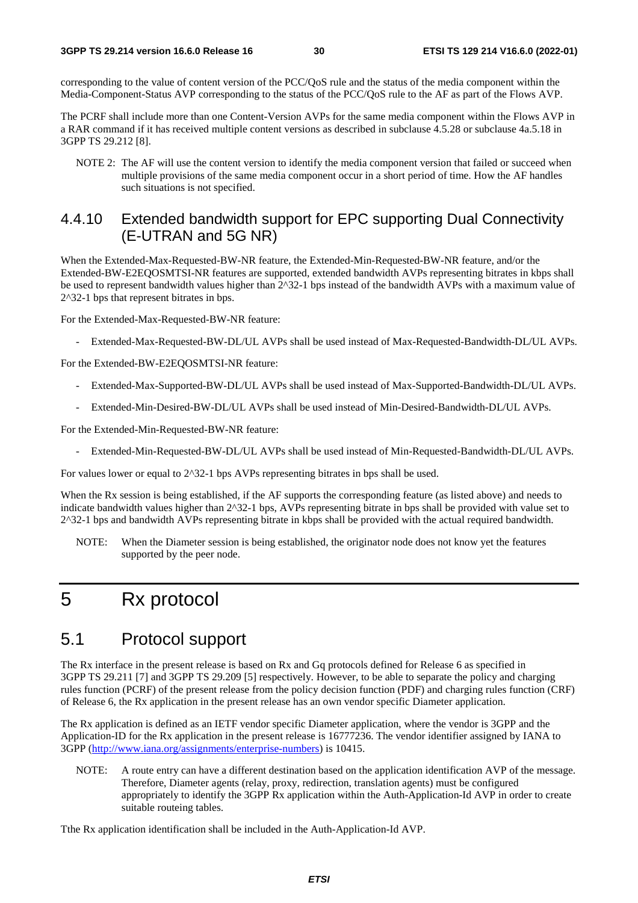corresponding to the value of content version of the PCC/QoS rule and the status of the media component within the Media-Component-Status AVP corresponding to the status of the PCC/QoS rule to the AF as part of the Flows AVP.

The PCRF shall include more than one Content-Version AVPs for the same media component within the Flows AVP in a RAR command if it has received multiple content versions as described in subclause 4.5.28 or subclause 4a.5.18 in 3GPP TS 29.212 [8].

NOTE 2: The AF will use the content version to identify the media component version that failed or succeed when multiple provisions of the same media component occur in a short period of time. How the AF handles such situations is not specified.

### 4.4.10 Extended bandwidth support for EPC supporting Dual Connectivity (E-UTRAN and 5G NR)

When the Extended-Max-Requested-BW-NR feature, the Extended-Min-Requested-BW-NR feature, and/or the Extended-BW-E2EQOSMTSI-NR features are supported, extended bandwidth AVPs representing bitrates in kbps shall be used to represent bandwidth values higher than 2^32-1 bps instead of the bandwidth AVPs with a maximum value of 2^32-1 bps that represent bitrates in bps.

For the Extended-Max-Requested-BW-NR feature:

- Extended-Max-Requested-BW-DL/UL AVPs shall be used instead of Max-Requested-Bandwidth-DL/UL AVPs.

For the Extended-BW-E2EQOSMTSI-NR feature:

- Extended-Max-Supported-BW-DL/UL AVPs shall be used instead of Max-Supported-Bandwidth-DL/UL AVPs.
- Extended-Min-Desired-BW-DL/UL AVPs shall be used instead of Min-Desired-Bandwidth-DL/UL AVPs.

For the Extended-Min-Requested-BW-NR feature:

- Extended-Min-Requested-BW-DL/UL AVPs shall be used instead of Min-Requested-Bandwidth-DL/UL AVPs.

For values lower or equal to 2^32-1 bps AVPs representing bitrates in bps shall be used.

When the Rx session is being established, if the AF supports the corresponding feature (as listed above) and needs to indicate bandwidth values higher than 2^32-1 bps, AVPs representing bitrate in bps shall be provided with value set to 2^32-1 bps and bandwidth AVPs representing bitrate in kbps shall be provided with the actual required bandwidth.

NOTE: When the Diameter session is being established, the originator node does not know yet the features supported by the peer node.

# 5 Rx protocol

## 5.1 Protocol support

The Rx interface in the present release is based on Rx and Gq protocols defined for Release 6 as specified in 3GPP TS 29.211 [7] and 3GPP TS 29.209 [5] respectively. However, to be able to separate the policy and charging rules function (PCRF) of the present release from the policy decision function (PDF) and charging rules function (CRF) of Release 6, the Rx application in the present release has an own vendor specific Diameter application.

The Rx application is defined as an IETF vendor specific Diameter application, where the vendor is 3GPP and the Application-ID for the Rx application in the present release is 16777236. The vendor identifier assigned by IANA to 3GPP (http://www.iana.org/assignments/enterprise-numbers) is 10415.

NOTE: A route entry can have a different destination based on the application identification AVP of the message. Therefore, Diameter agents (relay, proxy, redirection, translation agents) must be configured appropriately to identify the 3GPP Rx application within the Auth-Application-Id AVP in order to create suitable routeing tables.

Tthe Rx application identification shall be included in the Auth-Application-Id AVP.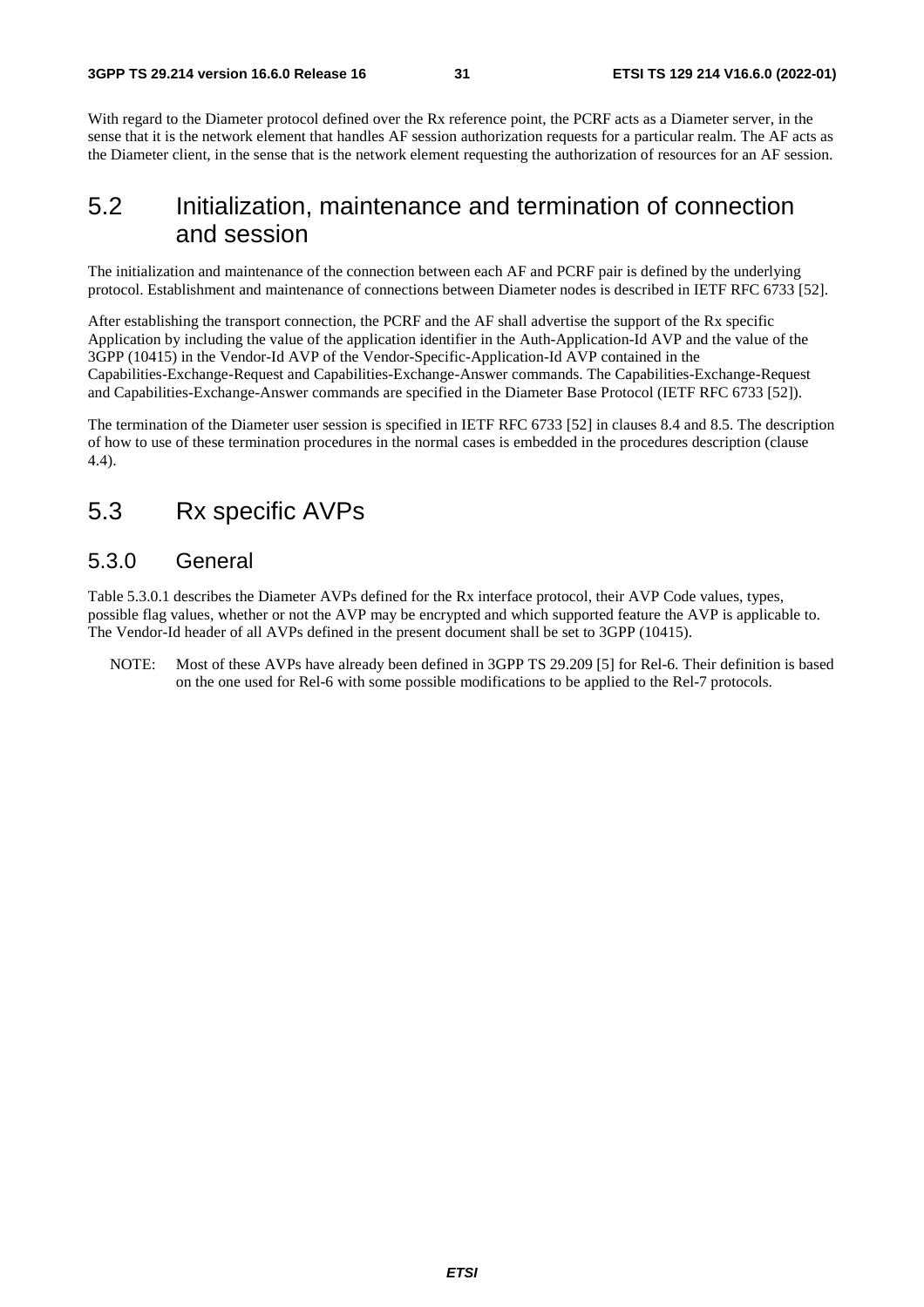With regard to the Diameter protocol defined over the Rx reference point, the PCRF acts as a Diameter server, in the sense that it is the network element that handles AF session authorization requests for a particular realm. The AF acts as the Diameter client, in the sense that is the network element requesting the authorization of resources for an AF session.

## 5.2 Initialization, maintenance and termination of connection and session

The initialization and maintenance of the connection between each AF and PCRF pair is defined by the underlying protocol. Establishment and maintenance of connections between Diameter nodes is described in IETF RFC 6733 [52].

After establishing the transport connection, the PCRF and the AF shall advertise the support of the Rx specific Application by including the value of the application identifier in the Auth-Application-Id AVP and the value of the 3GPP (10415) in the Vendor-Id AVP of the Vendor-Specific-Application-Id AVP contained in the Capabilities-Exchange-Request and Capabilities-Exchange-Answer commands. The Capabilities-Exchange-Request and Capabilities-Exchange-Answer commands are specified in the Diameter Base Protocol (IETF RFC 6733 [52]).

The termination of the Diameter user session is specified in IETF RFC 6733 [52] in clauses 8.4 and 8.5. The description of how to use of these termination procedures in the normal cases is embedded in the procedures description (clause 4.4).

## 5.3 Rx specific AVPs

### 5.3.0 General

Table 5.3.0.1 describes the Diameter AVPs defined for the Rx interface protocol, their AVP Code values, types, possible flag values, whether or not the AVP may be encrypted and which supported feature the AVP is applicable to. The Vendor-Id header of all AVPs defined in the present document shall be set to 3GPP (10415).

NOTE: Most of these AVPs have already been defined in 3GPP TS 29.209 [5] for Rel-6. Their definition is based on the one used for Rel-6 with some possible modifications to be applied to the Rel-7 protocols.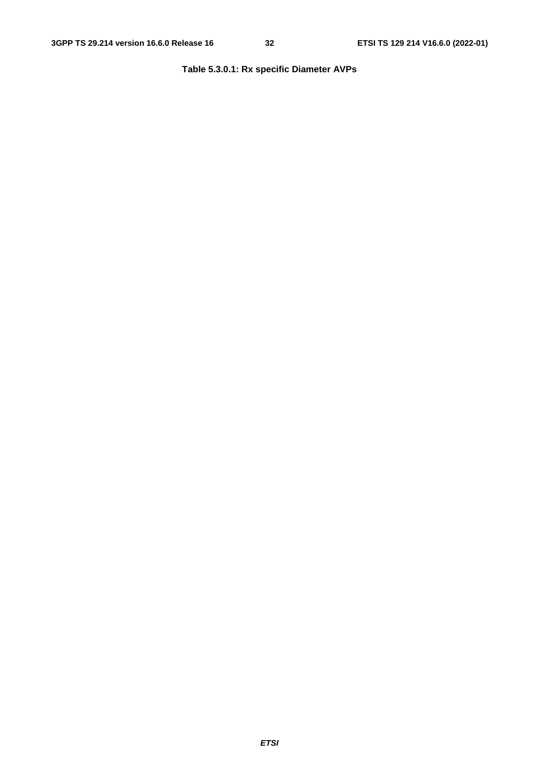**Table 5.3.0.1: Rx specific Diameter AVPs**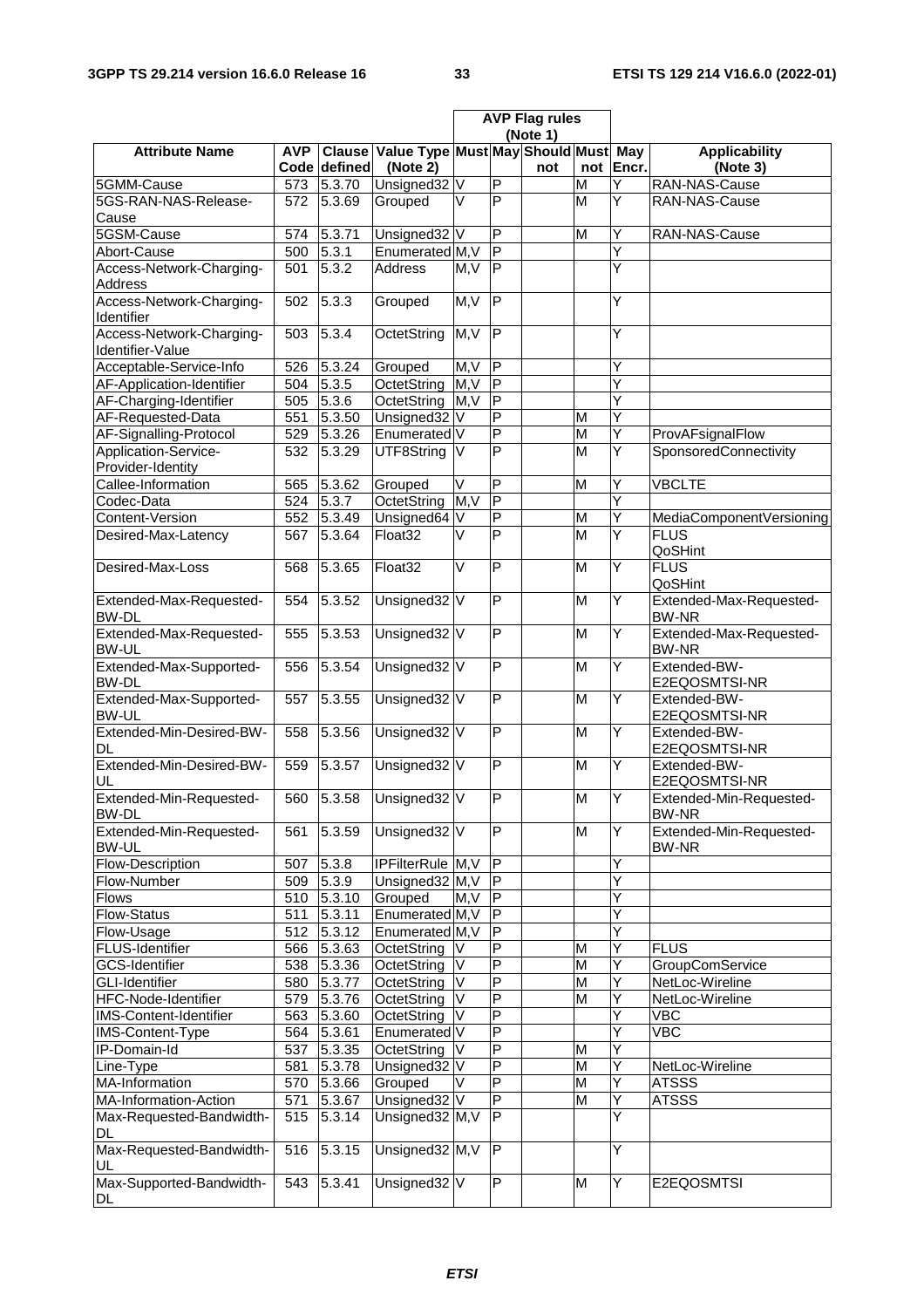| Attribute Name | AVP Code | Clause defined | Value Type (Note 2) | AVP Flag rules (Note 1) | | | | | Applicability (Note 3) |
|---|---|---|---|---|---|---|---|---|---|
| | | | | Must | May | Should not | Must not | May Encr. | |
| 5GMM-Cause | 573 | 5.3.70 | Unsigned32 | V | P | | M | Y | RAN-NAS-Cause |
| 5GS-RAN-NAS-Release-Cause | 572 | 5.3.69 | Grouped | V | P | | M | Y | RAN-NAS-Cause |
| 5GSM-Cause | 574 | 5.3.71 | Unsigned32 | V | P | | M | Y | RAN-NAS-Cause |
| Abort-Cause | 500 | 5.3.1 | Enumerated | M,V | P | | | Y | |
| Access-Network-Charging-Address | 501 | 5.3.2 | Address | M,V | P | | | Y | |
| Access-Network-Charging-Identifier | 502 | 5.3.3 | Grouped | M,V | P | | | Y | |
| Access-Network-Charging-Identifier-Value | 503 | 5.3.4 | OctetString | M,V | P | | | Y | |
| Acceptable-Service-Info | 526 | 5.3.24 | Grouped | M,V | P | | | Y | |
| AF-Application-Identifier | 504 | 5.3.5 | OctetString | M,V | P | | | Y | |
| AF-Charging-Identifier | 505 | 5.3.6 | OctetString | M,V | P | | | Y | |
| AF-Requested-Data | 551 | 5.3.50 | Unsigned32 | V | P | | M | Y | |
| AF-Signalling-Protocol | 529 | 5.3.26 | Enumerated | V | P | | M | Y | ProvAFsignalFlow |
| Application-Service-Provider-Identity | 532 | 5.3.29 | UTF8String | V | P | | M | Y | SponsoredConnectivity |
| Callee-Information | 565 | 5.3.62 | Grouped | V | P | | M | Y | VBCLTE |
| Codec-Data | 524 | 5.3.7 | OctetString | M,V | P | | | Y | |
| Content-Version | 552 | 5.3.49 | Unsigned64 | V | P | | M | Y | MediaComponentVersioning |
| Desired-Max-Latency | 567 | 5.3.64 | Float32 | V | P | | M | Y | FLUS<br>QoSHint |
| Desired-Max-Loss | 568 | 5.3.65 | Float32 | V | P | | M | Y | FLUS<br>QoSHint |
| Extended-Max-Requested-BW-DL | 554 | 5.3.52 | Unsigned32 | V | P | | M | Y | Extended-Max-Requested-BW-NR |
| Extended-Max-Requested-BW-UL | 555 | 5.3.53 | Unsigned32 | V | P | | M | Y | Extended-Max-Requested-BW-NR |
| Extended-Max-Supported-BW-DL | 556 | 5.3.54 | Unsigned32 | V | P | | M | Y | Extended-BW-E2EQOSMTSI-NR |
| Extended-Max-Supported-BW-UL | 557 | 5.3.55 | Unsigned32 | V | P | | M | Y | Extended-BW-E2EQOSMTSI-NR |
| Extended-Min-Desired-BW-DL | 558 | 5.3.56 | Unsigned32 | V | P | | M | Y | Extended-BW-E2EQOSMTSI-NR |
| Extended-Min-Desired-BW-UL | 559 | 5.3.57 | Unsigned32 | V | P | | M | Y | Extended-BW-E2EQOSMTSI-NR |
| Extended-Min-Requested-BW-DL | 560 | 5.3.58 | Unsigned32 | V | P | | M | Y | Extended-Min-Requested-BW-NR |
| Extended-Min-Requested-BW-UL | 561 | 5.3.59 | Unsigned32 | V | P | | M | Y | Extended-Min-Requested-BW-NR |
| Flow-Description | 507 | 5.3.8 | IPFilterRule | M,V | P | | | Y | |
| Flow-Number | 509 | 5.3.9 | Unsigned32 | M,V | P | | | Y | |
| Flows | 510 | 5.3.10 | Grouped | M,V | P | | | Y | |
| Flow-Status | 511 | 5.3.11 | Enumerated | M,V | P | | | Y | |
| Flow-Usage | 512 | 5.3.12 | Enumerated | M,V | P | | | Y | |
| FLUS-Identifier | 566 | 5.3.63 | OctetString | V | P | | M | Y | FLUS |
| GCS-Identifier | 538 | 5.3.36 | OctetString | V | P | | M | Y | GroupComService |
| GLI-Identifier | 580 | 5.3.77 | OctetString | V | P | | M | Y | NetLoc-Wireline |
| HFC-Node-Identifier | 579 | 5.3.76 | OctetString | V | P | | M | Y | NetLoc-Wireline |
| IMS-Content-Identifier | 563 | 5.3.60 | OctetString | V | P | | | Y | VBC |
| IMS-Content-Type | 564 | 5.3.61 | Enumerated | V | P | | | Y | VBC |
| IP-Domain-Id | 537 | 5.3.35 | OctetString | V | P | | M | Y | |
| Line-Type | 581 | 5.3.78 | Unsigned32 | V | P | | M | Y | NetLoc-Wireline |
| MA-Information | 570 | 5.3.66 | Grouped | V | P | | M | Y | ATSSS |
| MA-Information-Action | 571 | 5.3.67 | Unsigned32 | V | P | | M | Y | ATSSS |
| Max-Requested-Bandwidth-DL | 515 | 5.3.14 | Unsigned32 | M,V | P | | | Y | |
| Max-Requested-Bandwidth-UL | 516 | 5.3.15 | Unsigned32 | M,V | P | | | Y | |
| Max-Supported-Bandwidth-DL | 543 | 5.3.41 | Unsigned32 | V | P | | M | Y | E2EQOSMTSI |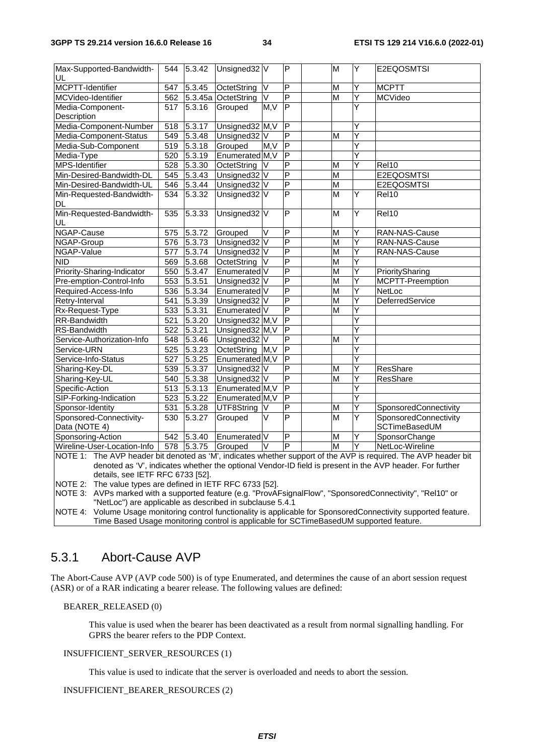| Max-Supported-Bandwidth-UL | 544 | 5.3.42 | Unsigned32 | V | P | | M | Y | E2EQOSMTSI |
|---|---|---|---|---|---|---|---|---|---|
| MCPTT-Identifier | 547 | 5.3.45 | OctetString | V | P | | M | Y | MCPTT |
| MCVideo-Identifier | 562 | 5.3.45a | OctetString | V | P | | M | Y | MCVideo |
| Media-Component-Description | 517 | 5.3.16 | Grouped | M,V | P | | | Y | |
| Media-Component-Number | 518 | 5.3.17 | Unsigned32 | M,V | P | | | Y | |
| Media-Component-Status | 549 | 5.3.48 | Unsigned32 | V | P | | M | Y | |
| Media-Sub-Component | 519 | 5.3.18 | Grouped | M,V | P | | | Y | |
| Media-Type | 520 | 5.3.19 | Enumerated | M,V | P | | | Y | |
| MPS-Identifier | 528 | 5.3.30 | OctetString | V | P | | M | Y | Rel10 |
| Min-Desired-Bandwidth-DL | 545 | 5.3.43 | Unsigned32 | V | P | | M | | E2EQOSMTSI |
| Min-Desired-Bandwidth-UL | 546 | 5.3.44 | Unsigned32 | V | P | | M | | E2EQOSMTSI |
| Min-Requested-Bandwidth-DL | 534 | 5.3.32 | Unsigned32 | V | P | | M | Y | Rel10 |
| Min-Requested-Bandwidth-UL | 535 | 5.3.33 | Unsigned32 | V | P | | M | Y | Rel10 |
| NGAP-Cause | 575 | 5.3.72 | Grouped | V | P | | M | Y | RAN-NAS-Cause |
| NGAP-Group | 576 | 5.3.73 | Unsigned32 | V | P | | M | Y | RAN-NAS-Cause |
| NGAP-Value | 577 | 5.3.74 | Unsigned32 | V | P | | M | Y | RAN-NAS-Cause |
| NID | 569 | 5.3.68 | OctetString | V | P | | M | Y | |
| Priority-Sharing-Indicator | 550 | 5.3.47 | Enumerated | V | P | | M | Y | PrioritySharing |
| Pre-emption-Control-Info | 553 | 5.3.51 | Unsigned32 | V | P | | M | Y | MCPTT-Preemption |
| Required-Access-Info | 536 | 5.3.34 | Enumerated | V | P | | M | Y | NetLoc |
| Retry-Interval | 541 | 5.3.39 | Unsigned32 | V | P | | M | Y | DeferredService |
| Rx-Request-Type | 533 | 5.3.31 | Enumerated | V | P | | M | Y | |
| RR-Bandwidth | 521 | 5.3.20 | Unsigned32 | M,V | P | | | Y | |
| RS-Bandwidth | 522 | 5.3.21 | Unsigned32 | M,V | P | | | Y | |
| Service-Authorization-Info | 548 | 5.3.46 | Unsigned32 | V | P | | M | Y | |
| Service-URN | 525 | 5.3.23 | OctetString | M,V | P | | | Y | |
| Service-Info-Status | 527 | 5.3.25 | Enumerated | M,V | P | | | Y | |
| Sharing-Key-DL | 539 | 5.3.37 | Unsigned32 | V | P | | M | Y | ResShare |
| Sharing-Key-UL | 540 | 5.3.38 | Unsigned32 | V | P | | M | Y | ResShare |
| Specific-Action | 513 | 5.3.13 | Enumerated | M,V | P | | | Y | |
| SIP-Forking-Indication | 523 | 5.3.22 | Enumerated | M,V | P | | | Y | |
| Sponsor-Identity | 531 | 5.3.28 | UTF8String | V | P | | M | Y | SponsoredConnectivity |
| Sponsored-Connectivity-Data (NOTE 4) | 530 | 5.3.27 | Grouped | V | P | | M | Y | SponsoredConnectivity SCTimeBasedUM |
| Sponsoring-Action | 542 | 5.3.40 | Enumerated | V | P | | M | Y | SponsorChange |
| Wireline-User-Location-Info | 578 | 5.3.75 | Grouped | V | P | | M | Y | NetLoc-Wireline |

NOTE 1: The AVP header bit denoted as 'M', indicates whether support of the AVP is required. The AVP header bit denoted as 'V', indicates whether the optional Vendor-ID field is present in the AVP header. For further details, see IETF RFC 6733 [52].

NOTE 2: The value types are defined in IETF RFC 6733 [52].

NOTE 3: AVPs marked with a supported feature (e.g. "ProvAFsignalFlow", "SponsoredConnectivity", "Rel10" or "NetLoc") are applicable as described in subclause 5.4.1

NOTE 4: Volume Usage monitoring control functionality is applicable for SponsoredConnectivity supported feature. Time Based Usage monitoring control is applicable for SCTimeBasedUM supported feature.

### 5.3.1 Abort-Cause AVP

The Abort-Cause AVP (AVP code 500) is of type Enumerated, and determines the cause of an abort session request (ASR) or of a RAR indicating a bearer release. The following values are defined:

BEARER_RELEASED (0)

This value is used when the bearer has been deactivated as a result from normal signalling handling. For GPRS the bearer refers to the PDP Context.

INSUFFICIENT_SERVER_RESOURCES (1)

This value is used to indicate that the server is overloaded and needs to abort the session.

INSUFFICIENT_BEARER_RESOURCES (2)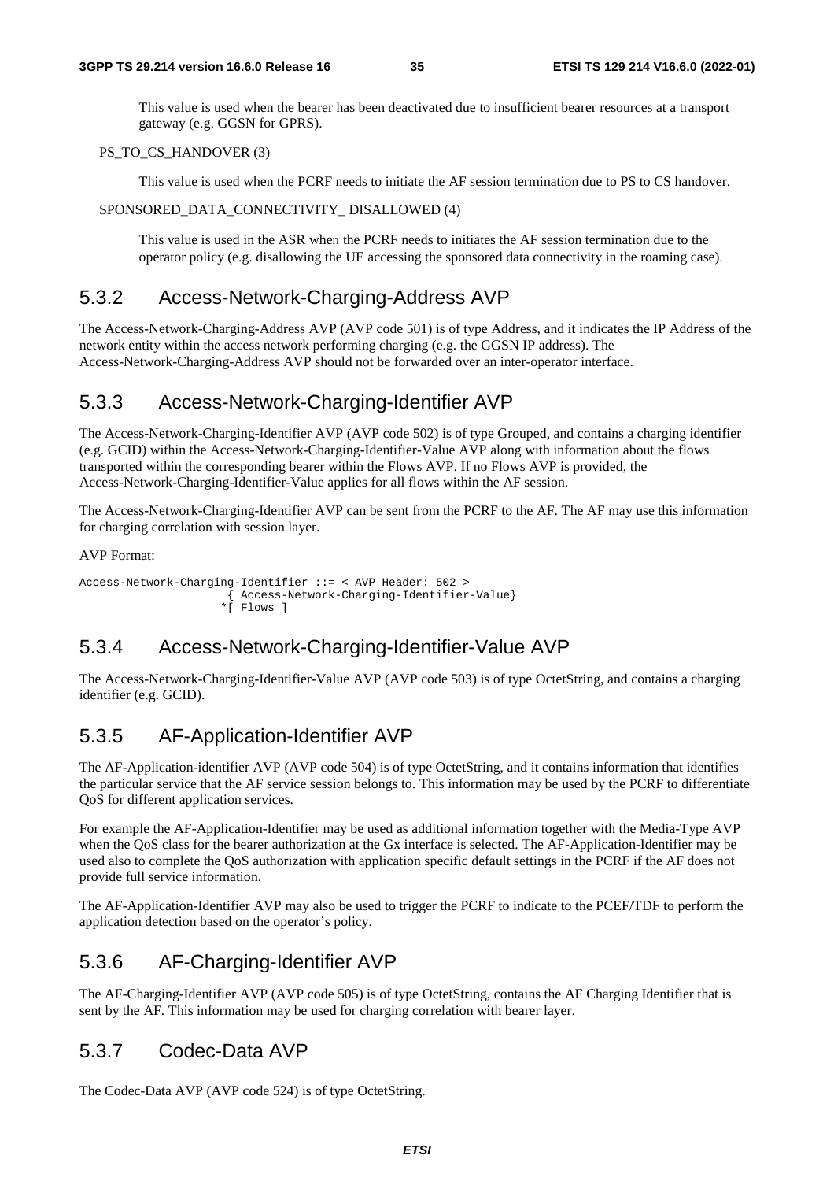This value is used when the bearer has been deactivated due to insufficient bearer resources at a transport gateway (e.g. GGSN for GPRS).

PS_TO_CS_HANDOVER (3)

This value is used when the PCRF needs to initiate the AF session termination due to PS to CS handover.

SPONSORED_DATA_CONNECTIVITY_ DISALLOWED (4)

This value is used in the ASR when the PCRF needs to initiates the AF session termination due to the operator policy (e.g. disallowing the UE accessing the sponsored data connectivity in the roaming case).

### 5.3.2 Access-Network-Charging-Address AVP

The Access-Network-Charging-Address AVP (AVP code 501) is of type Address, and it indicates the IP Address of the network entity within the access network performing charging (e.g. the GGSN IP address). The Access-Network-Charging-Address AVP should not be forwarded over an inter-operator interface.

### 5.3.3 Access-Network-Charging-Identifier AVP

The Access-Network-Charging-Identifier AVP (AVP code 502) is of type Grouped, and contains a charging identifier (e.g. GCID) within the Access-Network-Charging-Identifier-Value AVP along with information about the flows transported within the corresponding bearer within the Flows AVP. If no Flows AVP is provided, the Access-Network-Charging-Identifier-Value applies for all flows within the AF session.

The Access-Network-Charging-Identifier AVP can be sent from the PCRF to the AF. The AF may use this information for charging correlation with session layer.

AVP Format:

```
Access-Network-Charging-Identifier ::= < AVP Header: 502 >
                     { Access-Network-Charging-Identifier-Value}
                    *[ Flows ]
```

### 5.3.4 Access-Network-Charging-Identifier-Value AVP

The Access-Network-Charging-Identifier-Value AVP (AVP code 503) is of type OctetString, and contains a charging identifier (e.g. GCID).

### 5.3.5 AF-Application-Identifier AVP

The AF-Application-identifier AVP (AVP code 504) is of type OctetString, and it contains information that identifies the particular service that the AF service session belongs to. This information may be used by the PCRF to differentiate QoS for different application services.

For example the AF-Application-Identifier may be used as additional information together with the Media-Type AVP when the QoS class for the bearer authorization at the Gx interface is selected. The AF-Application-Identifier may be used also to complete the QoS authorization with application specific default settings in the PCRF if the AF does not provide full service information.

The AF-Application-Identifier AVP may also be used to trigger the PCRF to indicate to the PCEF/TDF to perform the application detection based on the operator's policy.

### 5.3.6 AF-Charging-Identifier AVP

The AF-Charging-Identifier AVP (AVP code 505) is of type OctetString, contains the AF Charging Identifier that is sent by the AF. This information may be used for charging correlation with bearer layer.

### 5.3.7 Codec-Data AVP

The Codec-Data AVP (AVP code 524) is of type OctetString.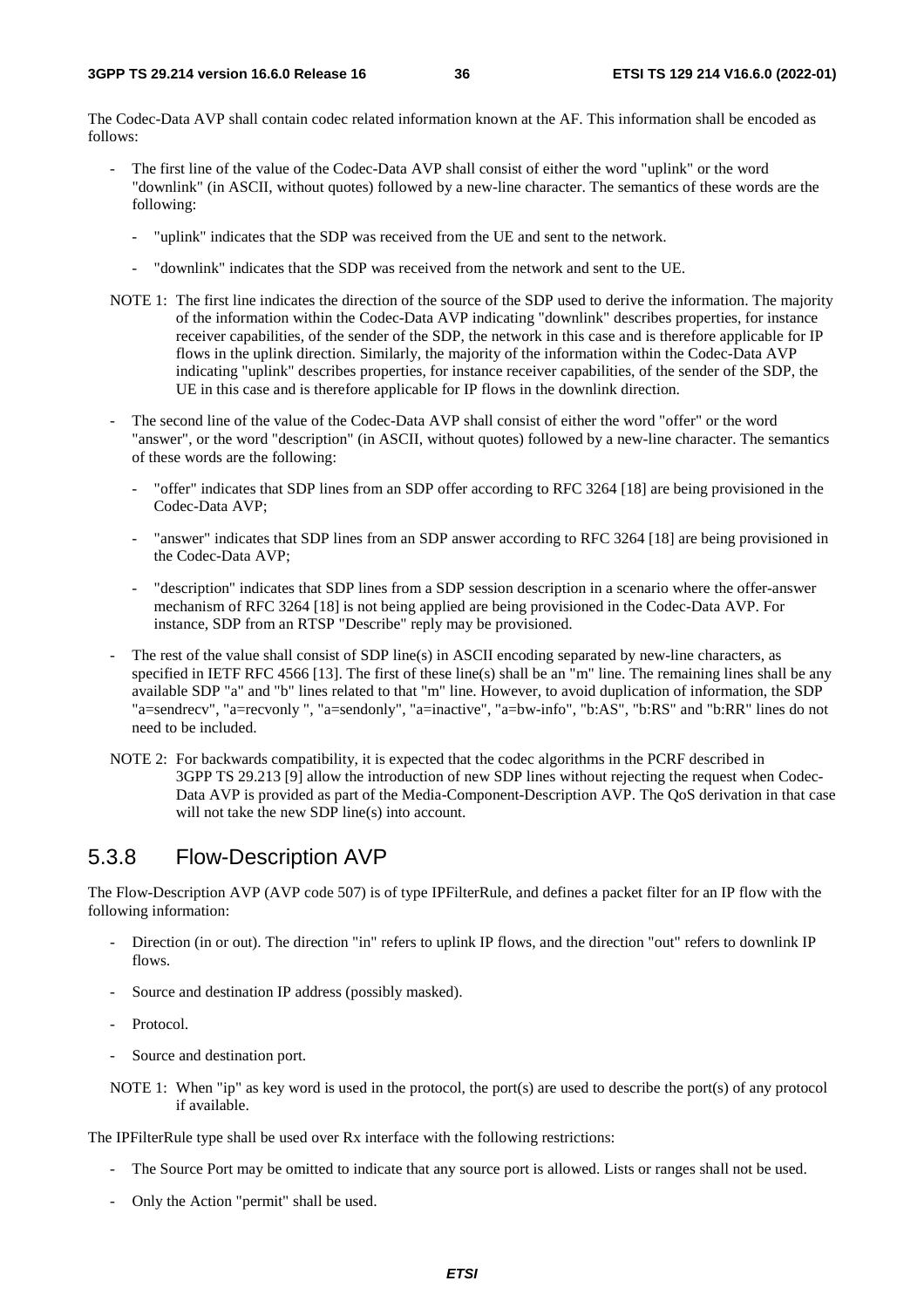The Codec-Data AVP shall contain codec related information known at the AF. This information shall be encoded as follows:

- The first line of the value of the Codec-Data AVP shall consist of either the word "uplink" or the word "downlink" (in ASCII, without quotes) followed by a new-line character. The semantics of these words are the following:
  - "uplink" indicates that the SDP was received from the UE and sent to the network.
  - "downlink" indicates that the SDP was received from the network and sent to the UE.

NOTE 1: The first line indicates the direction of the source of the SDP used to derive the information. The majority of the information within the Codec-Data AVP indicating "downlink" describes properties, for instance receiver capabilities, of the sender of the SDP, the network in this case and is therefore applicable for IP flows in the uplink direction. Similarly, the majority of the information within the Codec-Data AVP indicating "uplink" describes properties, for instance receiver capabilities, of the sender of the SDP, the UE in this case and is therefore applicable for IP flows in the downlink direction.

- The second line of the value of the Codec-Data AVP shall consist of either the word "offer" or the word "answer", or the word "description" (in ASCII, without quotes) followed by a new-line character. The semantics of these words are the following:
  - "offer" indicates that SDP lines from an SDP offer according to RFC 3264 [18] are being provisioned in the Codec-Data AVP;
  - "answer" indicates that SDP lines from an SDP answer according to RFC 3264 [18] are being provisioned in the Codec-Data AVP;
  - "description" indicates that SDP lines from a SDP session description in a scenario where the offer-answer mechanism of RFC 3264 [18] is not being applied are being provisioned in the Codec-Data AVP. For instance, SDP from an RTSP "Describe" reply may be provisioned.
- The rest of the value shall consist of SDP line(s) in ASCII encoding separated by new-line characters, as specified in IETF RFC 4566 [13]. The first of these line(s) shall be an "m" line. The remaining lines shall be any available SDP "a" and "b" lines related to that "m" line. However, to avoid duplication of information, the SDP "a=sendrecv", "a=recvonly ", "a=sendonly", "a=inactive", "a=bw-info", "b:AS", "b:RS" and "b:RR" lines do not need to be included.

NOTE 2: For backwards compatibility, it is expected that the codec algorithms in the PCRF described in 3GPP TS 29.213 [9] allow the introduction of new SDP lines without rejecting the request when Codec-Data AVP is provided as part of the Media-Component-Description AVP. The QoS derivation in that case will not take the new SDP line(s) into account.

### 5.3.8 Flow-Description AVP

The Flow-Description AVP (AVP code 507) is of type IPFilterRule, and defines a packet filter for an IP flow with the following information:

- Direction (in or out). The direction "in" refers to uplink IP flows, and the direction "out" refers to downlink IP flows.
- Source and destination IP address (possibly masked).
- Protocol.
- Source and destination port.

NOTE 1: When "ip" as key word is used in the protocol, the port(s) are used to describe the port(s) of any protocol if available.

The IPFilterRule type shall be used over Rx interface with the following restrictions:

- The Source Port may be omitted to indicate that any source port is allowed. Lists or ranges shall not be used.
- Only the Action "permit" shall be used.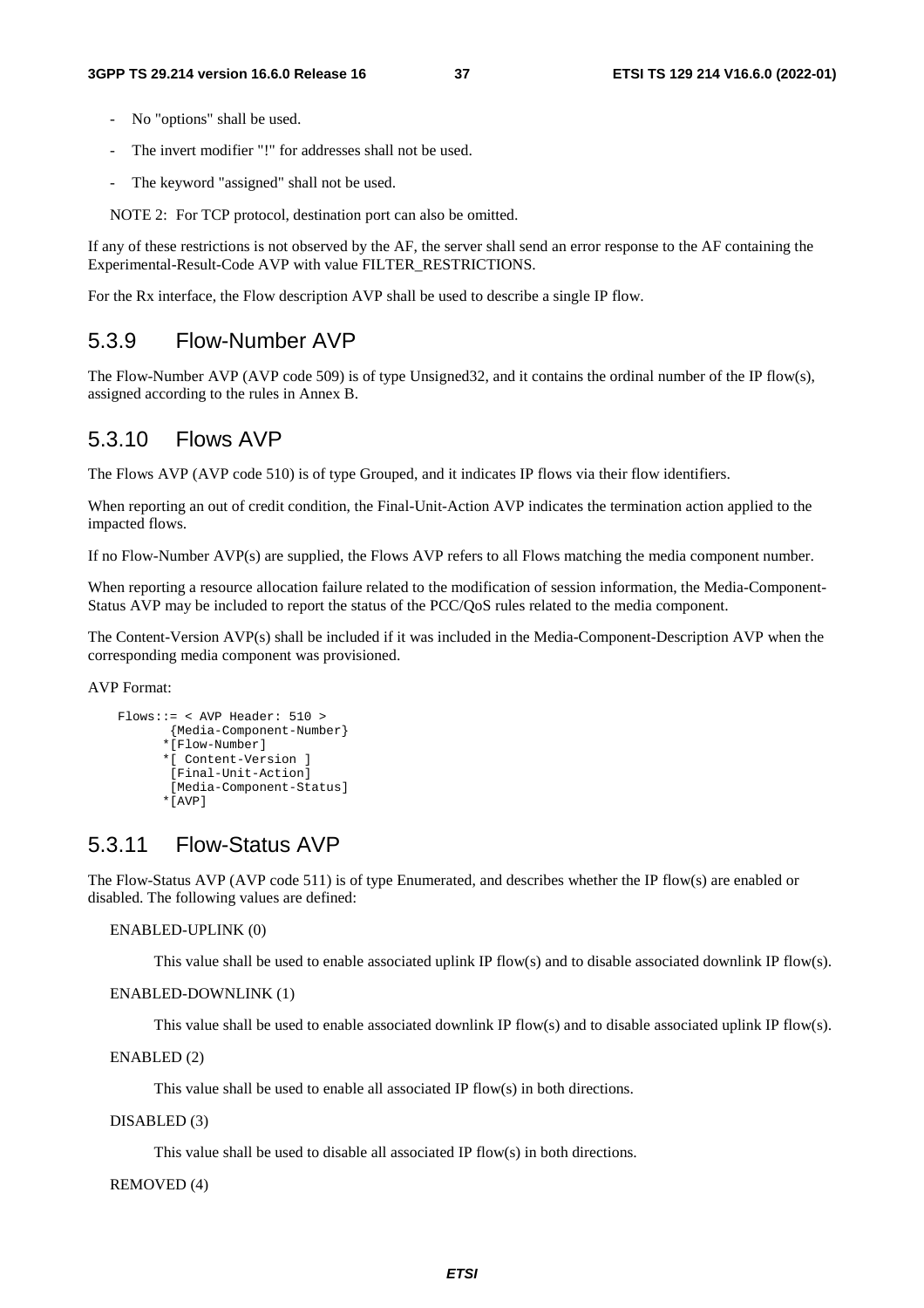- No "options" shall be used.
- The invert modifier "!" for addresses shall not be used.
- The keyword "assigned" shall not be used.

NOTE 2: For TCP protocol, destination port can also be omitted.

If any of these restrictions is not observed by the AF, the server shall send an error response to the AF containing the Experimental-Result-Code AVP with value FILTER_RESTRICTIONS.

For the Rx interface, the Flow description AVP shall be used to describe a single IP flow.

### 5.3.9 Flow-Number AVP

The Flow-Number AVP (AVP code 509) is of type Unsigned32, and it contains the ordinal number of the IP flow(s), assigned according to the rules in Annex B.

### 5.3.10 Flows AVP

The Flows AVP (AVP code 510) is of type Grouped, and it indicates IP flows via their flow identifiers.

When reporting an out of credit condition, the Final-Unit-Action AVP indicates the termination action applied to the impacted flows.

If no Flow-Number AVP(s) are supplied, the Flows AVP refers to all Flows matching the media component number.

When reporting a resource allocation failure related to the modification of session information, the Media-Component-Status AVP may be included to report the status of the PCC/QoS rules related to the media component.

The Content-Version AVP(s) shall be included if it was included in the Media-Component-Description AVP when the corresponding media component was provisioned.

AVP Format:

```
Flows::= < AVP Header: 510 >
        {Media-Component-Number}
       *[Flow-Number]
       *[ Content-Version ]
        [Final-Unit-Action]
        [Media-Component-Status]
       *[AVP]
```

### 5.3.11 Flow-Status AVP

The Flow-Status AVP (AVP code 511) is of type Enumerated, and describes whether the IP flow(s) are enabled or disabled. The following values are defined:

ENABLED-UPLINK (0)

This value shall be used to enable associated uplink IP flow(s) and to disable associated downlink IP flow(s).

ENABLED-DOWNLINK (1)

This value shall be used to enable associated downlink IP flow(s) and to disable associated uplink IP flow(s).

ENABLED (2)

This value shall be used to enable all associated IP flow(s) in both directions.

DISABLED (3)

This value shall be used to disable all associated IP flow(s) in both directions.

REMOVED (4)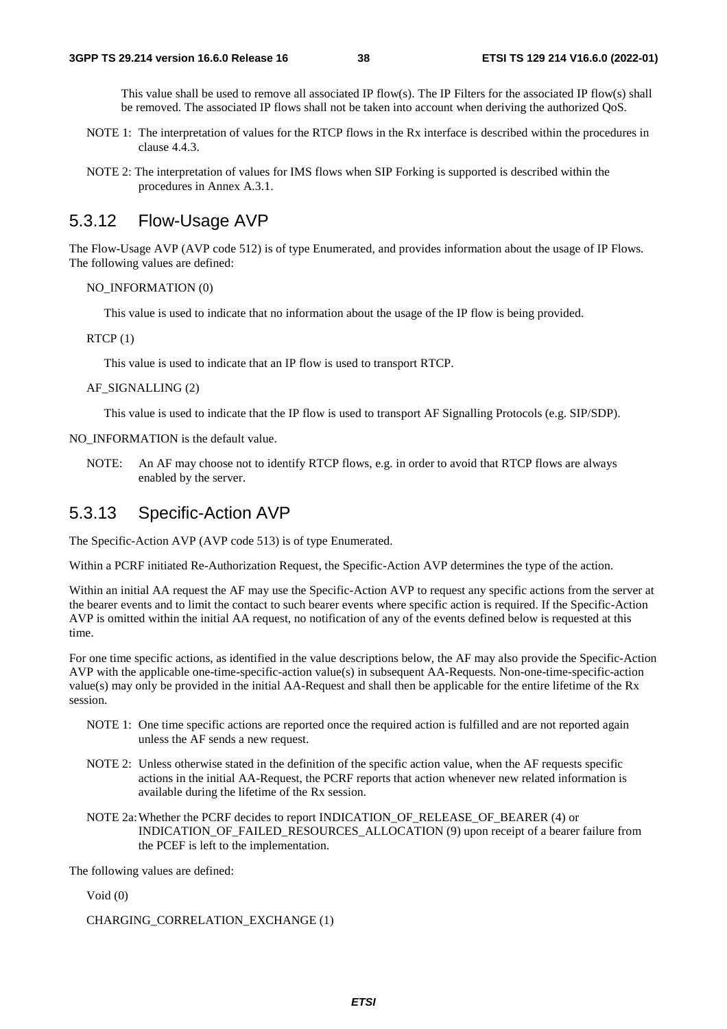This value shall be used to remove all associated IP flow(s). The IP Filters for the associated IP flow(s) shall be removed. The associated IP flows shall not be taken into account when deriving the authorized QoS.

NOTE 1: The interpretation of values for the RTCP flows in the Rx interface is described within the procedures in clause 4.4.3.

NOTE 2: The interpretation of values for IMS flows when SIP Forking is supported is described within the procedures in Annex A.3.1.

## 5.3.12 Flow-Usage AVP

The Flow-Usage AVP (AVP code 512) is of type Enumerated, and provides information about the usage of IP Flows. The following values are defined:

NO_INFORMATION (0)

This value is used to indicate that no information about the usage of the IP flow is being provided.

RTCP (1)

This value is used to indicate that an IP flow is used to transport RTCP.

AF_SIGNALLING (2)

This value is used to indicate that the IP flow is used to transport AF Signalling Protocols (e.g. SIP/SDP).

NO_INFORMATION is the default value.

NOTE: An AF may choose not to identify RTCP flows, e.g. in order to avoid that RTCP flows are always enabled by the server.

## 5.3.13 Specific-Action AVP

The Specific-Action AVP (AVP code 513) is of type Enumerated.

Within a PCRF initiated Re-Authorization Request, the Specific-Action AVP determines the type of the action.

Within an initial AA request the AF may use the Specific-Action AVP to request any specific actions from the server at the bearer events and to limit the contact to such bearer events where specific action is required. If the Specific-Action AVP is omitted within the initial AA request, no notification of any of the events defined below is requested at this time.

For one time specific actions, as identified in the value descriptions below, the AF may also provide the Specific-Action AVP with the applicable one-time-specific-action value(s) in subsequent AA-Requests. Non-one-time-specific-action value(s) may only be provided in the initial AA-Request and shall then be applicable for the entire lifetime of the Rx session.

NOTE 1: One time specific actions are reported once the required action is fulfilled and are not reported again unless the AF sends a new request.

NOTE 2: Unless otherwise stated in the definition of the specific action value, when the AF requests specific actions in the initial AA-Request, the PCRF reports that action whenever new related information is available during the lifetime of the Rx session.

NOTE 2a: Whether the PCRF decides to report INDICATION_OF_RELEASE_OF_BEARER (4) or INDICATION_OF_FAILED_RESOURCES_ALLOCATION (9) upon receipt of a bearer failure from the PCEF is left to the implementation.

The following values are defined:

Void (0)

CHARGING_CORRELATION_EXCHANGE (1)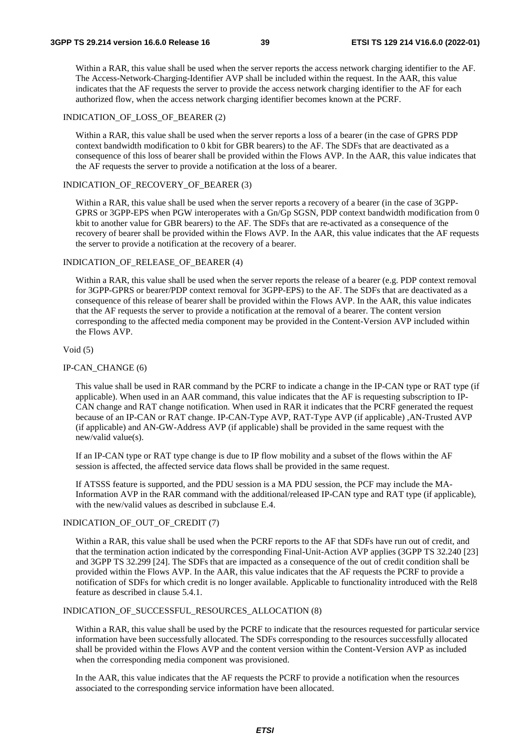Within a RAR, this value shall be used when the server reports the access network charging identifier to the AF. The Access-Network-Charging-Identifier AVP shall be included within the request. In the AAR, this value indicates that the AF requests the server to provide the access network charging identifier to the AF for each authorized flow, when the access network charging identifier becomes known at the PCRF.

INDICATION_OF_LOSS_OF_BEARER (2)

Within a RAR, this value shall be used when the server reports a loss of a bearer (in the case of GPRS PDP context bandwidth modification to 0 kbit for GBR bearers) to the AF. The SDFs that are deactivated as a consequence of this loss of bearer shall be provided within the Flows AVP. In the AAR, this value indicates that the AF requests the server to provide a notification at the loss of a bearer.

INDICATION_OF_RECOVERY_OF_BEARER (3)

Within a RAR, this value shall be used when the server reports a recovery of a bearer (in the case of 3GPP-GPRS or 3GPP-EPS when PGW interoperates with a Gn/Gp SGSN, PDP context bandwidth modification from 0 kbit to another value for GBR bearers) to the AF. The SDFs that are re-activated as a consequence of the recovery of bearer shall be provided within the Flows AVP. In the AAR, this value indicates that the AF requests the server to provide a notification at the recovery of a bearer.

INDICATION_OF_RELEASE_OF_BEARER (4)

Within a RAR, this value shall be used when the server reports the release of a bearer (e.g. PDP context removal for 3GPP-GPRS or bearer/PDP context removal for 3GPP-EPS) to the AF. The SDFs that are deactivated as a consequence of this release of bearer shall be provided within the Flows AVP. In the AAR, this value indicates that the AF requests the server to provide a notification at the removal of a bearer. The content version corresponding to the affected media component may be provided in the Content-Version AVP included within the Flows AVP.

Void (5)

IP-CAN_CHANGE (6)

This value shall be used in RAR command by the PCRF to indicate a change in the IP-CAN type or RAT type (if applicable). When used in an AAR command, this value indicates that the AF is requesting subscription to IP-CAN change and RAT change notification. When used in RAR it indicates that the PCRF generated the request because of an IP-CAN or RAT change. IP-CAN-Type AVP, RAT-Type AVP (if applicable) ,AN-Trusted AVP (if applicable) and AN-GW-Address AVP (if applicable) shall be provided in the same request with the new/valid value(s).

If an IP-CAN type or RAT type change is due to IP flow mobility and a subset of the flows within the AF session is affected, the affected service data flows shall be provided in the same request.

If ATSSS feature is supported, and the PDU session is a MA PDU session, the PCF may include the MA-Information AVP in the RAR command with the additional/released IP-CAN type and RAT type (if applicable), with the new/valid values as described in subclause E.4.

INDICATION_OF_OUT_OF_CREDIT (7)

Within a RAR, this value shall be used when the PCRF reports to the AF that SDFs have run out of credit, and that the termination action indicated by the corresponding Final-Unit-Action AVP applies (3GPP TS 32.240 [23] and 3GPP TS 32.299 [24]. The SDFs that are impacted as a consequence of the out of credit condition shall be provided within the Flows AVP. In the AAR, this value indicates that the AF requests the PCRF to provide a notification of SDFs for which credit is no longer available. Applicable to functionality introduced with the Rel8 feature as described in clause 5.4.1.

INDICATION_OF_SUCCESSFUL_RESOURCES_ALLOCATION (8)

Within a RAR, this value shall be used by the PCRF to indicate that the resources requested for particular service information have been successfully allocated. The SDFs corresponding to the resources successfully allocated shall be provided within the Flows AVP and the content version within the Content-Version AVP as included when the corresponding media component was provisioned.

In the AAR, this value indicates that the AF requests the PCRF to provide a notification when the resources associated to the corresponding service information have been allocated.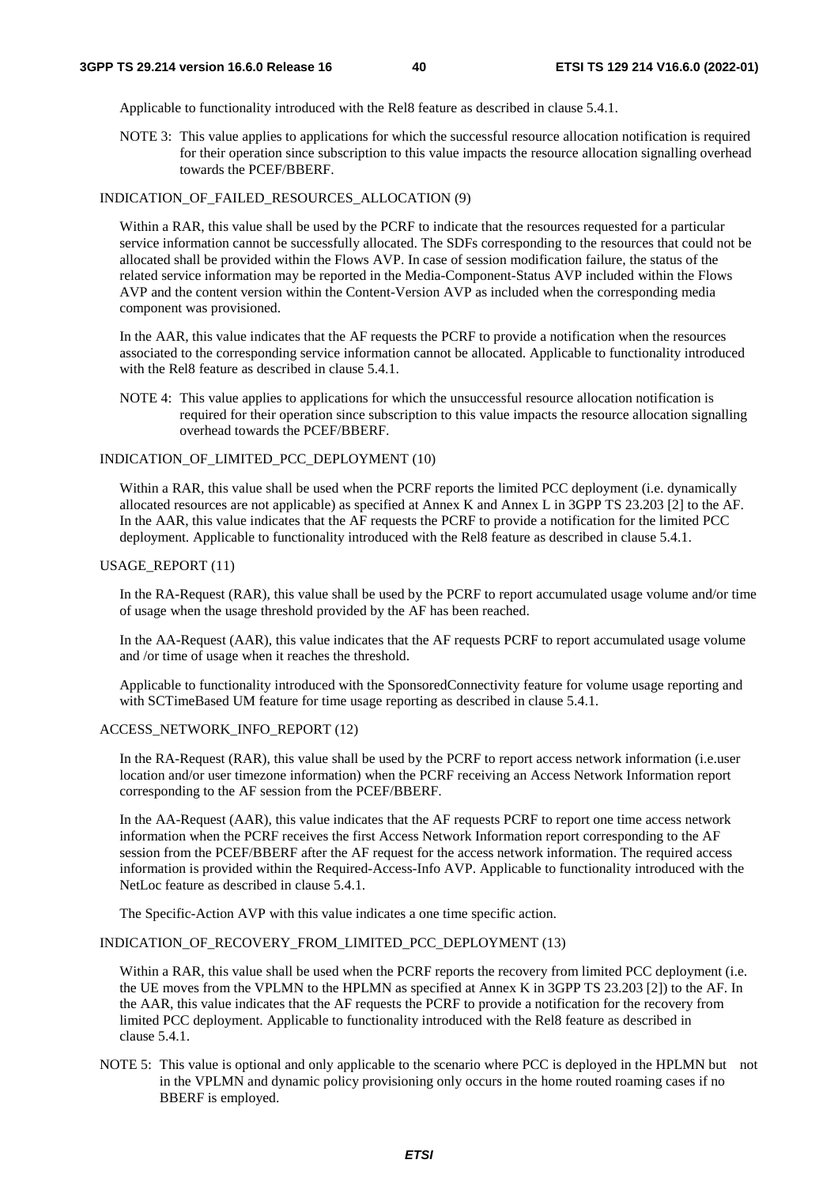Applicable to functionality introduced with the Rel8 feature as described in clause 5.4.1.

NOTE 3: This value applies to applications for which the successful resource allocation notification is required for their operation since subscription to this value impacts the resource allocation signalling overhead towards the PCEF/BBERF.

INDICATION_OF_FAILED_RESOURCES_ALLOCATION (9)

Within a RAR, this value shall be used by the PCRF to indicate that the resources requested for a particular service information cannot be successfully allocated. The SDFs corresponding to the resources that could not be allocated shall be provided within the Flows AVP. In case of session modification failure, the status of the related service information may be reported in the Media-Component-Status AVP included within the Flows AVP and the content version within the Content-Version AVP as included when the corresponding media component was provisioned.

In the AAR, this value indicates that the AF requests the PCRF to provide a notification when the resources associated to the corresponding service information cannot be allocated. Applicable to functionality introduced with the Rel8 feature as described in clause 5.4.1.

NOTE 4: This value applies to applications for which the unsuccessful resource allocation notification is required for their operation since subscription to this value impacts the resource allocation signalling overhead towards the PCEF/BBERF.

INDICATION_OF_LIMITED_PCC_DEPLOYMENT (10)

Within a RAR, this value shall be used when the PCRF reports the limited PCC deployment (i.e. dynamically allocated resources are not applicable) as specified at Annex K and Annex L in 3GPP TS 23.203 [2] to the AF. In the AAR, this value indicates that the AF requests the PCRF to provide a notification for the limited PCC deployment. Applicable to functionality introduced with the Rel8 feature as described in clause 5.4.1.

USAGE_REPORT (11)

In the RA-Request (RAR), this value shall be used by the PCRF to report accumulated usage volume and/or time of usage when the usage threshold provided by the AF has been reached.

In the AA-Request (AAR), this value indicates that the AF requests PCRF to report accumulated usage volume and /or time of usage when it reaches the threshold.

Applicable to functionality introduced with the SponsoredConnectivity feature for volume usage reporting and with SCTimeBased UM feature for time usage reporting as described in clause 5.4.1.

ACCESS_NETWORK_INFO_REPORT (12)

In the RA-Request (RAR), this value shall be used by the PCRF to report access network information (i.e.user location and/or user timezone information) when the PCRF receiving an Access Network Information report corresponding to the AF session from the PCEF/BBERF.

In the AA-Request (AAR), this value indicates that the AF requests PCRF to report one time access network information when the PCRF receives the first Access Network Information report corresponding to the AF session from the PCEF/BBERF after the AF request for the access network information. The required access information is provided within the Required-Access-Info AVP. Applicable to functionality introduced with the NetLoc feature as described in clause 5.4.1.

The Specific-Action AVP with this value indicates a one time specific action.

INDICATION_OF_RECOVERY_FROM_LIMITED_PCC_DEPLOYMENT (13)

Within a RAR, this value shall be used when the PCRF reports the recovery from limited PCC deployment (i.e. the UE moves from the VPLMN to the HPLMN as specified at Annex K in 3GPP TS 23.203 [2]) to the AF. In the AAR, this value indicates that the AF requests the PCRF to provide a notification for the recovery from limited PCC deployment. Applicable to functionality introduced with the Rel8 feature as described in clause 5.4.1.

NOTE 5: This value is optional and only applicable to the scenario where PCC is deployed in the HPLMN but not in the VPLMN and dynamic policy provisioning only occurs in the home routed roaming cases if no BBERF is employed.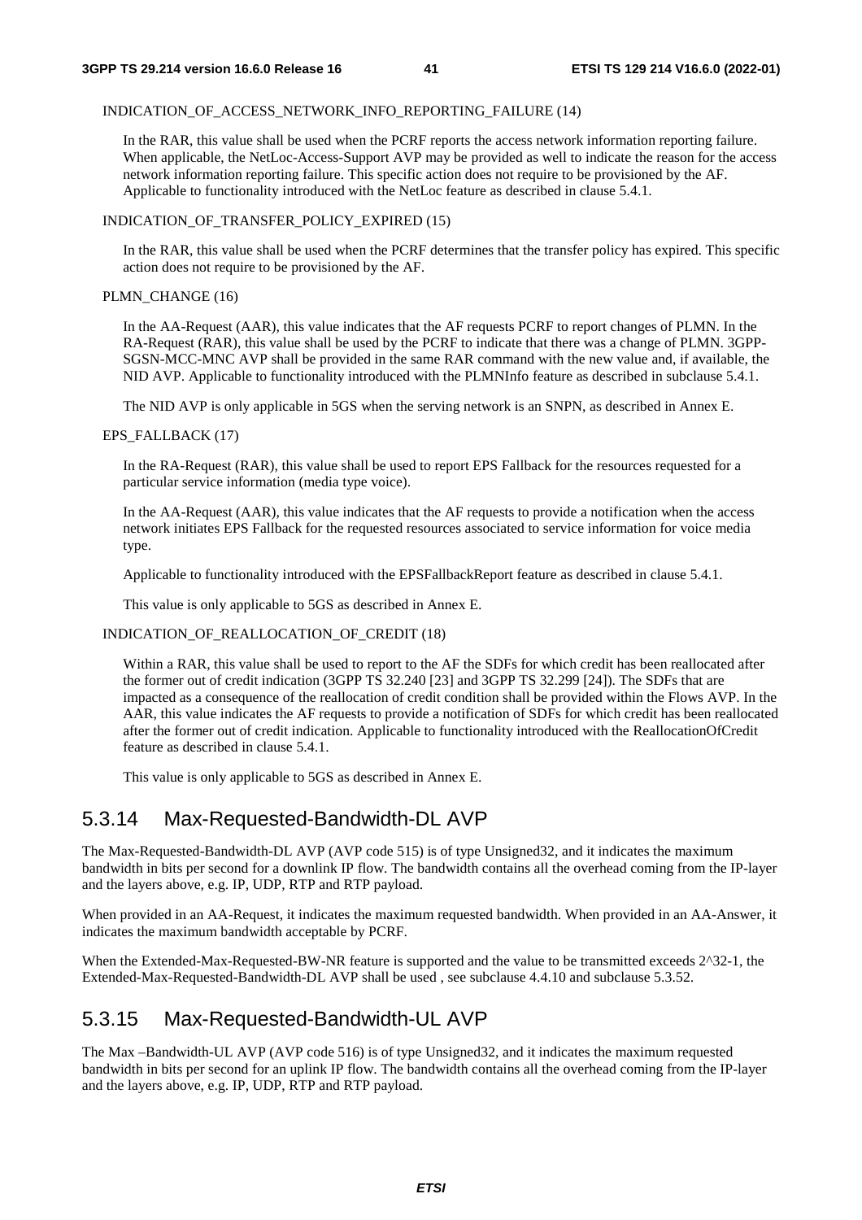INDICATION_OF_ACCESS_NETWORK_INFO_REPORTING_FAILURE (14)

In the RAR, this value shall be used when the PCRF reports the access network information reporting failure. When applicable, the NetLoc-Access-Support AVP may be provided as well to indicate the reason for the access network information reporting failure. This specific action does not require to be provisioned by the AF. Applicable to functionality introduced with the NetLoc feature as described in clause 5.4.1.

INDICATION_OF_TRANSFER_POLICY_EXPIRED (15)

In the RAR, this value shall be used when the PCRF determines that the transfer policy has expired. This specific action does not require to be provisioned by the AF.

PLMN_CHANGE (16)

In the AA-Request (AAR), this value indicates that the AF requests PCRF to report changes of PLMN. In the RA-Request (RAR), this value shall be used by the PCRF to indicate that there was a change of PLMN. 3GPP-SGSN-MCC-MNC AVP shall be provided in the same RAR command with the new value and, if available, the NID AVP. Applicable to functionality introduced with the PLMNInfo feature as described in subclause 5.4.1.

The NID AVP is only applicable in 5GS when the serving network is an SNPN, as described in Annex E.

EPS_FALLBACK (17)

In the RA-Request (RAR), this value shall be used to report EPS Fallback for the resources requested for a particular service information (media type voice).

In the AA-Request (AAR), this value indicates that the AF requests to provide a notification when the access network initiates EPS Fallback for the requested resources associated to service information for voice media type.

Applicable to functionality introduced with the EPSFallbackReport feature as described in clause 5.4.1.

This value is only applicable to 5GS as described in Annex E.

INDICATION_OF_REALLOCATION_OF_CREDIT (18)

Within a RAR, this value shall be used to report to the AF the SDFs for which credit has been reallocated after the former out of credit indication (3GPP TS 32.240 [23] and 3GPP TS 32.299 [24]). The SDFs that are impacted as a consequence of the reallocation of credit condition shall be provided within the Flows AVP. In the AAR, this value indicates the AF requests to provide a notification of SDFs for which credit has been reallocated after the former out of credit indication. Applicable to functionality introduced with the ReallocationOfCredit feature as described in clause 5.4.1.

This value is only applicable to 5GS as described in Annex E.

### 5.3.14 Max-Requested-Bandwidth-DL AVP

The Max-Requested-Bandwidth-DL AVP (AVP code 515) is of type Unsigned32, and it indicates the maximum bandwidth in bits per second for a downlink IP flow. The bandwidth contains all the overhead coming from the IP-layer and the layers above, e.g. IP, UDP, RTP and RTP payload.

When provided in an AA-Request, it indicates the maximum requested bandwidth. When provided in an AA-Answer, it indicates the maximum bandwidth acceptable by PCRF.

When the Extended-Max-Requested-BW-NR feature is supported and the value to be transmitted exceeds $2^{32}-1$, the Extended-Max-Requested-Bandwidth-DL AVP shall be used , see subclause 4.4.10 and subclause 5.3.52.

### 5.3.15 Max-Requested-Bandwidth-UL AVP

The Max –Bandwidth-UL AVP (AVP code 516) is of type Unsigned32, and it indicates the maximum requested bandwidth in bits per second for an uplink IP flow. The bandwidth contains all the overhead coming from the IP-layer and the layers above, e.g. IP, UDP, RTP and RTP payload.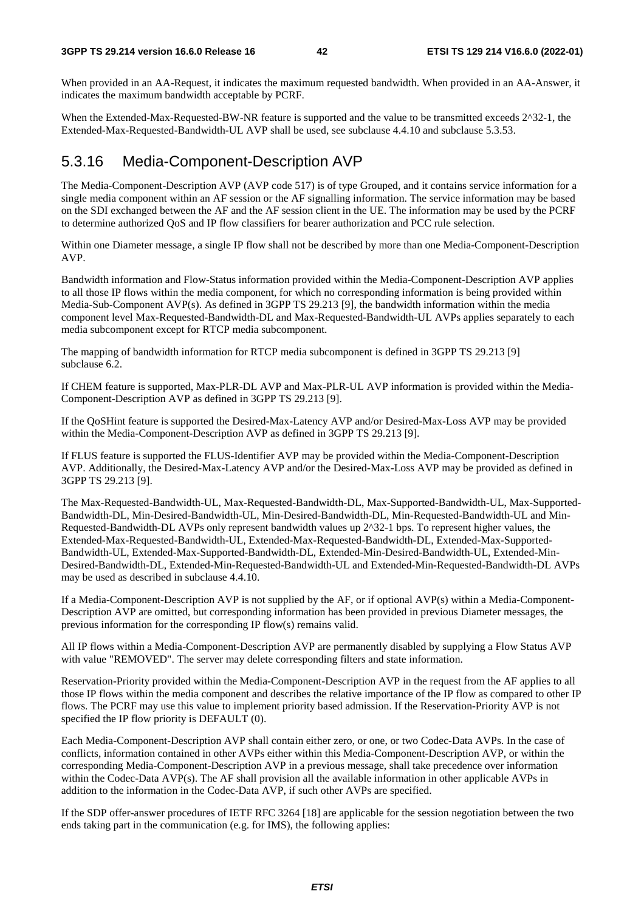When provided in an AA-Request, it indicates the maximum requested bandwidth. When provided in an AA-Answer, it indicates the maximum bandwidth acceptable by PCRF.

When the Extended-Max-Requested-BW-NR feature is supported and the value to be transmitted exceeds 2^32-1, the Extended-Max-Requested-Bandwidth-UL AVP shall be used, see subclause 4.4.10 and subclause 5.3.53.

## 5.3.16 Media-Component-Description AVP

The Media-Component-Description AVP (AVP code 517) is of type Grouped, and it contains service information for a single media component within an AF session or the AF signalling information. The service information may be based on the SDI exchanged between the AF and the AF session client in the UE. The information may be used by the PCRF to determine authorized QoS and IP flow classifiers for bearer authorization and PCC rule selection.

Within one Diameter message, a single IP flow shall not be described by more than one Media-Component-Description AVP.

Bandwidth information and Flow-Status information provided within the Media-Component-Description AVP applies to all those IP flows within the media component, for which no corresponding information is being provided within Media-Sub-Component AVP(s). As defined in 3GPP TS 29.213 [9], the bandwidth information within the media component level Max-Requested-Bandwidth-DL and Max-Requested-Bandwidth-UL AVPs applies separately to each media subcomponent except for RTCP media subcomponent.

The mapping of bandwidth information for RTCP media subcomponent is defined in 3GPP TS 29.213 [9] subclause 6.2.

If CHEM feature is supported, Max-PLR-DL AVP and Max-PLR-UL AVP information is provided within the Media-Component-Description AVP as defined in 3GPP TS 29.213 [9].

If the QoSHint feature is supported the Desired-Max-Latency AVP and/or Desired-Max-Loss AVP may be provided within the Media-Component-Description AVP as defined in 3GPP TS 29.213 [9].

If FLUS feature is supported the FLUS-Identifier AVP may be provided within the Media-Component-Description AVP. Additionally, the Desired-Max-Latency AVP and/or the Desired-Max-Loss AVP may be provided as defined in 3GPP TS 29.213 [9].

The Max-Requested-Bandwidth-UL, Max-Requested-Bandwidth-DL, Max-Supported-Bandwidth-UL, Max-Supported-Bandwidth-DL, Min-Desired-Bandwidth-UL, Min-Desired-Bandwidth-DL, Min-Requested-Bandwidth-UL and Min-Requested-Bandwidth-DL AVPs only represent bandwidth values up 2^32-1 bps. To represent higher values, the Extended-Max-Requested-Bandwidth-UL, Extended-Max-Requested-Bandwidth-DL, Extended-Max-Supported-Bandwidth-UL, Extended-Max-Supported-Bandwidth-DL, Extended-Min-Desired-Bandwidth-UL, Extended-Min-Desired-Bandwidth-DL, Extended-Min-Requested-Bandwidth-UL and Extended-Min-Requested-Bandwidth-DL AVPs may be used as described in subclause 4.4.10.

If a Media-Component-Description AVP is not supplied by the AF, or if optional AVP(s) within a Media-Component-Description AVP are omitted, but corresponding information has been provided in previous Diameter messages, the previous information for the corresponding IP flow(s) remains valid.

All IP flows within a Media-Component-Description AVP are permanently disabled by supplying a Flow Status AVP with value "REMOVED". The server may delete corresponding filters and state information.

Reservation-Priority provided within the Media-Component-Description AVP in the request from the AF applies to all those IP flows within the media component and describes the relative importance of the IP flow as compared to other IP flows. The PCRF may use this value to implement priority based admission. If the Reservation-Priority AVP is not specified the IP flow priority is DEFAULT (0).

Each Media-Component-Description AVP shall contain either zero, or one, or two Codec-Data AVPs. In the case of conflicts, information contained in other AVPs either within this Media-Component-Description AVP, or within the corresponding Media-Component-Description AVP in a previous message, shall take precedence over information within the Codec-Data AVP(s). The AF shall provision all the available information in other applicable AVPs in addition to the information in the Codec-Data AVP, if such other AVPs are specified.

If the SDP offer-answer procedures of IETF RFC 3264 [18] are applicable for the session negotiation between the two ends taking part in the communication (e.g. for IMS), the following applies: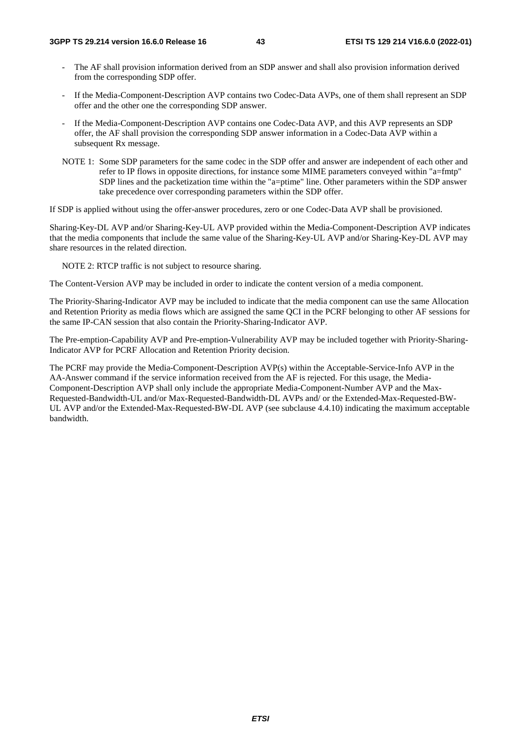- The AF shall provision information derived from an SDP answer and shall also provision information derived from the corresponding SDP offer.
- If the Media-Component-Description AVP contains two Codec-Data AVPs, one of them shall represent an SDP offer and the other one the corresponding SDP answer.
- If the Media-Component-Description AVP contains one Codec-Data AVP, and this AVP represents an SDP offer, the AF shall provision the corresponding SDP answer information in a Codec-Data AVP within a subsequent Rx message.

NOTE 1: Some SDP parameters for the same codec in the SDP offer and answer are independent of each other and refer to IP flows in opposite directions, for instance some MIME parameters conveyed within "a=fmtp" SDP lines and the packetization time within the "a=ptime" line. Other parameters within the SDP answer take precedence over corresponding parameters within the SDP offer.

If SDP is applied without using the offer-answer procedures, zero or one Codec-Data AVP shall be provisioned.

Sharing-Key-DL AVP and/or Sharing-Key-UL AVP provided within the Media-Component-Description AVP indicates that the media components that include the same value of the Sharing-Key-UL AVP and/or Sharing-Key-DL AVP may share resources in the related direction.

NOTE 2: RTCP traffic is not subject to resource sharing.

The Content-Version AVP may be included in order to indicate the content version of a media component.

The Priority-Sharing-Indicator AVP may be included to indicate that the media component can use the same Allocation and Retention Priority as media flows which are assigned the same QCI in the PCRF belonging to other AF sessions for the same IP-CAN session that also contain the Priority-Sharing-Indicator AVP.

The Pre-emption-Capability AVP and Pre-emption-Vulnerability AVP may be included together with Priority-Sharing-Indicator AVP for PCRF Allocation and Retention Priority decision.

The PCRF may provide the Media-Component-Description AVP(s) within the Acceptable-Service-Info AVP in the AA-Answer command if the service information received from the AF is rejected. For this usage, the Media-Component-Description AVP shall only include the appropriate Media-Component-Number AVP and the Max-Requested-Bandwidth-UL and/or Max-Requested-Bandwidth-DL AVPs and/ or the Extended-Max-Requested-BW-UL AVP and/or the Extended-Max-Requested-BW-DL AVP (see subclause 4.4.10) indicating the maximum acceptable bandwidth.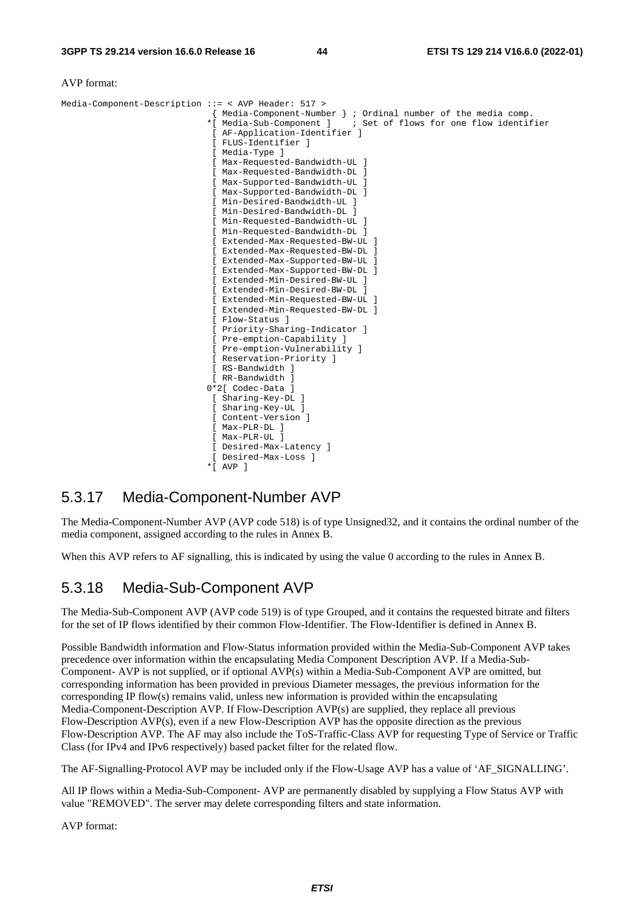AVP format:

```
Media-Component-Description ::= < AVP Header: 517 >
                              { Media-Component-Number } ; Ordinal number of the media comp.
                             *[ Media-Sub-Component ]    ; Set of flows for one flow identifier
                              [ AF-Application-Identifier ]
                              [ FLUS-Identifier ]
                              [ Media-Type ]
                              [ Max-Requested-Bandwidth-UL ]
                              [ Max-Requested-Bandwidth-DL ]
                              [ Max-Supported-Bandwidth-UL ]
                              [ Max-Supported-Bandwidth-DL ]
                              [ Min-Desired-Bandwidth-UL ]
                              [ Min-Desired-Bandwidth-DL ]
                              [ Min-Requested-Bandwidth-UL ]
                              [ Min-Requested-Bandwidth-DL ]
                              [ Extended-Max-Requested-BW-UL ]
                              [ Extended-Max-Requested-BW-DL ]
                              [ Extended-Max-Supported-BW-UL ]
                              [ Extended-Max-Supported-BW-DL ]
                              [ Extended-Min-Desired-BW-UL ]
                              [ Extended-Min-Desired-BW-DL ]
                              [ Extended-Min-Requested-BW-UL ]
                              [ Extended-Min-Requested-BW-DL ]
                              [ Flow-Status ]
                              [ Priority-Sharing-Indicator ]
                              [ Pre-emption-Capability ]
                              [ Pre-emption-Vulnerability ]
                              [ Reservation-Priority ]
                              [ RS-Bandwidth ]
                              [ RR-Bandwidth ]
                             0*2[ Codec-Data ]
                              [ Sharing-Key-DL ]
                              [ Sharing-Key-UL ]
                              [ Content-Version ]
                              [ Max-PLR-DL ]
                              [ Max-PLR-UL ]
                              [ Desired-Max-Latency ]
                              [ Desired-Max-Loss ]
                             *[ AVP ]
```

### 5.3.17 Media-Component-Number AVP

The Media-Component-Number AVP (AVP code 518) is of type Unsigned32, and it contains the ordinal number of the media component, assigned according to the rules in Annex B.

When this AVP refers to AF signalling, this is indicated by using the value 0 according to the rules in Annex B.

### 5.3.18 Media-Sub-Component AVP

The Media-Sub-Component AVP (AVP code 519) is of type Grouped, and it contains the requested bitrate and filters for the set of IP flows identified by their common Flow-Identifier. The Flow-Identifier is defined in Annex B.

Possible Bandwidth information and Flow-Status information provided within the Media-Sub-Component AVP takes precedence over information within the encapsulating Media Component Description AVP. If a Media-Sub-Component- AVP is not supplied, or if optional AVP(s) within a Media-Sub-Component AVP are omitted, but corresponding information has been provided in previous Diameter messages, the previous information for the corresponding IP flow(s) remains valid, unless new information is provided within the encapsulating Media-Component-Description AVP. If Flow-Description AVP(s) are supplied, they replace all previous Flow-Description AVP(s), even if a new Flow-Description AVP has the opposite direction as the previous Flow-Description AVP. The AF may also include the ToS-Traffic-Class AVP for requesting Type of Service or Traffic Class (for IPv4 and IPv6 respectively) based packet filter for the related flow.

The AF-Signalling-Protocol AVP may be included only if the Flow-Usage AVP has a value of 'AF_SIGNALLING'.

All IP flows within a Media-Sub-Component- AVP are permanently disabled by supplying a Flow Status AVP with value "REMOVED". The server may delete corresponding filters and state information.

AVP format: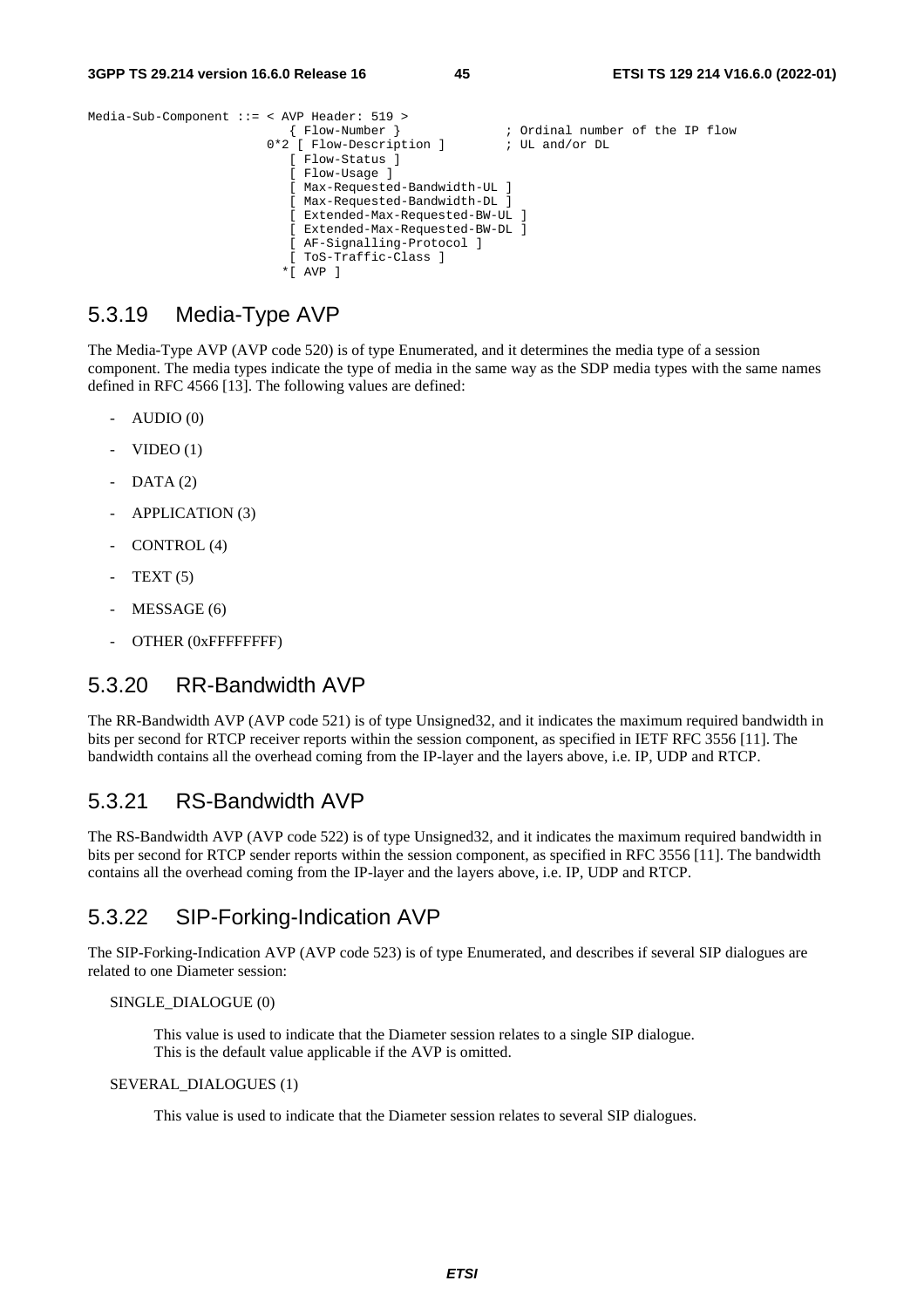```
Media-Sub-Component ::= < AVP Header: 519 >
                           { Flow-Number }              ; Ordinal number of the IP flow
                        0*2 [ Flow-Description ]        ; UL and/or DL
                           [ Flow-Status ]
                           [ Flow-Usage ]
                           [ Max-Requested-Bandwidth-UL ]
                           [ Max-Requested-Bandwidth-DL ]
                           [ Extended-Max-Requested-BW-UL ]
                           [ Extended-Max-Requested-BW-DL ]
                           [ AF-Signalling-Protocol ]
                           [ ToS-Traffic-Class ]
                          *[ AVP ]
```

## 5.3.19 Media-Type AVP

The Media-Type AVP (AVP code 520) is of type Enumerated, and it determines the media type of a session component. The media types indicate the type of media in the same way as the SDP media types with the same names defined in RFC 4566 [13]. The following values are defined:

- AUDIO (0)
- VIDEO (1)
- DATA (2)
- APPLICATION (3)
- CONTROL (4)
- TEXT (5)
- MESSAGE (6)
- OTHER (0xFFFFFFFF)

## 5.3.20 RR-Bandwidth AVP

The RR-Bandwidth AVP (AVP code 521) is of type Unsigned32, and it indicates the maximum required bandwidth in bits per second for RTCP receiver reports within the session component, as specified in IETF RFC 3556 [11]. The bandwidth contains all the overhead coming from the IP-layer and the layers above, i.e. IP, UDP and RTCP.

## 5.3.21 RS-Bandwidth AVP

The RS-Bandwidth AVP (AVP code 522) is of type Unsigned32, and it indicates the maximum required bandwidth in bits per second for RTCP sender reports within the session component, as specified in RFC 3556 [11]. The bandwidth contains all the overhead coming from the IP-layer and the layers above, i.e. IP, UDP and RTCP.

## 5.3.22 SIP-Forking-Indication AVP

The SIP-Forking-Indication AVP (AVP code 523) is of type Enumerated, and describes if several SIP dialogues are related to one Diameter session:

SINGLE_DIALOGUE (0)

This value is used to indicate that the Diameter session relates to a single SIP dialogue. This is the default value applicable if the AVP is omitted.

SEVERAL_DIALOGUES (1)

This value is used to indicate that the Diameter session relates to several SIP dialogues.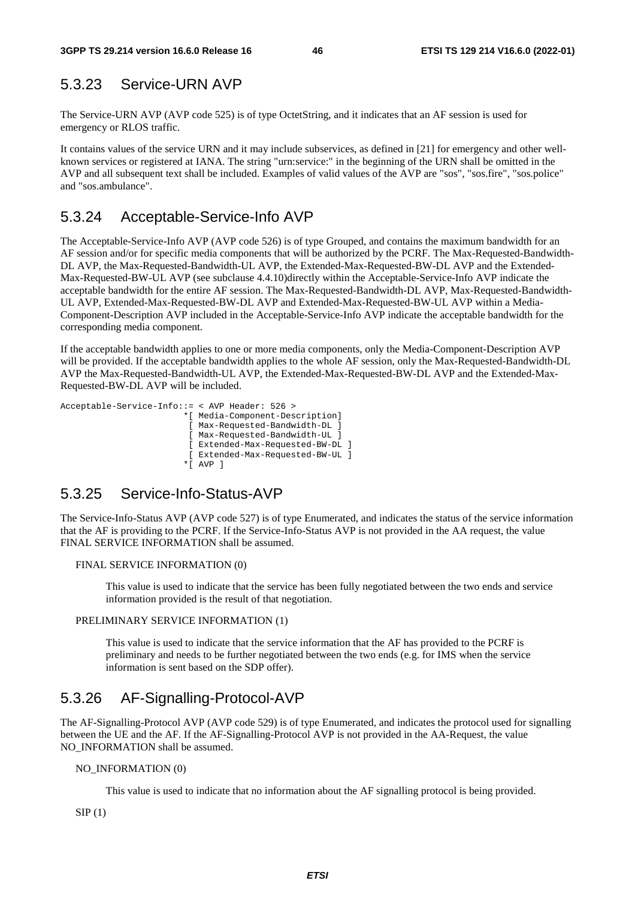## 5.3.23 Service-URN AVP

The Service-URN AVP (AVP code 525) is of type OctetString, and it indicates that an AF session is used for emergency or RLOS traffic.

It contains values of the service URN and it may include subservices, as defined in [21] for emergency and other well-known services or registered at IANA. The string "urn:service:" in the beginning of the URN shall be omitted in the AVP and all subsequent text shall be included. Examples of valid values of the AVP are "sos", "sos.fire", "sos.police" and "sos.ambulance".

## 5.3.24 Acceptable-Service-Info AVP

The Acceptable-Service-Info AVP (AVP code 526) is of type Grouped, and contains the maximum bandwidth for an AF session and/or for specific media components that will be authorized by the PCRF. The Max-Requested-Bandwidth-DL AVP, the Max-Requested-Bandwidth-UL AVP, the Extended-Max-Requested-BW-DL AVP and the Extended-Max-Requested-BW-UL AVP (see subclause 4.4.10)directly within the Acceptable-Service-Info AVP indicate the acceptable bandwidth for the entire AF session. The Max-Requested-Bandwidth-DL AVP, Max-Requested-Bandwidth-UL AVP, Extended-Max-Requested-BW-DL AVP and Extended-Max-Requested-BW-UL AVP within a Media-Component-Description AVP included in the Acceptable-Service-Info AVP indicate the acceptable bandwidth for the corresponding media component.

If the acceptable bandwidth applies to one or more media components, only the Media-Component-Description AVP will be provided. If the acceptable bandwidth applies to the whole AF session, only the Max-Requested-Bandwidth-DL AVP the Max-Requested-Bandwidth-UL AVP, the Extended-Max-Requested-BW-DL AVP and the Extended-Max-Requested-BW-DL AVP will be included.

```
Acceptable-Service-Info::= < AVP Header: 526 >
                          *[ Media-Component-Description]
                           [ Max-Requested-Bandwidth-DL ]
                           [ Max-Requested-Bandwidth-UL ]
                           [ Extended-Max-Requested-BW-DL ]
                           [ Extended-Max-Requested-BW-UL ]
                          *[ AVP ]
```

## 5.3.25 Service-Info-Status-AVP

The Service-Info-Status AVP (AVP code 527) is of type Enumerated, and indicates the status of the service information that the AF is providing to the PCRF. If the Service-Info-Status AVP is not provided in the AA request, the value FINAL SERVICE INFORMATION shall be assumed.

FINAL SERVICE INFORMATION (0)

> This value is used to indicate that the service has been fully negotiated between the two ends and service information provided is the result of that negotiation.

PRELIMINARY SERVICE INFORMATION (1)

> This value is used to indicate that the service information that the AF has provided to the PCRF is preliminary and needs to be further negotiated between the two ends (e.g. for IMS when the service information is sent based on the SDP offer).

## 5.3.26 AF-Signalling-Protocol-AVP

The AF-Signalling-Protocol AVP (AVP code 529) is of type Enumerated, and indicates the protocol used for signalling between the UE and the AF. If the AF-Signalling-Protocol AVP is not provided in the AA-Request, the value NO_INFORMATION shall be assumed.

NO_INFORMATION (0)

> This value is used to indicate that no information about the AF signalling protocol is being provided.

SIP (1)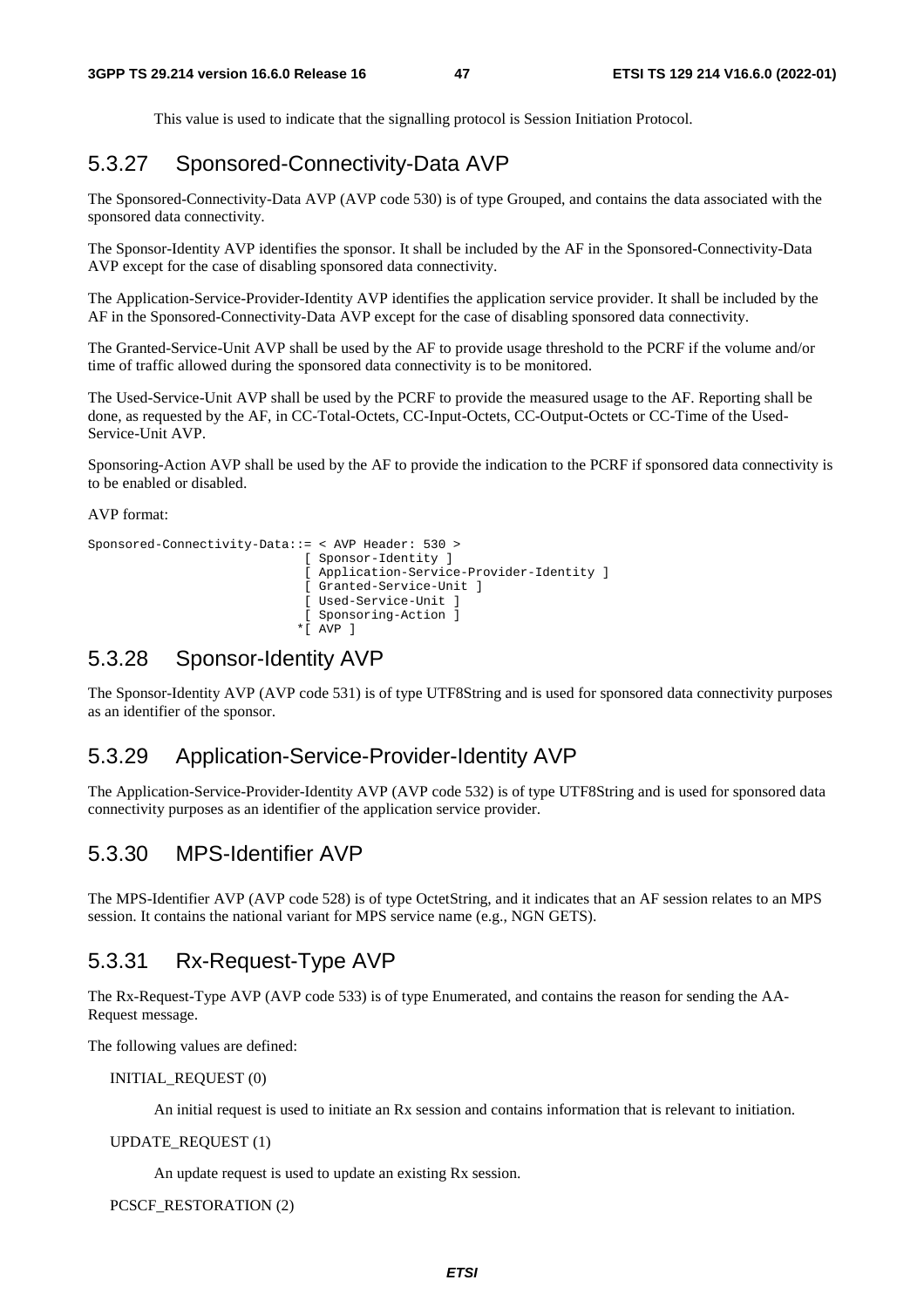This value is used to indicate that the signalling protocol is Session Initiation Protocol.

### 5.3.27 Sponsored-Connectivity-Data AVP

The Sponsored-Connectivity-Data AVP (AVP code 530) is of type Grouped, and contains the data associated with the sponsored data connectivity.

The Sponsor-Identity AVP identifies the sponsor. It shall be included by the AF in the Sponsored-Connectivity-Data AVP except for the case of disabling sponsored data connectivity.

The Application-Service-Provider-Identity AVP identifies the application service provider. It shall be included by the AF in the Sponsored-Connectivity-Data AVP except for the case of disabling sponsored data connectivity.

The Granted-Service-Unit AVP shall be used by the AF to provide usage threshold to the PCRF if the volume and/or time of traffic allowed during the sponsored data connectivity is to be monitored.

The Used-Service-Unit AVP shall be used by the PCRF to provide the measured usage to the AF. Reporting shall be done, as requested by the AF, in CC-Total-Octets, CC-Input-Octets, CC-Output-Octets or CC-Time of the Used-Service-Unit AVP.

Sponsoring-Action AVP shall be used by the AF to provide the indication to the PCRF if sponsored data connectivity is to be enabled or disabled.

AVP format:

```
Sponsored-Connectivity-Data::= < AVP Header: 530 >
                               [ Sponsor-Identity ]
                               [ Application-Service-Provider-Identity ]
                               [ Granted-Service-Unit ]
                               [ Used-Service-Unit ]
                               [ Sponsoring-Action ]
                              *[ AVP ]
```

### 5.3.28 Sponsor-Identity AVP

The Sponsor-Identity AVP (AVP code 531) is of type UTF8String and is used for sponsored data connectivity purposes as an identifier of the sponsor.

### 5.3.29 Application-Service-Provider-Identity AVP

The Application-Service-Provider-Identity AVP (AVP code 532) is of type UTF8String and is used for sponsored data connectivity purposes as an identifier of the application service provider.

### 5.3.30 MPS-Identifier AVP

The MPS-Identifier AVP (AVP code 528) is of type OctetString, and it indicates that an AF session relates to an MPS session. It contains the national variant for MPS service name (e.g., NGN GETS).

### 5.3.31 Rx-Request-Type AVP

The Rx-Request-Type AVP (AVP code 533) is of type Enumerated, and contains the reason for sending the AA-Request message.

The following values are defined:

INITIAL_REQUEST (0)

An initial request is used to initiate an Rx session and contains information that is relevant to initiation.

UPDATE_REQUEST (1)

An update request is used to update an existing Rx session.

PCSCF_RESTORATION (2)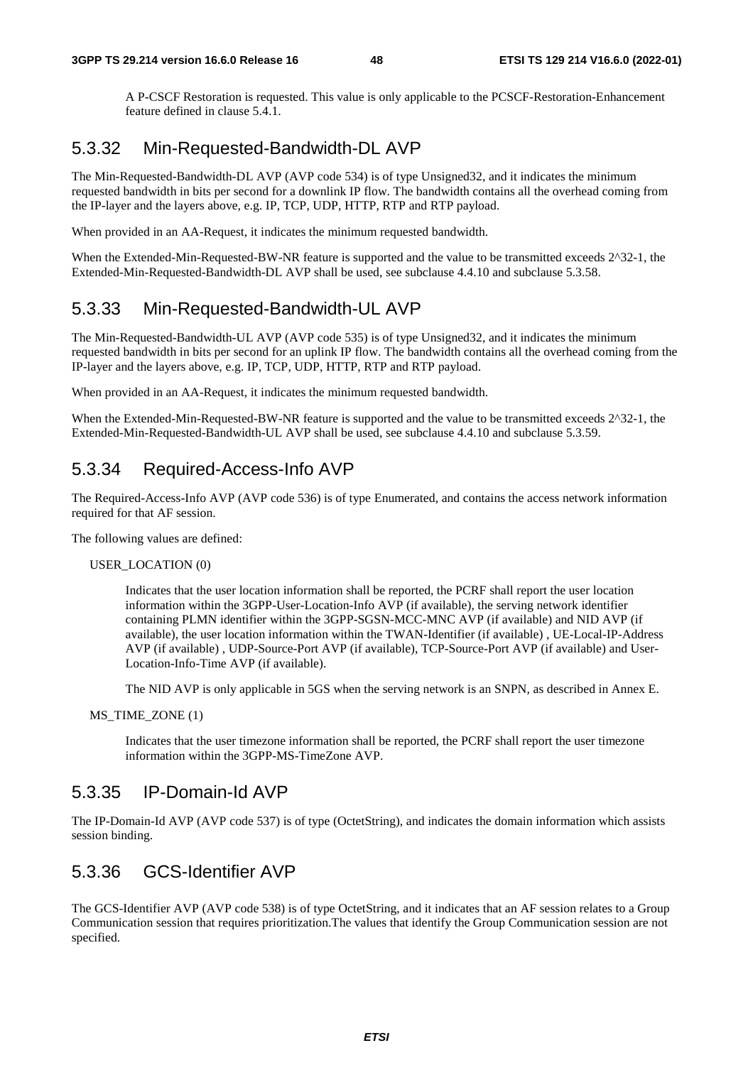A P-CSCF Restoration is requested. This value is only applicable to the PCSCF-Restoration-Enhancement feature defined in clause 5.4.1.

### 5.3.32 Min-Requested-Bandwidth-DL AVP

The Min-Requested-Bandwidth-DL AVP (AVP code 534) is of type Unsigned32, and it indicates the minimum requested bandwidth in bits per second for a downlink IP flow. The bandwidth contains all the overhead coming from the IP-layer and the layers above, e.g. IP, TCP, UDP, HTTP, RTP and RTP payload.

When provided in an AA-Request, it indicates the minimum requested bandwidth.

When the Extended-Min-Requested-BW-NR feature is supported and the value to be transmitted exceeds 2^32-1, the Extended-Min-Requested-Bandwidth-DL AVP shall be used, see subclause 4.4.10 and subclause 5.3.58.

### 5.3.33 Min-Requested-Bandwidth-UL AVP

The Min-Requested-Bandwidth-UL AVP (AVP code 535) is of type Unsigned32, and it indicates the minimum requested bandwidth in bits per second for an uplink IP flow. The bandwidth contains all the overhead coming from the IP-layer and the layers above, e.g. IP, TCP, UDP, HTTP, RTP and RTP payload.

When provided in an AA-Request, it indicates the minimum requested bandwidth.

When the Extended-Min-Requested-BW-NR feature is supported and the value to be transmitted exceeds 2^32-1, the Extended-Min-Requested-Bandwidth-UL AVP shall be used, see subclause 4.4.10 and subclause 5.3.59.

### 5.3.34 Required-Access-Info AVP

The Required-Access-Info AVP (AVP code 536) is of type Enumerated, and contains the access network information required for that AF session.

The following values are defined:

USER_LOCATION (0)

> Indicates that the user location information shall be reported, the PCRF shall report the user location information within the 3GPP-User-Location-Info AVP (if available), the serving network identifier containing PLMN identifier within the 3GPP-SGSN-MCC-MNC AVP (if available) and NID AVP (if available), the user location information within the TWAN-Identifier (if available) , UE-Local-IP-Address AVP (if available) , UDP-Source-Port AVP (if available), TCP-Source-Port AVP (if available) and User-Location-Info-Time AVP (if available).
>
> The NID AVP is only applicable in 5GS when the serving network is an SNPN, as described in Annex E.

MS_TIME_ZONE (1)

> Indicates that the user timezone information shall be reported, the PCRF shall report the user timezone information within the 3GPP-MS-TimeZone AVP.

### 5.3.35 IP-Domain-Id AVP

The IP-Domain-Id AVP (AVP code 537) is of type (OctetString), and indicates the domain information which assists session binding.

### 5.3.36 GCS-Identifier AVP

The GCS-Identifier AVP (AVP code 538) is of type OctetString, and it indicates that an AF session relates to a Group Communication session that requires prioritization.The values that identify the Group Communication session are not specified.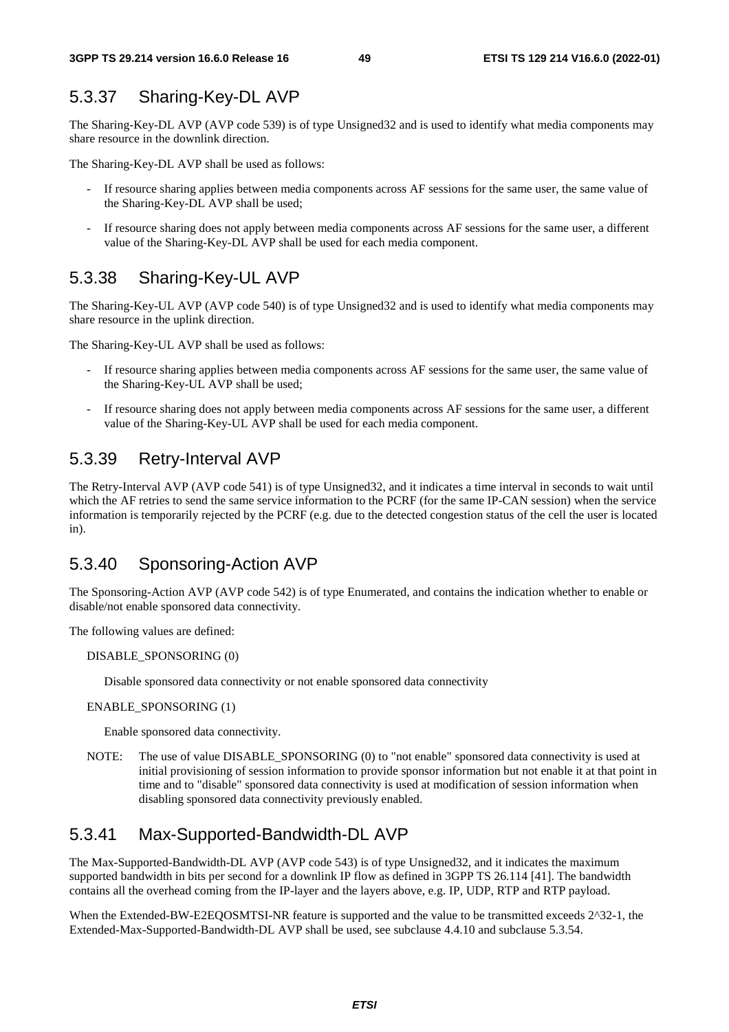## 5.3.37 Sharing-Key-DL AVP

The Sharing-Key-DL AVP (AVP code 539) is of type Unsigned32 and is used to identify what media components may share resource in the downlink direction.

The Sharing-Key-DL AVP shall be used as follows:

- If resource sharing applies between media components across AF sessions for the same user, the same value of the Sharing-Key-DL AVP shall be used;
- If resource sharing does not apply between media components across AF sessions for the same user, a different value of the Sharing-Key-DL AVP shall be used for each media component.

## 5.3.38 Sharing-Key-UL AVP

The Sharing-Key-UL AVP (AVP code 540) is of type Unsigned32 and is used to identify what media components may share resource in the uplink direction.

The Sharing-Key-UL AVP shall be used as follows:

- If resource sharing applies between media components across AF sessions for the same user, the same value of the Sharing-Key-UL AVP shall be used;
- If resource sharing does not apply between media components across AF sessions for the same user, a different value of the Sharing-Key-UL AVP shall be used for each media component.

## 5.3.39 Retry-Interval AVP

The Retry-Interval AVP (AVP code 541) is of type Unsigned32, and it indicates a time interval in seconds to wait until which the AF retries to send the same service information to the PCRF (for the same IP-CAN session) when the service information is temporarily rejected by the PCRF (e.g. due to the detected congestion status of the cell the user is located in).

## 5.3.40 Sponsoring-Action AVP

The Sponsoring-Action AVP (AVP code 542) is of type Enumerated, and contains the indication whether to enable or disable/not enable sponsored data connectivity.

The following values are defined:

DISABLE_SPONSORING (0)

Disable sponsored data connectivity or not enable sponsored data connectivity

ENABLE_SPONSORING (1)

Enable sponsored data connectivity.

NOTE: The use of value DISABLE_SPONSORING (0) to "not enable" sponsored data connectivity is used at initial provisioning of session information to provide sponsor information but not enable it at that point in time and to "disable" sponsored data connectivity is used at modification of session information when disabling sponsored data connectivity previously enabled.

## 5.3.41 Max-Supported-Bandwidth-DL AVP

The Max-Supported-Bandwidth-DL AVP (AVP code 543) is of type Unsigned32, and it indicates the maximum supported bandwidth in bits per second for a downlink IP flow as defined in 3GPP TS 26.114 [41]. The bandwidth contains all the overhead coming from the IP-layer and the layers above, e.g. IP, UDP, RTP and RTP payload.

When the Extended-BW-E2EQOSMTSI-NR feature is supported and the value to be transmitted exceeds 2^32-1, the Extended-Max-Supported-Bandwidth-DL AVP shall be used, see subclause 4.4.10 and subclause 5.3.54.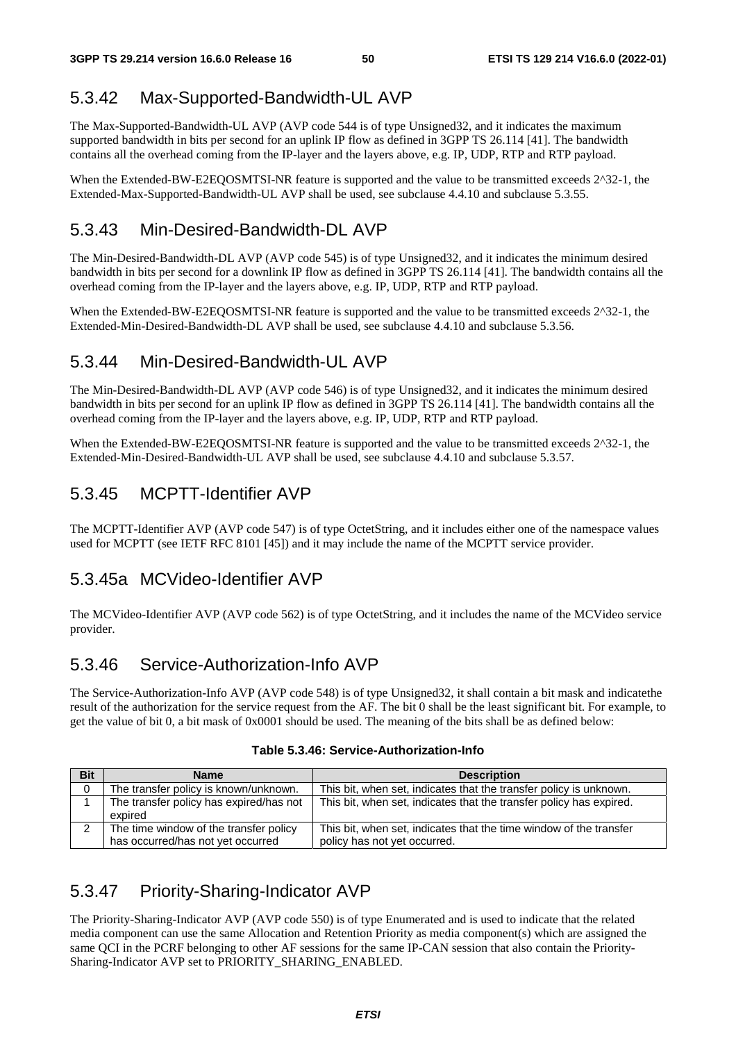### 5.3.42 Max-Supported-Bandwidth-UL AVP

The Max-Supported-Bandwidth-UL AVP (AVP code 544 is of type Unsigned32, and it indicates the maximum supported bandwidth in bits per second for an uplink IP flow as defined in 3GPP TS 26.114 [41]. The bandwidth contains all the overhead coming from the IP-layer and the layers above, e.g. IP, UDP, RTP and RTP payload.

When the Extended-BW-E2EQOSMTSI-NR feature is supported and the value to be transmitted exceeds 2^32-1, the Extended-Max-Supported-Bandwidth-UL AVP shall be used, see subclause 4.4.10 and subclause 5.3.55.

### 5.3.43 Min-Desired-Bandwidth-DL AVP

The Min-Desired-Bandwidth-DL AVP (AVP code 545) is of type Unsigned32, and it indicates the minimum desired bandwidth in bits per second for a downlink IP flow as defined in 3GPP TS 26.114 [41]. The bandwidth contains all the overhead coming from the IP-layer and the layers above, e.g. IP, UDP, RTP and RTP payload.

When the Extended-BW-E2EQOSMTSI-NR feature is supported and the value to be transmitted exceeds 2^32-1, the Extended-Min-Desired-Bandwidth-DL AVP shall be used, see subclause 4.4.10 and subclause 5.3.56.

### 5.3.44 Min-Desired-Bandwidth-UL AVP

The Min-Desired-Bandwidth-DL AVP (AVP code 546) is of type Unsigned32, and it indicates the minimum desired bandwidth in bits per second for an uplink IP flow as defined in 3GPP TS 26.114 [41]. The bandwidth contains all the overhead coming from the IP-layer and the layers above, e.g. IP, UDP, RTP and RTP payload.

When the Extended-BW-E2EQOSMTSI-NR feature is supported and the value to be transmitted exceeds 2^32-1, the Extended-Min-Desired-Bandwidth-UL AVP shall be used, see subclause 4.4.10 and subclause 5.3.57.

### 5.3.45 MCPTT-Identifier AVP

The MCPTT-Identifier AVP (AVP code 547) is of type OctetString, and it includes either one of the namespace values used for MCPTT (see IETF RFC 8101 [45]) and it may include the name of the MCPTT service provider.

### 5.3.45a MCVideo-Identifier AVP

The MCVideo-Identifier AVP (AVP code 562) is of type OctetString, and it includes the name of the MCVideo service provider.

### 5.3.46 Service-Authorization-Info AVP

The Service-Authorization-Info AVP (AVP code 548) is of type Unsigned32, it shall contain a bit mask and indicatethe result of the authorization for the service request from the AF. The bit 0 shall be the least significant bit. For example, to get the value of bit 0, a bit mask of 0x0001 should be used. The meaning of the bits shall be as defined below:

**Table 5.3.46: Service-Authorization-Info**

| Bit | Name | Description |
|---|---|---|
| 0 | The transfer policy is known/unknown. | This bit, when set, indicates that the transfer policy is unknown. |
| 1 | The transfer policy has expired/has not expired | This bit, when set, indicates that the transfer policy has expired. |
| 2 | The time window of the transfer policy has occurred/has not yet occurred | This bit, when set, indicates that the time window of the transfer policy has not yet occurred. |

### 5.3.47 Priority-Sharing-Indicator AVP

The Priority-Sharing-Indicator AVP (AVP code 550) is of type Enumerated and is used to indicate that the related media component can use the same Allocation and Retention Priority as media component(s) which are assigned the same QCI in the PCRF belonging to other AF sessions for the same IP-CAN session that also contain the Priority-Sharing-Indicator AVP set to PRIORITY_SHARING_ENABLED.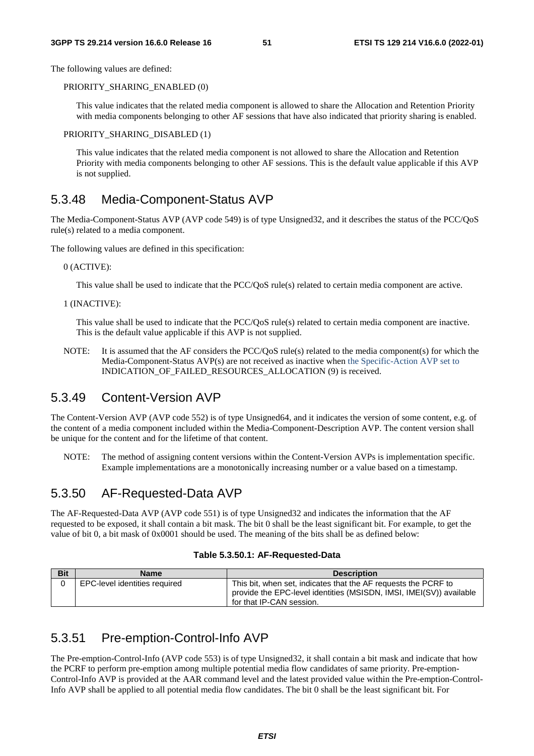The following values are defined:

PRIORITY_SHARING_ENABLED (0)

This value indicates that the related media component is allowed to share the Allocation and Retention Priority with media components belonging to other AF sessions that have also indicated that priority sharing is enabled.

PRIORITY_SHARING_DISABLED (1)

This value indicates that the related media component is not allowed to share the Allocation and Retention Priority with media components belonging to other AF sessions. This is the default value applicable if this AVP is not supplied.

## 5.3.48 Media-Component-Status AVP

The Media-Component-Status AVP (AVP code 549) is of type Unsigned32, and it describes the status of the PCC/QoS rule(s) related to a media component.

The following values are defined in this specification:

0 (ACTIVE):

This value shall be used to indicate that the PCC/QoS rule(s) related to certain media component are active.

1 (INACTIVE):

This value shall be used to indicate that the PCC/QoS rule(s) related to certain media component are inactive. This is the default value applicable if this AVP is not supplied.

NOTE: It is assumed that the AF considers the PCC/QoS rule(s) related to the media component(s) for which the Media-Component-Status AVP(s) are not received as inactive when the Specific-Action AVP set to INDICATION_OF_FAILED_RESOURCES_ALLOCATION (9) is received.

## 5.3.49 Content-Version AVP

The Content-Version AVP (AVP code 552) is of type Unsigned64, and it indicates the version of some content, e.g. of the content of a media component included within the Media-Component-Description AVP. The content version shall be unique for the content and for the lifetime of that content.

NOTE: The method of assigning content versions within the Content-Version AVPs is implementation specific. Example implementations are a monotonically increasing number or a value based on a timestamp.

## 5.3.50 AF-Requested-Data AVP

The AF-Requested-Data AVP (AVP code 551) is of type Unsigned32 and indicates the information that the AF requested to be exposed, it shall contain a bit mask. The bit 0 shall be the least significant bit. For example, to get the value of bit 0, a bit mask of 0x0001 should be used. The meaning of the bits shall be as defined below:

**Table 5.3.50.1: AF-Requested-Data**

| Bit | Name | Description |
|---|---|---|
| 0 | EPC-level identities required | This bit, when set, indicates that the AF requests the PCRF to provide the EPC-level identities (MSISDN, IMSI, IMEI(SV)) available for that IP-CAN session. |

## 5.3.51 Pre-emption-Control-Info AVP

The Pre-emption-Control-Info (AVP code 553) is of type Unsigned32, it shall contain a bit mask and indicate that how the PCRF to perform pre-emption among multiple potential media flow candidates of same priority. Pre-emption-Control-Info AVP is provided at the AAR command level and the latest provided value within the Pre-emption-Control-Info AVP shall be applied to all potential media flow candidates. The bit 0 shall be the least significant bit. For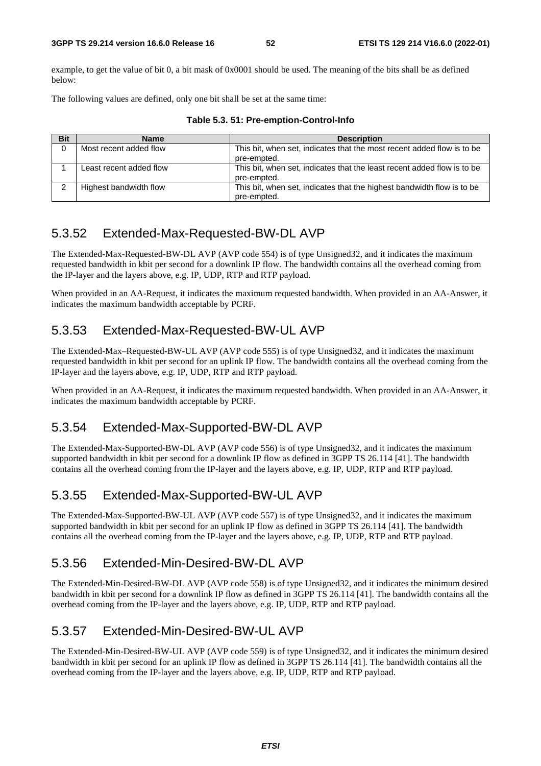example, to get the value of bit 0, a bit mask of 0x0001 should be used. The meaning of the bits shall be as defined below:

The following values are defined, only one bit shall be set at the same time:

**Table 5.3. 51: Pre-emption-Control-Info**

| Bit | Name | Description |
|---|---|---|
| 0 | Most recent added flow | This bit, when set, indicates that the most recent added flow is to be pre-empted. |
| 1 | Least recent added flow | This bit, when set, indicates that the least recent added flow is to be pre-empted. |
| 2 | Highest bandwidth flow | This bit, when set, indicates that the highest bandwidth flow is to be pre-empted. |

### 5.3.52 Extended-Max-Requested-BW-DL AVP

The Extended-Max-Requested-BW-DL AVP (AVP code 554) is of type Unsigned32, and it indicates the maximum requested bandwidth in kbit per second for a downlink IP flow. The bandwidth contains all the overhead coming from the IP-layer and the layers above, e.g. IP, UDP, RTP and RTP payload.

When provided in an AA-Request, it indicates the maximum requested bandwidth. When provided in an AA-Answer, it indicates the maximum bandwidth acceptable by PCRF.

### 5.3.53 Extended-Max-Requested-BW-UL AVP

The Extended-Max–Requested-BW-UL AVP (AVP code 555) is of type Unsigned32, and it indicates the maximum requested bandwidth in kbit per second for an uplink IP flow. The bandwidth contains all the overhead coming from the IP-layer and the layers above, e.g. IP, UDP, RTP and RTP payload.

When provided in an AA-Request, it indicates the maximum requested bandwidth. When provided in an AA-Answer, it indicates the maximum bandwidth acceptable by PCRF.

### 5.3.54 Extended-Max-Supported-BW-DL AVP

The Extended-Max-Supported-BW-DL AVP (AVP code 556) is of type Unsigned32, and it indicates the maximum supported bandwidth in kbit per second for a downlink IP flow as defined in 3GPP TS 26.114 [41]. The bandwidth contains all the overhead coming from the IP-layer and the layers above, e.g. IP, UDP, RTP and RTP payload.

### 5.3.55 Extended-Max-Supported-BW-UL AVP

The Extended-Max-Supported-BW-UL AVP (AVP code 557) is of type Unsigned32, and it indicates the maximum supported bandwidth in kbit per second for an uplink IP flow as defined in 3GPP TS 26.114 [41]. The bandwidth contains all the overhead coming from the IP-layer and the layers above, e.g. IP, UDP, RTP and RTP payload.

### 5.3.56 Extended-Min-Desired-BW-DL AVP

The Extended-Min-Desired-BW-DL AVP (AVP code 558) is of type Unsigned32, and it indicates the minimum desired bandwidth in kbit per second for a downlink IP flow as defined in 3GPP TS 26.114 [41]. The bandwidth contains all the overhead coming from the IP-layer and the layers above, e.g. IP, UDP, RTP and RTP payload.

### 5.3.57 Extended-Min-Desired-BW-UL AVP

The Extended-Min-Desired-BW-UL AVP (AVP code 559) is of type Unsigned32, and it indicates the minimum desired bandwidth in kbit per second for an uplink IP flow as defined in 3GPP TS 26.114 [41]. The bandwidth contains all the overhead coming from the IP-layer and the layers above, e.g. IP, UDP, RTP and RTP payload.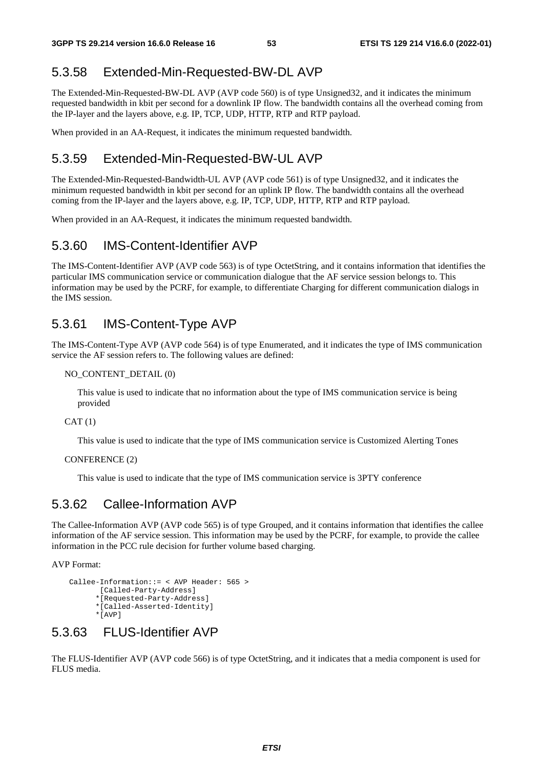### 5.3.58 Extended-Min-Requested-BW-DL AVP

The Extended-Min-Requested-BW-DL AVP (AVP code 560) is of type Unsigned32, and it indicates the minimum requested bandwidth in kbit per second for a downlink IP flow. The bandwidth contains all the overhead coming from the IP-layer and the layers above, e.g. IP, TCP, UDP, HTTP, RTP and RTP payload.

When provided in an AA-Request, it indicates the minimum requested bandwidth.

### 5.3.59 Extended-Min-Requested-BW-UL AVP

The Extended-Min-Requested-Bandwidth-UL AVP (AVP code 561) is of type Unsigned32, and it indicates the minimum requested bandwidth in kbit per second for an uplink IP flow. The bandwidth contains all the overhead coming from the IP-layer and the layers above, e.g. IP, TCP, UDP, HTTP, RTP and RTP payload.

When provided in an AA-Request, it indicates the minimum requested bandwidth.

### 5.3.60 IMS-Content-Identifier AVP

The IMS-Content-Identifier AVP (AVP code 563) is of type OctetString, and it contains information that identifies the particular IMS communication service or communication dialogue that the AF service session belongs to. This information may be used by the PCRF, for example, to differentiate Charging for different communication dialogs in the IMS session.

### 5.3.61 IMS-Content-Type AVP

The IMS-Content-Type AVP (AVP code 564) is of type Enumerated, and it indicates the type of IMS communication service the AF session refers to. The following values are defined:

NO_CONTENT_DETAIL (0)

This value is used to indicate that no information about the type of IMS communication service is being provided

CAT (1)

This value is used to indicate that the type of IMS communication service is Customized Alerting Tones

CONFERENCE (2)

This value is used to indicate that the type of IMS communication service is 3PTY conference

### 5.3.62 Callee-Information AVP

The Callee-Information AVP (AVP code 565) is of type Grouped, and it contains information that identifies the callee information of the AF service session. This information may be used by the PCRF, for example, to provide the callee information in the PCC rule decision for further volume based charging.

AVP Format:

```
Callee-Information::= < AVP Header: 565 >
        [Called-Party-Address]
       *[Requested-Party-Address]
       *[Called-Asserted-Identity]
       *[AVP]
```

### 5.3.63 FLUS-Identifier AVP

The FLUS-Identifier AVP (AVP code 566) is of type OctetString, and it indicates that a media component is used for FLUS media.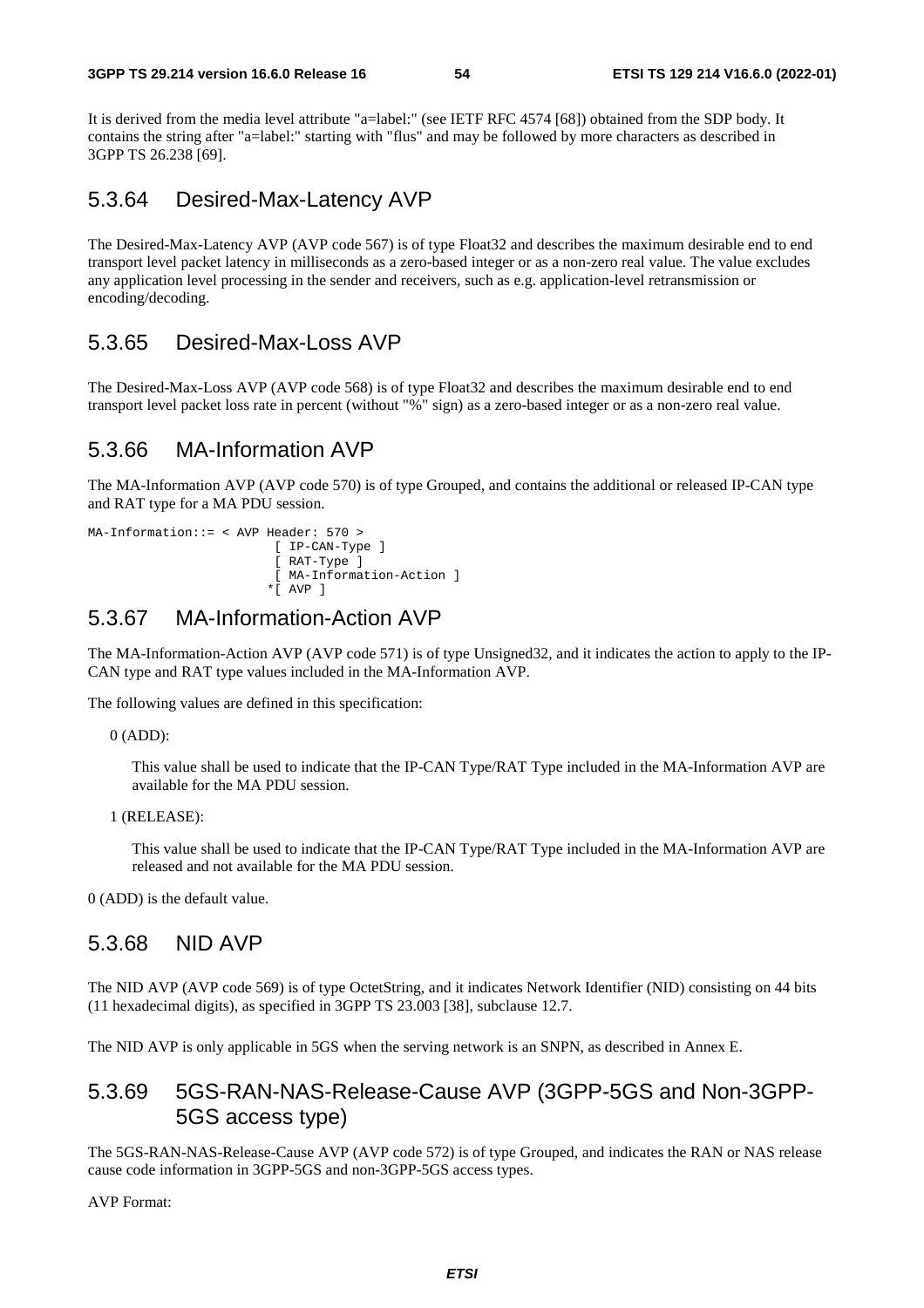It is derived from the media level attribute "a=label:" (see IETF RFC 4574 [68]) obtained from the SDP body. It contains the string after "a=label:" starting with "flus" and may be followed by more characters as described in 3GPP TS 26.238 [69].

### 5.3.64 Desired-Max-Latency AVP

The Desired-Max-Latency AVP (AVP code 567) is of type Float32 and describes the maximum desirable end to end transport level packet latency in milliseconds as a zero-based integer or as a non-zero real value. The value excludes any application level processing in the sender and receivers, such as e.g. application-level retransmission or encoding/decoding.

### 5.3.65 Desired-Max-Loss AVP

The Desired-Max-Loss AVP (AVP code 568) is of type Float32 and describes the maximum desirable end to end transport level packet loss rate in percent (without "%" sign) as a zero-based integer or as a non-zero real value.

### 5.3.66 MA-Information AVP

The MA-Information AVP (AVP code 570) is of type Grouped, and contains the additional or released IP-CAN type and RAT type for a MA PDU session.

```
MA-Information::= < AVP Header: 570 >
                        [ IP-CAN-Type ]
                        [ RAT-Type ]
                        [ MA-Information-Action ]
                       *[ AVP ]
```

### 5.3.67 MA-Information-Action AVP

The MA-Information-Action AVP (AVP code 571) is of type Unsigned32, and it indicates the action to apply to the IP-CAN type and RAT type values included in the MA-Information AVP.

The following values are defined in this specification:

0 (ADD):

This value shall be used to indicate that the IP-CAN Type/RAT Type included in the MA-Information AVP are available for the MA PDU session.

1 (RELEASE):

This value shall be used to indicate that the IP-CAN Type/RAT Type included in the MA-Information AVP are released and not available for the MA PDU session.

0 (ADD) is the default value.

### 5.3.68 NID AVP

The NID AVP (AVP code 569) is of type OctetString, and it indicates Network Identifier (NID) consisting on 44 bits (11 hexadecimal digits), as specified in 3GPP TS 23.003 [38], subclause 12.7.

The NID AVP is only applicable in 5GS when the serving network is an SNPN, as described in Annex E.

### 5.3.69 5GS-RAN-NAS-Release-Cause AVP (3GPP-5GS and Non-3GPP-5GS access type)

The 5GS-RAN-NAS-Release-Cause AVP (AVP code 572) is of type Grouped, and indicates the RAN or NAS release cause code information in 3GPP-5GS and non-3GPP-5GS access types.

AVP Format: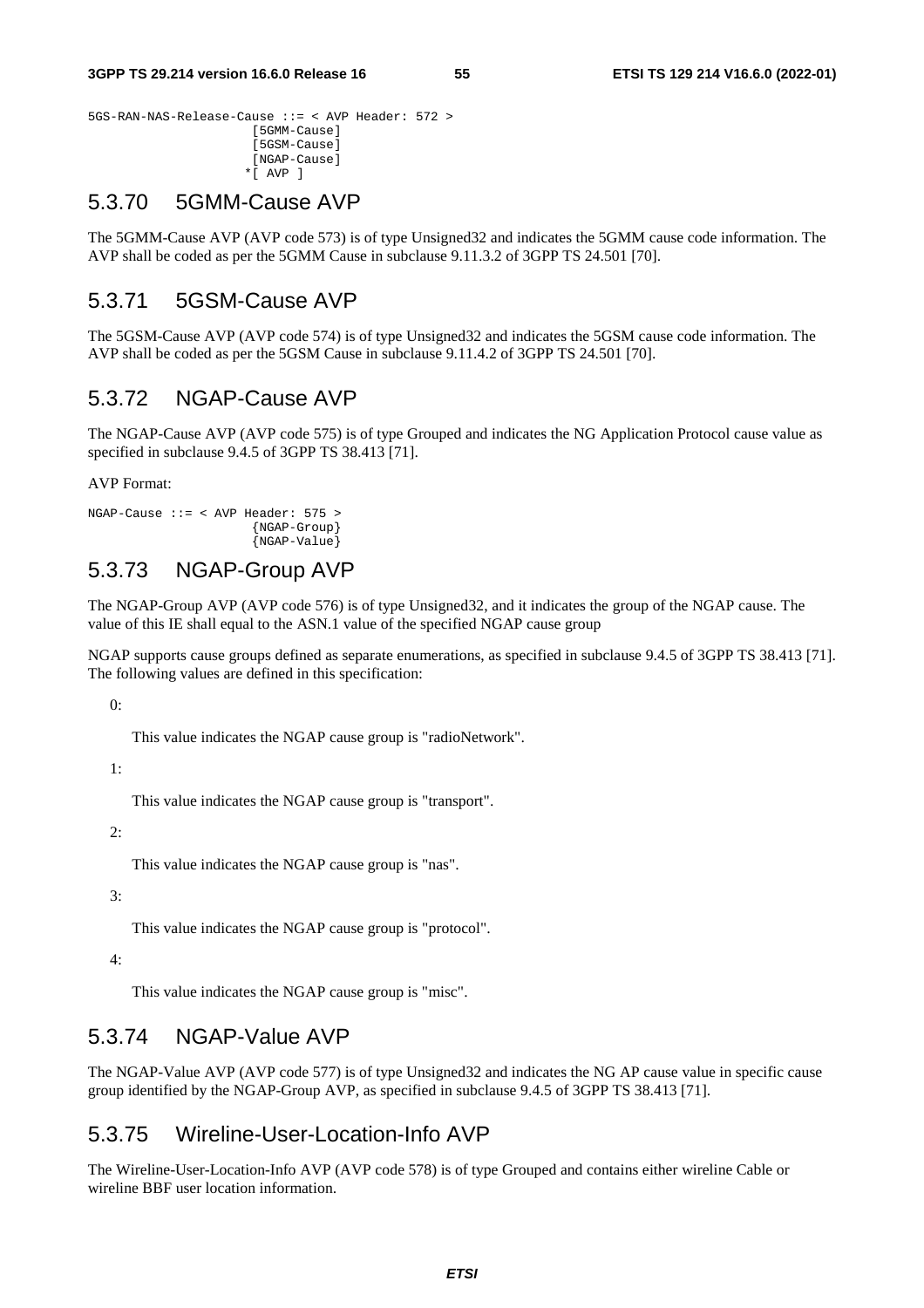```
5GS-RAN-NAS-Release-Cause ::= < AVP Header: 572 >
                      [5GMM-Cause]
                      [5GSM-Cause]
                      [NGAP-Cause]
                     *[ AVP ]
```

## 5.3.70 5GMM-Cause AVP

The 5GMM-Cause AVP (AVP code 573) is of type Unsigned32 and indicates the 5GMM cause code information. The AVP shall be coded as per the 5GMM Cause in subclause 9.11.3.2 of 3GPP TS 24.501 [70].

## 5.3.71 5GSM-Cause AVP

The 5GSM-Cause AVP (AVP code 574) is of type Unsigned32 and indicates the 5GSM cause code information. The AVP shall be coded as per the 5GSM Cause in subclause 9.11.4.2 of 3GPP TS 24.501 [70].

## 5.3.72 NGAP-Cause AVP

The NGAP-Cause AVP (AVP code 575) is of type Grouped and indicates the NG Application Protocol cause value as specified in subclause 9.4.5 of 3GPP TS 38.413 [71].

AVP Format:

```
NGAP-Cause ::= < AVP Header: 575 >
                      {NGAP-Group}
                      {NGAP-Value}
```

## 5.3.73 NGAP-Group AVP

The NGAP-Group AVP (AVP code 576) is of type Unsigned32, and it indicates the group of the NGAP cause. The value of this IE shall equal to the ASN.1 value of the specified NGAP cause group

NGAP supports cause groups defined as separate enumerations, as specified in subclause 9.4.5 of 3GPP TS 38.413 [71]. The following values are defined in this specification:

0:

This value indicates the NGAP cause group is "radioNetwork".

1:

This value indicates the NGAP cause group is "transport".

2:

This value indicates the NGAP cause group is "nas".

3:

This value indicates the NGAP cause group is "protocol".

4:

This value indicates the NGAP cause group is "misc".

## 5.3.74 NGAP-Value AVP

The NGAP-Value AVP (AVP code 577) is of type Unsigned32 and indicates the NG AP cause value in specific cause group identified by the NGAP-Group AVP, as specified in subclause 9.4.5 of 3GPP TS 38.413 [71].

## 5.3.75 Wireline-User-Location-Info AVP

The Wireline-User-Location-Info AVP (AVP code 578) is of type Grouped and contains either wireline Cable or wireline BBF user location information.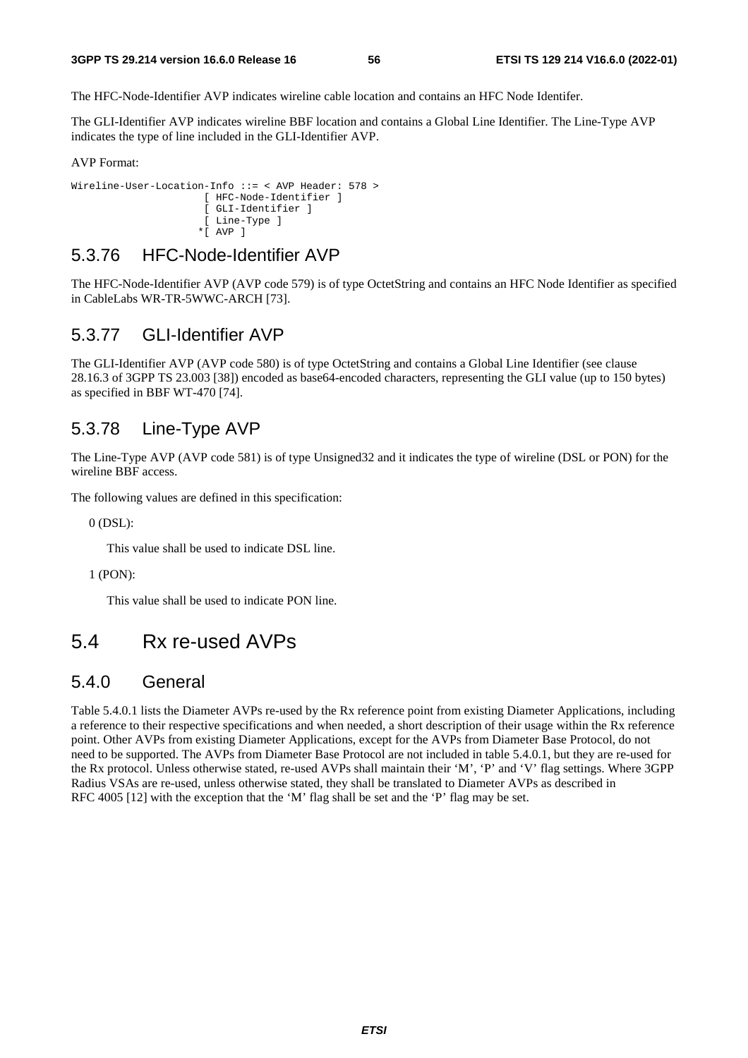The HFC-Node-Identifier AVP indicates wireline cable location and contains an HFC Node Identifer.

The GLI-Identifier AVP indicates wireline BBF location and contains a Global Line Identifier. The Line-Type AVP indicates the type of line included in the GLI-Identifier AVP.

AVP Format:

```
Wireline-User-Location-Info ::= < AVP Header: 578 >
                       [ HFC-Node-Identifier ]
                       [ GLI-Identifier ]
                       [ Line-Type ]
                      *[ AVP ]
```

### 5.3.76 HFC-Node-Identifier AVP

The HFC-Node-Identifier AVP (AVP code 579) is of type OctetString and contains an HFC Node Identifier as specified in CableLabs WR-TR-5WWC-ARCH [73].

### 5.3.77 GLI-Identifier AVP

The GLI-Identifier AVP (AVP code 580) is of type OctetString and contains a Global Line Identifier (see clause 28.16.3 of 3GPP TS 23.003 [38]) encoded as base64-encoded characters, representing the GLI value (up to 150 bytes) as specified in BBF WT-470 [74].

### 5.3.78 Line-Type AVP

The Line-Type AVP (AVP code 581) is of type Unsigned32 and it indicates the type of wireline (DSL or PON) for the wireline BBF access.

The following values are defined in this specification:

0 (DSL):

This value shall be used to indicate DSL line.

1 (PON):

This value shall be used to indicate PON line.

## 5.4 Rx re-used AVPs

### 5.4.0 General

Table 5.4.0.1 lists the Diameter AVPs re-used by the Rx reference point from existing Diameter Applications, including a reference to their respective specifications and when needed, a short description of their usage within the Rx reference point. Other AVPs from existing Diameter Applications, except for the AVPs from Diameter Base Protocol, do not need to be supported. The AVPs from Diameter Base Protocol are not included in table 5.4.0.1, but they are re-used for the Rx protocol. Unless otherwise stated, re-used AVPs shall maintain their 'M', 'P' and 'V' flag settings. Where 3GPP Radius VSAs are re-used, unless otherwise stated, they shall be translated to Diameter AVPs as described in RFC 4005 [12] with the exception that the 'M' flag shall be set and the 'P' flag may be set.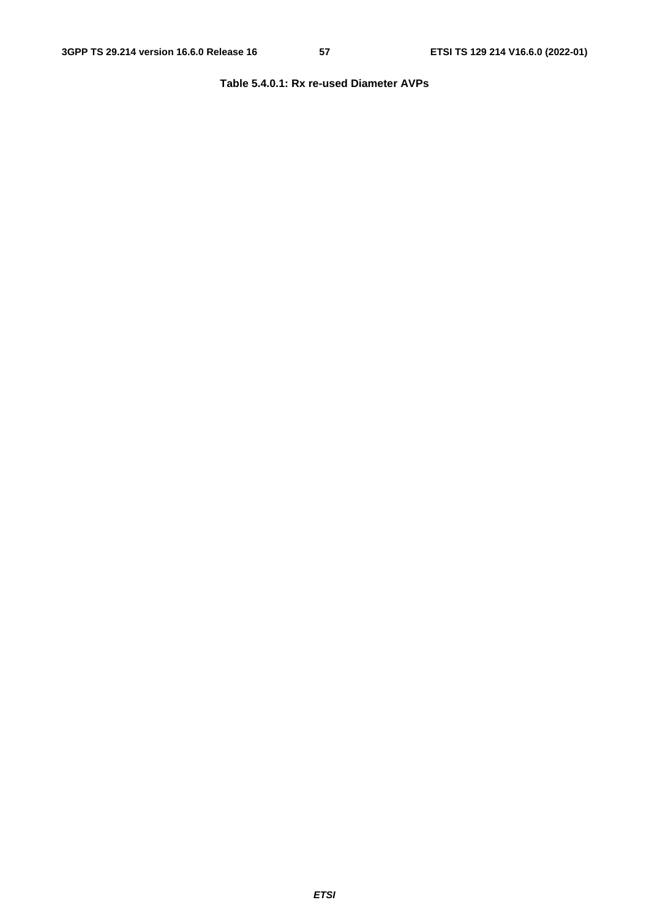**Table 5.4.0.1: Rx re-used Diameter AVPs**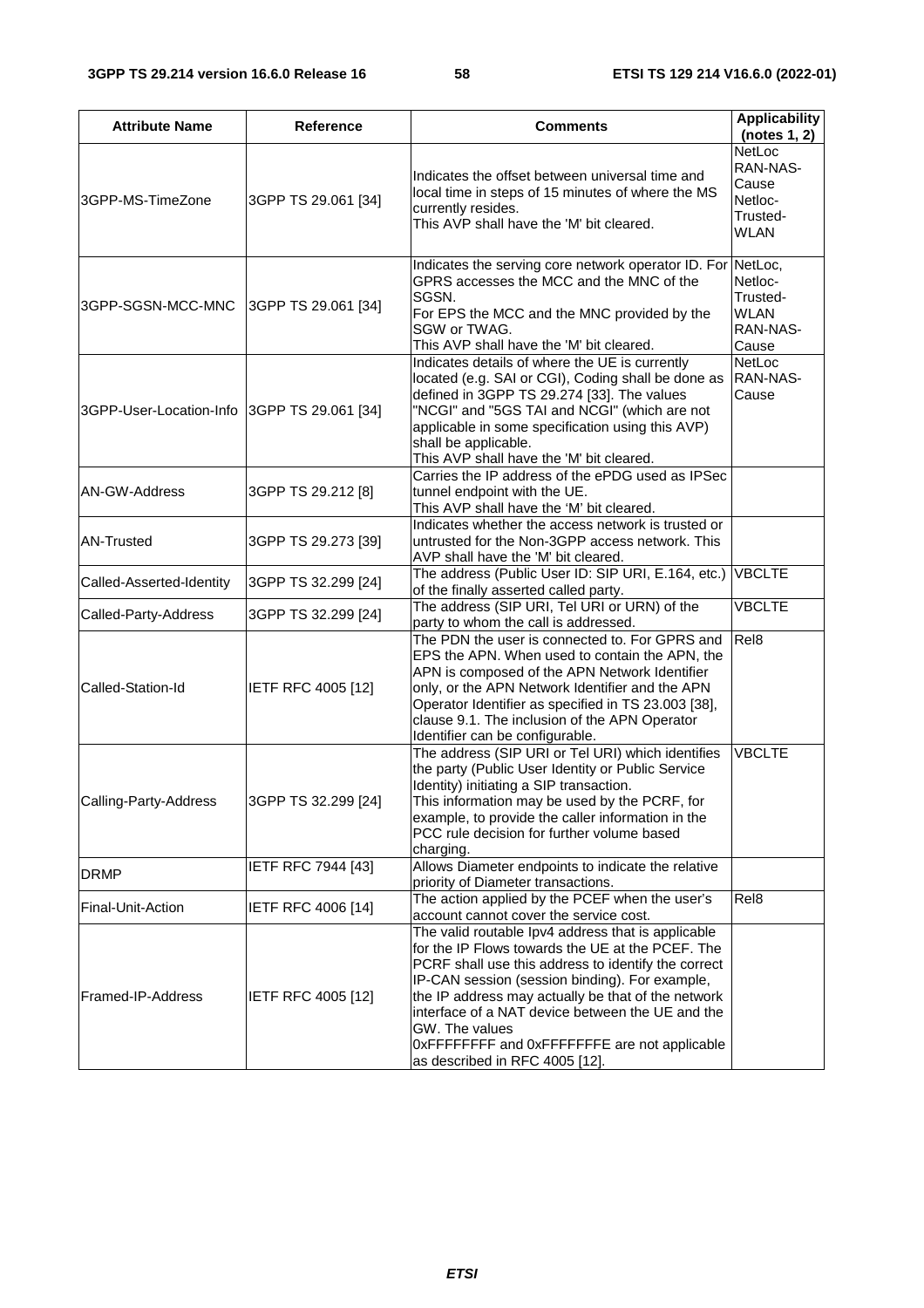| Attribute Name | Reference | Comments | Applicability (notes 1, 2) |
| --- | --- | --- | --- |
| 3GPP-MS-TimeZone | 3GPP TS 29.061 [34] | Indicates the offset between universal time and local time in steps of 15 minutes of where the MS currently resides.<br>This AVP shall have the 'M' bit cleared. | NetLoc<br>RAN-NAS-Cause<br>Netloc-Trusted-WLAN |
| 3GPP-SGSN-MCC-MNC | 3GPP TS 29.061 [34] | Indicates the serving core network operator ID. For GPRS accesses the MCC and the MNC of the SGSN.<br>For EPS the MCC and the MNC provided by the SGW or TWAG.<br>This AVP shall have the 'M' bit cleared. | NetLoc,<br>Netloc-Trusted-WLAN<br>RAN-NAS-Cause |
| 3GPP-User-Location-Info | 3GPP TS 29.061 [34] | Indicates details of where the UE is currently located (e.g. SAI or CGI), Coding shall be done as defined in 3GPP TS 29.274 [33]. The values "NCGI" and "5GS TAI and NCGI" (which are not applicable in some specification using this AVP) shall be applicable.<br>This AVP shall have the 'M' bit cleared. | NetLoc<br>RAN-NAS-Cause |
| AN-GW-Address | 3GPP TS 29.212 [8] | Carries the IP address of the ePDG used as IPSec tunnel endpoint with the UE.<br>This AVP shall have the 'M' bit cleared. | |
| AN-Trusted | 3GPP TS 29.273 [39] | Indicates whether the access network is trusted or untrusted for the Non-3GPP access network. This AVP shall have the 'M' bit cleared. | |
| Called-Asserted-Identity | 3GPP TS 32.299 [24] | The address (Public User ID: SIP URI, E.164, etc.) of the finally asserted called party. | VBCLTE |
| Called-Party-Address | 3GPP TS 32.299 [24] | The address (SIP URI, Tel URI or URN) of the party to whom the call is addressed. | VBCLTE |
| Called-Station-Id | IETF RFC 4005 [12] | The PDN the user is connected to. For GPRS and EPS the APN. When used to contain the APN, the APN is composed of the APN Network Identifier only, or the APN Network Identifier and the APN Operator Identifier as specified in TS 23.003 [38], clause 9.1. The inclusion of the APN Operator Identifier can be configurable. | Rel8 |
| Calling-Party-Address | 3GPP TS 32.299 [24] | The address (SIP URI or Tel URI) which identifies the party (Public User Identity or Public Service Identity) initiating a SIP transaction.<br>This information may be used by the PCRF, for example, to provide the caller information in the PCC rule decision for further volume based charging. | VBCLTE |
| DRMP | IETF RFC 7944 [43] | Allows Diameter endpoints to indicate the relative priority of Diameter transactions. | |
| Final-Unit-Action | IETF RFC 4006 [14] | The action applied by the PCEF when the user's account cannot cover the service cost. | Rel8 |
| Framed-IP-Address | IETF RFC 4005 [12] | The valid routable Ipv4 address that is applicable for the IP Flows towards the UE at the PCEF. The PCRF shall use this address to identify the correct IP-CAN session (session binding). For example, the IP address may actually be that of the network interface of a NAT device between the UE and the GW. The values 0xFFFFFFFF and 0xFFFFFFFE are not applicable as described in RFC 4005 [12]. | |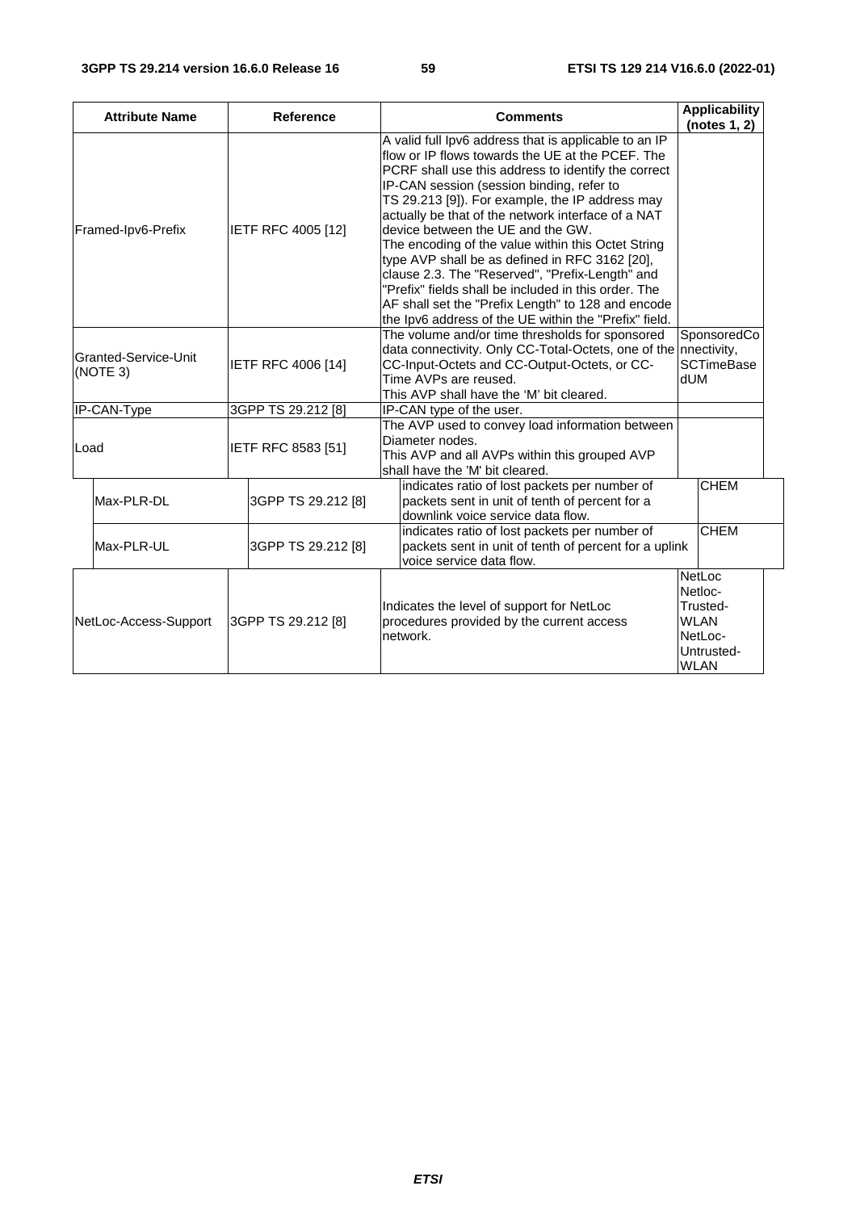| Attribute Name | Reference | Comments | Applicability (notes 1, 2) |
|---|---|---|---|
| Framed-Ipv6-Prefix | IETF RFC 4005 [12] | A valid full Ipv6 address that is applicable to an IP flow or IP flows towards the UE at the PCEF. The PCRF shall use this address to identify the correct IP-CAN session (session binding, refer to TS 29.213 [9]). For example, the IP address may actually be that of the network interface of a NAT device between the UE and the GW. The encoding of the value within this Octet String type AVP shall be as defined in RFC 3162 [20], clause 2.3. The "Reserved", "Prefix-Length" and "Prefix" fields shall be included in this order. The AF shall set the "Prefix Length" to 128 and encode the Ipv6 address of the UE within the "Prefix" field. | |
| Granted-Service-Unit (NOTE 3) | IETF RFC 4006 [14] | The volume and/or time thresholds for sponsored data connectivity. Only CC-Total-Octets, one of the CC-Input-Octets and CC-Output-Octets, or CC-Time AVPs are reused. This AVP shall have the 'M' bit cleared. | SponsoredConnectivity, SCTimeBasedUM |
| IP-CAN-Type | 3GPP TS 29.212 [8] | IP-CAN type of the user. | |
| Load | IETF RFC 8583 [51] | The AVP used to convey load information between Diameter nodes. This AVP and all AVPs within this grouped AVP shall have the 'M' bit cleared. | |
| Max-PLR-DL | 3GPP TS 29.212 [8] | indicates ratio of lost packets per number of packets sent in unit of tenth of percent for a downlink voice service data flow. | CHEM |
| Max-PLR-UL | 3GPP TS 29.212 [8] | indicates ratio of lost packets per number of packets sent in unit of tenth of percent for a uplink voice service data flow. | CHEM |
| NetLoc-Access-Support | 3GPP TS 29.212 [8] | Indicates the level of support for NetLoc procedures provided by the current access network. | NetLoc Netloc-Trusted-WLAN NetLoc-Untrusted-WLAN |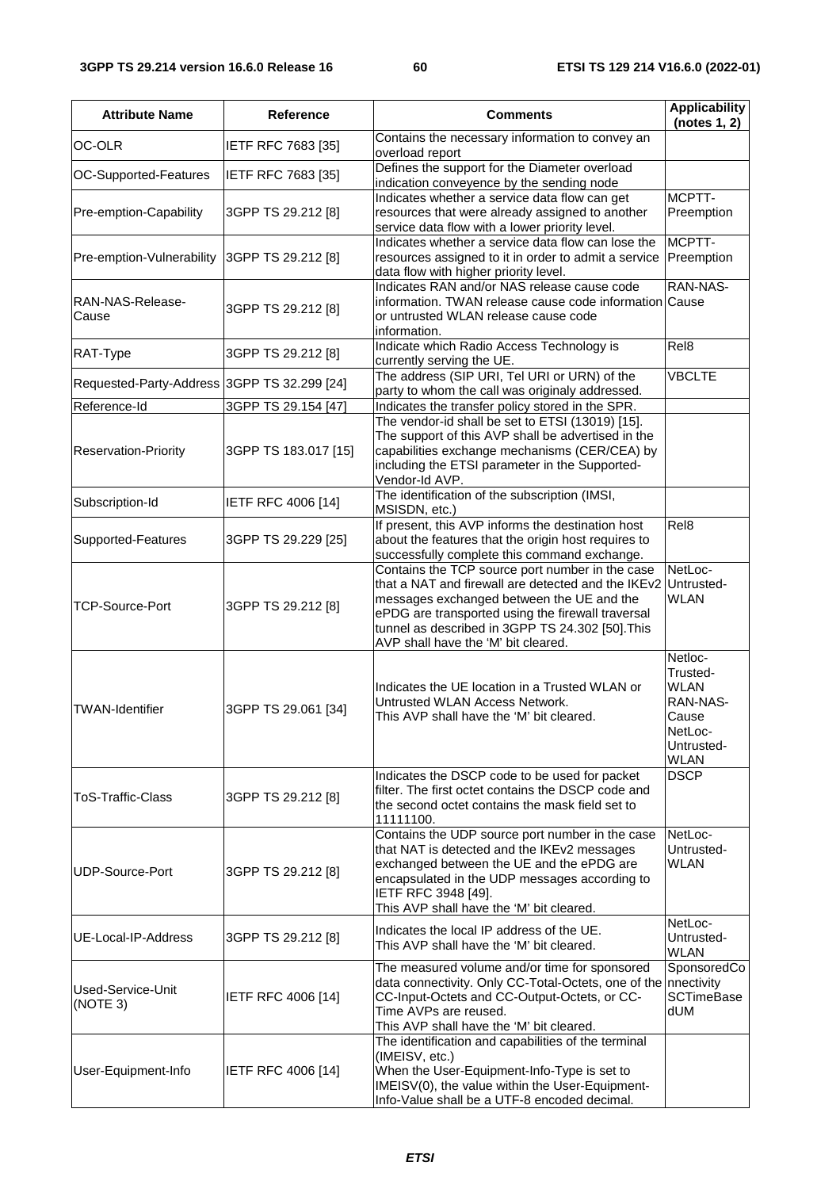| Attribute Name | Reference | Comments | Applicability (notes 1, 2) |
|---|---|---|---|
| OC-OLR | IETF RFC 7683 [35] | Contains the necessary information to convey an overload report | |
| OC-Supported-Features | IETF RFC 7683 [35] | Defines the support for the Diameter overload indication conveyence by the sending node | |
| Pre-emption-Capability | 3GPP TS 29.212 [8] | Indicates whether a service data flow can get resources that were already assigned to another service data flow with a lower priority level. | MCPTT-Preemption |
| Pre-emption-Vulnerability | 3GPP TS 29.212 [8] | Indicates whether a service data flow can lose the resources assigned to it in order to admit a service data flow with higher priority level. | MCPTT-Preemption |
| RAN-NAS-Release-Cause | 3GPP TS 29.212 [8] | Indicates RAN and/or NAS release cause code information. TWAN release cause code information or untrusted WLAN release cause code information. | RAN-NAS-Cause |
| RAT-Type | 3GPP TS 29.212 [8] | Indicate which Radio Access Technology is currently serving the UE. | Rel8 |
| Requested-Party-Address | 3GPP TS 32.299 [24] | The address (SIP URI, Tel URI or URN) of the party to whom the call was originaly addressed. | VBCLTE |
| Reference-Id | 3GPP TS 29.154 [47] | Indicates the transfer policy stored in the SPR. | |
| Reservation-Priority | 3GPP TS 183.017 [15] | The vendor-id shall be set to ETSI (13019) [15]. The support of this AVP shall be advertised in the capabilities exchange mechanisms (CER/CEA) by including the ETSI parameter in the Supported-Vendor-Id AVP. | |
| Subscription-Id | IETF RFC 4006 [14] | The identification of the subscription (IMSI, MSISDN, etc.) | |
| Supported-Features | 3GPP TS 29.229 [25] | If present, this AVP informs the destination host about the features that the origin host requires to successfully complete this command exchange. | Rel8 |
| TCP-Source-Port | 3GPP TS 29.212 [8] | Contains the TCP source port number in the case that a NAT and firewall are detected and the IKEv2 messages exchanged between the UE and the ePDG are transported using the firewall traversal tunnel as described in 3GPP TS 24.302 [50].This AVP shall have the 'M' bit cleared. | NetLoc-Untrusted-WLAN |
| TWAN-Identifier | 3GPP TS 29.061 [34] | Indicates the UE location in a Trusted WLAN or Untrusted WLAN Access Network. This AVP shall have the 'M' bit cleared. | Netloc-Trusted-WLAN RAN-NAS-Cause NetLoc-Untrusted-WLAN |
| ToS-Traffic-Class | 3GPP TS 29.212 [8] | Indicates the DSCP code to be used for packet filter. The first octet contains the DSCP code and the second octet contains the mask field set to 11111100. | DSCP |
| UDP-Source-Port | 3GPP TS 29.212 [8] | Contains the UDP source port number in the case that NAT is detected and the IKEv2 messages exchanged between the UE and the ePDG are encapsulated in the UDP messages according to IETF RFC 3948 [49]. This AVP shall have the 'M' bit cleared. | NetLoc-Untrusted-WLAN |
| UE-Local-IP-Address | 3GPP TS 29.212 [8] | Indicates the local IP address of the UE. This AVP shall have the 'M' bit cleared. | NetLoc-Untrusted-WLAN |
| Used-Service-Unit (NOTE 3) | IETF RFC 4006 [14] | The measured volume and/or time for sponsored data connectivity. Only CC-Total-Octets, one of the CC-Input-Octets and CC-Output-Octets, or CC-Time AVPs are reused. This AVP shall have the 'M' bit cleared. | SponsoredConnectivity SCTimeBasedUM |
| User-Equipment-Info | IETF RFC 4006 [14] | The identification and capabilities of the terminal (IMEISV, etc.) When the User-Equipment-Info-Type is set to IMEISV(0), the value within the User-Equipment-Info-Value shall be a UTF-8 encoded decimal. | |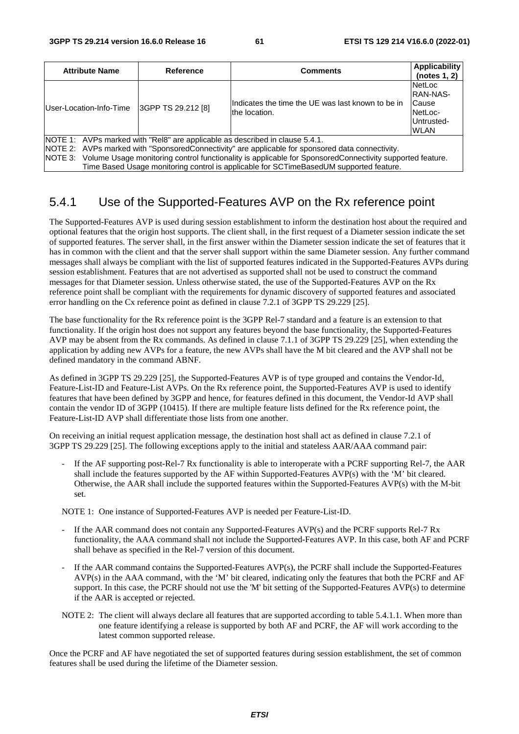| Attribute Name | Reference | Comments | Applicability (notes 1, 2) |
| --- | --- | --- | --- |
| User-Location-Info-Time | 3GPP TS 29.212 [8] | Indicates the time the UE was last known to be in the location. | NetLoc RAN-NAS-Cause NetLoc-Untrusted-WLAN |
| NOTE 1: AVPs marked with "Rel8" are applicable as described in clause 5.4.1.<br>NOTE 2: AVPs marked with "SponsoredConnectivity" are applicable for sponsored data connectivity.<br>NOTE 3: Volume Usage monitoring control functionality is applicable for SponsoredConnectivity supported feature. Time Based Usage monitoring control is applicable for SCTimeBasedUM supported feature. | | | |

## 5.4.1 Use of the Supported-Features AVP on the Rx reference point

The Supported-Features AVP is used during session establishment to inform the destination host about the required and optional features that the origin host supports. The client shall, in the first request of a Diameter session indicate the set of supported features. The server shall, in the first answer within the Diameter session indicate the set of features that it has in common with the client and that the server shall support within the same Diameter session. Any further command messages shall always be compliant with the list of supported features indicated in the Supported-Features AVPs during session establishment. Features that are not advertised as supported shall not be used to construct the command messages for that Diameter session. Unless otherwise stated, the use of the Supported-Features AVP on the Rx reference point shall be compliant with the requirements for dynamic discovery of supported features and associated error handling on the Cx reference point as defined in clause 7.2.1 of 3GPP TS 29.229 [25].

The base functionality for the Rx reference point is the 3GPP Rel-7 standard and a feature is an extension to that functionality. If the origin host does not support any features beyond the base functionality, the Supported-Features AVP may be absent from the Rx commands. As defined in clause 7.1.1 of 3GPP TS 29.229 [25], when extending the application by adding new AVPs for a feature, the new AVPs shall have the M bit cleared and the AVP shall not be defined mandatory in the command ABNF.

As defined in 3GPP TS 29.229 [25], the Supported-Features AVP is of type grouped and contains the Vendor-Id, Feature-List-ID and Feature-List AVPs. On the Rx reference point, the Supported-Features AVP is used to identify features that have been defined by 3GPP and hence, for features defined in this document, the Vendor-Id AVP shall contain the vendor ID of 3GPP (10415). If there are multiple feature lists defined for the Rx reference point, the Feature-List-ID AVP shall differentiate those lists from one another.

On receiving an initial request application message, the destination host shall act as defined in clause 7.2.1 of 3GPP TS 29.229 [25]. The following exceptions apply to the initial and stateless AAR/AAA command pair:

- If the AF supporting post-Rel-7 Rx functionality is able to interoperate with a PCRF supporting Rel-7, the AAR shall include the features supported by the AF within Supported-Features AVP(s) with the 'M' bit cleared. Otherwise, the AAR shall include the supported features within the Supported-Features AVP(s) with the M-bit set.

NOTE 1: One instance of Supported-Features AVP is needed per Feature-List-ID.

- If the AAR command does not contain any Supported-Features AVP(s) and the PCRF supports Rel-7 Rx functionality, the AAA command shall not include the Supported-Features AVP. In this case, both AF and PCRF shall behave as specified in the Rel-7 version of this document.
- If the AAR command contains the Supported-Features AVP(s), the PCRF shall include the Supported-Features AVP(s) in the AAA command, with the 'M' bit cleared, indicating only the features that both the PCRF and AF support. In this case, the PCRF should not use the 'M' bit setting of the Supported-Features AVP(s) to determine if the AAR is accepted or rejected.

NOTE 2: The client will always declare all features that are supported according to table 5.4.1.1. When more than one feature identifying a release is supported by both AF and PCRF, the AF will work according to the latest common supported release.

Once the PCRF and AF have negotiated the set of supported features during session establishment, the set of common features shall be used during the lifetime of the Diameter session.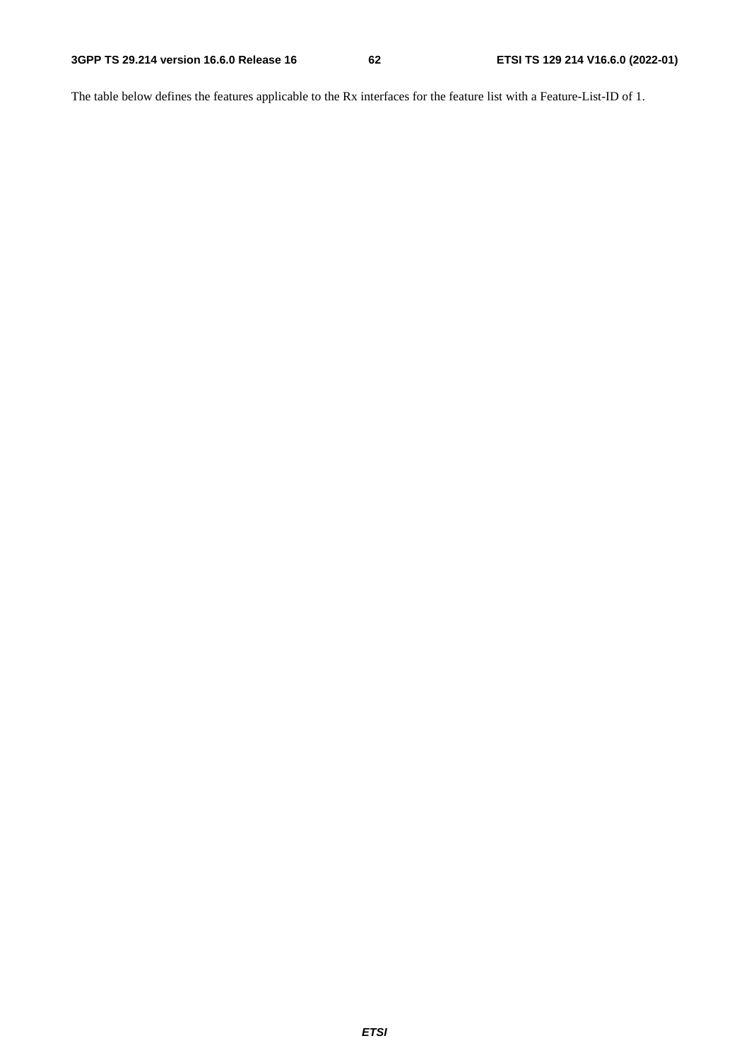The table below defines the features applicable to the Rx interfaces for the feature list with a Feature-List-ID of 1.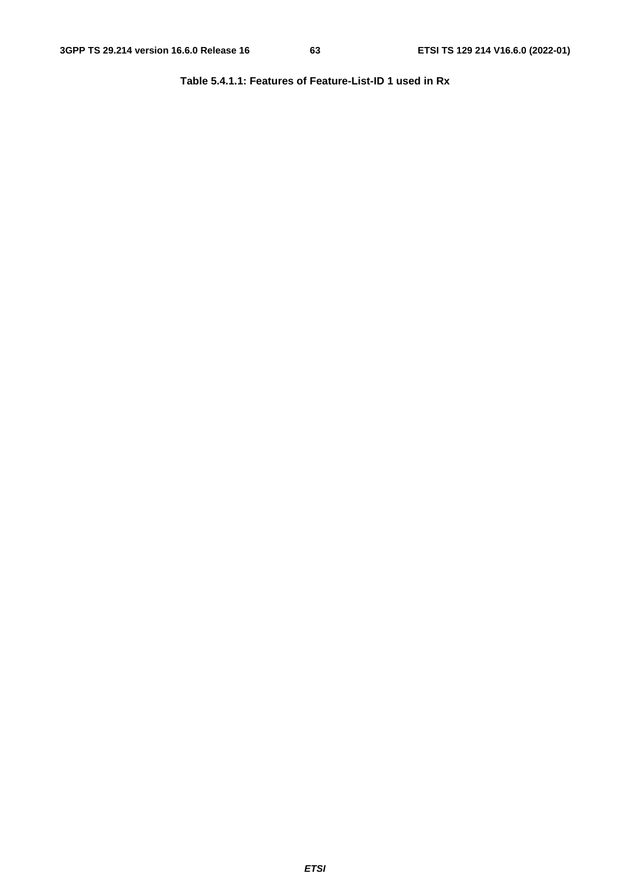**Table 5.4.1.1: Features of Feature-List-ID 1 used in Rx**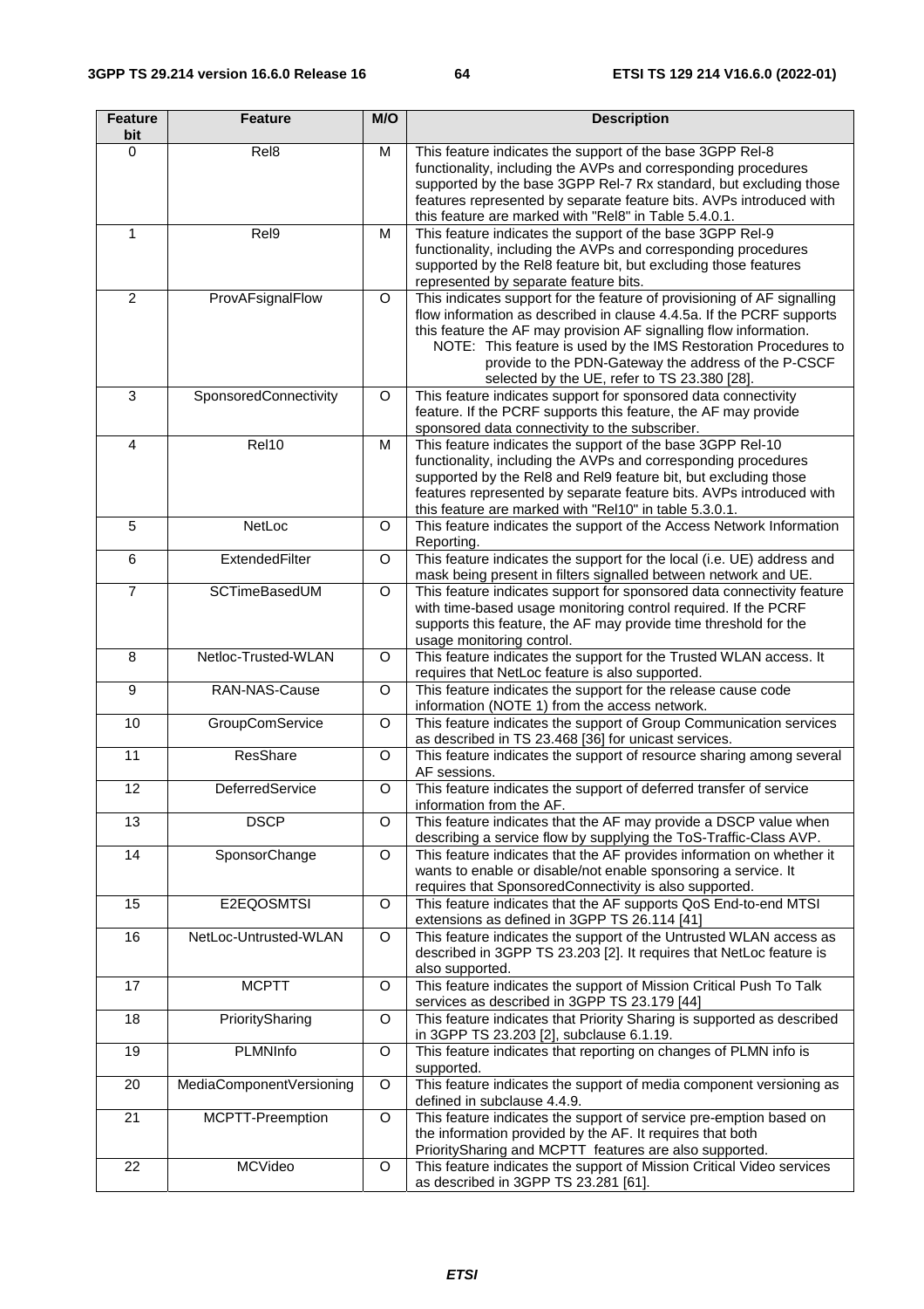| Feature bit | Feature | M/O | Description |
|---|---|---|---|
| 0 | Rel8 | M | This feature indicates the support of the base 3GPP Rel-8 functionality, including the AVPs and corresponding procedures supported by the base 3GPP Rel-7 Rx standard, but excluding those features represented by separate feature bits. AVPs introduced with this feature are marked with "Rel8" in Table 5.4.0.1. |
| 1 | Rel9 | M | This feature indicates the support of the base 3GPP Rel-9 functionality, including the AVPs and corresponding procedures supported by the Rel8 feature bit, but excluding those features represented by separate feature bits. |
| 2 | ProvAFsignalFlow | O | This indicates support for the feature of provisioning of AF signalling flow information as described in clause 4.4.5a. If the PCRF supports this feature the AF may provision AF signalling flow information.<br>NOTE: This feature is used by the IMS Restoration Procedures to provide to the PDN-Gateway the address of the P-CSCF selected by the UE, refer to TS 23.380 [28]. |
| 3 | SponsoredConnectivity | O | This feature indicates support for sponsored data connectivity feature. If the PCRF supports this feature, the AF may provide sponsored data connectivity to the subscriber. |
| 4 | Rel10 | M | This feature indicates the support of the base 3GPP Rel-10 functionality, including the AVPs and corresponding procedures supported by the Rel8 and Rel9 feature bit, but excluding those features represented by separate feature bits. AVPs introduced with this feature are marked with "Rel10" in table 5.3.0.1. |
| 5 | NetLoc | O | This feature indicates the support of the Access Network Information Reporting. |
| 6 | ExtendedFilter | O | This feature indicates the support for the local (i.e. UE) address and mask being present in filters signalled between network and UE. |
| 7 | SCTimeBasedUM | O | This feature indicates support for sponsored data connectivity feature with time-based usage monitoring control required. If the PCRF supports this feature, the AF may provide time threshold for the usage monitoring control. |
| 8 | Netloc-Trusted-WLAN | O | This feature indicates the support for the Trusted WLAN access. It requires that NetLoc feature is also supported. |
| 9 | RAN-NAS-Cause | O | This feature indicates the support for the release cause code information (NOTE 1) from the access network. |
| 10 | GroupComService | O | This feature indicates the support of Group Communication services as described in TS 23.468 [36] for unicast services. |
| 11 | ResShare | O | This feature indicates the support of resource sharing among several AF sessions. |
| 12 | DeferredService | O | This feature indicates the support of deferred transfer of service information from the AF. |
| 13 | DSCP | O | This feature indicates that the AF may provide a DSCP value when describing a service flow by supplying the ToS-Traffic-Class AVP. |
| 14 | SponsorChange | O | This feature indicates that the AF provides information on whether it wants to enable or disable/not enable sponsoring a service. It requires that SponsoredConnectivity is also supported. |
| 15 | E2EQOSMTSI | O | This feature indicates that the AF supports QoS End-to-end MTSI extensions as defined in 3GPP TS 26.114 [41] |
| 16 | NetLoc-Untrusted-WLAN | O | This feature indicates the support of the Untrusted WLAN access as described in 3GPP TS 23.203 [2]. It requires that NetLoc feature is also supported. |
| 17 | MCPTT | O | This feature indicates the support of Mission Critical Push To Talk services as described in 3GPP TS 23.179 [44] |
| 18 | PrioritySharing | O | This feature indicates that Priority Sharing is supported as described in 3GPP TS 23.203 [2], subclause 6.1.19. |
| 19 | PLMNInfo | O | This feature indicates that reporting on changes of PLMN info is supported. |
| 20 | MediaComponentVersioning | O | This feature indicates the support of media component versioning as defined in subclause 4.4.9. |
| 21 | MCPTT-Preemption | O | This feature indicates the support of service pre-emption based on the information provided by the AF. It requires that both PrioritySharing and MCPTT features are also supported. |
| 22 | MCVideo | O | This feature indicates the support of Mission Critical Video services as described in 3GPP TS 23.281 [61]. |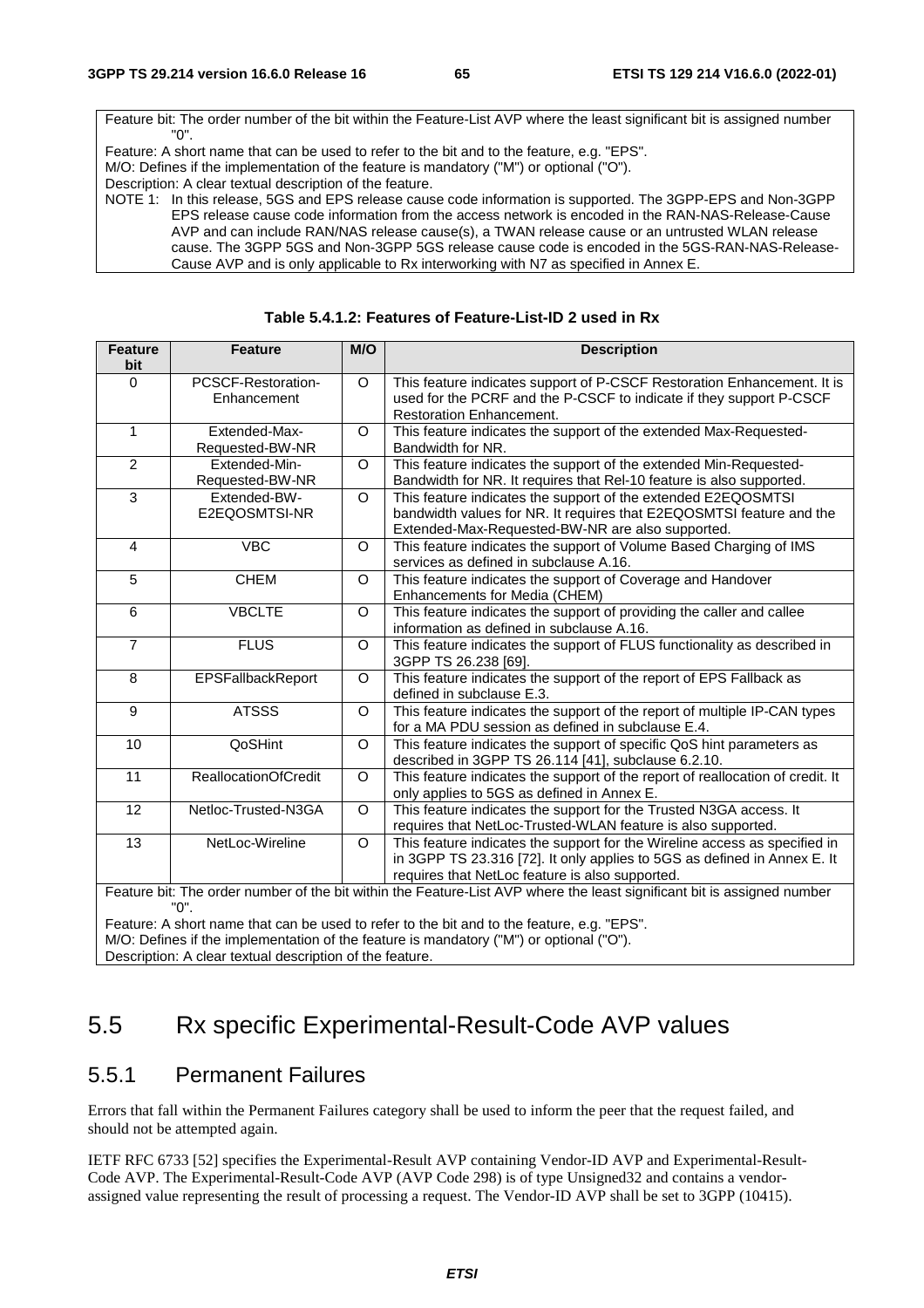Feature bit: The order number of the bit within the Feature-List AVP where the least significant bit is assigned number "0".
Feature: A short name that can be used to refer to the bit and to the feature, e.g. "EPS".
M/O: Defines if the implementation of the feature is mandatory ("M") or optional ("O").
Description: A clear textual description of the feature.
NOTE 1: In this release, 5GS and EPS release cause code information is supported. The 3GPP-EPS and Non-3GPP EPS release cause code information from the access network is encoded in the RAN-NAS-Release-Cause AVP and can include RAN/NAS release cause(s), a TWAN release cause or an untrusted WLAN release cause. The 3GPP 5GS and Non-3GPP 5GS release cause code is encoded in the 5GS-RAN-NAS-Release-Cause AVP and is only applicable to Rx interworking with N7 as specified in Annex E.

**Table 5.4.1.2: Features of Feature-List-ID 2 used in Rx**

| Feature bit | Feature | M/O | Description |
|---|---|---|---|
| 0 | PCSCF-Restoration-Enhancement | O | This feature indicates support of P-CSCF Restoration Enhancement. It is used for the PCRF and the P-CSCF to indicate if they support P-CSCF Restoration Enhancement. |
| 1 | Extended-Max-Requested-BW-NR | O | This feature indicates the support of the extended Max-Requested-Bandwidth for NR. |
| 2 | Extended-Min-Requested-BW-NR | O | This feature indicates the support of the extended Min-Requested-Bandwidth for NR. It requires that Rel-10 feature is also supported. |
| 3 | Extended-BW-E2EQOSMTSI-NR | O | This feature indicates the support of the extended E2EQOSMTSI bandwidth values for NR. It requires that E2EQOSMTSI feature and the Extended-Max-Requested-BW-NR are also supported. |
| 4 | VBC | O | This feature indicates the support of Volume Based Charging of IMS services as defined in subclause A.16. |
| 5 | CHEM | O | This feature indicates the support of Coverage and Handover Enhancements for Media (CHEM) |
| 6 | VBCLTE | O | This feature indicates the support of providing the caller and callee information as defined in subclause A.16. |
| 7 | FLUS | O | This feature indicates the support of FLUS functionality as described in 3GPP TS 26.238 [69]. |
| 8 | EPSFallbackReport | O | This feature indicates the support of the report of EPS Fallback as defined in subclause E.3. |
| 9 | ATSSS | O | This feature indicates the support of the report of multiple IP-CAN types for a MA PDU session as defined in subclause E.4. |
| 10 | QoSHint | O | This feature indicates the support of specific QoS hint parameters as described in 3GPP TS 26.114 [41], subclause 6.2.10. |
| 11 | ReallocationOfCredit | O | This feature indicates the support of the report of reallocation of credit. It only applies to 5GS as defined in Annex E. |
| 12 | Netloc-Trusted-N3GA | O | This feature indicates the support for the Trusted N3GA access. It requires that NetLoc-Trusted-WLAN feature is also supported. |
| 13 | NetLoc-Wireline | O | This feature indicates the support for the Wireline access as specified in in 3GPP TS 23.316 [72]. It only applies to 5GS as defined in Annex E. It requires that NetLoc feature is also supported. |

Feature bit: The order number of the bit within the Feature-List AVP where the least significant bit is assigned number "0".
Feature: A short name that can be used to refer to the bit and to the feature, e.g. "EPS".
M/O: Defines if the implementation of the feature is mandatory ("M") or optional ("O").
Description: A clear textual description of the feature.

# 5.5 Rx specific Experimental-Result-Code AVP values

## 5.5.1 Permanent Failures

Errors that fall within the Permanent Failures category shall be used to inform the peer that the request failed, and should not be attempted again.

IETF RFC 6733 [52] specifies the Experimental-Result AVP containing Vendor-ID AVP and Experimental-Result-Code AVP. The Experimental-Result-Code AVP (AVP Code 298) is of type Unsigned32 and contains a vendor-assigned value representing the result of processing a request. The Vendor-ID AVP shall be set to 3GPP (10415).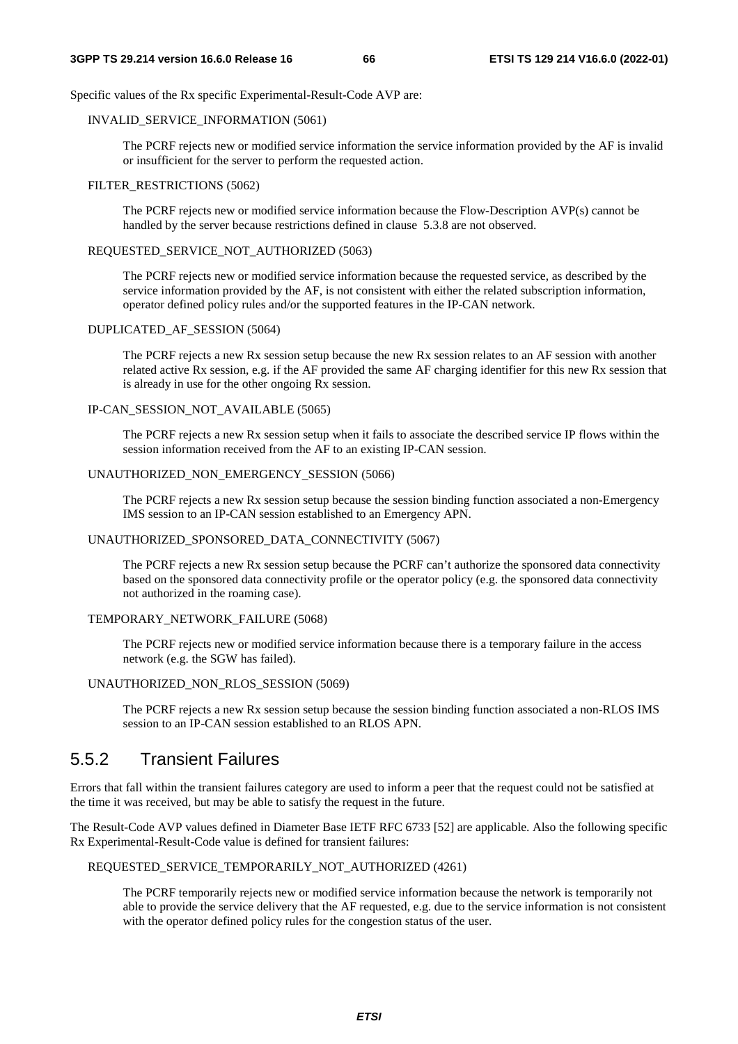Specific values of the Rx specific Experimental-Result-Code AVP are:

INVALID_SERVICE_INFORMATION (5061)

The PCRF rejects new or modified service information the service information provided by the AF is invalid or insufficient for the server to perform the requested action.

FILTER_RESTRICTIONS (5062)

The PCRF rejects new or modified service information because the Flow-Description AVP(s) cannot be handled by the server because restrictions defined in clause 5.3.8 are not observed.

REQUESTED_SERVICE_NOT_AUTHORIZED (5063)

The PCRF rejects new or modified service information because the requested service, as described by the service information provided by the AF, is not consistent with either the related subscription information, operator defined policy rules and/or the supported features in the IP-CAN network.

DUPLICATED_AF_SESSION (5064)

The PCRF rejects a new Rx session setup because the new Rx session relates to an AF session with another related active Rx session, e.g. if the AF provided the same AF charging identifier for this new Rx session that is already in use for the other ongoing Rx session.

IP-CAN_SESSION_NOT_AVAILABLE (5065)

The PCRF rejects a new Rx session setup when it fails to associate the described service IP flows within the session information received from the AF to an existing IP-CAN session.

UNAUTHORIZED_NON_EMERGENCY_SESSION (5066)

The PCRF rejects a new Rx session setup because the session binding function associated a non-Emergency IMS session to an IP-CAN session established to an Emergency APN.

UNAUTHORIZED_SPONSORED_DATA_CONNECTIVITY (5067)

The PCRF rejects a new Rx session setup because the PCRF can't authorize the sponsored data connectivity based on the sponsored data connectivity profile or the operator policy (e.g. the sponsored data connectivity not authorized in the roaming case).

TEMPORARY_NETWORK_FAILURE (5068)

The PCRF rejects new or modified service information because there is a temporary failure in the access network (e.g. the SGW has failed).

UNAUTHORIZED_NON_RLOS_SESSION (5069)

The PCRF rejects a new Rx session setup because the session binding function associated a non-RLOS IMS session to an IP-CAN session established to an RLOS APN.

## 5.5.2 Transient Failures

Errors that fall within the transient failures category are used to inform a peer that the request could not be satisfied at the time it was received, but may be able to satisfy the request in the future.

The Result-Code AVP values defined in Diameter Base IETF RFC 6733 [52] are applicable. Also the following specific Rx Experimental-Result-Code value is defined for transient failures:

REQUESTED_SERVICE_TEMPORARILY_NOT_AUTHORIZED (4261)

The PCRF temporarily rejects new or modified service information because the network is temporarily not able to provide the service delivery that the AF requested, e.g. due to the service information is not consistent with the operator defined policy rules for the congestion status of the user.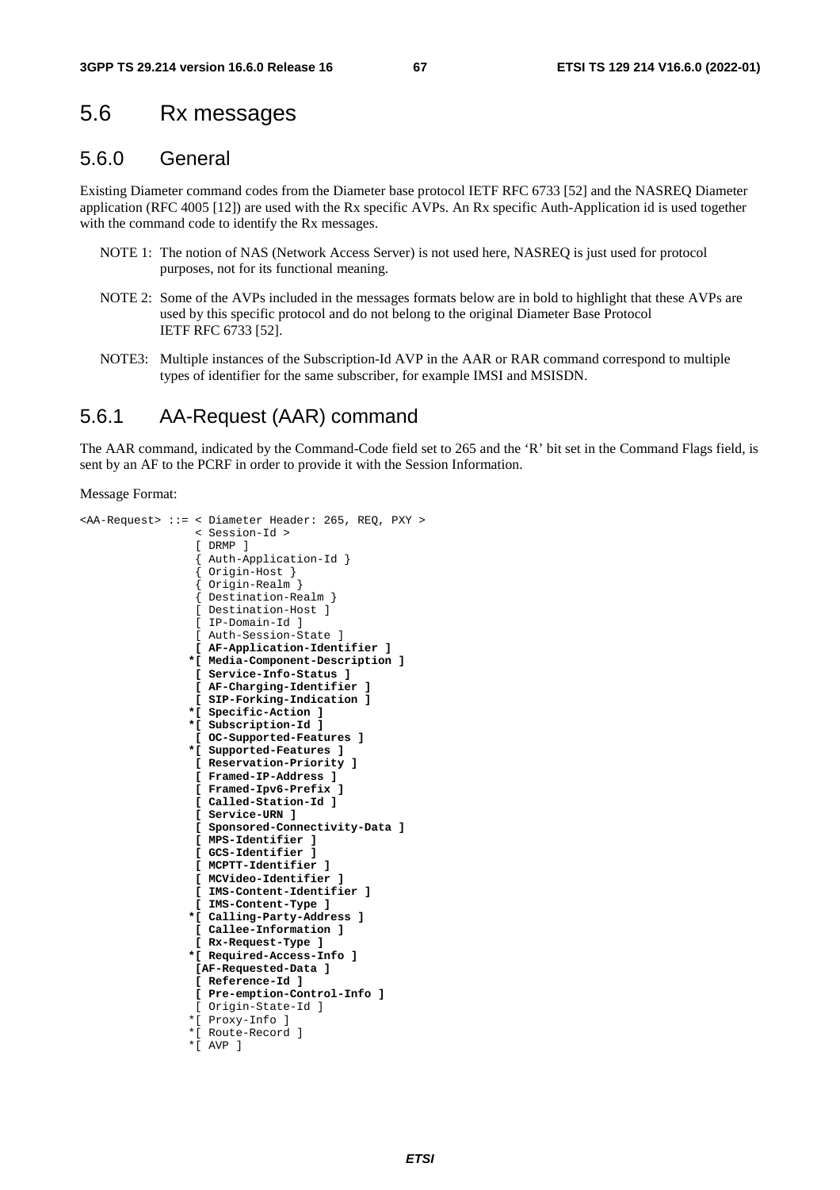## 5.6 Rx messages

### 5.6.0 General

Existing Diameter command codes from the Diameter base protocol IETF RFC 6733 [52] and the NASREQ Diameter application (RFC 4005 [12]) are used with the Rx specific AVPs. An Rx specific Auth-Application id is used together with the command code to identify the Rx messages.

NOTE 1: The notion of NAS (Network Access Server) is not used here, NASREQ is just used for protocol purposes, not for its functional meaning.

NOTE 2: Some of the AVPs included in the messages formats below are in bold to highlight that these AVPs are used by this specific protocol and do not belong to the original Diameter Base Protocol IETF RFC 6733 [52].

NOTE3: Multiple instances of the Subscription-Id AVP in the AAR or RAR command correspond to multiple types of identifier for the same subscriber, for example IMSI and MSISDN.

### 5.6.1 AA-Request (AAR) command

The AAR command, indicated by the Command-Code field set to 265 and the 'R' bit set in the Command Flags field, is sent by an AF to the PCRF in order to provide it with the Session Information.

Message Format:

```
<AA-Request> ::= < Diameter Header: 265, REQ, PXY >
                 < Session-Id >
                 [ DRMP ]
                 { Auth-Application-Id }
                 { Origin-Host }
                 { Origin-Realm }
                 { Destination-Realm }
                 [ Destination-Host ]
                 [ IP-Domain-Id ]
                 [ Auth-Session-State ]
                 [ AF-Application-Identifier ]
                *[ Media-Component-Description ]
                 [ Service-Info-Status ]
                 [ AF-Charging-Identifier ]
                 [ SIP-Forking-Indication ]
                *[ Specific-Action ]
                *[ Subscription-Id ]
                 [ OC-Supported-Features ]
                *[ Supported-Features ]
                 [ Reservation-Priority ]
                 [ Framed-IP-Address ]
                 [ Framed-Ipv6-Prefix ]
                 [ Called-Station-Id ]
                 [ Service-URN ]
                 [ Sponsored-Connectivity-Data ]
                 [ MPS-Identifier ]
                 [ GCS-Identifier ]
                 [ MCPTT-Identifier ]
                 [ MCVideo-Identifier ]
                 [ IMS-Content-Identifier ]
                 [ IMS-Content-Type ]
                *[ Calling-Party-Address ]
                 [ Callee-Information ]
                 [ Rx-Request-Type ]
                *[ Required-Access-Info ]
                 [AF-Requested-Data ]
                 [ Reference-Id ]
                 [ Pre-emption-Control-Info ]
                 [ Origin-State-Id ]
                *[ Proxy-Info ]
                *[ Route-Record ]
                *[ AVP ]
```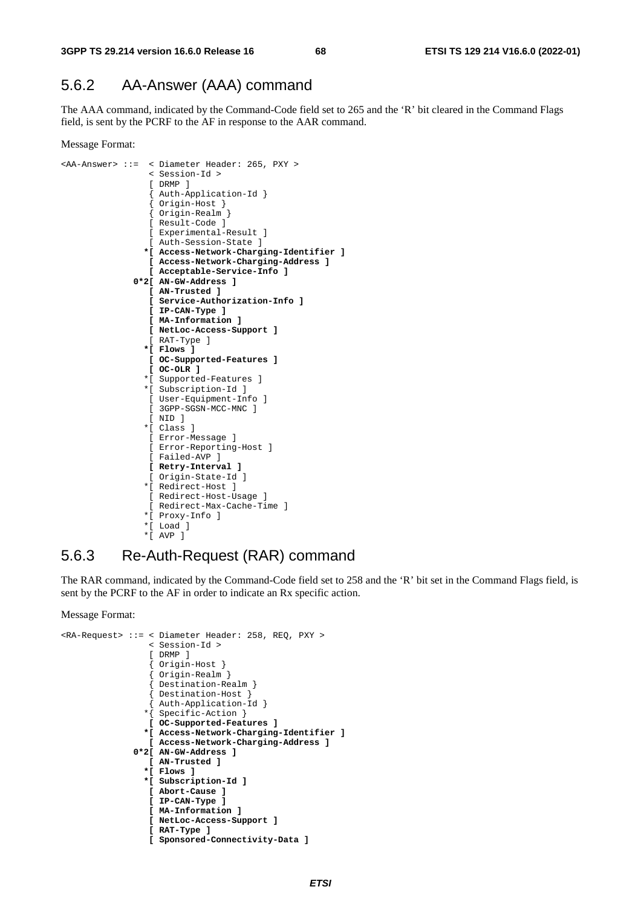### 5.6.2 AA-Answer (AAA) command

The AAA command, indicated by the Command-Code field set to 265 and the 'R' bit cleared in the Command Flags field, is sent by the PCRF to the AF in response to the AAR command.

Message Format:

```
<AA-Answer> ::=  < Diameter Header: 265, PXY >
                 < Session-Id >
                 [ DRMP ]
                 { Auth-Application-Id }
                 { Origin-Host }
                 { Origin-Realm }
                 [ Result-Code ]
                 [ Experimental-Result ]
                 [ Auth-Session-State ]
                *[ Access-Network-Charging-Identifier ]
                 [ Access-Network-Charging-Address ]
                 [ Acceptable-Service-Info ]
              0*2[ AN-GW-Address ]
                 [ AN-Trusted ]
                 [ Service-Authorization-Info ]
                 [ IP-CAN-Type ]
                 [ MA-Information ]
                 [ NetLoc-Access-Support ]
                 [ RAT-Type ]
                *[ Flows ]
                 [ OC-Supported-Features ]
                 [ OC-OLR ]
                *[ Supported-Features ]
                *[ Subscription-Id ]
                 [ User-Equipment-Info ]
                 [ 3GPP-SGSN-MCC-MNC ]
                 [ NID ]
                *[ Class ]
                 [ Error-Message ]
                 [ Error-Reporting-Host ]
                 [ Failed-AVP ]
                 [ Retry-Interval ]
                 [ Origin-State-Id ]
                *[ Redirect-Host ]
                 [ Redirect-Host-Usage ]
                 [ Redirect-Max-Cache-Time ]
                *[ Proxy-Info ]
                *[ Load ]
                *[ AVP ]
```

### 5.6.3 Re-Auth-Request (RAR) command

The RAR command, indicated by the Command-Code field set to 258 and the 'R' bit set in the Command Flags field, is sent by the PCRF to the AF in order to indicate an Rx specific action.

Message Format:

```
<RA-Request> ::= < Diameter Header: 258, REQ, PXY >
                 < Session-Id >
                 [ DRMP ]
                 { Origin-Host }
                 { Origin-Realm }
                 { Destination-Realm }
                 { Destination-Host }
                 { Auth-Application-Id }
                *{ Specific-Action }
                 [ OC-Supported-Features ]
                *[ Access-Network-Charging-Identifier ]
                 [ Access-Network-Charging-Address ]
              0*2[ AN-GW-Address ]
                 [ AN-Trusted ]
                *[ Flows ]
                *[ Subscription-Id ]
                 [ Abort-Cause ]
                 [ IP-CAN-Type ]
                 [ MA-Information ]
                 [ NetLoc-Access-Support ]
                 [ RAT-Type ]
                 [ Sponsored-Connectivity-Data ]
```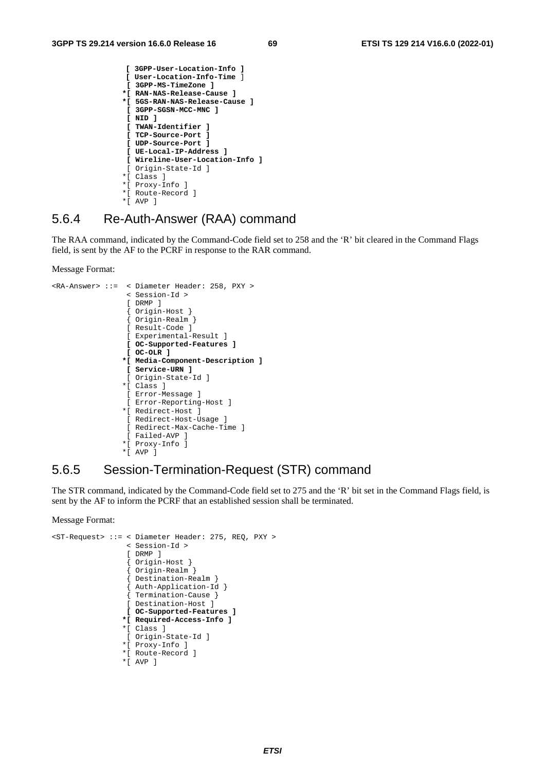```
                [ 3GPP-User-Location-Info ]
                [ User-Location-Info-Time ]
                [ 3GPP-MS-TimeZone ]
               *[ RAN-NAS-Release-Cause ]
               *[ 5GS-RAN-NAS-Release-Cause ]
                [ 3GPP-SGSN-MCC-MNC ]
                [ NID ]
                [ TWAN-Identifier ]
                [ TCP-Source-Port ]
                [ UDP-Source-Port ]
                [ UE-Local-IP-Address ]
                [ Wireline-User-Location-Info ]
                [ Origin-State-Id ]
               *[ Class ]
               *[ Proxy-Info ]
               *[ Route-Record ]
               *[ AVP ]
```

### 5.6.4 Re-Auth-Answer (RAA) command

The RAA command, indicated by the Command-Code field set to 258 and the 'R' bit cleared in the Command Flags field, is sent by the AF to the PCRF in response to the RAR command.

Message Format:

```
<RA-Answer> ::=  < Diameter Header: 258, PXY >
                 < Session-Id >
                 [ DRMP ]
                 { Origin-Host }
                 { Origin-Realm }
                 [ Result-Code ]
                 [ Experimental-Result ]
                 [ OC-Supported-Features ]
                 [ OC-OLR ]
                *[ Media-Component-Description ]
                 [ Service-URN ]
                 [ Origin-State-Id ]
                *[ Class ]
                 [ Error-Message ]
                 [ Error-Reporting-Host ]
                *[ Redirect-Host ]
                 [ Redirect-Host-Usage ]
                 [ Redirect-Max-Cache-Time ]
                 [ Failed-AVP ]
                *[ Proxy-Info ]
                *[ AVP ]
```

### 5.6.5 Session-Termination-Request (STR) command

The STR command, indicated by the Command-Code field set to 275 and the 'R' bit set in the Command Flags field, is sent by the AF to inform the PCRF that an established session shall be terminated.

Message Format:

```
<ST-Request> ::= < Diameter Header: 275, REQ, PXY >
                 < Session-Id >
                 [ DRMP ]
                 { Origin-Host }
                 { Origin-Realm }
                 { Destination-Realm }
                 { Auth-Application-Id }
                 { Termination-Cause }
                 [ Destination-Host ]
                 [ OC-Supported-Features ]
                *[ Required-Access-Info ]
                *[ Class ]
                 [ Origin-State-Id ]
                *[ Proxy-Info ]
                *[ Route-Record ]
                *[ AVP ]
```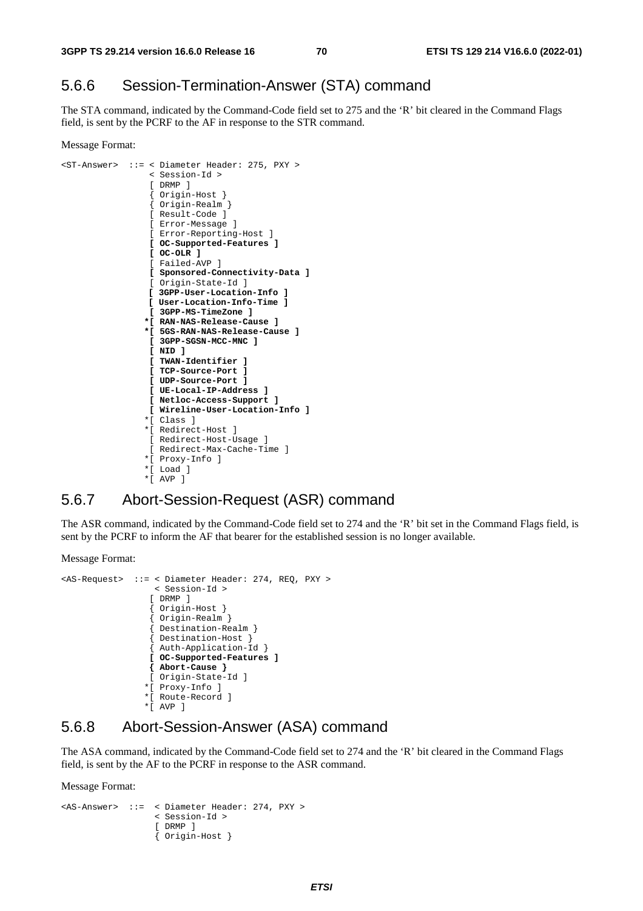## 5.6.6 Session-Termination-Answer (STA) command

The STA command, indicated by the Command-Code field set to 275 and the 'R' bit cleared in the Command Flags field, is sent by the PCRF to the AF in response to the STR command.

Message Format:

```
<ST-Answer>  ::= < Diameter Header: 275, PXY >
                  < Session-Id >
                  [ DRMP ]
                  { Origin-Host }
                  { Origin-Realm }
                  [ Result-Code ]
                  [ Error-Message ]
                  [ Error-Reporting-Host ]
                  [ OC-Supported-Features ]
                  [ OC-OLR ]
                  [ Failed-AVP ]
                  [ Sponsored-Connectivity-Data ]
                  [ Origin-State-Id ]
                  [ 3GPP-User-Location-Info ]
                  [ User-Location-Info-Time ]
                  [ 3GPP-MS-TimeZone ]
                 *[ RAN-NAS-Release-Cause ]
                 *[ 5GS-RAN-NAS-Release-Cause ]
                  [ 3GPP-SGSN-MCC-MNC ]
                  [ NID ]
                  [ TWAN-Identifier ]
                  [ TCP-Source-Port ]
                  [ UDP-Source-Port ]
                  [ UE-Local-IP-Address ]
                  [ Netloc-Access-Support ]
                  [ Wireline-User-Location-Info ]
                 *[ Class ]
                 *[ Redirect-Host ]
                  [ Redirect-Host-Usage ]
                  [ Redirect-Max-Cache-Time ]
                 *[ Proxy-Info ]
                 *[ Load ]
                 *[ AVP ]
```

## 5.6.7 Abort-Session-Request (ASR) command

The ASR command, indicated by the Command-Code field set to 274 and the 'R' bit set in the Command Flags field, is sent by the PCRF to inform the AF that bearer for the established session is no longer available.

Message Format:

```
<AS-Request>  ::= < Diameter Header: 274, REQ, PXY >
                   < Session-Id >
                   [ DRMP ]
                   { Origin-Host }
                   { Origin-Realm }
                   { Destination-Realm }
                   { Destination-Host }
                   { Auth-Application-Id }
                   [ OC-Supported-Features ]
                   { Abort-Cause }
                   [ Origin-State-Id ]
                  *[ Proxy-Info ]
                  *[ Route-Record ]
                  *[ AVP ]
```

## 5.6.8 Abort-Session-Answer (ASA) command

The ASA command, indicated by the Command-Code field set to 274 and the 'R' bit cleared in the Command Flags field, is sent by the AF to the PCRF in response to the ASR command.

Message Format:

```
<AS-Answer>  ::=  < Diameter Header: 274, PXY >
                   < Session-Id >
                   [ DRMP ]
                   { Origin-Host }
```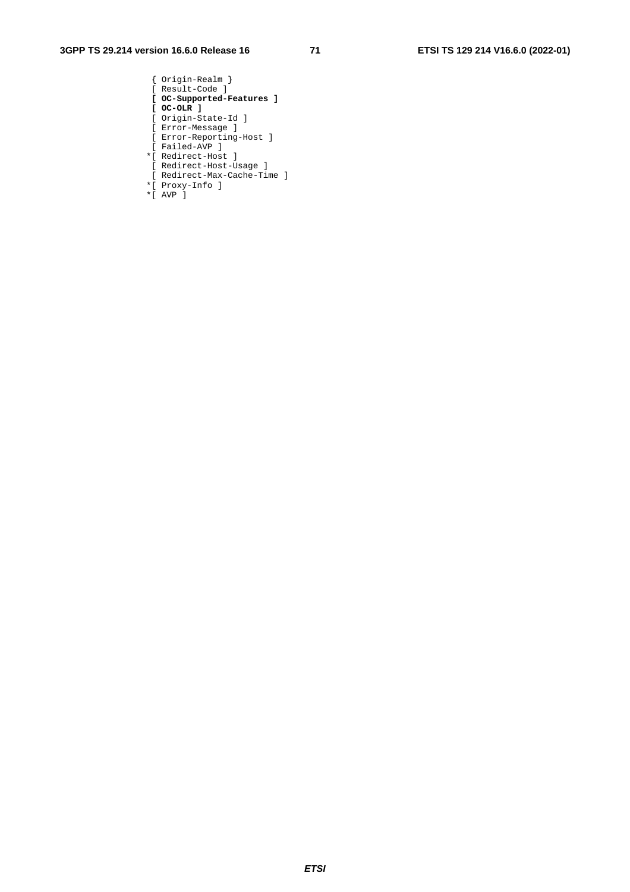```
                 { Origin-Realm }
                 [ Result-Code ]
                 [ OC-Supported-Features ]
                 [ OC-OLR ]
                 [ Origin-State-Id ]
                 [ Error-Message ]
                 [ Error-Reporting-Host ]
                 [ Failed-AVP ]
                *[ Redirect-Host ]
                 [ Redirect-Host-Usage ]
                 [ Redirect-Max-Cache-Time ]
                *[ Proxy-Info ]
                *[ AVP ]
```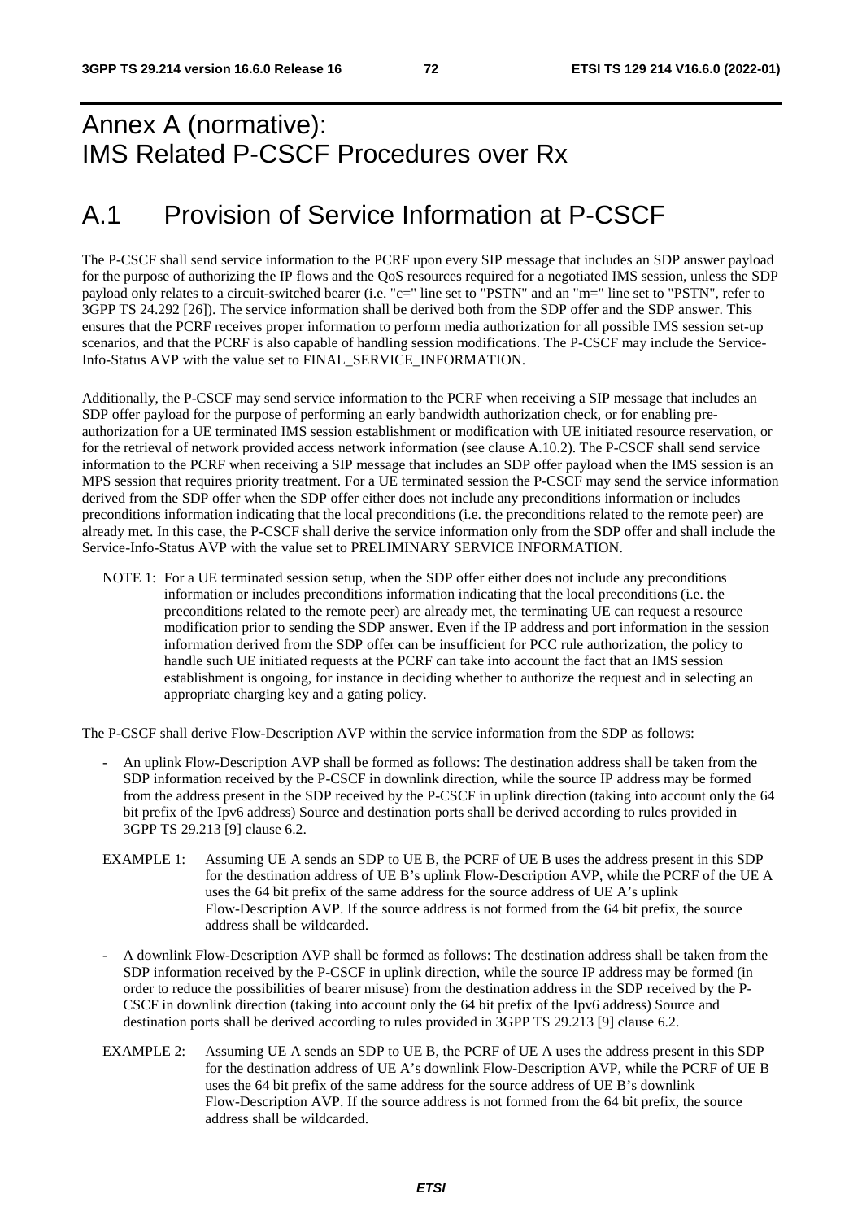# Annex A (normative): IMS Related P-CSCF Procedures over Rx

# A.1 Provision of Service Information at P-CSCF

The P-CSCF shall send service information to the PCRF upon every SIP message that includes an SDP answer payload for the purpose of authorizing the IP flows and the QoS resources required for a negotiated IMS session, unless the SDP payload only relates to a circuit-switched bearer (i.e. "c=" line set to "PSTN" and an "m=" line set to "PSTN", refer to 3GPP TS 24.292 [26]). The service information shall be derived both from the SDP offer and the SDP answer. This ensures that the PCRF receives proper information to perform media authorization for all possible IMS session set-up scenarios, and that the PCRF is also capable of handling session modifications. The P-CSCF may include the Service-Info-Status AVP with the value set to FINAL_SERVICE_INFORMATION.

Additionally, the P-CSCF may send service information to the PCRF when receiving a SIP message that includes an SDP offer payload for the purpose of performing an early bandwidth authorization check, or for enabling pre-authorization for a UE terminated IMS session establishment or modification with UE initiated resource reservation, or for the retrieval of network provided access network information (see clause A.10.2). The P-CSCF shall send service information to the PCRF when receiving a SIP message that includes an SDP offer payload when the IMS session is an MPS session that requires priority treatment. For a UE terminated session the P-CSCF may send the service information derived from the SDP offer when the SDP offer either does not include any preconditions information or includes preconditions information indicating that the local preconditions (i.e. the preconditions related to the remote peer) are already met. In this case, the P-CSCF shall derive the service information only from the SDP offer and shall include the Service-Info-Status AVP with the value set to PRELIMINARY SERVICE INFORMATION.

NOTE 1: For a UE terminated session setup, when the SDP offer either does not include any preconditions information or includes preconditions information indicating that the local preconditions (i.e. the preconditions related to the remote peer) are already met, the terminating UE can request a resource modification prior to sending the SDP answer. Even if the IP address and port information in the session information derived from the SDP offer can be insufficient for PCC rule authorization, the policy to handle such UE initiated requests at the PCRF can take into account the fact that an IMS session establishment is ongoing, for instance in deciding whether to authorize the request and in selecting an appropriate charging key and a gating policy.

The P-CSCF shall derive Flow-Description AVP within the service information from the SDP as follows:

- An uplink Flow-Description AVP shall be formed as follows: The destination address shall be taken from the SDP information received by the P-CSCF in downlink direction, while the source IP address may be formed from the address present in the SDP received by the P-CSCF in uplink direction (taking into account only the 64 bit prefix of the Ipv6 address) Source and destination ports shall be derived according to rules provided in 3GPP TS 29.213 [9] clause 6.2.

EXAMPLE 1: Assuming UE A sends an SDP to UE B, the PCRF of UE B uses the address present in this SDP for the destination address of UE B's uplink Flow-Description AVP, while the PCRF of the UE A uses the 64 bit prefix of the same address for the source address of UE A's uplink Flow-Description AVP. If the source address is not formed from the 64 bit prefix, the source address shall be wildcarded.

- A downlink Flow-Description AVP shall be formed as follows: The destination address shall be taken from the SDP information received by the P-CSCF in uplink direction, while the source IP address may be formed (in order to reduce the possibilities of bearer misuse) from the destination address in the SDP received by the P-CSCF in downlink direction (taking into account only the 64 bit prefix of the Ipv6 address) Source and destination ports shall be derived according to rules provided in 3GPP TS 29.213 [9] clause 6.2.

EXAMPLE 2: Assuming UE A sends an SDP to UE B, the PCRF of UE A uses the address present in this SDP for the destination address of UE A's downlink Flow-Description AVP, while the PCRF of UE B uses the 64 bit prefix of the same address for the source address of UE B's downlink Flow-Description AVP. If the source address is not formed from the 64 bit prefix, the source address shall be wildcarded.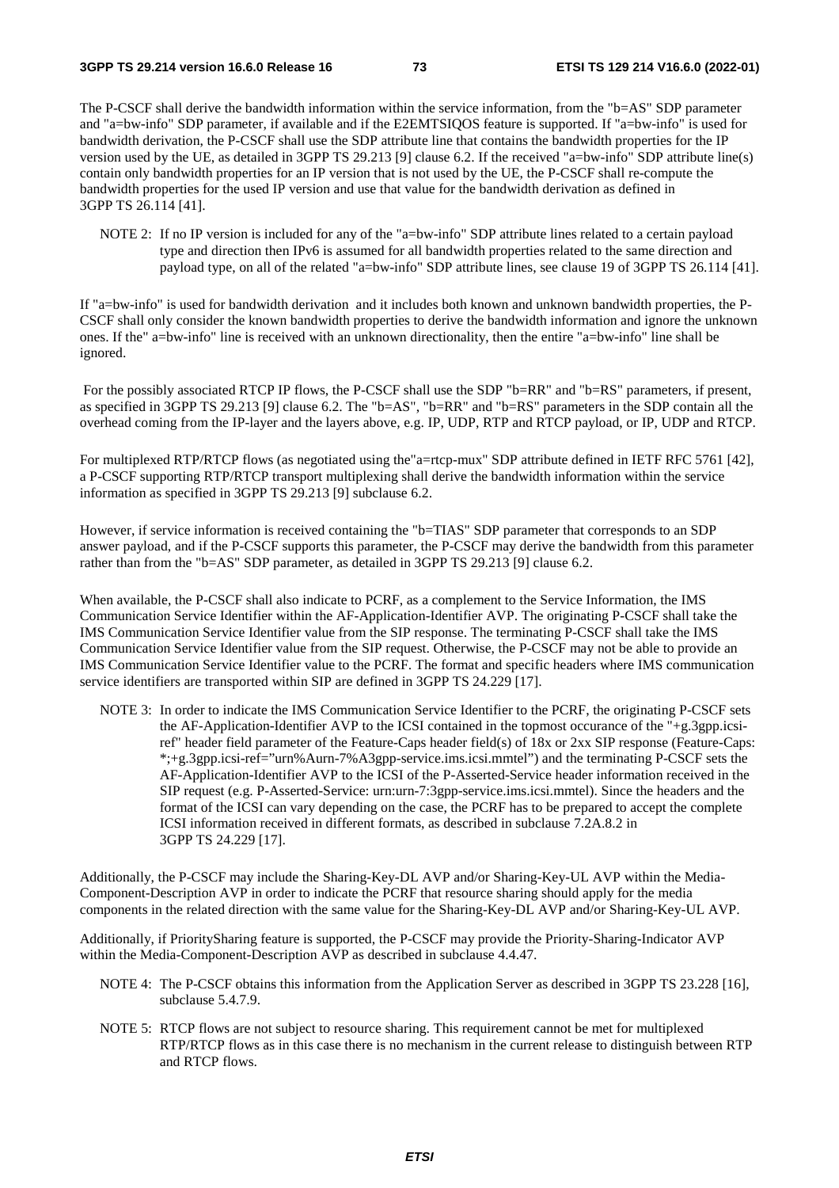The P-CSCF shall derive the bandwidth information within the service information, from the "b=AS" SDP parameter and "a=bw-info" SDP parameter, if available and if the E2EMTSIQOS feature is supported. If "a=bw-info" is used for bandwidth derivation, the P-CSCF shall use the SDP attribute line that contains the bandwidth properties for the IP version used by the UE, as detailed in 3GPP TS 29.213 [9] clause 6.2. If the received "a=bw-info" SDP attribute line(s) contain only bandwidth properties for an IP version that is not used by the UE, the P-CSCF shall re-compute the bandwidth properties for the used IP version and use that value for the bandwidth derivation as defined in 3GPP TS 26.114 [41].

NOTE 2: If no IP version is included for any of the "a=bw-info" SDP attribute lines related to a certain payload type and direction then IPv6 is assumed for all bandwidth properties related to the same direction and payload type, on all of the related "a=bw-info" SDP attribute lines, see clause 19 of 3GPP TS 26.114 [41].

If "a=bw-info" is used for bandwidth derivation and it includes both known and unknown bandwidth properties, the P-CSCF shall only consider the known bandwidth properties to derive the bandwidth information and ignore the unknown ones. If the" a=bw-info" line is received with an unknown directionality, then the entire "a=bw-info" line shall be ignored.

For the possibly associated RTCP IP flows, the P-CSCF shall use the SDP "b=RR" and "b=RS" parameters, if present, as specified in 3GPP TS 29.213 [9] clause 6.2. The "b=AS", "b=RR" and "b=RS" parameters in the SDP contain all the overhead coming from the IP-layer and the layers above, e.g. IP, UDP, RTP and RTCP payload, or IP, UDP and RTCP.

For multiplexed RTP/RTCP flows (as negotiated using the"a=rtcp-mux" SDP attribute defined in IETF RFC 5761 [42], a P-CSCF supporting RTP/RTCP transport multiplexing shall derive the bandwidth information within the service information as specified in 3GPP TS 29.213 [9] subclause 6.2.

However, if service information is received containing the "b=TIAS" SDP parameter that corresponds to an SDP answer payload, and if the P-CSCF supports this parameter, the P-CSCF may derive the bandwidth from this parameter rather than from the "b=AS" SDP parameter, as detailed in 3GPP TS 29.213 [9] clause 6.2.

When available, the P-CSCF shall also indicate to PCRF, as a complement to the Service Information, the IMS Communication Service Identifier within the AF-Application-Identifier AVP. The originating P-CSCF shall take the IMS Communication Service Identifier value from the SIP response. The terminating P-CSCF shall take the IMS Communication Service Identifier value from the SIP request. Otherwise, the P-CSCF may not be able to provide an IMS Communication Service Identifier value to the PCRF. The format and specific headers where IMS communication service identifiers are transported within SIP are defined in 3GPP TS 24.229 [17].

NOTE 3: In order to indicate the IMS Communication Service Identifier to the PCRF, the originating P-CSCF sets the AF-Application-Identifier AVP to the ICSI contained in the topmost occurance of the "+g.3gpp.icsi-ref" header field parameter of the Feature-Caps header field(s) of 18x or 2xx SIP response (Feature-Caps: *;+g.3gpp.icsi-ref="urn%Aurn-7%A3gpp-service.ims.icsi.mmtel") and the terminating P-CSCF sets the AF-Application-Identifier AVP to the ICSI of the P-Asserted-Service header information received in the SIP request (e.g. P-Asserted-Service: urn:urn-7:3gpp-service.ims.icsi.mmtel). Since the headers and the format of the ICSI can vary depending on the case, the PCRF has to be prepared to accept the complete ICSI information received in different formats, as described in subclause 7.2A.8.2 in 3GPP TS 24.229 [17].

Additionally, the P-CSCF may include the Sharing-Key-DL AVP and/or Sharing-Key-UL AVP within the Media-Component-Description AVP in order to indicate the PCRF that resource sharing should apply for the media components in the related direction with the same value for the Sharing-Key-DL AVP and/or Sharing-Key-UL AVP.

Additionally, if PrioritySharing feature is supported, the P-CSCF may provide the Priority-Sharing-Indicator AVP within the Media-Component-Description AVP as described in subclause 4.4.47.

NOTE 4: The P-CSCF obtains this information from the Application Server as described in 3GPP TS 23.228 [16], subclause 5.4.7.9.

NOTE 5: RTCP flows are not subject to resource sharing. This requirement cannot be met for multiplexed RTP/RTCP flows as in this case there is no mechanism in the current release to distinguish between RTP and RTCP flows.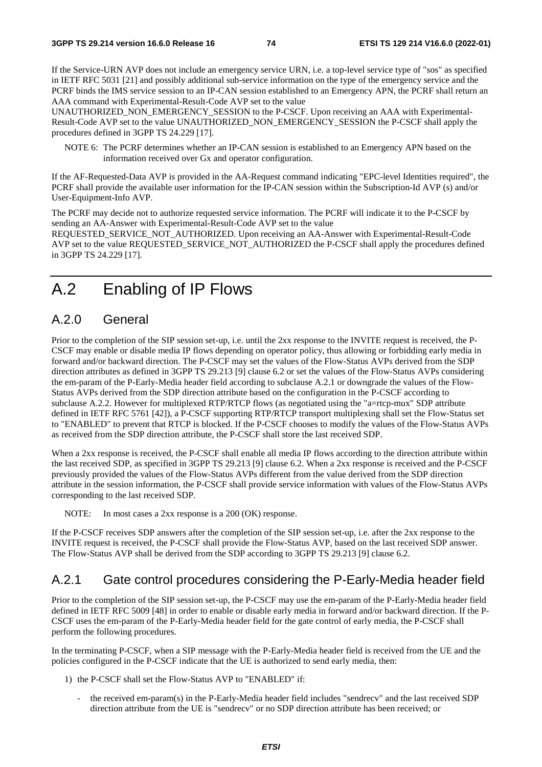If the Service-URN AVP does not include an emergency service URN, i.e. a top-level service type of "sos" as specified in IETF RFC 5031 [21] and possibly additional sub-service information on the type of the emergency service and the PCRF binds the IMS service session to an IP-CAN session established to an Emergency APN, the PCRF shall return an AAA command with Experimental-Result-Code AVP set to the value UNAUTHORIZED_NON_EMERGENCY_SESSION to the P-CSCF. Upon receiving an AAA with Experimental-Result-Code AVP set to the value UNAUTHORIZED_NON_EMERGENCY_SESSION the P-CSCF shall apply the procedures defined in 3GPP TS 24.229 [17].

NOTE 6: The PCRF determines whether an IP-CAN session is established to an Emergency APN based on the information received over Gx and operator configuration.

If the AF-Requested-Data AVP is provided in the AA-Request command indicating "EPC-level Identities required", the PCRF shall provide the available user information for the IP-CAN session within the Subscription-Id AVP (s) and/or User-Equipment-Info AVP.

The PCRF may decide not to authorize requested service information. The PCRF will indicate it to the P-CSCF by sending an AA-Answer with Experimental-Result-Code AVP set to the value REQUESTED_SERVICE_NOT_AUTHORIZED. Upon receiving an AA-Answer with Experimental-Result-Code AVP set to the value REQUESTED_SERVICE_NOT_AUTHORIZED the P-CSCF shall apply the procedures defined in 3GPP TS 24.229 [17].

# A.2 Enabling of IP Flows

## A.2.0 General

Prior to the completion of the SIP session set-up, i.e. until the 2xx response to the INVITE request is received, the P-CSCF may enable or disable media IP flows depending on operator policy, thus allowing or forbidding early media in forward and/or backward direction. The P-CSCF may set the values of the Flow-Status AVPs derived from the SDP direction attributes as defined in 3GPP TS 29.213 [9] clause 6.2 or set the values of the Flow-Status AVPs considering the em-param of the P-Early-Media header field according to subclause A.2.1 or downgrade the values of the Flow-Status AVPs derived from the SDP direction attribute based on the configuration in the P-CSCF according to subclause A.2.2. However for multiplexed RTP/RTCP flows (as negotiated using the "a=rtcp-mux" SDP attribute defined in IETF RFC 5761 [42]), a P-CSCF supporting RTP/RTCP transport multiplexing shall set the Flow-Status set to "ENABLED" to prevent that RTCP is blocked. If the P-CSCF chooses to modify the values of the Flow-Status AVPs as received from the SDP direction attribute, the P-CSCF shall store the last received SDP.

When a 2xx response is received, the P-CSCF shall enable all media IP flows according to the direction attribute within the last received SDP, as specified in 3GPP TS 29.213 [9] clause 6.2. When a 2xx response is received and the P-CSCF previously provided the values of the Flow-Status AVPs different from the value derived from the SDP direction attribute in the session information, the P-CSCF shall provide service information with values of the Flow-Status AVPs corresponding to the last received SDP.

NOTE: In most cases a 2xx response is a 200 (OK) response.

If the P-CSCF receives SDP answers after the completion of the SIP session set-up, i.e. after the 2xx response to the INVITE request is received, the P-CSCF shall provide the Flow-Status AVP, based on the last received SDP answer. The Flow-Status AVP shall be derived from the SDP according to 3GPP TS 29.213 [9] clause 6.2.

## A.2.1 Gate control procedures considering the P-Early-Media header field

Prior to the completion of the SIP session set-up, the P-CSCF may use the em-param of the P-Early-Media header field defined in IETF RFC 5009 [48] in order to enable or disable early media in forward and/or backward direction. If the P-CSCF uses the em-param of the P-Early-Media header field for the gate control of early media, the P-CSCF shall perform the following procedures.

In the terminating P-CSCF, when a SIP message with the P-Early-Media header field is received from the UE and the policies configured in the P-CSCF indicate that the UE is authorized to send early media, then:

1) the P-CSCF shall set the Flow-Status AVP to "ENABLED" if:

   - the received em-param(s) in the P-Early-Media header field includes "sendrecv" and the last received SDP direction attribute from the UE is "sendrecv" or no SDP direction attribute has been received; or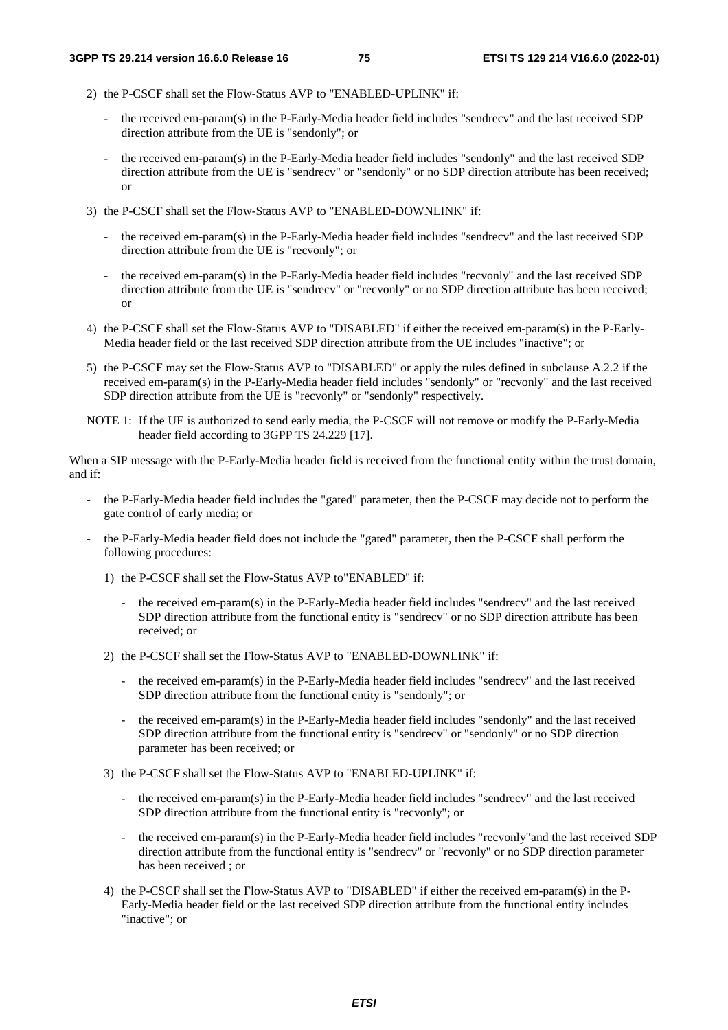2) the P-CSCF shall set the Flow-Status AVP to "ENABLED-UPLINK" if:

   - the received em-param(s) in the P-Early-Media header field includes "sendrecv" and the last received SDP direction attribute from the UE is "sendonly"; or

   - the received em-param(s) in the P-Early-Media header field includes "sendonly" and the last received SDP direction attribute from the UE is "sendrecv" or "sendonly" or no SDP direction attribute has been received; or

3) the P-CSCF shall set the Flow-Status AVP to "ENABLED-DOWNLINK" if:

   - the received em-param(s) in the P-Early-Media header field includes "sendrecv" and the last received SDP direction attribute from the UE is "recvonly"; or

   - the received em-param(s) in the P-Early-Media header field includes "recvonly" and the last received SDP direction attribute from the UE is "sendrecv" or "recvonly" or no SDP direction attribute has been received; or

4) the P-CSCF shall set the Flow-Status AVP to "DISABLED" if either the received em-param(s) in the P-Early-Media header field or the last received SDP direction attribute from the UE includes "inactive"; or

5) the P-CSCF may set the Flow-Status AVP to "DISABLED" or apply the rules defined in subclause A.2.2 if the received em-param(s) in the P-Early-Media header field includes "sendonly" or "recvonly" and the last received SDP direction attribute from the UE is "recvonly" or "sendonly" respectively.

NOTE 1: If the UE is authorized to send early media, the P-CSCF will not remove or modify the P-Early-Media header field according to 3GPP TS 24.229 [17].

When a SIP message with the P-Early-Media header field is received from the functional entity within the trust domain, and if:

- the P-Early-Media header field includes the "gated" parameter, then the P-CSCF may decide not to perform the gate control of early media; or

- the P-Early-Media header field does not include the "gated" parameter, then the P-CSCF shall perform the following procedures:

  1) the P-CSCF shall set the Flow-Status AVP to"ENABLED" if:

     - the received em-param(s) in the P-Early-Media header field includes "sendrecv" and the last received SDP direction attribute from the functional entity is "sendrecv" or no SDP direction attribute has been received; or

  2) the P-CSCF shall set the Flow-Status AVP to "ENABLED-DOWNLINK" if:

     - the received em-param(s) in the P-Early-Media header field includes "sendrecv" and the last received SDP direction attribute from the functional entity is "sendonly"; or

     - the received em-param(s) in the P-Early-Media header field includes "sendonly" and the last received SDP direction attribute from the functional entity is "sendrecv" or "sendonly" or no SDP direction parameter has been received; or

  3) the P-CSCF shall set the Flow-Status AVP to "ENABLED-UPLINK" if:

     - the received em-param(s) in the P-Early-Media header field includes "sendrecv" and the last received SDP direction attribute from the functional entity is "recvonly"; or

     - the received em-param(s) in the P-Early-Media header field includes "recvonly"and the last received SDP direction attribute from the functional entity is "sendrecv" or "recvonly" or no SDP direction parameter has been received ; or

  4) the P-CSCF shall set the Flow-Status AVP to "DISABLED" if either the received em-param(s) in the P-Early-Media header field or the last received SDP direction attribute from the functional entity includes "inactive"; or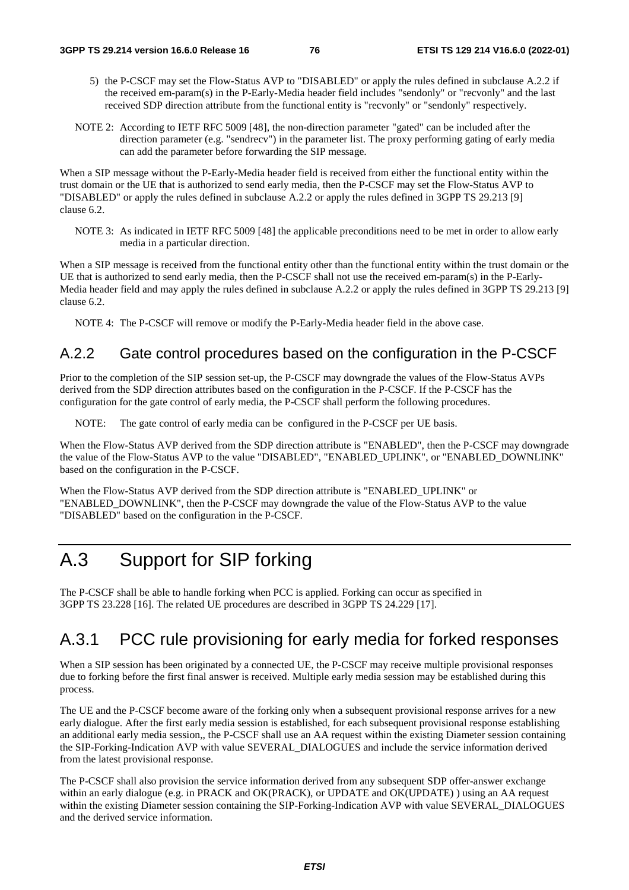5) the P-CSCF may set the Flow-Status AVP to "DISABLED" or apply the rules defined in subclause A.2.2 if the received em-param(s) in the P-Early-Media header field includes "sendonly" or "recvonly" and the last received SDP direction attribute from the functional entity is "recvonly" or "sendonly" respectively.

NOTE 2: According to IETF RFC 5009 [48], the non-direction parameter "gated" can be included after the direction parameter (e.g. "sendrecv") in the parameter list. The proxy performing gating of early media can add the parameter before forwarding the SIP message.

When a SIP message without the P-Early-Media header field is received from either the functional entity within the trust domain or the UE that is authorized to send early media, then the P-CSCF may set the Flow-Status AVP to "DISABLED" or apply the rules defined in subclause A.2.2 or apply the rules defined in 3GPP TS 29.213 [9] clause 6.2.

NOTE 3: As indicated in IETF RFC 5009 [48] the applicable preconditions need to be met in order to allow early media in a particular direction.

When a SIP message is received from the functional entity other than the functional entity within the trust domain or the UE that is authorized to send early media, then the P-CSCF shall not use the received em-param(s) in the P-Early-Media header field and may apply the rules defined in subclause A.2.2 or apply the rules defined in 3GPP TS 29.213 [9] clause 6.2.

NOTE 4: The P-CSCF will remove or modify the P-Early-Media header field in the above case.

### A.2.2 Gate control procedures based on the configuration in the P-CSCF

Prior to the completion of the SIP session set-up, the P-CSCF may downgrade the values of the Flow-Status AVPs derived from the SDP direction attributes based on the configuration in the P-CSCF. If the P-CSCF has the configuration for the gate control of early media, the P-CSCF shall perform the following procedures.

NOTE: The gate control of early media can be configured in the P-CSCF per UE basis.

When the Flow-Status AVP derived from the SDP direction attribute is "ENABLED", then the P-CSCF may downgrade the value of the Flow-Status AVP to the value "DISABLED", "ENABLED_UPLINK", or "ENABLED_DOWNLINK" based on the configuration in the P-CSCF.

When the Flow-Status AVP derived from the SDP direction attribute is "ENABLED_UPLINK" or "ENABLED_DOWNLINK", then the P-CSCF may downgrade the value of the Flow-Status AVP to the value "DISABLED" based on the configuration in the P-CSCF.

# A.3 Support for SIP forking

The P-CSCF shall be able to handle forking when PCC is applied. Forking can occur as specified in 3GPP TS 23.228 [16]. The related UE procedures are described in 3GPP TS 24.229 [17].

## A.3.1 PCC rule provisioning for early media for forked responses

When a SIP session has been originated by a connected UE, the P-CSCF may receive multiple provisional responses due to forking before the first final answer is received. Multiple early media session may be established during this process.

The UE and the P-CSCF become aware of the forking only when a subsequent provisional response arrives for a new early dialogue. After the first early media session is established, for each subsequent provisional response establishing an additional early media session,, the P-CSCF shall use an AA request within the existing Diameter session containing the SIP-Forking-Indication AVP with value SEVERAL_DIALOGUES and include the service information derived from the latest provisional response.

The P-CSCF shall also provision the service information derived from any subsequent SDP offer-answer exchange within an early dialogue (e.g. in PRACK and OK(PRACK), or UPDATE and OK(UPDATE) ) using an AA request within the existing Diameter session containing the SIP-Forking-Indication AVP with value SEVERAL_DIALOGUES and the derived service information.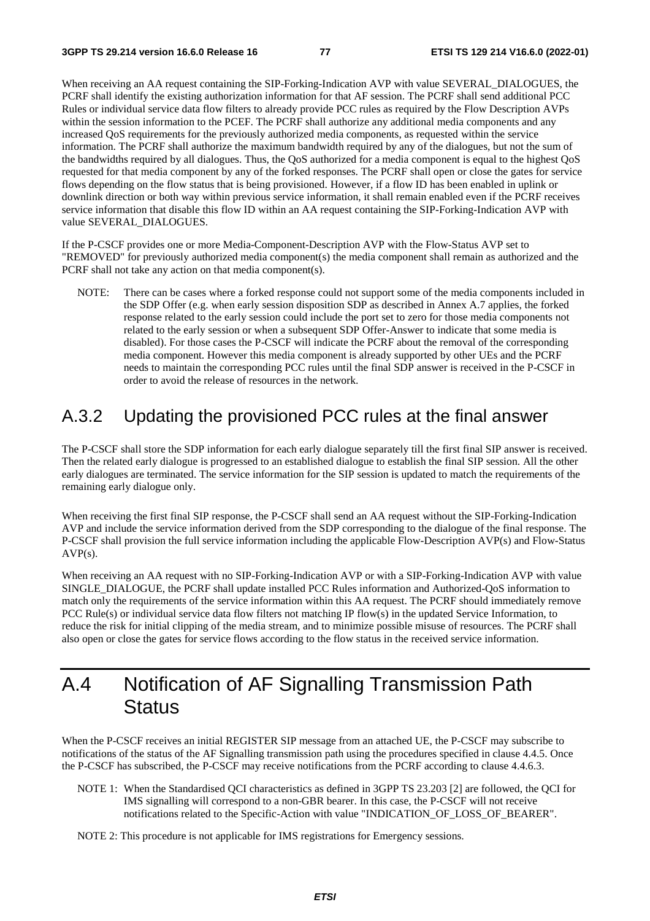When receiving an AA request containing the SIP-Forking-Indication AVP with value SEVERAL_DIALOGUES, the PCRF shall identify the existing authorization information for that AF session. The PCRF shall send additional PCC Rules or individual service data flow filters to already provide PCC rules as required by the Flow Description AVPs within the session information to the PCEF. The PCRF shall authorize any additional media components and any increased QoS requirements for the previously authorized media components, as requested within the service information. The PCRF shall authorize the maximum bandwidth required by any of the dialogues, but not the sum of the bandwidths required by all dialogues. Thus, the QoS authorized for a media component is equal to the highest QoS requested for that media component by any of the forked responses. The PCRF shall open or close the gates for service flows depending on the flow status that is being provisioned. However, if a flow ID has been enabled in uplink or downlink direction or both way within previous service information, it shall remain enabled even if the PCRF receives service information that disable this flow ID within an AA request containing the SIP-Forking-Indication AVP with value SEVERAL_DIALOGUES.

If the P-CSCF provides one or more Media-Component-Description AVP with the Flow-Status AVP set to "REMOVED" for previously authorized media component(s) the media component shall remain as authorized and the PCRF shall not take any action on that media component(s).

NOTE: There can be cases where a forked response could not support some of the media components included in the SDP Offer (e.g. when early session disposition SDP as described in Annex A.7 applies, the forked response related to the early session could include the port set to zero for those media components not related to the early session or when a subsequent SDP Offer-Answer to indicate that some media is disabled). For those cases the P-CSCF will indicate the PCRF about the removal of the corresponding media component. However this media component is already supported by other UEs and the PCRF needs to maintain the corresponding PCC rules until the final SDP answer is received in the P-CSCF in order to avoid the release of resources in the network.

## A.3.2 Updating the provisioned PCC rules at the final answer

The P-CSCF shall store the SDP information for each early dialogue separately till the first final SIP answer is received. Then the related early dialogue is progressed to an established dialogue to establish the final SIP session. All the other early dialogues are terminated. The service information for the SIP session is updated to match the requirements of the remaining early dialogue only.

When receiving the first final SIP response, the P-CSCF shall send an AA request without the SIP-Forking-Indication AVP and include the service information derived from the SDP corresponding to the dialogue of the final response. The P-CSCF shall provision the full service information including the applicable Flow-Description AVP(s) and Flow-Status AVP(s).

When receiving an AA request with no SIP-Forking-Indication AVP or with a SIP-Forking-Indication AVP with value SINGLE_DIALOGUE, the PCRF shall update installed PCC Rules information and Authorized-QoS information to match only the requirements of the service information within this AA request. The PCRF should immediately remove PCC Rule(s) or individual service data flow filters not matching IP flow(s) in the updated Service Information, to reduce the risk for initial clipping of the media stream, and to minimize possible misuse of resources. The PCRF shall also open or close the gates for service flows according to the flow status in the received service information.

# A.4 Notification of AF Signalling Transmission Path Status

When the P-CSCF receives an initial REGISTER SIP message from an attached UE, the P-CSCF may subscribe to notifications of the status of the AF Signalling transmission path using the procedures specified in clause 4.4.5. Once the P-CSCF has subscribed, the P-CSCF may receive notifications from the PCRF according to clause 4.4.6.3.

NOTE 1: When the Standardised QCI characteristics as defined in 3GPP TS 23.203 [2] are followed, the QCI for IMS signalling will correspond to a non-GBR bearer. In this case, the P-CSCF will not receive notifications related to the Specific-Action with value "INDICATION_OF_LOSS_OF_BEARER".

NOTE 2: This procedure is not applicable for IMS registrations for Emergency sessions.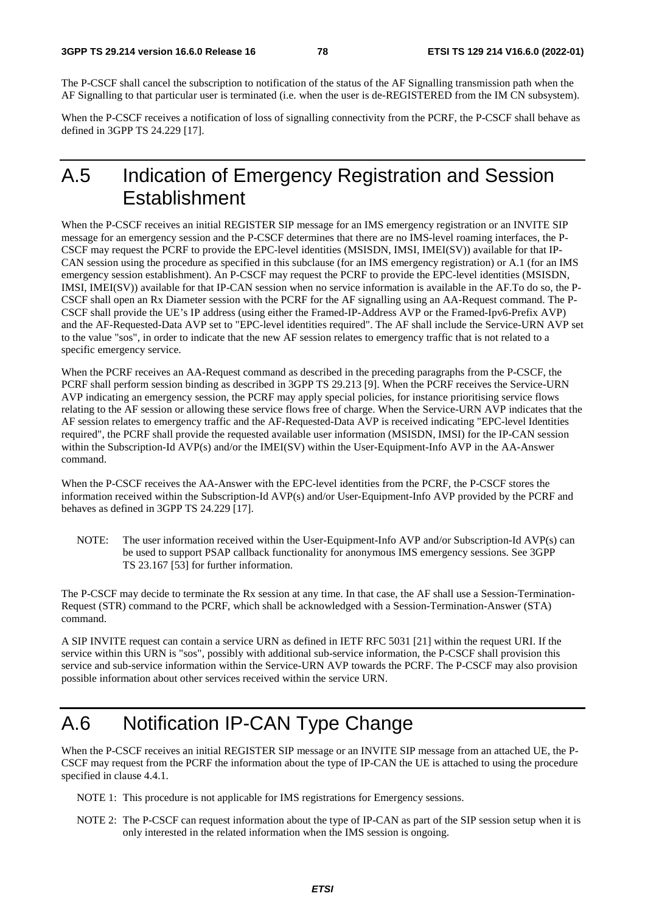The P-CSCF shall cancel the subscription to notification of the status of the AF Signalling transmission path when the AF Signalling to that particular user is terminated (i.e. when the user is de-REGISTERED from the IM CN subsystem).

When the P-CSCF receives a notification of loss of signalling connectivity from the PCRF, the P-CSCF shall behave as defined in 3GPP TS 24.229 [17].

# A.5 Indication of Emergency Registration and Session Establishment

When the P-CSCF receives an initial REGISTER SIP message for an IMS emergency registration or an INVITE SIP message for an emergency session and the P-CSCF determines that there are no IMS-level roaming interfaces, the P-CSCF may request the PCRF to provide the EPC-level identities (MSISDN, IMSI, IMEI(SV)) available for that IP-CAN session using the procedure as specified in this subclause (for an IMS emergency registration) or A.1 (for an IMS emergency session establishment). An P-CSCF may request the PCRF to provide the EPC-level identities (MSISDN, IMSI, IMEI(SV)) available for that IP-CAN session when no service information is available in the AF.To do so, the P-CSCF shall open an Rx Diameter session with the PCRF for the AF signalling using an AA-Request command. The P-CSCF shall provide the UE's IP address (using either the Framed-IP-Address AVP or the Framed-Ipv6-Prefix AVP) and the AF-Requested-Data AVP set to "EPC-level identities required". The AF shall include the Service-URN AVP set to the value "sos", in order to indicate that the new AF session relates to emergency traffic that is not related to a specific emergency service.

When the PCRF receives an AA-Request command as described in the preceding paragraphs from the P-CSCF, the PCRF shall perform session binding as described in 3GPP TS 29.213 [9]. When the PCRF receives the Service-URN AVP indicating an emergency session, the PCRF may apply special policies, for instance prioritising service flows relating to the AF session or allowing these service flows free of charge. When the Service-URN AVP indicates that the AF session relates to emergency traffic and the AF-Requested-Data AVP is received indicating "EPC-level Identities required", the PCRF shall provide the requested available user information (MSISDN, IMSI) for the IP-CAN session within the Subscription-Id AVP(s) and/or the IMEI(SV) within the User-Equipment-Info AVP in the AA-Answer command.

When the P-CSCF receives the AA-Answer with the EPC-level identities from the PCRF, the P-CSCF stores the information received within the Subscription-Id AVP(s) and/or User-Equipment-Info AVP provided by the PCRF and behaves as defined in 3GPP TS 24.229 [17].

NOTE: The user information received within the User-Equipment-Info AVP and/or Subscription-Id AVP(s) can be used to support PSAP callback functionality for anonymous IMS emergency sessions. See 3GPP TS 23.167 [53] for further information.

The P-CSCF may decide to terminate the Rx session at any time. In that case, the AF shall use a Session-Termination-Request (STR) command to the PCRF, which shall be acknowledged with a Session-Termination-Answer (STA) command.

A SIP INVITE request can contain a service URN as defined in IETF RFC 5031 [21] within the request URI. If the service within this URN is "sos", possibly with additional sub-service information, the P-CSCF shall provision this service and sub-service information within the Service-URN AVP towards the PCRF. The P-CSCF may also provision possible information about other services received within the service URN.

# A.6 Notification IP-CAN Type Change

When the P-CSCF receives an initial REGISTER SIP message or an INVITE SIP message from an attached UE, the P-CSCF may request from the PCRF the information about the type of IP-CAN the UE is attached to using the procedure specified in clause 4.4.1.

NOTE 1: This procedure is not applicable for IMS registrations for Emergency sessions.

NOTE 2: The P-CSCF can request information about the type of IP-CAN as part of the SIP session setup when it is only interested in the related information when the IMS session is ongoing.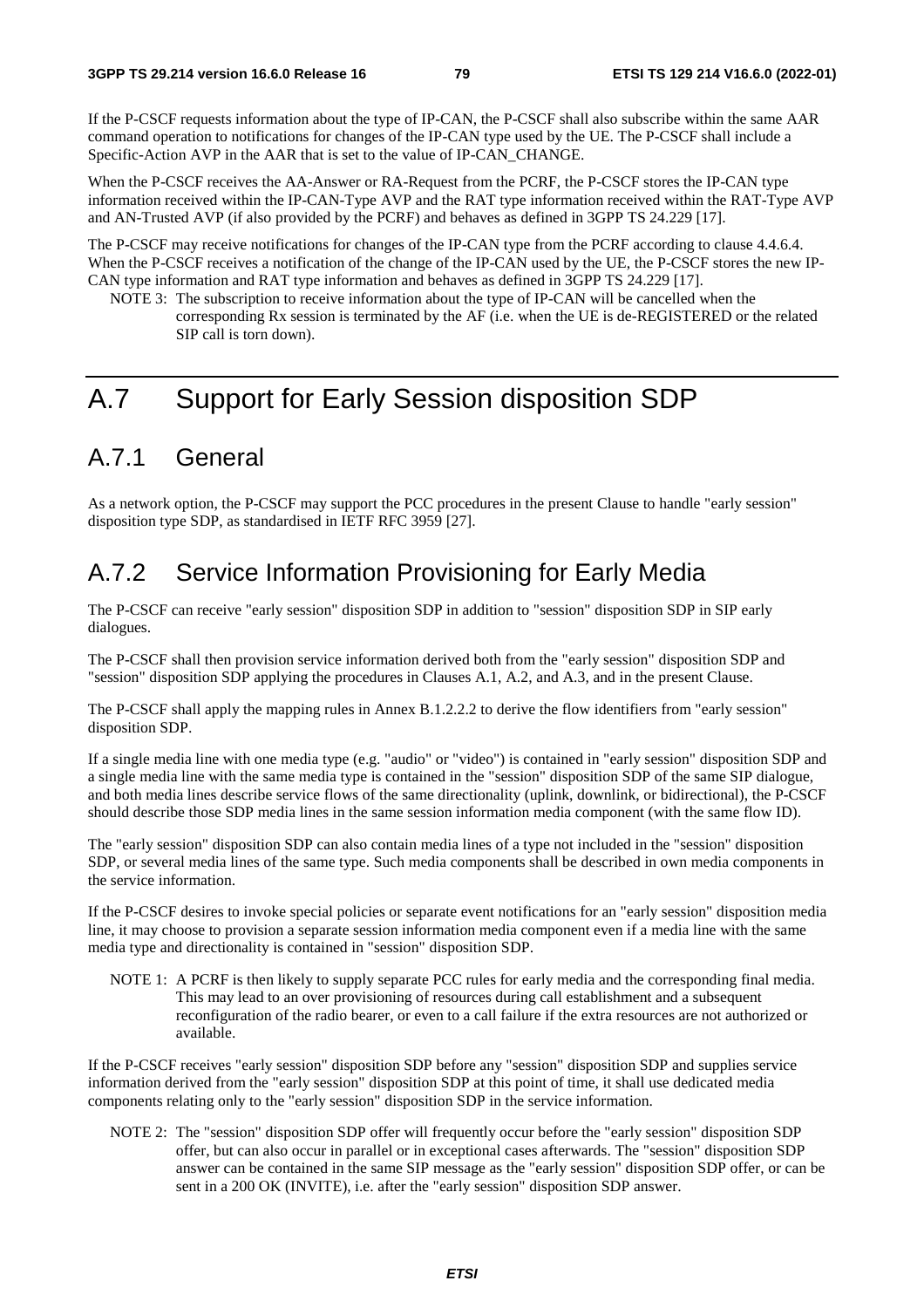If the P-CSCF requests information about the type of IP-CAN, the P-CSCF shall also subscribe within the same AAR command operation to notifications for changes of the IP-CAN type used by the UE. The P-CSCF shall include a Specific-Action AVP in the AAR that is set to the value of IP-CAN_CHANGE.

When the P-CSCF receives the AA-Answer or RA-Request from the PCRF, the P-CSCF stores the IP-CAN type information received within the IP-CAN-Type AVP and the RAT type information received within the RAT-Type AVP and AN-Trusted AVP (if also provided by the PCRF) and behaves as defined in 3GPP TS 24.229 [17].

The P-CSCF may receive notifications for changes of the IP-CAN type from the PCRF according to clause 4.4.6.4. When the P-CSCF receives a notification of the change of the IP-CAN used by the UE, the P-CSCF stores the new IP-CAN type information and RAT type information and behaves as defined in 3GPP TS 24.229 [17].

NOTE 3: The subscription to receive information about the type of IP-CAN will be cancelled when the corresponding Rx session is terminated by the AF (i.e. when the UE is de-REGISTERED or the related SIP call is torn down).

# A.7 Support for Early Session disposition SDP

## A.7.1 General

As a network option, the P-CSCF may support the PCC procedures in the present Clause to handle "early session" disposition type SDP, as standardised in IETF RFC 3959 [27].

## A.7.2 Service Information Provisioning for Early Media

The P-CSCF can receive "early session" disposition SDP in addition to "session" disposition SDP in SIP early dialogues.

The P-CSCF shall then provision service information derived both from the "early session" disposition SDP and "session" disposition SDP applying the procedures in Clauses A.1, A.2, and A.3, and in the present Clause.

The P-CSCF shall apply the mapping rules in Annex B.1.2.2.2 to derive the flow identifiers from "early session" disposition SDP.

If a single media line with one media type (e.g. "audio" or "video") is contained in "early session" disposition SDP and a single media line with the same media type is contained in the "session" disposition SDP of the same SIP dialogue, and both media lines describe service flows of the same directionality (uplink, downlink, or bidirectional), the P-CSCF should describe those SDP media lines in the same session information media component (with the same flow ID).

The "early session" disposition SDP can also contain media lines of a type not included in the "session" disposition SDP, or several media lines of the same type. Such media components shall be described in own media components in the service information.

If the P-CSCF desires to invoke special policies or separate event notifications for an "early session" disposition media line, it may choose to provision a separate session information media component even if a media line with the same media type and directionality is contained in "session" disposition SDP.

NOTE 1: A PCRF is then likely to supply separate PCC rules for early media and the corresponding final media. This may lead to an over provisioning of resources during call establishment and a subsequent reconfiguration of the radio bearer, or even to a call failure if the extra resources are not authorized or available.

If the P-CSCF receives "early session" disposition SDP before any "session" disposition SDP and supplies service information derived from the "early session" disposition SDP at this point of time, it shall use dedicated media components relating only to the "early session" disposition SDP in the service information.

NOTE 2: The "session" disposition SDP offer will frequently occur before the "early session" disposition SDP offer, but can also occur in parallel or in exceptional cases afterwards. The "session" disposition SDP answer can be contained in the same SIP message as the "early session" disposition SDP offer, or can be sent in a 200 OK (INVITE), i.e. after the "early session" disposition SDP answer.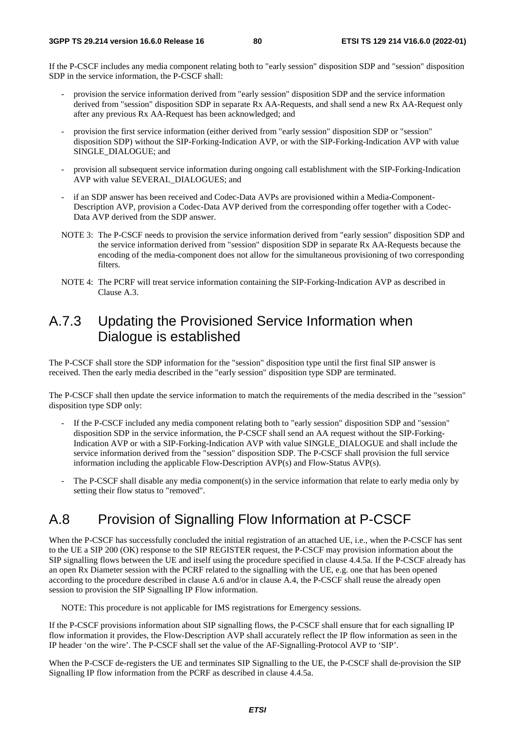If the P-CSCF includes any media component relating both to "early session" disposition SDP and "session" disposition SDP in the service information, the P-CSCF shall:

- provision the service information derived from "early session" disposition SDP and the service information derived from "session" disposition SDP in separate Rx AA-Requests, and shall send a new Rx AA-Request only after any previous Rx AA-Request has been acknowledged; and
- provision the first service information (either derived from "early session" disposition SDP or "session" disposition SDP) without the SIP-Forking-Indication AVP, or with the SIP-Forking-Indication AVP with value SINGLE_DIALOGUE; and
- provision all subsequent service information during ongoing call establishment with the SIP-Forking-Indication AVP with value SEVERAL_DIALOGUES; and
- if an SDP answer has been received and Codec-Data AVPs are provisioned within a Media-Component-Description AVP, provision a Codec-Data AVP derived from the corresponding offer together with a Codec-Data AVP derived from the SDP answer.

NOTE 3: The P-CSCF needs to provision the service information derived from "early session" disposition SDP and the service information derived from "session" disposition SDP in separate Rx AA-Requests because the encoding of the media-component does not allow for the simultaneous provisioning of two corresponding filters.

NOTE 4: The PCRF will treat service information containing the SIP-Forking-Indication AVP as described in Clause A.3.

## A.7.3 Updating the Provisioned Service Information when Dialogue is established

The P-CSCF shall store the SDP information for the "session" disposition type until the first final SIP answer is received. Then the early media described in the "early session" disposition type SDP are terminated.

The P-CSCF shall then update the service information to match the requirements of the media described in the "session" disposition type SDP only:

- If the P-CSCF included any media component relating both to "early session" disposition SDP and "session" disposition SDP in the service information, the P-CSCF shall send an AA request without the SIP-Forking-Indication AVP or with a SIP-Forking-Indication AVP with value SINGLE_DIALOGUE and shall include the service information derived from the "session" disposition SDP. The P-CSCF shall provision the full service information including the applicable Flow-Description AVP(s) and Flow-Status AVP(s).
- The P-CSCF shall disable any media component(s) in the service information that relate to early media only by setting their flow status to "removed".

# A.8 Provision of Signalling Flow Information at P-CSCF

When the P-CSCF has successfully concluded the initial registration of an attached UE, i.e., when the P-CSCF has sent to the UE a SIP 200 (OK) response to the SIP REGISTER request, the P-CSCF may provision information about the SIP signalling flows between the UE and itself using the procedure specified in clause 4.4.5a. If the P-CSCF already has an open Rx Diameter session with the PCRF related to the signalling with the UE, e.g. one that has been opened according to the procedure described in clause A.6 and/or in clause A.4, the P-CSCF shall reuse the already open session to provision the SIP Signalling IP Flow information.

NOTE: This procedure is not applicable for IMS registrations for Emergency sessions.

If the P-CSCF provisions information about SIP signalling flows, the P-CSCF shall ensure that for each signalling IP flow information it provides, the Flow-Description AVP shall accurately reflect the IP flow information as seen in the IP header 'on the wire'. The P-CSCF shall set the value of the AF-Signalling-Protocol AVP to 'SIP'.

When the P-CSCF de-registers the UE and terminates SIP Signalling to the UE, the P-CSCF shall de-provision the SIP Signalling IP flow information from the PCRF as described in clause 4.4.5a.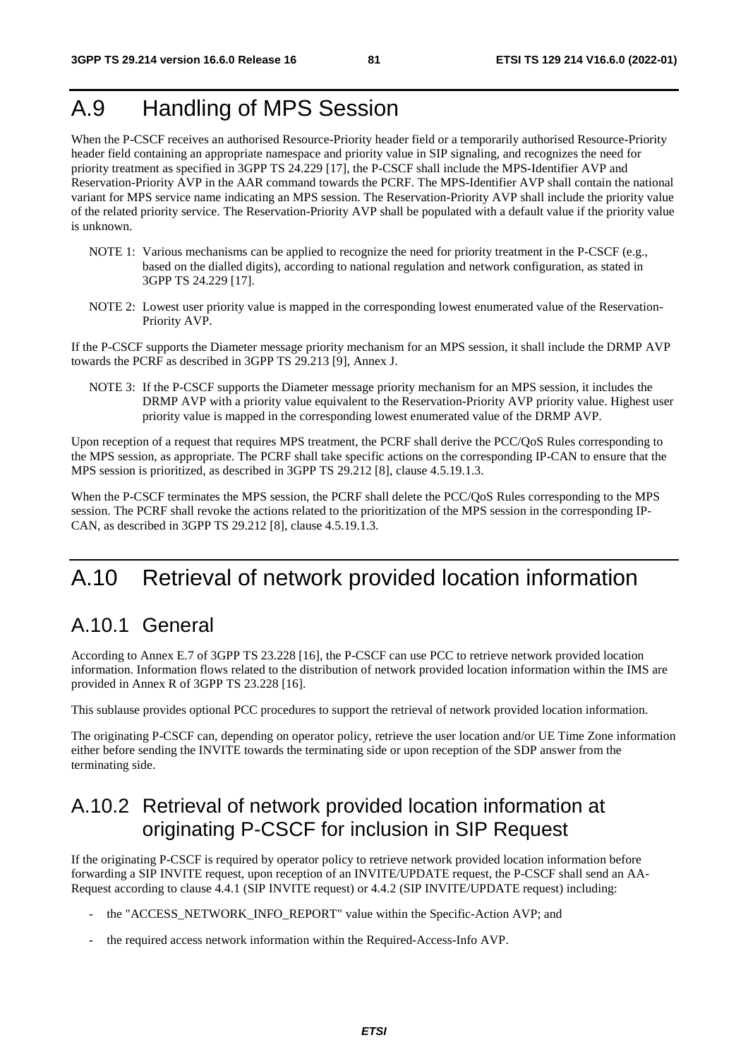# A.9 Handling of MPS Session

When the P-CSCF receives an authorised Resource-Priority header field or a temporarily authorised Resource-Priority header field containing an appropriate namespace and priority value in SIP signaling, and recognizes the need for priority treatment as specified in 3GPP TS 24.229 [17], the P-CSCF shall include the MPS-Identifier AVP and Reservation-Priority AVP in the AAR command towards the PCRF. The MPS-Identifier AVP shall contain the national variant for MPS service name indicating an MPS session. The Reservation-Priority AVP shall include the priority value of the related priority service. The Reservation-Priority AVP shall be populated with a default value if the priority value is unknown.

NOTE 1: Various mechanisms can be applied to recognize the need for priority treatment in the P-CSCF (e.g., based on the dialled digits), according to national regulation and network configuration, as stated in 3GPP TS 24.229 [17].

NOTE 2: Lowest user priority value is mapped in the corresponding lowest enumerated value of the Reservation-Priority AVP.

If the P-CSCF supports the Diameter message priority mechanism for an MPS session, it shall include the DRMP AVP towards the PCRF as described in 3GPP TS 29.213 [9], Annex J.

NOTE 3: If the P-CSCF supports the Diameter message priority mechanism for an MPS session, it includes the DRMP AVP with a priority value equivalent to the Reservation-Priority AVP priority value. Highest user priority value is mapped in the corresponding lowest enumerated value of the DRMP AVP.

Upon reception of a request that requires MPS treatment, the PCRF shall derive the PCC/QoS Rules corresponding to the MPS session, as appropriate. The PCRF shall take specific actions on the corresponding IP-CAN to ensure that the MPS session is prioritized, as described in 3GPP TS 29.212 [8], clause 4.5.19.1.3.

When the P-CSCF terminates the MPS session, the PCRF shall delete the PCC/QoS Rules corresponding to the MPS session. The PCRF shall revoke the actions related to the prioritization of the MPS session in the corresponding IP-CAN, as described in 3GPP TS 29.212 [8], clause 4.5.19.1.3.

# A.10 Retrieval of network provided location information

## A.10.1 General

According to Annex E.7 of 3GPP TS 23.228 [16], the P-CSCF can use PCC to retrieve network provided location information. Information flows related to the distribution of network provided location information within the IMS are provided in Annex R of 3GPP TS 23.228 [16].

This sublause provides optional PCC procedures to support the retrieval of network provided location information.

The originating P-CSCF can, depending on operator policy, retrieve the user location and/or UE Time Zone information either before sending the INVITE towards the terminating side or upon reception of the SDP answer from the terminating side.

## A.10.2 Retrieval of network provided location information at originating P-CSCF for inclusion in SIP Request

If the originating P-CSCF is required by operator policy to retrieve network provided location information before forwarding a SIP INVITE request, upon reception of an INVITE/UPDATE request, the P-CSCF shall send an AA-Request according to clause 4.4.1 (SIP INVITE request) or 4.4.2 (SIP INVITE/UPDATE request) including:

- the "ACCESS_NETWORK_INFO_REPORT" value within the Specific-Action AVP; and
- the required access network information within the Required-Access-Info AVP.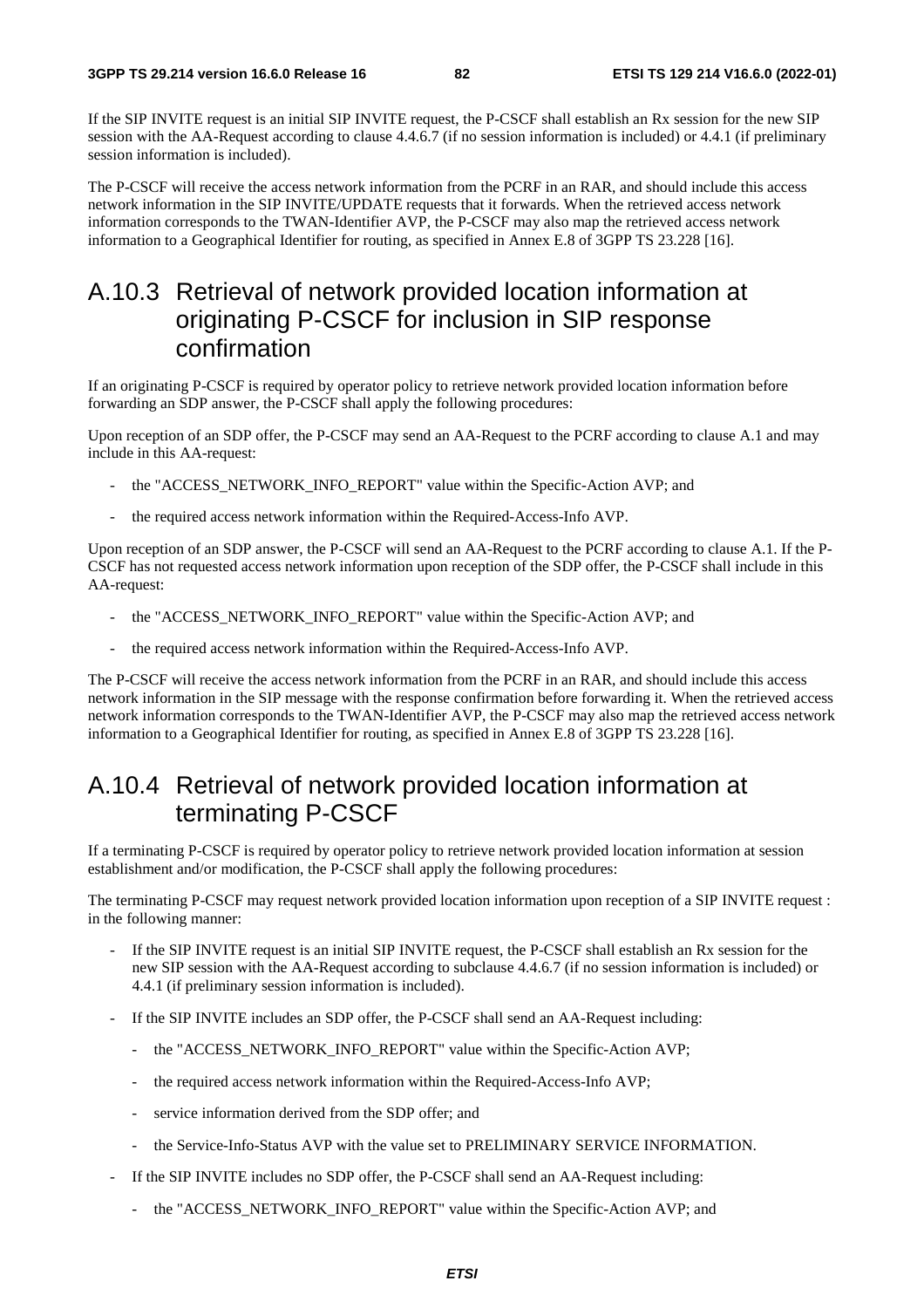If the SIP INVITE request is an initial SIP INVITE request, the P-CSCF shall establish an Rx session for the new SIP session with the AA-Request according to clause 4.4.6.7 (if no session information is included) or 4.4.1 (if preliminary session information is included).

The P-CSCF will receive the access network information from the PCRF in an RAR, and should include this access network information in the SIP INVITE/UPDATE requests that it forwards. When the retrieved access network information corresponds to the TWAN-Identifier AVP, the P-CSCF may also map the retrieved access network information to a Geographical Identifier for routing, as specified in Annex E.8 of 3GPP TS 23.228 [16].

## A.10.3 Retrieval of network provided location information at originating P-CSCF for inclusion in SIP response confirmation

If an originating P-CSCF is required by operator policy to retrieve network provided location information before forwarding an SDP answer, the P-CSCF shall apply the following procedures:

Upon reception of an SDP offer, the P-CSCF may send an AA-Request to the PCRF according to clause A.1 and may include in this AA-request:

- the "ACCESS_NETWORK_INFO_REPORT" value within the Specific-Action AVP; and
- the required access network information within the Required-Access-Info AVP.

Upon reception of an SDP answer, the P-CSCF will send an AA-Request to the PCRF according to clause A.1. If the P-CSCF has not requested access network information upon reception of the SDP offer, the P-CSCF shall include in this AA-request:

- the "ACCESS_NETWORK_INFO_REPORT" value within the Specific-Action AVP; and
- the required access network information within the Required-Access-Info AVP.

The P-CSCF will receive the access network information from the PCRF in an RAR, and should include this access network information in the SIP message with the response confirmation before forwarding it. When the retrieved access network information corresponds to the TWAN-Identifier AVP, the P-CSCF may also map the retrieved access network information to a Geographical Identifier for routing, as specified in Annex E.8 of 3GPP TS 23.228 [16].

## A.10.4 Retrieval of network provided location information at terminating P-CSCF

If a terminating P-CSCF is required by operator policy to retrieve network provided location information at session establishment and/or modification, the P-CSCF shall apply the following procedures:

The terminating P-CSCF may request network provided location information upon reception of a SIP INVITE request : in the following manner:

- If the SIP INVITE request is an initial SIP INVITE request, the P-CSCF shall establish an Rx session for the new SIP session with the AA-Request according to subclause 4.4.6.7 (if no session information is included) or 4.4.1 (if preliminary session information is included).
- If the SIP INVITE includes an SDP offer, the P-CSCF shall send an AA-Request including:
  - the "ACCESS_NETWORK_INFO_REPORT" value within the Specific-Action AVP;
  - the required access network information within the Required-Access-Info AVP;
  - service information derived from the SDP offer; and
  - the Service-Info-Status AVP with the value set to PRELIMINARY SERVICE INFORMATION.
- If the SIP INVITE includes no SDP offer, the P-CSCF shall send an AA-Request including:
  - the "ACCESS_NETWORK_INFO_REPORT" value within the Specific-Action AVP; and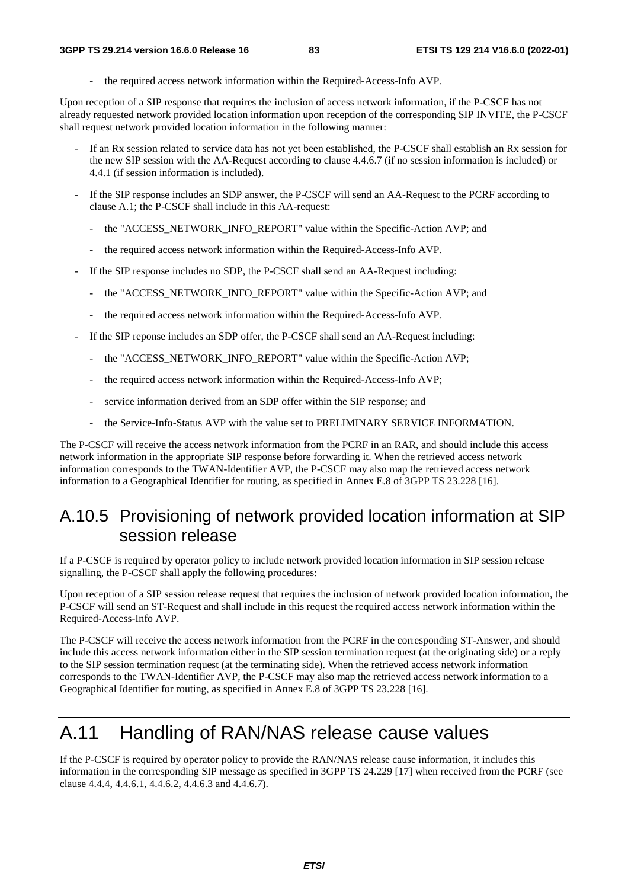- the required access network information within the Required-Access-Info AVP.

Upon reception of a SIP response that requires the inclusion of access network information, if the P-CSCF has not already requested network provided location information upon reception of the corresponding SIP INVITE, the P-CSCF shall request network provided location information in the following manner:

- If an Rx session related to service data has not yet been established, the P-CSCF shall establish an Rx session for the new SIP session with the AA-Request according to clause 4.4.6.7 (if no session information is included) or 4.4.1 (if session information is included).
- If the SIP response includes an SDP answer, the P-CSCF will send an AA-Request to the PCRF according to clause A.1; the P-CSCF shall include in this AA-request:
    - the "ACCESS_NETWORK_INFO_REPORT" value within the Specific-Action AVP; and
    - the required access network information within the Required-Access-Info AVP.
- If the SIP response includes no SDP, the P-CSCF shall send an AA-Request including:
    - the "ACCESS_NETWORK_INFO_REPORT" value within the Specific-Action AVP; and
    - the required access network information within the Required-Access-Info AVP.
- If the SIP reponse includes an SDP offer, the P-CSCF shall send an AA-Request including:
    - the "ACCESS_NETWORK_INFO_REPORT" value within the Specific-Action AVP;
    - the required access network information within the Required-Access-Info AVP;
    - service information derived from an SDP offer within the SIP response; and
    - the Service-Info-Status AVP with the value set to PRELIMINARY SERVICE INFORMATION.

The P-CSCF will receive the access network information from the PCRF in an RAR, and should include this access network information in the appropriate SIP response before forwarding it. When the retrieved access network information corresponds to the TWAN-Identifier AVP, the P-CSCF may also map the retrieved access network information to a Geographical Identifier for routing, as specified in Annex E.8 of 3GPP TS 23.228 [16].

## A.10.5 Provisioning of network provided location information at SIP session release

If a P-CSCF is required by operator policy to include network provided location information in SIP session release signalling, the P-CSCF shall apply the following procedures:

Upon reception of a SIP session release request that requires the inclusion of network provided location information, the P-CSCF will send an ST-Request and shall include in this request the required access network information within the Required-Access-Info AVP.

The P-CSCF will receive the access network information from the PCRF in the corresponding ST-Answer, and should include this access network information either in the SIP session termination request (at the originating side) or a reply to the SIP session termination request (at the terminating side). When the retrieved access network information corresponds to the TWAN-Identifier AVP, the P-CSCF may also map the retrieved access network information to a Geographical Identifier for routing, as specified in Annex E.8 of 3GPP TS 23.228 [16].

# A.11 Handling of RAN/NAS release cause values

If the P-CSCF is required by operator policy to provide the RAN/NAS release cause information, it includes this information in the corresponding SIP message as specified in 3GPP TS 24.229 [17] when received from the PCRF (see clause 4.4.4, 4.4.6.1, 4.4.6.2, 4.4.6.3 and 4.4.6.7).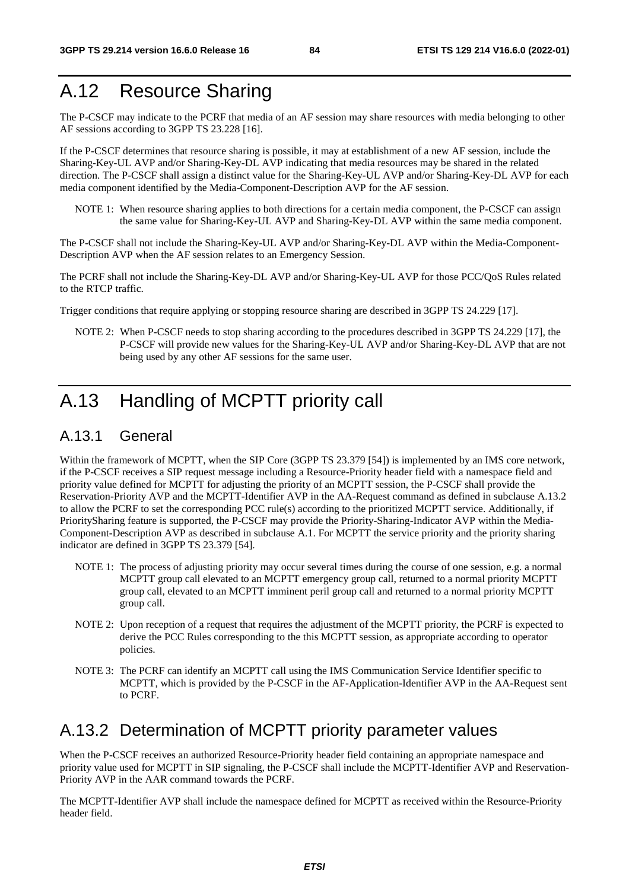# A.12 Resource Sharing

The P-CSCF may indicate to the PCRF that media of an AF session may share resources with media belonging to other AF sessions according to 3GPP TS 23.228 [16].

If the P-CSCF determines that resource sharing is possible, it may at establishment of a new AF session, include the Sharing-Key-UL AVP and/or Sharing-Key-DL AVP indicating that media resources may be shared in the related direction. The P-CSCF shall assign a distinct value for the Sharing-Key-UL AVP and/or Sharing-Key-DL AVP for each media component identified by the Media-Component-Description AVP for the AF session.

NOTE 1: When resource sharing applies to both directions for a certain media component, the P-CSCF can assign the same value for Sharing-Key-UL AVP and Sharing-Key-DL AVP within the same media component.

The P-CSCF shall not include the Sharing-Key-UL AVP and/or Sharing-Key-DL AVP within the Media-Component-Description AVP when the AF session relates to an Emergency Session.

The PCRF shall not include the Sharing-Key-DL AVP and/or Sharing-Key-UL AVP for those PCC/QoS Rules related to the RTCP traffic.

Trigger conditions that require applying or stopping resource sharing are described in 3GPP TS 24.229 [17].

NOTE 2: When P-CSCF needs to stop sharing according to the procedures described in 3GPP TS 24.229 [17], the P-CSCF will provide new values for the Sharing-Key-UL AVP and/or Sharing-Key-DL AVP that are not being used by any other AF sessions for the same user.

# A.13 Handling of MCPTT priority call

## A.13.1 General

Within the framework of MCPTT, when the SIP Core (3GPP TS 23.379 [54]) is implemented by an IMS core network, if the P-CSCF receives a SIP request message including a Resource-Priority header field with a namespace field and priority value defined for MCPTT for adjusting the priority of an MCPTT session, the P-CSCF shall provide the Reservation-Priority AVP and the MCPTT-Identifier AVP in the AA-Request command as defined in subclause A.13.2 to allow the PCRF to set the corresponding PCC rule(s) according to the prioritized MCPTT service. Additionally, if PrioritySharing feature is supported, the P-CSCF may provide the Priority-Sharing-Indicator AVP within the Media-Component-Description AVP as described in subclause A.1. For MCPTT the service priority and the priority sharing indicator are defined in 3GPP TS 23.379 [54].

NOTE 1: The process of adjusting priority may occur several times during the course of one session, e.g. a normal MCPTT group call elevated to an MCPTT emergency group call, returned to a normal priority MCPTT group call, elevated to an MCPTT imminent peril group call and returned to a normal priority MCPTT group call.

NOTE 2: Upon reception of a request that requires the adjustment of the MCPTT priority, the PCRF is expected to derive the PCC Rules corresponding to the this MCPTT session, as appropriate according to operator policies.

NOTE 3: The PCRF can identify an MCPTT call using the IMS Communication Service Identifier specific to MCPTT, which is provided by the P-CSCF in the AF-Application-Identifier AVP in the AA-Request sent to PCRF.

## A.13.2 Determination of MCPTT priority parameter values

When the P-CSCF receives an authorized Resource-Priority header field containing an appropriate namespace and priority value used for MCPTT in SIP signaling, the P-CSCF shall include the MCPTT-Identifier AVP and Reservation-Priority AVP in the AAR command towards the PCRF.

The MCPTT-Identifier AVP shall include the namespace defined for MCPTT as received within the Resource-Priority header field.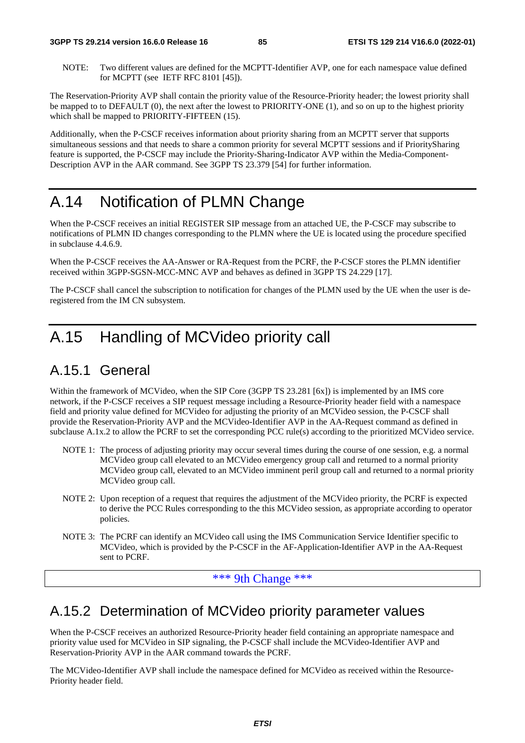NOTE: Two different values are defined for the MCPTT-Identifier AVP, one for each namespace value defined for MCPTT (see IETF RFC 8101 [45]).

The Reservation-Priority AVP shall contain the priority value of the Resource-Priority header; the lowest priority shall be mapped to to DEFAULT (0), the next after the lowest to PRIORITY-ONE (1), and so on up to the highest priority which shall be mapped to PRIORITY-FIFTEEN (15).

Additionally, when the P-CSCF receives information about priority sharing from an MCPTT server that supports simultaneous sessions and that needs to share a common priority for several MCPTT sessions and if PrioritySharing feature is supported, the P-CSCF may include the Priority-Sharing-Indicator AVP within the Media-Component-Description AVP in the AAR command. See 3GPP TS 23.379 [54] for further information.

# A.14 Notification of PLMN Change

When the P-CSCF receives an initial REGISTER SIP message from an attached UE, the P-CSCF may subscribe to notifications of PLMN ID changes corresponding to the PLMN where the UE is located using the procedure specified in subclause 4.4.6.9.

When the P-CSCF receives the AA-Answer or RA-Request from the PCRF, the P-CSCF stores the PLMN identifier received within 3GPP-SGSN-MCC-MNC AVP and behaves as defined in 3GPP TS 24.229 [17].

The P-CSCF shall cancel the subscription to notification for changes of the PLMN used by the UE when the user is de-registered from the IM CN subsystem.

# A.15 Handling of MCVideo priority call

## A.15.1 General

Within the framework of MCVideo, when the SIP Core (3GPP TS 23.281 [6x]) is implemented by an IMS core network, if the P-CSCF receives a SIP request message including a Resource-Priority header field with a namespace field and priority value defined for MCVideo for adjusting the priority of an MCVideo session, the P-CSCF shall provide the Reservation-Priority AVP and the MCVideo-Identifier AVP in the AA-Request command as defined in subclause A.1x.2 to allow the PCRF to set the corresponding PCC rule(s) according to the prioritized MCVideo service.

NOTE 1: The process of adjusting priority may occur several times during the course of one session, e.g. a normal MCVideo group call elevated to an MCVideo emergency group call and returned to a normal priority MCVideo group call, elevated to an MCVideo imminent peril group call and returned to a normal priority MCVideo group call.

NOTE 2: Upon reception of a request that requires the adjustment of the MCVideo priority, the PCRF is expected to derive the PCC Rules corresponding to the this MCVideo session, as appropriate according to operator policies.

NOTE 3: The PCRF can identify an MCVideo call using the IMS Communication Service Identifier specific to MCVideo, which is provided by the P-CSCF in the AF-Application-Identifier AVP in the AA-Request sent to PCRF.

\*\*\* 9th Change \*\*\*

## A.15.2 Determination of MCVideo priority parameter values

When the P-CSCF receives an authorized Resource-Priority header field containing an appropriate namespace and priority value used for MCVideo in SIP signaling, the P-CSCF shall include the MCVideo-Identifier AVP and Reservation-Priority AVP in the AAR command towards the PCRF.

The MCVideo-Identifier AVP shall include the namespace defined for MCVideo as received within the Resource-Priority header field.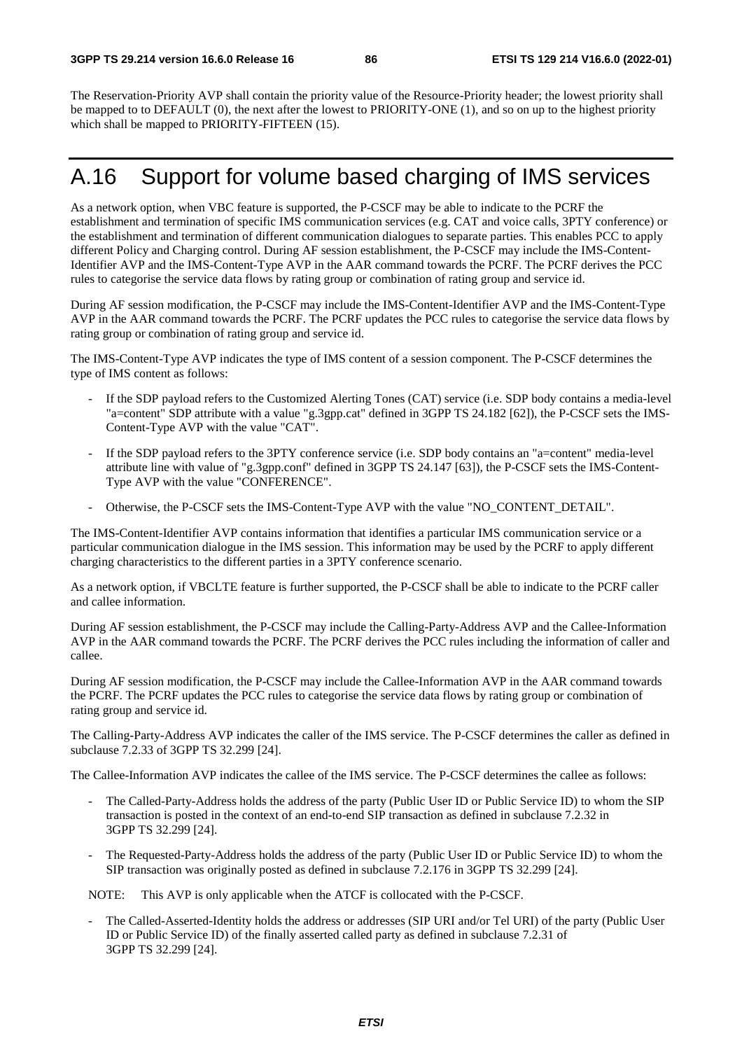The Reservation-Priority AVP shall contain the priority value of the Resource-Priority header; the lowest priority shall be mapped to to DEFAULT (0), the next after the lowest to PRIORITY-ONE (1), and so on up to the highest priority which shall be mapped to PRIORITY-FIFTEEN (15).

# A.16 Support for volume based charging of IMS services

As a network option, when VBC feature is supported, the P-CSCF may be able to indicate to the PCRF the establishment and termination of specific IMS communication services (e.g. CAT and voice calls, 3PTY conference) or the establishment and termination of different communication dialogues to separate parties. This enables PCC to apply different Policy and Charging control. During AF session establishment, the P-CSCF may include the IMS-Content-Identifier AVP and the IMS-Content-Type AVP in the AAR command towards the PCRF. The PCRF derives the PCC rules to categorise the service data flows by rating group or combination of rating group and service id.

During AF session modification, the P-CSCF may include the IMS-Content-Identifier AVP and the IMS-Content-Type AVP in the AAR command towards the PCRF. The PCRF updates the PCC rules to categorise the service data flows by rating group or combination of rating group and service id.

The IMS-Content-Type AVP indicates the type of IMS content of a session component. The P-CSCF determines the type of IMS content as follows:

- If the SDP payload refers to the Customized Alerting Tones (CAT) service (i.e. SDP body contains a media-level "a=content" SDP attribute with a value "g.3gpp.cat" defined in 3GPP TS 24.182 [62]), the P-CSCF sets the IMS-Content-Type AVP with the value "CAT".
- If the SDP payload refers to the 3PTY conference service (i.e. SDP body contains an "a=content" media-level attribute line with value of "g.3gpp.conf" defined in 3GPP TS 24.147 [63]), the P-CSCF sets the IMS-Content-Type AVP with the value "CONFERENCE".
- Otherwise, the P-CSCF sets the IMS-Content-Type AVP with the value "NO_CONTENT_DETAIL".

The IMS-Content-Identifier AVP contains information that identifies a particular IMS communication service or a particular communication dialogue in the IMS session. This information may be used by the PCRF to apply different charging characteristics to the different parties in a 3PTY conference scenario.

As a network option, if VBCLTE feature is further supported, the P-CSCF shall be able to indicate to the PCRF caller and callee information.

During AF session establishment, the P-CSCF may include the Calling-Party-Address AVP and the Callee-Information AVP in the AAR command towards the PCRF. The PCRF derives the PCC rules including the information of caller and callee.

During AF session modification, the P-CSCF may include the Callee-Information AVP in the AAR command towards the PCRF. The PCRF updates the PCC rules to categorise the service data flows by rating group or combination of rating group and service id.

The Calling-Party-Address AVP indicates the caller of the IMS service. The P-CSCF determines the caller as defined in subclause 7.2.33 of 3GPP TS 32.299 [24].

The Callee-Information AVP indicates the callee of the IMS service. The P-CSCF determines the callee as follows:

- The Called-Party-Address holds the address of the party (Public User ID or Public Service ID) to whom the SIP transaction is posted in the context of an end-to-end SIP transaction as defined in subclause 7.2.32 in 3GPP TS 32.299 [24].
- The Requested-Party-Address holds the address of the party (Public User ID or Public Service ID) to whom the SIP transaction was originally posted as defined in subclause 7.2.176 in 3GPP TS 32.299 [24].

NOTE: This AVP is only applicable when the ATCF is collocated with the P-CSCF.

- The Called-Asserted-Identity holds the address or addresses (SIP URI and/or Tel URI) of the party (Public User ID or Public Service ID) of the finally asserted called party as defined in subclause 7.2.31 of 3GPP TS 32.299 [24].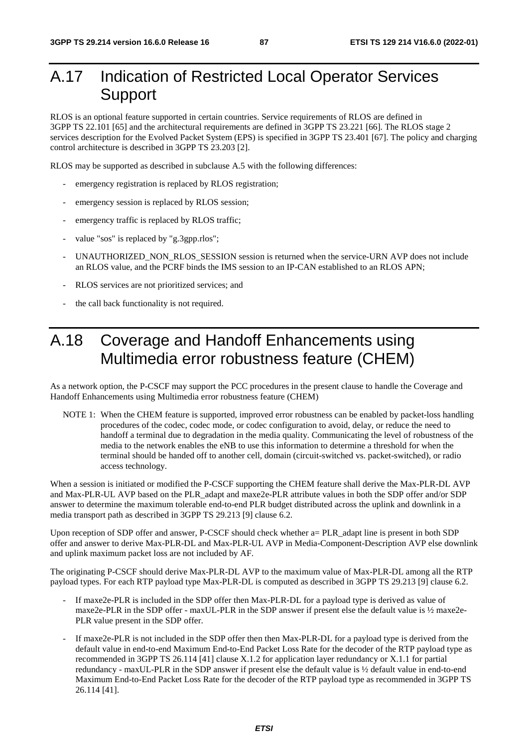# A.17 Indication of Restricted Local Operator Services Support

RLOS is an optional feature supported in certain countries. Service requirements of RLOS are defined in 3GPP TS 22.101 [65] and the architectural requirements are defined in 3GPP TS 23.221 [66]. The RLOS stage 2 services description for the Evolved Packet System (EPS) is specified in 3GPP TS 23.401 [67]. The policy and charging control architecture is described in 3GPP TS 23.203 [2].

RLOS may be supported as described in subclause A.5 with the following differences:

- emergency registration is replaced by RLOS registration;
- emergency session is replaced by RLOS session;
- emergency traffic is replaced by RLOS traffic;
- value "sos" is replaced by "g.3gpp.rlos";
- UNAUTHORIZED_NON_RLOS_SESSION session is returned when the service-URN AVP does not include an RLOS value, and the PCRF binds the IMS session to an IP-CAN established to an RLOS APN;
- RLOS services are not prioritized services; and
- the call back functionality is not required.

# A.18 Coverage and Handoff Enhancements using Multimedia error robustness feature (CHEM)

As a network option, the P-CSCF may support the PCC procedures in the present clause to handle the Coverage and Handoff Enhancements using Multimedia error robustness feature (CHEM)

NOTE 1: When the CHEM feature is supported, improved error robustness can be enabled by packet-loss handling procedures of the codec, codec mode, or codec configuration to avoid, delay, or reduce the need to handoff a terminal due to degradation in the media quality. Communicating the level of robustness of the media to the network enables the eNB to use this information to determine a threshold for when the terminal should be handed off to another cell, domain (circuit-switched vs. packet-switched), or radio access technology.

When a session is initiated or modified the P-CSCF supporting the CHEM feature shall derive the Max-PLR-DL AVP and Max-PLR-UL AVP based on the PLR_adapt and maxe2e-PLR attribute values in both the SDP offer and/or SDP answer to determine the maximum tolerable end-to-end PLR budget distributed across the uplink and downlink in a media transport path as described in 3GPP TS 29.213 [9] clause 6.2.

Upon reception of SDP offer and answer, P-CSCF should check whether a= PLR_adapt line is present in both SDP offer and answer to derive Max-PLR-DL and Max-PLR-UL AVP in Media-Component-Description AVP else downlink and uplink maximum packet loss are not included by AF.

The originating P-CSCF should derive Max-PLR-DL AVP to the maximum value of Max-PLR-DL among all the RTP payload types. For each RTP payload type Max-PLR-DL is computed as described in 3GPP TS 29.213 [9] clause 6.2.

- If maxe2e-PLR is included in the SDP offer then Max-PLR-DL for a payload type is derived as value of maxe2e-PLR in the SDP offer - maxUL-PLR in the SDP answer if present else the default value is ½ maxe2e-PLR value present in the SDP offer.
- If maxe2e-PLR is not included in the SDP offer then then Max-PLR-DL for a payload type is derived from the default value in end-to-end Maximum End-to-End Packet Loss Rate for the decoder of the RTP payload type as recommended in 3GPP TS 26.114 [41] clause X.1.2 for application layer redundancy or X.1.1 for partial redundancy - maxUL-PLR in the SDP answer if present else the default value is ½ default value in end-to-end Maximum End-to-End Packet Loss Rate for the decoder of the RTP payload type as recommended in 3GPP TS 26.114 [41].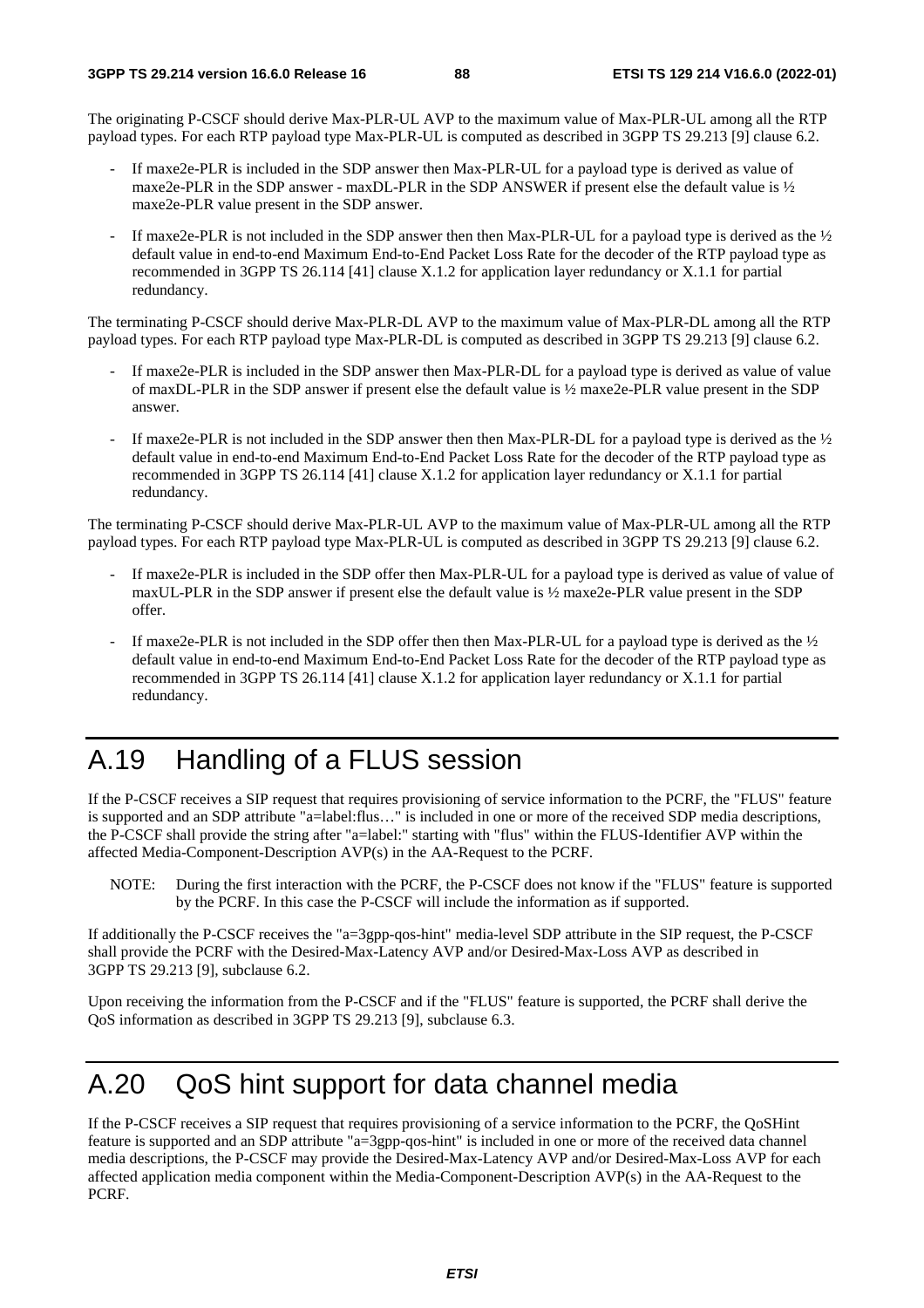The originating P-CSCF should derive Max-PLR-UL AVP to the maximum value of Max-PLR-UL among all the RTP payload types. For each RTP payload type Max-PLR-UL is computed as described in 3GPP TS 29.213 [9] clause 6.2.

- If maxe2e-PLR is included in the SDP answer then Max-PLR-UL for a payload type is derived as value of maxe2e-PLR in the SDP answer - maxDL-PLR in the SDP ANSWER if present else the default value is ½ maxe2e-PLR value present in the SDP answer.
- If maxe2e-PLR is not included in the SDP answer then then Max-PLR-UL for a payload type is derived as the ½ default value in end-to-end Maximum End-to-End Packet Loss Rate for the decoder of the RTP payload type as recommended in 3GPP TS 26.114 [41] clause X.1.2 for application layer redundancy or X.1.1 for partial redundancy.

The terminating P-CSCF should derive Max-PLR-DL AVP to the maximum value of Max-PLR-DL among all the RTP payload types. For each RTP payload type Max-PLR-DL is computed as described in 3GPP TS 29.213 [9] clause 6.2.

- If maxe2e-PLR is included in the SDP answer then Max-PLR-DL for a payload type is derived as value of value of maxDL-PLR in the SDP answer if present else the default value is ½ maxe2e-PLR value present in the SDP answer.
- If maxe2e-PLR is not included in the SDP answer then then Max-PLR-DL for a payload type is derived as the ½ default value in end-to-end Maximum End-to-End Packet Loss Rate for the decoder of the RTP payload type as recommended in 3GPP TS 26.114 [41] clause X.1.2 for application layer redundancy or X.1.1 for partial redundancy.

The terminating P-CSCF should derive Max-PLR-UL AVP to the maximum value of Max-PLR-UL among all the RTP payload types. For each RTP payload type Max-PLR-UL is computed as described in 3GPP TS 29.213 [9] clause 6.2.

- If maxe2e-PLR is included in the SDP offer then Max-PLR-UL for a payload type is derived as value of value of maxUL-PLR in the SDP answer if present else the default value is ½ maxe2e-PLR value present in the SDP offer.
- If maxe2e-PLR is not included in the SDP offer then then Max-PLR-UL for a payload type is derived as the ½ default value in end-to-end Maximum End-to-End Packet Loss Rate for the decoder of the RTP payload type as recommended in 3GPP TS 26.114 [41] clause X.1.2 for application layer redundancy or X.1.1 for partial redundancy.

# A.19 Handling of a FLUS session

If the P-CSCF receives a SIP request that requires provisioning of service information to the PCRF, the "FLUS" feature is supported and an SDP attribute "a=label:flus…" is included in one or more of the received SDP media descriptions, the P-CSCF shall provide the string after "a=label:" starting with "flus" within the FLUS-Identifier AVP within the affected Media-Component-Description AVP(s) in the AA-Request to the PCRF.

NOTE: During the first interaction with the PCRF, the P-CSCF does not know if the "FLUS" feature is supported by the PCRF. In this case the P-CSCF will include the information as if supported.

If additionally the P-CSCF receives the "a=3gpp-qos-hint" media-level SDP attribute in the SIP request, the P-CSCF shall provide the PCRF with the Desired-Max-Latency AVP and/or Desired-Max-Loss AVP as described in 3GPP TS 29.213 [9], subclause 6.2.

Upon receiving the information from the P-CSCF and if the "FLUS" feature is supported, the PCRF shall derive the QoS information as described in 3GPP TS 29.213 [9], subclause 6.3.

# A.20 QoS hint support for data channel media

If the P-CSCF receives a SIP request that requires provisioning of a service information to the PCRF, the QoSHint feature is supported and an SDP attribute "a=3gpp-qos-hint" is included in one or more of the received data channel media descriptions, the P-CSCF may provide the Desired-Max-Latency AVP and/or Desired-Max-Loss AVP for each affected application media component within the Media-Component-Description AVP(s) in the AA-Request to the PCRF.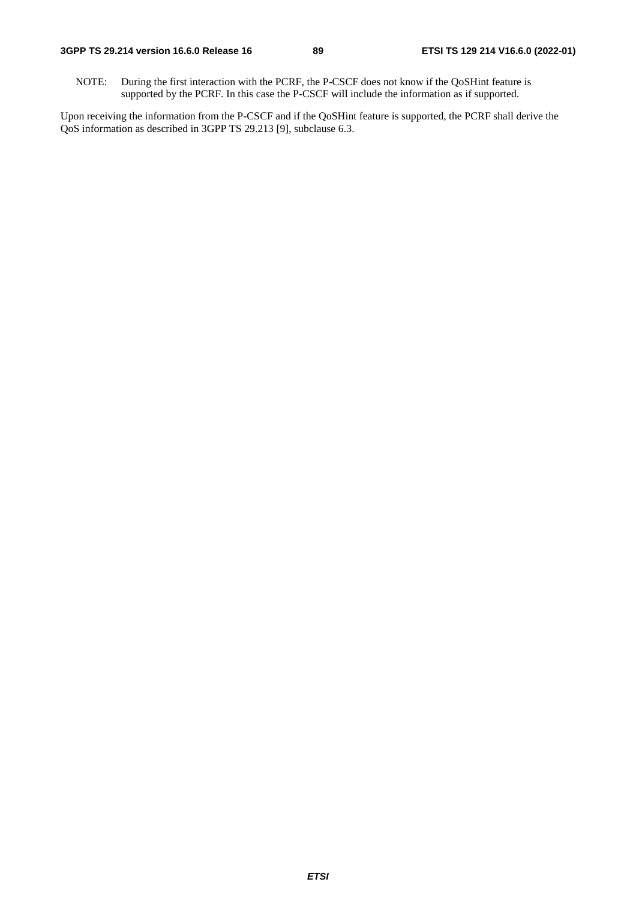NOTE: During the first interaction with the PCRF, the P-CSCF does not know if the QoSHint feature is supported by the PCRF. In this case the P-CSCF will include the information as if supported.

Upon receiving the information from the P-CSCF and if the QoSHint feature is supported, the PCRF shall derive the QoS information as described in 3GPP TS 29.213 [9], subclause 6.3.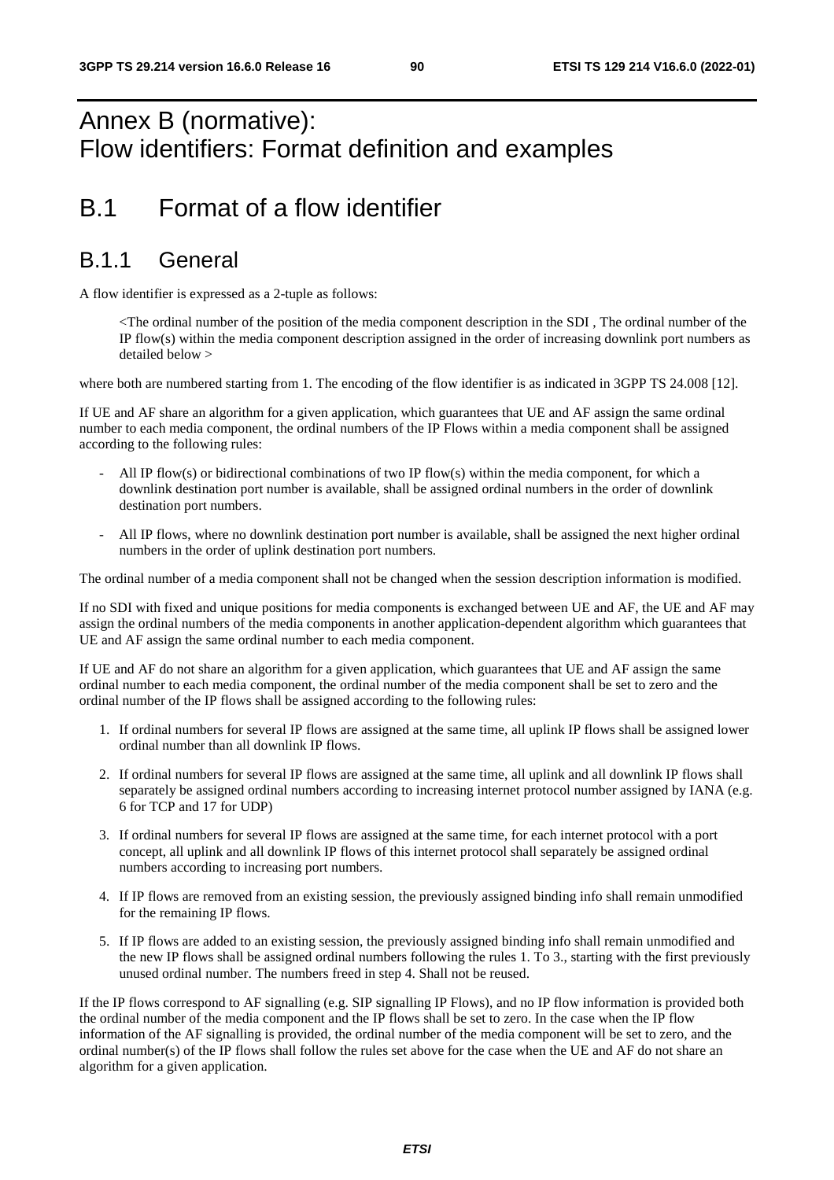# Annex B (normative): Flow identifiers: Format definition and examples

# B.1 Format of a flow identifier

## B.1.1 General

A flow identifier is expressed as a 2-tuple as follows:

> <The ordinal number of the position of the media component description in the SDI , The ordinal number of the IP flow(s) within the media component description assigned in the order of increasing downlink port numbers as detailed below >

where both are numbered starting from 1. The encoding of the flow identifier is as indicated in 3GPP TS 24.008 [12].

If UE and AF share an algorithm for a given application, which guarantees that UE and AF assign the same ordinal number to each media component, the ordinal numbers of the IP Flows within a media component shall be assigned according to the following rules:

- All IP flow(s) or bidirectional combinations of two IP flow(s) within the media component, for which a downlink destination port number is available, shall be assigned ordinal numbers in the order of downlink destination port numbers.
- All IP flows, where no downlink destination port number is available, shall be assigned the next higher ordinal numbers in the order of uplink destination port numbers.

The ordinal number of a media component shall not be changed when the session description information is modified.

If no SDI with fixed and unique positions for media components is exchanged between UE and AF, the UE and AF may assign the ordinal numbers of the media components in another application-dependent algorithm which guarantees that UE and AF assign the same ordinal number to each media component.

If UE and AF do not share an algorithm for a given application, which guarantees that UE and AF assign the same ordinal number to each media component, the ordinal number of the media component shall be set to zero and the ordinal number of the IP flows shall be assigned according to the following rules:

1. If ordinal numbers for several IP flows are assigned at the same time, all uplink IP flows shall be assigned lower ordinal number than all downlink IP flows.
2. If ordinal numbers for several IP flows are assigned at the same time, all uplink and all downlink IP flows shall separately be assigned ordinal numbers according to increasing internet protocol number assigned by IANA (e.g. 6 for TCP and 17 for UDP)
3. If ordinal numbers for several IP flows are assigned at the same time, for each internet protocol with a port concept, all uplink and all downlink IP flows of this internet protocol shall separately be assigned ordinal numbers according to increasing port numbers.
4. If IP flows are removed from an existing session, the previously assigned binding info shall remain unmodified for the remaining IP flows.
5. If IP flows are added to an existing session, the previously assigned binding info shall remain unmodified and the new IP flows shall be assigned ordinal numbers following the rules 1. To 3., starting with the first previously unused ordinal number. The numbers freed in step 4. Shall not be reused.

If the IP flows correspond to AF signalling (e.g. SIP signalling IP Flows), and no IP flow information is provided both the ordinal number of the media component and the IP flows shall be set to zero. In the case when the IP flow information of the AF signalling is provided, the ordinal number of the media component will be set to zero, and the ordinal number(s) of the IP flows shall follow the rules set above for the case when the UE and AF do not share an algorithm for a given application.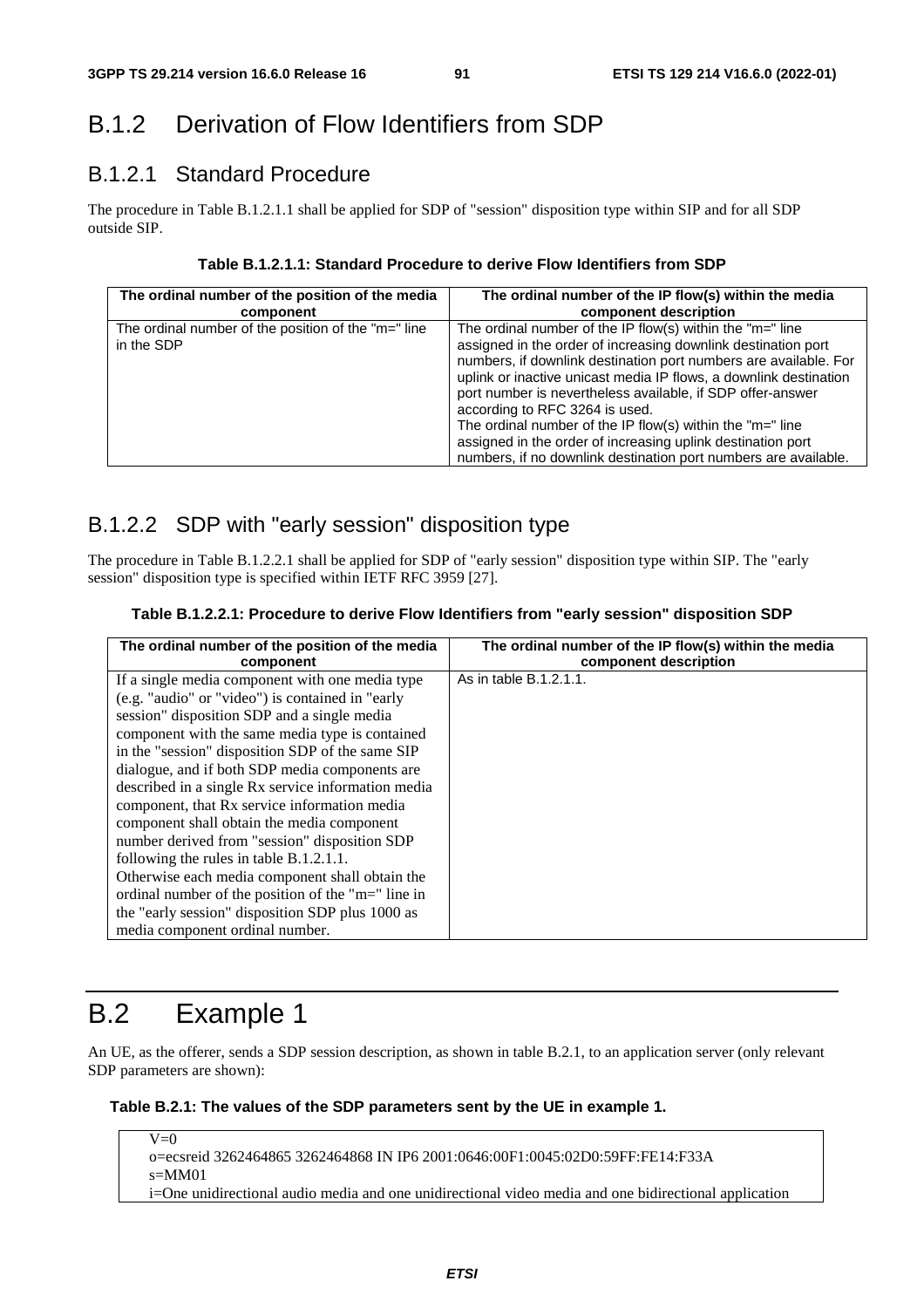## B.1.2 Derivation of Flow Identifiers from SDP

### B.1.2.1 Standard Procedure

The procedure in Table B.1.2.1.1 shall be applied for SDP of "session" disposition type within SIP and for all SDP outside SIP.

**Table B.1.2.1.1: Standard Procedure to derive Flow Identifiers from SDP**

| The ordinal number of the position of the media component | The ordinal number of the IP flow(s) within the media component description |
|---|---|
| The ordinal number of the position of the "m=" line in the SDP | The ordinal number of the IP flow(s) within the "m=" line assigned in the order of increasing downlink destination port numbers, if downlink destination port numbers are available. For uplink or inactive unicast media IP flows, a downlink destination port number is nevertheless available, if SDP offer-answer according to RFC 3264 is used.<br>The ordinal number of the IP flow(s) within the "m=" line assigned in the order of increasing uplink destination port numbers, if no downlink destination port numbers are available. |

### B.1.2.2 SDP with "early session" disposition type

The procedure in Table B.1.2.2.1 shall be applied for SDP of "early session" disposition type within SIP. The "early session" disposition type is specified within IETF RFC 3959 [27].

**Table B.1.2.2.1: Procedure to derive Flow Identifiers from "early session" disposition SDP**

| The ordinal number of the position of the media component | The ordinal number of the IP flow(s) within the media component description |
|---|---|
| If a single media component with one media type (e.g. "audio" or "video") is contained in "early session" disposition SDP and a single media component with the same media type is contained in the "session" disposition SDP of the same SIP dialogue, and if both SDP media components are described in a single Rx service information media component, that Rx service information media component shall obtain the media component number derived from "session" disposition SDP following the rules in table B.1.2.1.1.<br>Otherwise each media component shall obtain the ordinal number of the position of the "m=" line in the "early session" disposition SDP plus 1000 as media component ordinal number. | As in table B.1.2.1.1. |

# B.2 Example 1

An UE, as the offerer, sends a SDP session description, as shown in table B.2.1, to an application server (only relevant SDP parameters are shown):

**Table B.2.1: The values of the SDP parameters sent by the UE in example 1.**

```
V=0
o=ecsreid 3262464865 3262464868 IN IP6 2001:0646:00F1:0045:02D0:59FF:FE14:F33A
s=MM01
i=One unidirectional audio media and one unidirectional video media and one bidirectional application
```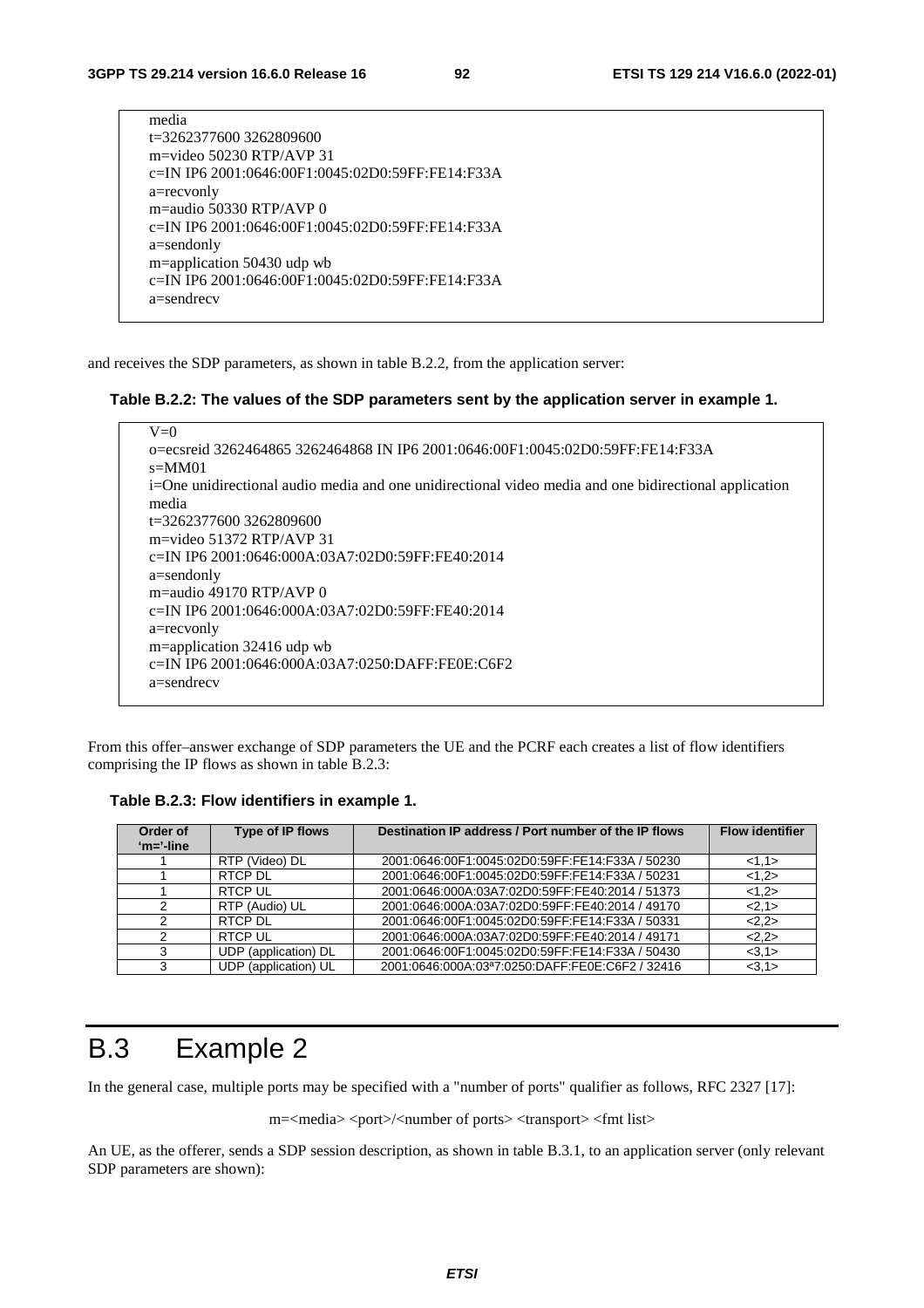```
media
t=3262377600 3262809600
m=video 50230 RTP/AVP 31
c=IN IP6 2001:0646:00F1:0045:02D0:59FF:FE14:F33A
a=recvonly
m=audio 50330 RTP/AVP 0
c=IN IP6 2001:0646:00F1:0045:02D0:59FF:FE14:F33A
a=sendonly
m=application 50430 udp wb
c=IN IP6 2001:0646:00F1:0045:02D0:59FF:FE14:F33A
a=sendrecv
```

and receives the SDP parameters, as shown in table B.2.2, from the application server:

**Table B.2.2: The values of the SDP parameters sent by the application server in example 1.**

```
V=0
o=ecsreid 3262464865 3262464868 IN IP6 2001:0646:00F1:0045:02D0:59FF:FE14:F33A
s=MM01
i=One unidirectional audio media and one unidirectional video media and one bidirectional application
media
t=3262377600 3262809600
m=video 51372 RTP/AVP 31
c=IN IP6 2001:0646:000A:03A7:02D0:59FF:FE40:2014
a=sendonly
m=audio 49170 RTP/AVP 0
c=IN IP6 2001:0646:000A:03A7:02D0:59FF:FE40:2014
a=recvonly
m=application 32416 udp wb
c=IN IP6 2001:0646:000A:03A7:0250:DAFF:FE0E:C6F2
a=sendrecv
```

From this offer–answer exchange of SDP parameters the UE and the PCRF each creates a list of flow identifiers comprising the IP flows as shown in table B.2.3:

**Table B.2.3: Flow identifiers in example 1.**

| Order of 'm='-line | Type of IP flows | Destination IP address / Port number of the IP flows | Flow identifier |
|---|---|---|---|
| 1 | RTP (Video) DL | 2001:0646:00F1:0045:02D0:59FF:FE14:F33A / 50230 | <1,1> |
| 1 | RTCP DL | 2001:0646:00F1:0045:02D0:59FF:FE14:F33A / 50231 | <1,2> |
| 1 | RTCP UL | 2001:0646:000A:03A7:02D0:59FF:FE40:2014 / 51373 | <1,2> |
| 2 | RTP (Audio) UL | 2001:0646:000A:03A7:02D0:59FF:FE40:2014 / 49170 | <2,1> |
| 2 | RTCP DL | 2001:0646:00F1:0045:02D0:59FF:FE14:F33A / 50331 | <2,2> |
| 2 | RTCP UL | 2001:0646:000A:03A7:02D0:59FF:FE40:2014 / 49171 | <2,2> |
| 3 | UDP (application) DL | 2001:0646:00F1:0045:02D0:59FF:FE14:F33A / 50430 | <3,1> |
| 3 | UDP (application) UL | 2001:0646:000A:03ª7:0250:DAFF:FE0E:C6F2 / 32416 | <3,1> |

# B.3 Example 2

In the general case, multiple ports may be specified with a "number of ports" qualifier as follows, RFC 2327 [17]:

m=<media> <port>/<number of ports> <transport> <fmt list>

An UE, as the offerer, sends a SDP session description, as shown in table B.3.1, to an application server (only relevant SDP parameters are shown):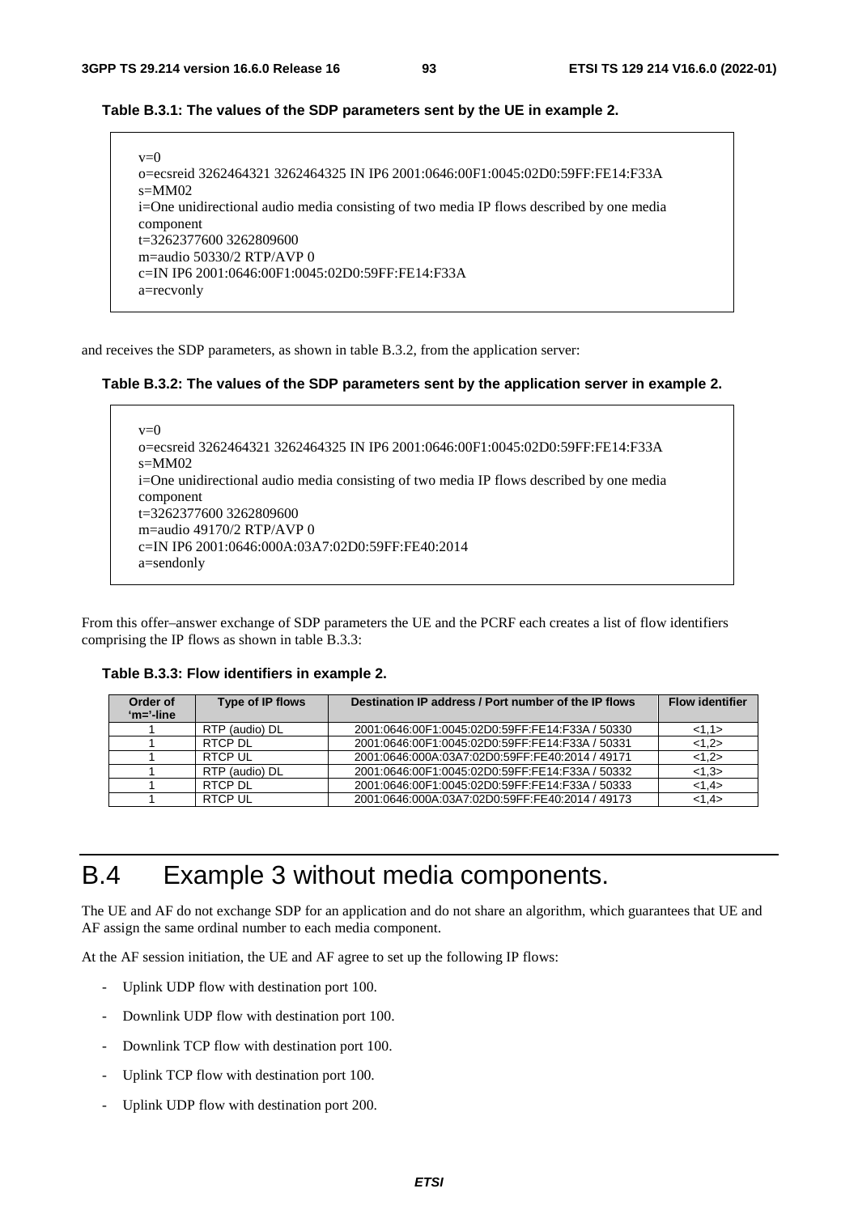**Table B.3.1: The values of the SDP parameters sent by the UE in example 2.**

```
v=0
o=ecsreid 3262464321 3262464325 IN IP6 2001:0646:00F1:0045:02D0:59FF:FE14:F33A
s=MM02
i=One unidirectional audio media consisting of two media IP flows described by one media component
t=3262377600 3262809600
m=audio 50330/2 RTP/AVP 0
c=IN IP6 2001:0646:00F1:0045:02D0:59FF:FE14:F33A
a=recvonly
```

and receives the SDP parameters, as shown in table B.3.2, from the application server:

**Table B.3.2: The values of the SDP parameters sent by the application server in example 2.**

```
v=0
o=ecsreid 3262464321 3262464325 IN IP6 2001:0646:00F1:0045:02D0:59FF:FE14:F33A
s=MM02
i=One unidirectional audio media consisting of two media IP flows described by one media component
t=3262377600 3262809600
m=audio 49170/2 RTP/AVP 0
c=IN IP6 2001:0646:000A:03A7:02D0:59FF:FE40:2014
a=sendonly
```

From this offer–answer exchange of SDP parameters the UE and the PCRF each creates a list of flow identifiers comprising the IP flows as shown in table B.3.3:

**Table B.3.3: Flow identifiers in example 2.**

| Order of 'm='-line | Type of IP flows | Destination IP address / Port number of the IP flows | Flow identifier |
|---|---|---|---|
| 1 | RTP (audio) DL | 2001:0646:00F1:0045:02D0:59FF:FE14:F33A / 50330 | <1,1> |
| 1 | RTCP DL | 2001:0646:00F1:0045:02D0:59FF:FE14:F33A / 50331 | <1,2> |
| 1 | RTCP UL | 2001:0646:000A:03A7:02D0:59FF:FE40:2014 / 49171 | <1,2> |
| 1 | RTP (audio) DL | 2001:0646:00F1:0045:02D0:59FF:FE14:F33A / 50332 | <1,3> |
| 1 | RTCP DL | 2001:0646:00F1:0045:02D0:59FF:FE14:F33A / 50333 | <1,4> |
| 1 | RTCP UL | 2001:0646:000A:03A7:02D0:59FF:FE40:2014 / 49173 | <1,4> |

# B.4 Example 3 without media components.

The UE and AF do not exchange SDP for an application and do not share an algorithm, which guarantees that UE and AF assign the same ordinal number to each media component.

At the AF session initiation, the UE and AF agree to set up the following IP flows:

- Uplink UDP flow with destination port 100.
- Downlink UDP flow with destination port 100.
- Downlink TCP flow with destination port 100.
- Uplink TCP flow with destination port 100.
- Uplink UDP flow with destination port 200.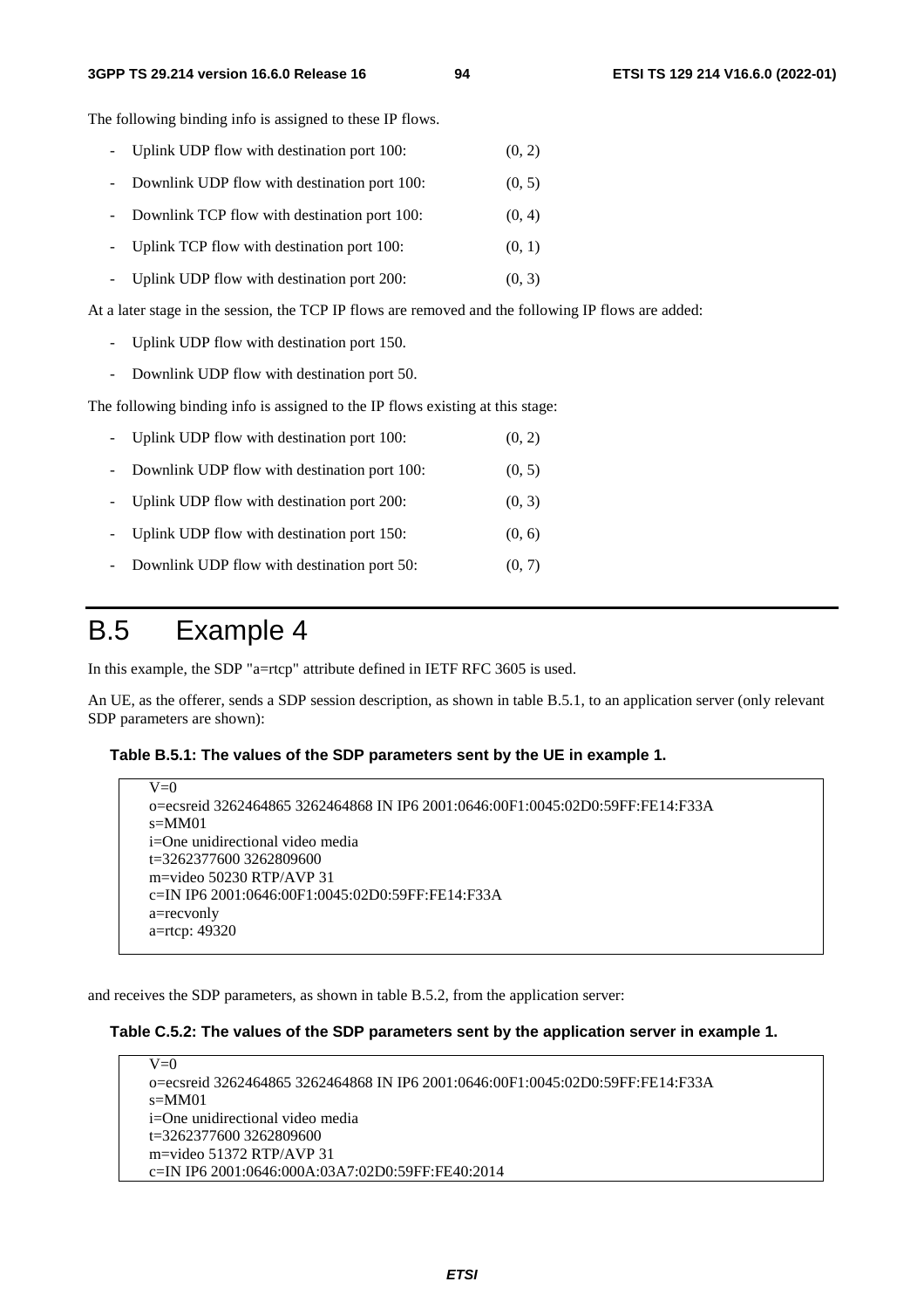The following binding info is assigned to these IP flows.

- Uplink UDP flow with destination port 100: (0, 2)
- Downlink UDP flow with destination port 100: (0, 5)
- Downlink TCP flow with destination port 100: (0, 4)
- Uplink TCP flow with destination port 100: (0, 1)
- Uplink UDP flow with destination port 200: (0, 3)

At a later stage in the session, the TCP IP flows are removed and the following IP flows are added:

- Uplink UDP flow with destination port 150.
- Downlink UDP flow with destination port 50.

The following binding info is assigned to the IP flows existing at this stage:

- Uplink UDP flow with destination port 100: (0, 2)
- Downlink UDP flow with destination port 100: (0, 5)
- Uplink UDP flow with destination port 200: (0, 3)
- Uplink UDP flow with destination port 150: (0, 6)
- Downlink UDP flow with destination port 50: (0, 7)

# B.5 Example 4

In this example, the SDP "a=rtcp" attribute defined in IETF RFC 3605 is used.

An UE, as the offerer, sends a SDP session description, as shown in table B.5.1, to an application server (only relevant SDP parameters are shown):

**Table B.5.1: The values of the SDP parameters sent by the UE in example 1.**

```
V=0
o=ecsreid 3262464865 3262464868 IN IP6 2001:0646:00F1:0045:02D0:59FF:FE14:F33A
s=MM01
i=One unidirectional video media
t=3262377600 3262809600
m=video 50230 RTP/AVP 31
c=IN IP6 2001:0646:00F1:0045:02D0:59FF:FE14:F33A
a=recvonly
a=rtcp: 49320
```

and receives the SDP parameters, as shown in table B.5.2, from the application server:

**Table C.5.2: The values of the SDP parameters sent by the application server in example 1.**

```
V=0
o=ecsreid 3262464865 3262464868 IN IP6 2001:0646:00F1:0045:02D0:59FF:FE14:F33A
s=MM01
i=One unidirectional video media
t=3262377600 3262809600
m=video 51372 RTP/AVP 31
c=IN IP6 2001:0646:000A:03A7:02D0:59FF:FE40:2014
```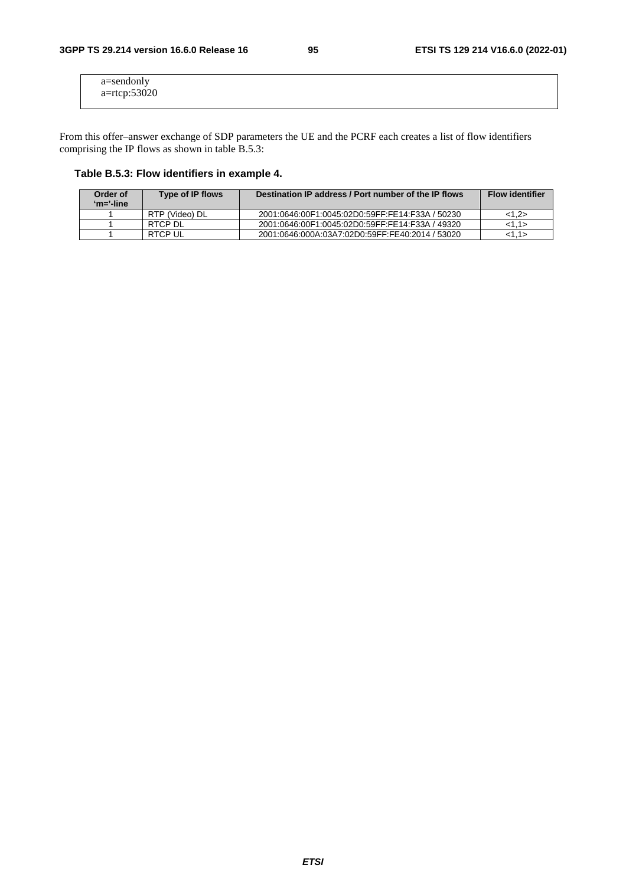```
a=sendonly
a=rtcp:53020
```

From this offer–answer exchange of SDP parameters the UE and the PCRF each creates a list of flow identifiers comprising the IP flows as shown in table B.5.3:

#### Table B.5.3: Flow identifiers in example 4.

| Order of 'm='-line | Type of IP flows | Destination IP address / Port number of the IP flows | Flow identifier |
|---|---|---|---|
| 1 | RTP (Video) DL | 2001:0646:00F1:0045:02D0:59FF:FE14:F33A / 50230 | <1,2> |
| 1 | RTCP DL | 2001:0646:00F1:0045:02D0:59FF:FE14:F33A / 49320 | <1,1> |
| 1 | RTCP UL | 2001:0646:000A:03A7:02D0:59FF:FE40:2014 / 53020 | <1,1> |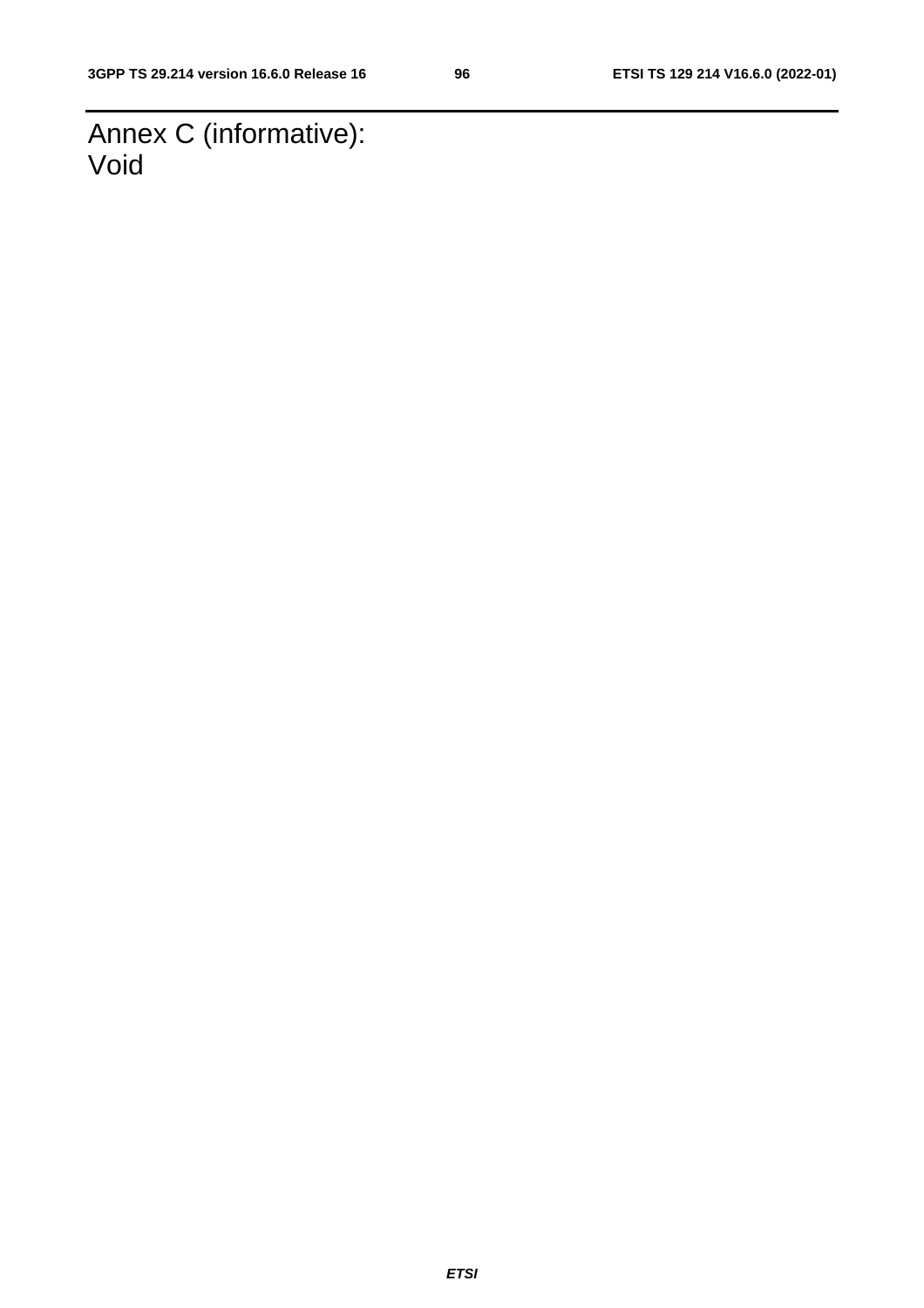# Annex C (informative):
Void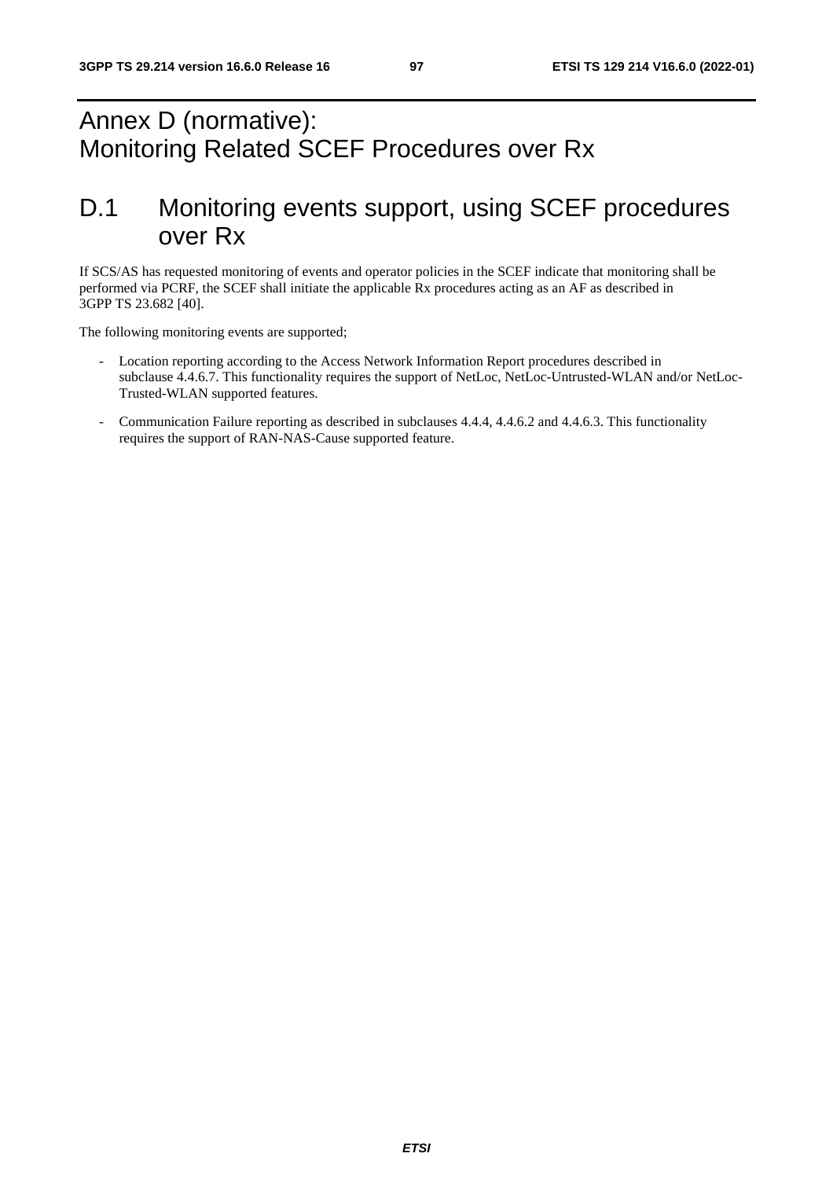# Annex D (normative): Monitoring Related SCEF Procedures over Rx

## D.1 Monitoring events support, using SCEF procedures over Rx

If SCS/AS has requested monitoring of events and operator policies in the SCEF indicate that monitoring shall be performed via PCRF, the SCEF shall initiate the applicable Rx procedures acting as an AF as described in 3GPP TS 23.682 [40].

The following monitoring events are supported;

- Location reporting according to the Access Network Information Report procedures described in subclause 4.4.6.7. This functionality requires the support of NetLoc, NetLoc-Untrusted-WLAN and/or NetLoc-Trusted-WLAN supported features.
- Communication Failure reporting as described in subclauses 4.4.4, 4.4.6.2 and 4.4.6.3. This functionality requires the support of RAN-NAS-Cause supported feature.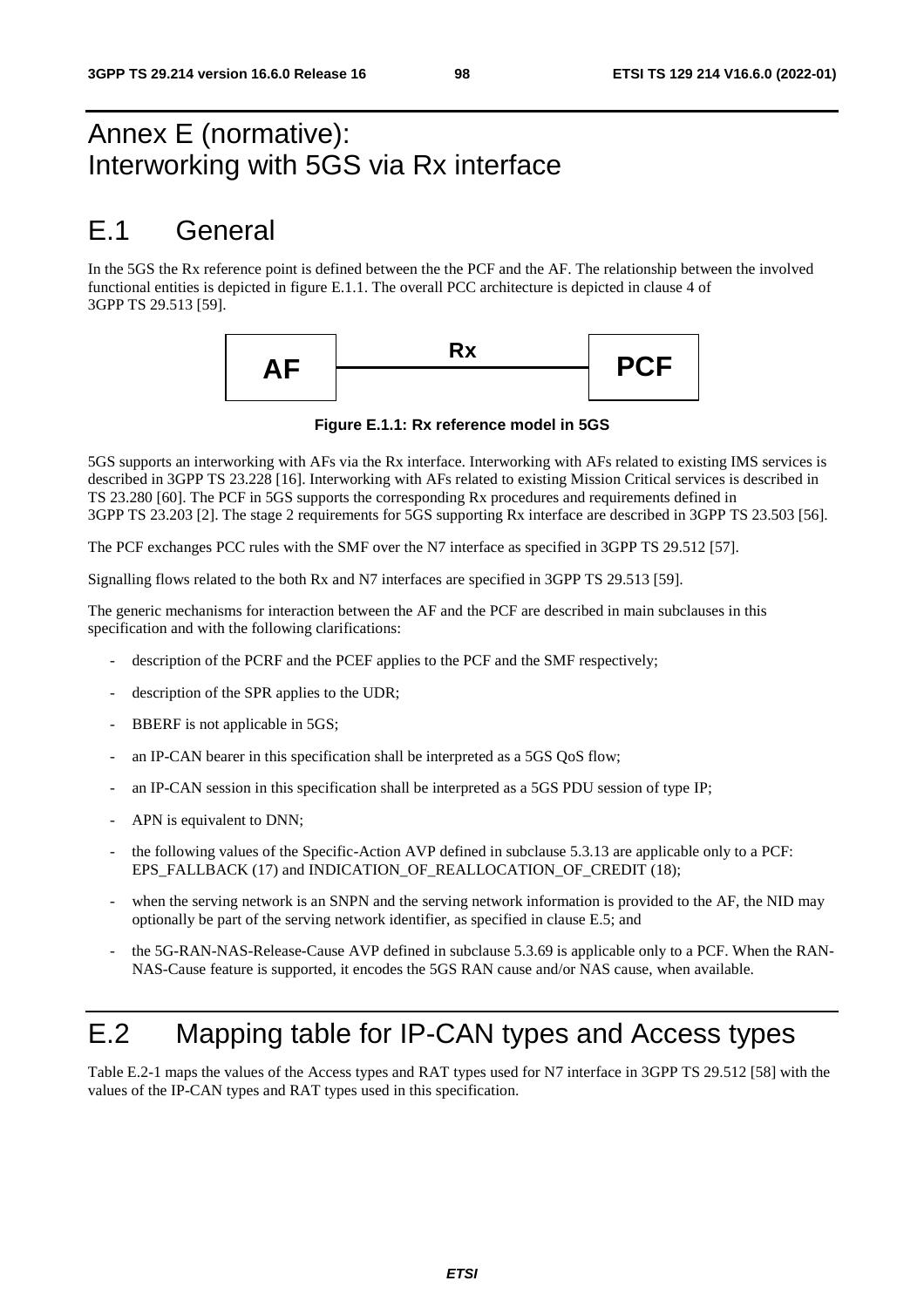# Annex E (normative): Interworking with 5GS via Rx interface

# E.1 General

In the 5GS the Rx reference point is defined between the the PCF and the AF. The relationship between the involved functional entities is depicted in figure E.1.1. The overall PCC architecture is depicted in clause 4 of 3GPP TS 29.513 [59].

AF —— Rx —— PCF

**Figure E.1.1: Rx reference model in 5GS**

5GS supports an interworking with AFs via the Rx interface. Interworking with AFs related to existing IMS services is described in 3GPP TS 23.228 [16]. Interworking with AFs related to existing Mission Critical services is described in TS 23.280 [60]. The PCF in 5GS supports the corresponding Rx procedures and requirements defined in 3GPP TS 23.203 [2]. The stage 2 requirements for 5GS supporting Rx interface are described in 3GPP TS 23.503 [56].

The PCF exchanges PCC rules with the SMF over the N7 interface as specified in 3GPP TS 29.512 [57].

Signalling flows related to the both Rx and N7 interfaces are specified in 3GPP TS 29.513 [59].

The generic mechanisms for interaction between the AF and the PCF are described in main subclauses in this specification and with the following clarifications:

- description of the PCRF and the PCEF applies to the PCF and the SMF respectively;
- description of the SPR applies to the UDR;
- BBERF is not applicable in 5GS;
- an IP-CAN bearer in this specification shall be interpreted as a 5GS QoS flow;
- an IP-CAN session in this specification shall be interpreted as a 5GS PDU session of type IP;
- APN is equivalent to DNN;
- the following values of the Specific-Action AVP defined in subclause 5.3.13 are applicable only to a PCF: EPS_FALLBACK (17) and INDICATION_OF_REALLOCATION_OF_CREDIT (18);
- when the serving network is an SNPN and the serving network information is provided to the AF, the NID may optionally be part of the serving network identifier, as specified in clause E.5; and
- the 5G-RAN-NAS-Release-Cause AVP defined in subclause 5.3.69 is applicable only to a PCF. When the RAN-NAS-Cause feature is supported, it encodes the 5GS RAN cause and/or NAS cause, when available.

# E.2 Mapping table for IP-CAN types and Access types

Table E.2-1 maps the values of the Access types and RAT types used for N7 interface in 3GPP TS 29.512 [58] with the values of the IP-CAN types and RAT types used in this specification.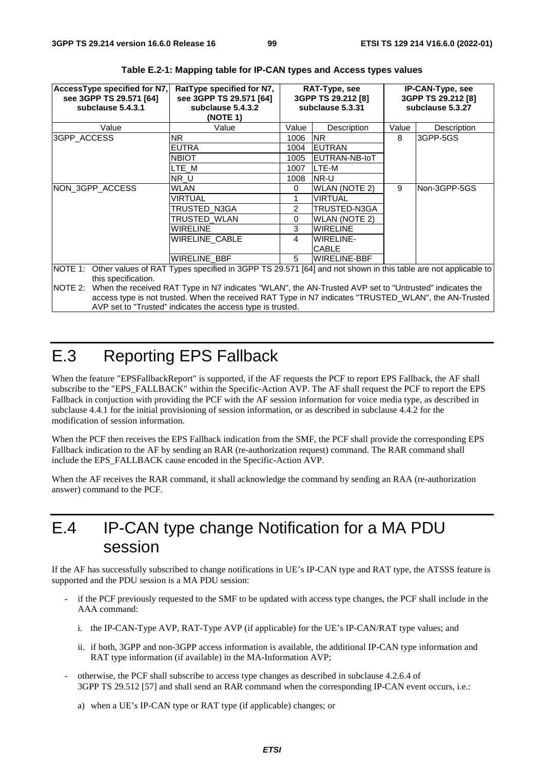**Table E.2-1: Mapping table for IP-CAN types and Access types values**

| AccessType specified for N7, see 3GPP TS 29.571 [64] subclause 5.4.3.1 | RatType specified for N7, see 3GPP TS 29.571 [64] subclause 5.4.3.2 (NOTE 1) | RAT-Type, see 3GPP TS 29.212 [8] subclause 5.3.31 | | IP-CAN-Type, see 3GPP TS 29.212 [8] subclause 5.3.27 | |
|---|---|---|---|---|---|
| Value | Value | Value | Description | Value | Description |
| 3GPP_ACCESS | NR | 1006 | NR | 8 | 3GPP-5GS |
| | EUTRA | 1004 | EUTRAN | | |
| | NBIOT | 1005 | EUTRAN-NB-IoT | | |
| | LTE_M | 1007 | LTE-M | | |
| | NR_U | 1008 | NR-U | | |
| NON_3GPP_ACCESS | WLAN | 0 | WLAN (NOTE 2) | 9 | Non-3GPP-5GS |
| | VIRTUAL | 1 | VIRTUAL | | |
| | TRUSTED_N3GA | 2 | TRUSTED-N3GA | | |
| | TRUSTED_WLAN | 0 | WLAN (NOTE 2) | | |
| | WIRELINE | 3 | WIRELINE | | |
| | WIRELINE_CABLE | 4 | WIRELINE-CABLE | | |
| | WIRELINE_BBF | 5 | WIRELINE-BBF | | |
| NOTE 1: Other values of RAT Types specified in 3GPP TS 29.571 [64] and not shown in this table are not applicable to this specification. | | | | | |
| NOTE 2: When the received RAT Type in N7 indicates "WLAN", the AN-Trusted AVP set to "Untrusted" indicates the access type is not trusted. When the received RAT Type in N7 indicates "TRUSTED_WLAN", the AN-Trusted AVP set to "Trusted" indicates the access type is trusted. | | | | | |

# E.3 Reporting EPS Fallback

When the feature "EPSFallbackReport" is supported, if the AF requests the PCF to report EPS Fallback, the AF shall subscribe to the "EPS_FALLBACK" within the Specific-Action AVP. The AF shall request the PCF to report the EPS Fallback in conjuction with providing the PCF with the AF session information for voice media type, as described in subclause 4.4.1 for the initial provisioning of session information, or as described in subclause 4.4.2 for the modification of session information.

When the PCF then receives the EPS Fallback indication from the SMF, the PCF shall provide the corresponding EPS Fallback indication to the AF by sending an RAR (re-authorization request) command. The RAR command shall include the EPS_FALLBACK cause encoded in the Specific-Action AVP.

When the AF receives the RAR command, it shall acknowledge the command by sending an RAA (re-authorization answer) command to the PCF.

# E.4 IP-CAN type change Notification for a MA PDU session

If the AF has successfully subscribed to change notifications in UE's IP-CAN type and RAT type, the ATSSS feature is supported and the PDU session is a MA PDU session:

- if the PCF previously requested to the SMF to be updated with access type changes, the PCF shall include in the AAA command:
  - i. the IP-CAN-Type AVP, RAT-Type AVP (if applicable) for the UE's IP-CAN/RAT type values; and
  - ii. if both, 3GPP and non-3GPP access information is available, the additional IP-CAN type information and RAT type information (if available) in the MA-Information AVP;
- otherwise, the PCF shall subscribe to access type changes as described in subclause 4.2.6.4 of 3GPP TS 29.512 [57] and shall send an RAR command when the corresponding IP-CAN event occurs, i.e.:
  - a) when a UE's IP-CAN type or RAT type (if applicable) changes; or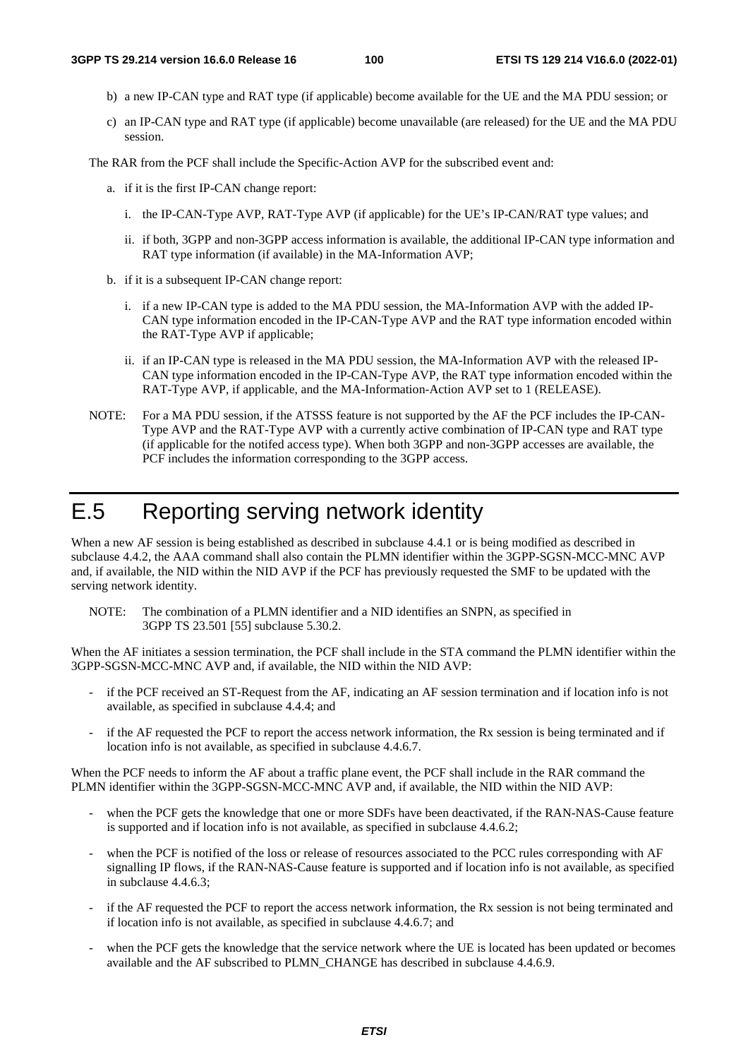b) a new IP-CAN type and RAT type (if applicable) become available for the UE and the MA PDU session; or

c) an IP-CAN type and RAT type (if applicable) become unavailable (are released) for the UE and the MA PDU session.

The RAR from the PCF shall include the Specific-Action AVP for the subscribed event and:

a. if it is the first IP-CAN change report:

   i. the IP-CAN-Type AVP, RAT-Type AVP (if applicable) for the UE's IP-CAN/RAT type values; and

   ii. if both, 3GPP and non-3GPP access information is available, the additional IP-CAN type information and RAT type information (if available) in the MA-Information AVP;

b. if it is a subsequent IP-CAN change report:

   i. if a new IP-CAN type is added to the MA PDU session, the MA-Information AVP with the added IP-CAN type information encoded in the IP-CAN-Type AVP and the RAT type information encoded within the RAT-Type AVP if applicable;

   ii. if an IP-CAN type is released in the MA PDU session, the MA-Information AVP with the released IP-CAN type information encoded in the IP-CAN-Type AVP, the RAT type information encoded within the RAT-Type AVP, if applicable, and the MA-Information-Action AVP set to 1 (RELEASE).

NOTE: For a MA PDU session, if the ATSSS feature is not supported by the AF the PCF includes the IP-CAN-Type AVP and the RAT-Type AVP with a currently active combination of IP-CAN type and RAT type (if applicable for the notifed access type). When both 3GPP and non-3GPP accesses are available, the PCF includes the information corresponding to the 3GPP access.

# E.5 Reporting serving network identity

When a new AF session is being established as described in subclause 4.4.1 or is being modified as described in subclause 4.4.2, the AAA command shall also contain the PLMN identifier within the 3GPP-SGSN-MCC-MNC AVP and, if available, the NID within the NID AVP if the PCF has previously requested the SMF to be updated with the serving network identity.

NOTE: The combination of a PLMN identifier and a NID identifies an SNPN, as specified in 3GPP TS 23.501 [55] subclause 5.30.2.

When the AF initiates a session termination, the PCF shall include in the STA command the PLMN identifier within the 3GPP-SGSN-MCC-MNC AVP and, if available, the NID within the NID AVP:

- if the PCF received an ST-Request from the AF, indicating an AF session termination and if location info is not available, as specified in subclause 4.4.4; and
- if the AF requested the PCF to report the access network information, the Rx session is being terminated and if location info is not available, as specified in subclause 4.4.6.7.

When the PCF needs to inform the AF about a traffic plane event, the PCF shall include in the RAR command the PLMN identifier within the 3GPP-SGSN-MCC-MNC AVP and, if available, the NID within the NID AVP:

- when the PCF gets the knowledge that one or more SDFs have been deactivated, if the RAN-NAS-Cause feature is supported and if location info is not available, as specified in subclause 4.4.6.2;
- when the PCF is notified of the loss or release of resources associated to the PCC rules corresponding with AF signalling IP flows, if the RAN-NAS-Cause feature is supported and if location info is not available, as specified in subclause 4.4.6.3;
- if the AF requested the PCF to report the access network information, the Rx session is not being terminated and if location info is not available, as specified in subclause 4.4.6.7; and
- when the PCF gets the knowledge that the service network where the UE is located has been updated or becomes available and the AF subscribed to PLMN_CHANGE has described in subclause 4.4.6.9.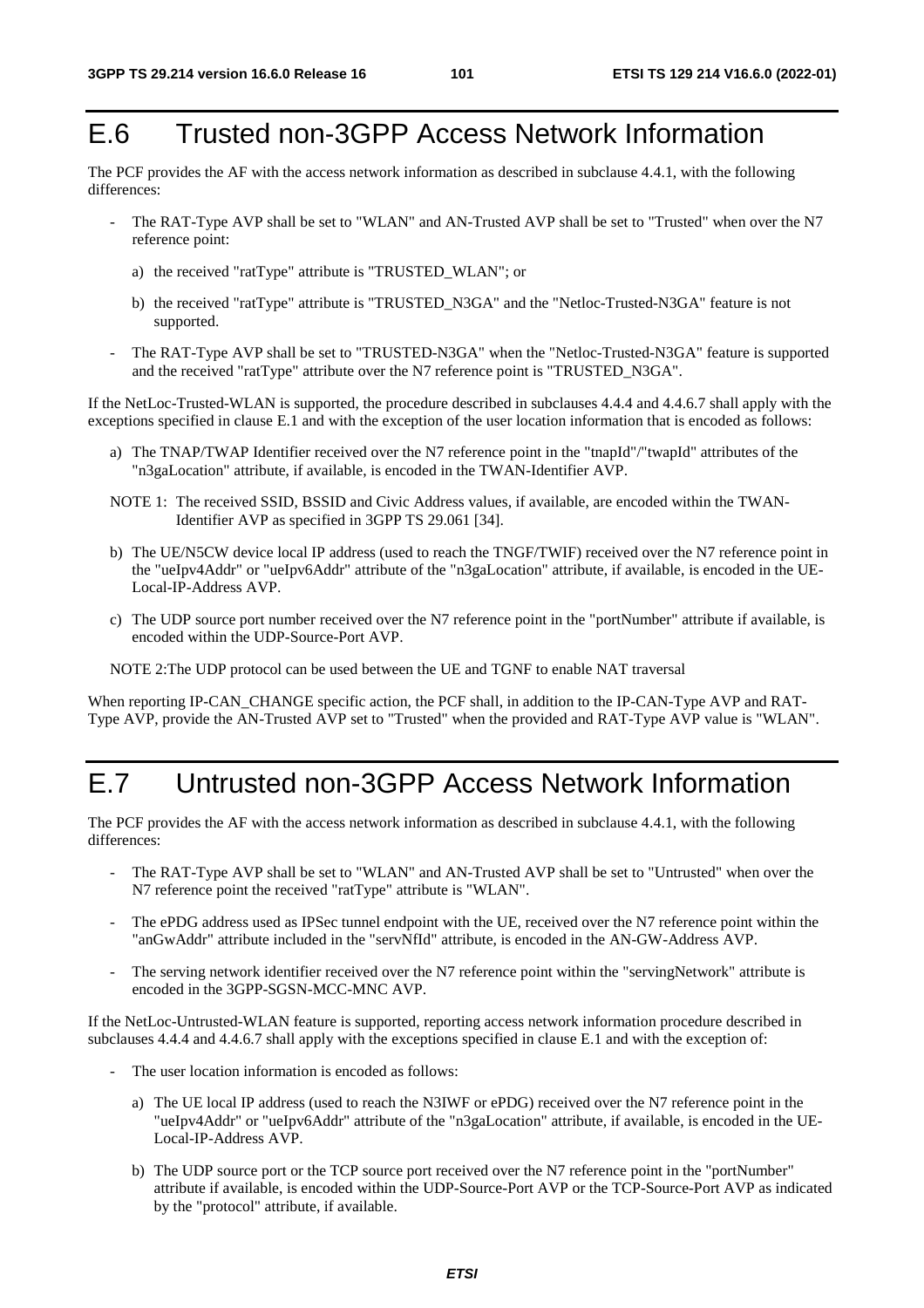# E.6 Trusted non-3GPP Access Network Information

The PCF provides the AF with the access network information as described in subclause 4.4.1, with the following differences:

- The RAT-Type AVP shall be set to "WLAN" and AN-Trusted AVP shall be set to "Trusted" when over the N7 reference point:
  - a) the received "ratType" attribute is "TRUSTED_WLAN"; or
  - b) the received "ratType" attribute is "TRUSTED_N3GA" and the "Netloc-Trusted-N3GA" feature is not supported.
- The RAT-Type AVP shall be set to "TRUSTED-N3GA" when the "Netloc-Trusted-N3GA" feature is supported and the received "ratType" attribute over the N7 reference point is "TRUSTED_N3GA".

If the NetLoc-Trusted-WLAN is supported, the procedure described in subclauses 4.4.4 and 4.4.6.7 shall apply with the exceptions specified in clause E.1 and with the exception of the user location information that is encoded as follows:

a) The TNAP/TWAP Identifier received over the N7 reference point in the "tnapId"/"twapId" attributes of the "n3gaLocation" attribute, if available, is encoded in the TWAN-Identifier AVP.

NOTE 1: The received SSID, BSSID and Civic Address values, if available, are encoded within the TWAN-Identifier AVP as specified in 3GPP TS 29.061 [34].

b) The UE/N5CW device local IP address (used to reach the TNGF/TWIF) received over the N7 reference point in the "ueIpv4Addr" or "ueIpv6Addr" attribute of the "n3gaLocation" attribute, if available, is encoded in the UE-Local-IP-Address AVP.

c) The UDP source port number received over the N7 reference point in the "portNumber" attribute if available, is encoded within the UDP-Source-Port AVP.

NOTE 2:The UDP protocol can be used between the UE and TGNF to enable NAT traversal

When reporting IP-CAN_CHANGE specific action, the PCF shall, in addition to the IP-CAN-Type AVP and RAT-Type AVP, provide the AN-Trusted AVP set to "Trusted" when the provided and RAT-Type AVP value is "WLAN".

# E.7 Untrusted non-3GPP Access Network Information

The PCF provides the AF with the access network information as described in subclause 4.4.1, with the following differences:

- The RAT-Type AVP shall be set to "WLAN" and AN-Trusted AVP shall be set to "Untrusted" when over the N7 reference point the received "ratType" attribute is "WLAN".
- The ePDG address used as IPSec tunnel endpoint with the UE, received over the N7 reference point within the "anGwAddr" attribute included in the "servNfId" attribute, is encoded in the AN-GW-Address AVP.
- The serving network identifier received over the N7 reference point within the "servingNetwork" attribute is encoded in the 3GPP-SGSN-MCC-MNC AVP.

If the NetLoc-Untrusted-WLAN feature is supported, reporting access network information procedure described in subclauses 4.4.4 and 4.4.6.7 shall apply with the exceptions specified in clause E.1 and with the exception of:

- The user location information is encoded as follows:
  - a) The UE local IP address (used to reach the N3IWF or ePDG) received over the N7 reference point in the "ueIpv4Addr" or "ueIpv6Addr" attribute of the "n3gaLocation" attribute, if available, is encoded in the UE-Local-IP-Address AVP.
  - b) The UDP source port or the TCP source port received over the N7 reference point in the "portNumber" attribute if available, is encoded within the UDP-Source-Port AVP or the TCP-Source-Port AVP as indicated by the "protocol" attribute, if available.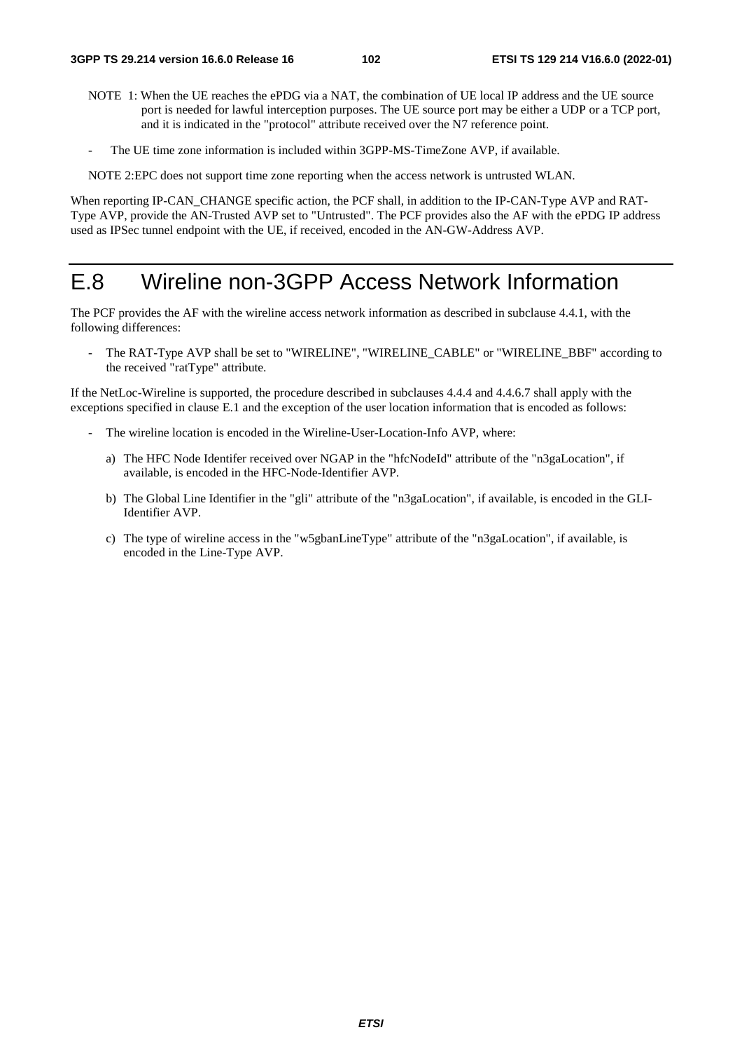NOTE 1: When the UE reaches the ePDG via a NAT, the combination of UE local IP address and the UE source port is needed for lawful interception purposes. The UE source port may be either a UDP or a TCP port, and it is indicated in the "protocol" attribute received over the N7 reference point.

- The UE time zone information is included within 3GPP-MS-TimeZone AVP, if available.

NOTE 2:EPC does not support time zone reporting when the access network is untrusted WLAN.

When reporting IP-CAN_CHANGE specific action, the PCF shall, in addition to the IP-CAN-Type AVP and RAT-Type AVP, provide the AN-Trusted AVP set to "Untrusted". The PCF provides also the AF with the ePDG IP address used as IPSec tunnel endpoint with the UE, if received, encoded in the AN-GW-Address AVP.

# E.8 Wireline non-3GPP Access Network Information

The PCF provides the AF with the wireline access network information as described in subclause 4.4.1, with the following differences:

- The RAT-Type AVP shall be set to "WIRELINE", "WIRELINE_CABLE" or "WIRELINE_BBF" according to the received "ratType" attribute.

If the NetLoc-Wireline is supported, the procedure described in subclauses 4.4.4 and 4.4.6.7 shall apply with the exceptions specified in clause E.1 and the exception of the user location information that is encoded as follows:

- The wireline location is encoded in the Wireline-User-Location-Info AVP, where:

  a) The HFC Node Identifer received over NGAP in the "hfcNodeId" attribute of the "n3gaLocation", if available, is encoded in the HFC-Node-Identifier AVP.

  b) The Global Line Identifier in the "gli" attribute of the "n3gaLocation", if available, is encoded in the GLI-Identifier AVP.

  c) The type of wireline access in the "w5gbanLineType" attribute of the "n3gaLocation", if available, is encoded in the Line-Type AVP.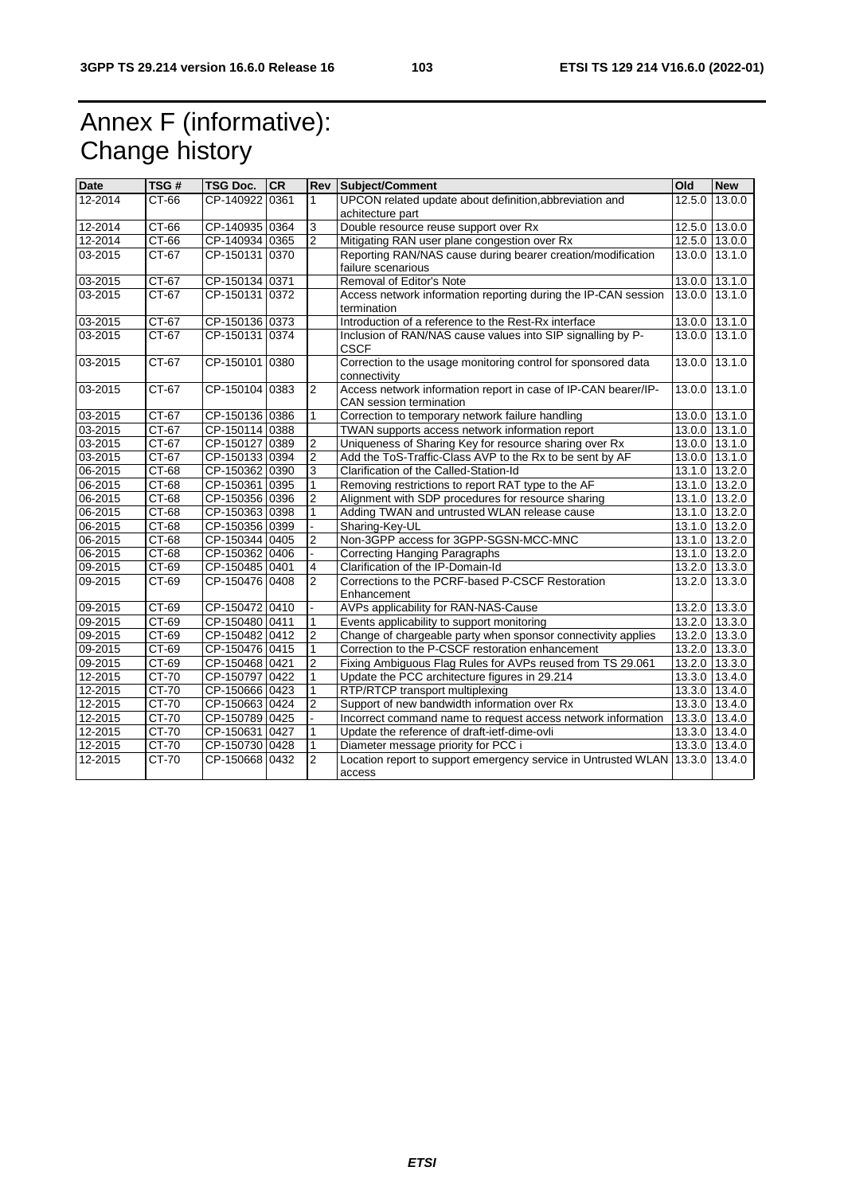# Annex F (informative): Change history

| Date | TSG # | TSG Doc. | CR | Rev | Subject/Comment | Old | New |
|---|---|---|---|---|---|---|---|
| 12-2014 | CT-66 | CP-140922 | 0361 | 1 | UPCON related update about definition,abbreviation and achitecture part | 12.5.0 | 13.0.0 |
| 12-2014 | CT-66 | CP-140935 | 0364 | 3 | Double resource reuse support over Rx | 12.5.0 | 13.0.0 |
| 12-2014 | CT-66 | CP-140934 | 0365 | 2 | Mitigating RAN user plane congestion over Rx | 12.5.0 | 13.0.0 |
| 03-2015 | CT-67 | CP-150131 | 0370 | | Reporting RAN/NAS cause during bearer creation/modification failure scenarious | 13.0.0 | 13.1.0 |
| 03-2015 | CT-67 | CP-150134 | 0371 | | Removal of Editor's Note | 13.0.0 | 13.1.0 |
| 03-2015 | CT-67 | CP-150131 | 0372 | | Access network information reporting during the IP-CAN session termination | 13.0.0 | 13.1.0 |
| 03-2015 | CT-67 | CP-150136 | 0373 | | Introduction of a reference to the Rest-Rx interface | 13.0.0 | 13.1.0 |
| 03-2015 | CT-67 | CP-150131 | 0374 | | Inclusion of RAN/NAS cause values into SIP signalling by P-CSCF | 13.0.0 | 13.1.0 |
| 03-2015 | CT-67 | CP-150101 | 0380 | | Correction to the usage monitoring control for sponsored data connectivity | 13.0.0 | 13.1.0 |
| 03-2015 | CT-67 | CP-150104 | 0383 | 2 | Access network information report in case of IP-CAN bearer/IP-CAN session termination | 13.0.0 | 13.1.0 |
| 03-2015 | CT-67 | CP-150136 | 0386 | 1 | Correction to temporary network failure handling | 13.0.0 | 13.1.0 |
| 03-2015 | CT-67 | CP-150114 | 0388 | | TWAN supports access network information report | 13.0.0 | 13.1.0 |
| 03-2015 | CT-67 | CP-150127 | 0389 | 2 | Uniqueness of Sharing Key for resource sharing over Rx | 13.0.0 | 13.1.0 |
| 03-2015 | CT-67 | CP-150133 | 0394 | 2 | Add the ToS-Traffic-Class AVP to the Rx to be sent by AF | 13.0.0 | 13.1.0 |
| 06-2015 | CT-68 | CP-150362 | 0390 | 3 | Clarification of the Called-Station-Id | 13.1.0 | 13.2.0 |
| 06-2015 | CT-68 | CP-150361 | 0395 | 1 | Removing restrictions to report RAT type to the AF | 13.1.0 | 13.2.0 |
| 06-2015 | CT-68 | CP-150356 | 0396 | 2 | Alignment with SDP procedures for resource sharing | 13.1.0 | 13.2.0 |
| 06-2015 | CT-68 | CP-150363 | 0398 | 1 | Adding TWAN and untrusted WLAN release cause | 13.1.0 | 13.2.0 |
| 06-2015 | CT-68 | CP-150356 | 0399 | - | Sharing-Key-UL | 13.1.0 | 13.2.0 |
| 06-2015 | CT-68 | CP-150344 | 0405 | 2 | Non-3GPP access for 3GPP-SGSN-MCC-MNC | 13.1.0 | 13.2.0 |
| 06-2015 | CT-68 | CP-150362 | 0406 | - | Correcting Hanging Paragraphs | 13.1.0 | 13.2.0 |
| 09-2015 | CT-69 | CP-150485 | 0401 | 4 | Clarification of the IP-Domain-Id | 13.2.0 | 13.3.0 |
| 09-2015 | CT-69 | CP-150476 | 0408 | 2 | Corrections to the PCRF-based P-CSCF Restoration Enhancement | 13.2.0 | 13.3.0 |
| 09-2015 | CT-69 | CP-150472 | 0410 | - | AVPs applicability for RAN-NAS-Cause | 13.2.0 | 13.3.0 |
| 09-2015 | CT-69 | CP-150480 | 0411 | 1 | Events applicability to support monitoring | 13.2.0 | 13.3.0 |
| 09-2015 | CT-69 | CP-150482 | 0412 | 2 | Change of chargeable party when sponsor connectivity applies | 13.2.0 | 13.3.0 |
| 09-2015 | CT-69 | CP-150476 | 0415 | 1 | Correction to the P-CSCF restoration enhancement | 13.2.0 | 13.3.0 |
| 09-2015 | CT-69 | CP-150468 | 0421 | 2 | Fixing Ambiguous Flag Rules for AVPs reused from TS 29.061 | 13.2.0 | 13.3.0 |
| 12-2015 | CT-70 | CP-150797 | 0422 | 1 | Update the PCC architecture figures in 29.214 | 13.3.0 | 13.4.0 |
| 12-2015 | CT-70 | CP-150666 | 0423 | 1 | RTP/RTCP transport multiplexing | 13.3.0 | 13.4.0 |
| 12-2015 | CT-70 | CP-150663 | 0424 | 2 | Support of new bandwidth information over Rx | 13.3.0 | 13.4.0 |
| 12-2015 | CT-70 | CP-150789 | 0425 | - | Incorrect command name to request access network information | 13.3.0 | 13.4.0 |
| 12-2015 | CT-70 | CP-150631 | 0427 | 1 | Update the reference of draft-ietf-dime-ovli | 13.3.0 | 13.4.0 |
| 12-2015 | CT-70 | CP-150730 | 0428 | 1 | Diameter message priority for PCC i | 13.3.0 | 13.4.0 |
| 12-2015 | CT-70 | CP-150668 | 0432 | 2 | Location report to support emergency service in Untrusted WLAN access | 13.3.0 | 13.4.0 |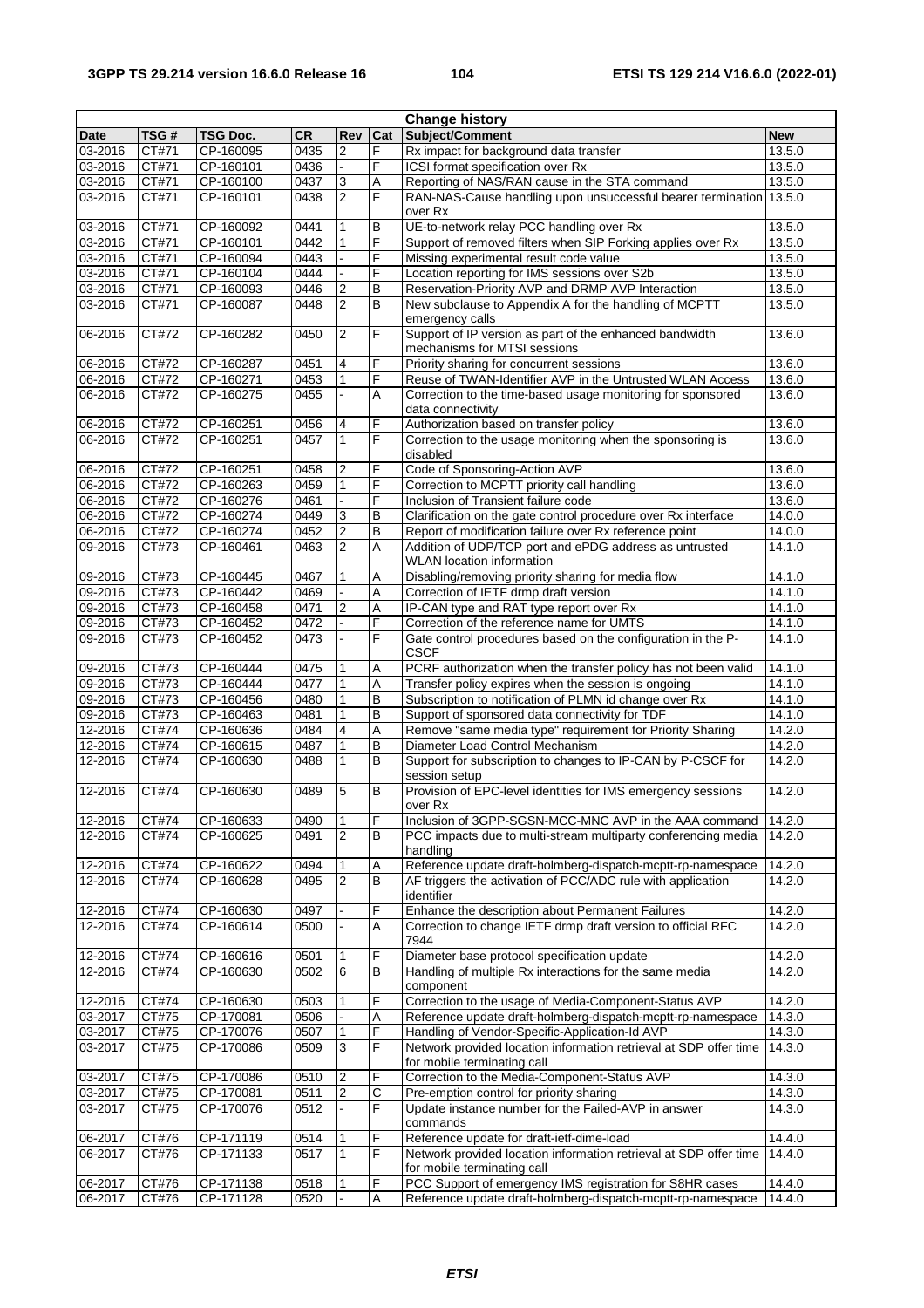| Change history | | | | | | | |
|---|---|---|---|---|---|---|---|
| **Date** | **TSG #** | **TSG Doc.** | **CR** | **Rev** | **Cat** | **Subject/Comment** | **New** |
| 03-2016 | CT#71 | CP-160095 | 0435 | 2 | F | Rx impact for background data transfer | 13.5.0 |
| 03-2016 | CT#71 | CP-160101 | 0436 | - | F | ICSI format specification over Rx | 13.5.0 |
| 03-2016 | CT#71 | CP-160100 | 0437 | 3 | A | Reporting of NAS/RAN cause in the STA command | 13.5.0 |
| 03-2016 | CT#71 | CP-160101 | 0438 | 2 | F | RAN-NAS-Cause handling upon unsuccessful bearer termination over Rx | 13.5.0 |
| 03-2016 | CT#71 | CP-160092 | 0441 | 1 | B | UE-to-network relay PCC handling over Rx | 13.5.0 |
| 03-2016 | CT#71 | CP-160101 | 0442 | 1 | F | Support of removed filters when SIP Forking applies over Rx | 13.5.0 |
| 03-2016 | CT#71 | CP-160094 | 0443 | - | F | Missing experimental result code value | 13.5.0 |
| 03-2016 | CT#71 | CP-160104 | 0444 | - | F | Location reporting for IMS sessions over S2b | 13.5.0 |
| 03-2016 | CT#71 | CP-160093 | 0446 | 2 | B | Reservation-Priority AVP and DRMP AVP Interaction | 13.5.0 |
| 03-2016 | CT#71 | CP-160087 | 0448 | 2 | B | New subclause to Appendix A for the handling of MCPTT emergency calls | 13.5.0 |
| 06-2016 | CT#72 | CP-160282 | 0450 | 2 | F | Support of IP version as part of the enhanced bandwidth mechanisms for MTSI sessions | 13.6.0 |
| 06-2016 | CT#72 | CP-160287 | 0451 | 4 | F | Priority sharing for concurrent sessions | 13.6.0 |
| 06-2016 | CT#72 | CP-160271 | 0453 | 1 | F | Reuse of TWAN-Identifier AVP in the Untrusted WLAN Access | 13.6.0 |
| 06-2016 | CT#72 | CP-160275 | 0455 | - | A | Correction to the time-based usage monitoring for sponsored data connectivity | 13.6.0 |
| 06-2016 | CT#72 | CP-160251 | 0456 | 4 | F | Authorization based on transfer policy | 13.6.0 |
| 06-2016 | CT#72 | CP-160251 | 0457 | 1 | F | Correction to the usage monitoring when the sponsoring is disabled | 13.6.0 |
| 06-2016 | CT#72 | CP-160251 | 0458 | 2 | F | Code of Sponsoring-Action AVP | 13.6.0 |
| 06-2016 | CT#72 | CP-160263 | 0459 | 1 | F | Correction to MCPTT priority call handling | 13.6.0 |
| 06-2016 | CT#72 | CP-160276 | 0461 | - | F | Inclusion of Transient failure code | 13.6.0 |
| 06-2016 | CT#72 | CP-160274 | 0449 | 3 | B | Clarification on the gate control procedure over Rx interface | 14.0.0 |
| 06-2016 | CT#72 | CP-160274 | 0452 | 2 | B | Report of modification failure over Rx reference point | 14.0.0 |
| 09-2016 | CT#73 | CP-160461 | 0463 | 2 | A | Addition of UDP/TCP port and ePDG address as untrusted WLAN location information | 14.1.0 |
| 09-2016 | CT#73 | CP-160445 | 0467 | 1 | A | Disabling/removing priority sharing for media flow | 14.1.0 |
| 09-2016 | CT#73 | CP-160442 | 0469 | - | A | Correction of IETF drmp draft version | 14.1.0 |
| 09-2016 | CT#73 | CP-160458 | 0471 | 2 | A | IP-CAN type and RAT type report over Rx | 14.1.0 |
| 09-2016 | CT#73 | CP-160452 | 0472 | - | F | Correction of the reference name for UMTS | 14.1.0 |
| 09-2016 | CT#73 | CP-160452 | 0473 | - | F | Gate control procedures based on the configuration in the P-CSCF | 14.1.0 |
| 09-2016 | CT#73 | CP-160444 | 0475 | 1 | A | PCRF authorization when the transfer policy has not been valid | 14.1.0 |
| 09-2016 | CT#73 | CP-160444 | 0477 | 1 | A | Transfer policy expires when the session is ongoing | 14.1.0 |
| 09-2016 | CT#73 | CP-160456 | 0480 | 1 | B | Subscription to notification of PLMN id change over Rx | 14.1.0 |
| 09-2016 | CT#73 | CP-160463 | 0481 | 1 | B | Support of sponsored data connectivity for TDF | 14.1.0 |
| 12-2016 | CT#74 | CP-160636 | 0484 | 4 | A | Remove "same media type" requirement for Priority Sharing | 14.2.0 |
| 12-2016 | CT#74 | CP-160615 | 0487 | 1 | B | Diameter Load Control Mechanism | 14.2.0 |
| 12-2016 | CT#74 | CP-160630 | 0488 | 1 | B | Support for subscription to changes to IP-CAN by P-CSCF for session setup | 14.2.0 |
| 12-2016 | CT#74 | CP-160630 | 0489 | 5 | B | Provision of EPC-level identities for IMS emergency sessions over Rx | 14.2.0 |
| 12-2016 | CT#74 | CP-160633 | 0490 | 1 | F | Inclusion of 3GPP-SGSN-MCC-MNC AVP in the AAA command | 14.2.0 |
| 12-2016 | CT#74 | CP-160625 | 0491 | 2 | B | PCC impacts due to multi-stream multiparty conferencing media handling | 14.2.0 |
| 12-2016 | CT#74 | CP-160622 | 0494 | 1 | A | Reference update draft-holmberg-dispatch-mcptt-rp-namespace | 14.2.0 |
| 12-2016 | CT#74 | CP-160628 | 0495 | 2 | B | AF triggers the activation of PCC/ADC rule with application identifier | 14.2.0 |
| 12-2016 | CT#74 | CP-160630 | 0497 | - | F | Enhance the description about Permanent Failures | 14.2.0 |
| 12-2016 | CT#74 | CP-160614 | 0500 | - | A | Correction to change IETF drmp draft version to official RFC 7944 | 14.2.0 |
| 12-2016 | CT#74 | CP-160616 | 0501 | 1 | F | Diameter base protocol specification update | 14.2.0 |
| 12-2016 | CT#74 | CP-160630 | 0502 | 6 | B | Handling of multiple Rx interactions for the same media component | 14.2.0 |
| 12-2016 | CT#74 | CP-160630 | 0503 | 1 | F | Correction to the usage of Media-Component-Status AVP | 14.2.0 |
| 03-2017 | CT#75 | CP-170081 | 0506 | - | A | Reference update draft-holmberg-dispatch-mcptt-rp-namespace | 14.3.0 |
| 03-2017 | CT#75 | CP-170076 | 0507 | 1 | F | Handling of Vendor-Specific-Application-Id AVP | 14.3.0 |
| 03-2017 | CT#75 | CP-170086 | 0509 | 3 | F | Network provided location information retrieval at SDP offer time for mobile terminating call | 14.3.0 |
| 03-2017 | CT#75 | CP-170086 | 0510 | 2 | F | Correction to the Media-Component-Status AVP | 14.3.0 |
| 03-2017 | CT#75 | CP-170081 | 0511 | 2 | C | Pre-emption control for priority sharing | 14.3.0 |
| 03-2017 | CT#75 | CP-170076 | 0512 | - | F | Update instance number for the Failed-AVP in answer commands | 14.3.0 |
| 06-2017 | CT#76 | CP-171119 | 0514 | 1 | F | Reference update for draft-ietf-dime-load | 14.4.0 |
| 06-2017 | CT#76 | CP-171133 | 0517 | 1 | F | Network provided location information retrieval at SDP offer time for mobile terminating call | 14.4.0 |
| 06-2017 | CT#76 | CP-171138 | 0518 | 1 | F | PCC Support of emergency IMS registration for S8HR cases | 14.4.0 |
| 06-2017 | CT#76 | CP-171128 | 0520 | - | A | Reference update draft-holmberg-dispatch-mcptt-rp-namespace | 14.4.0 |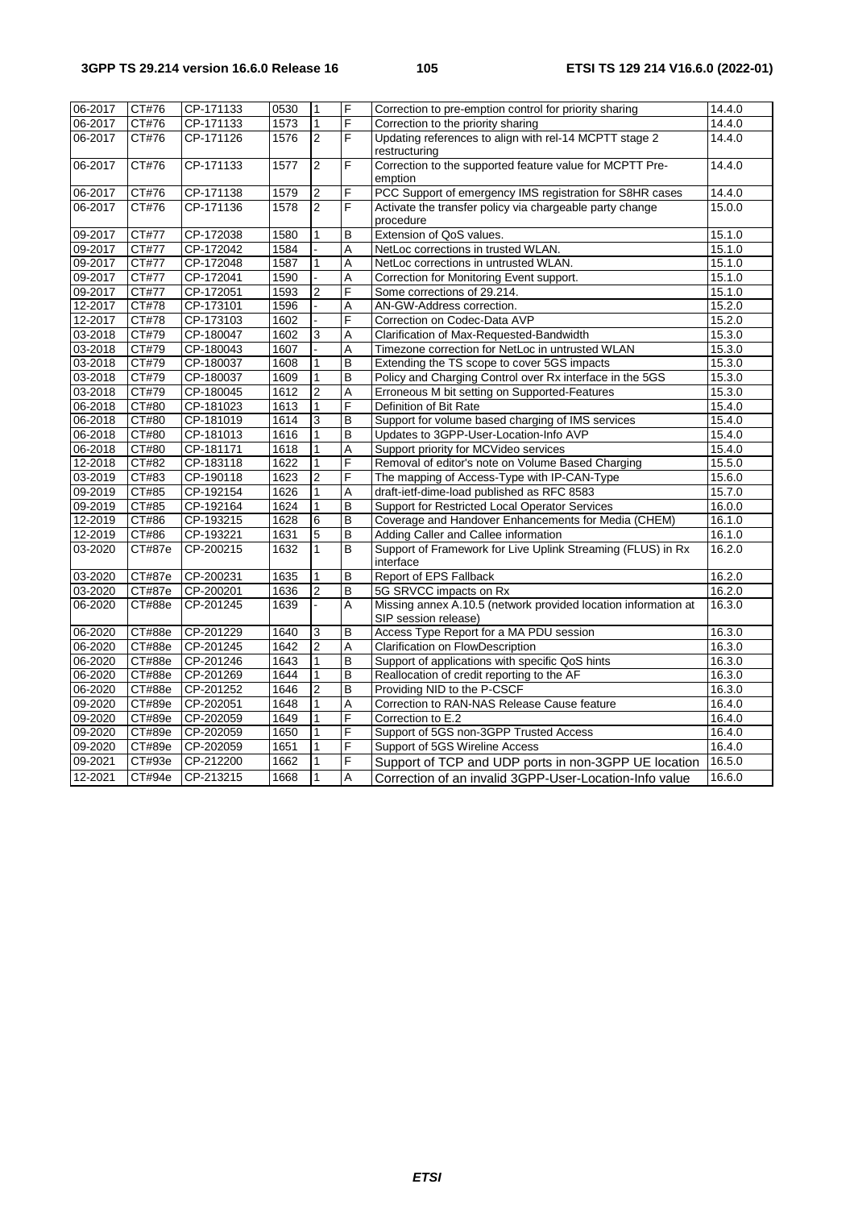| 06-2017 | CT#76 | CP-171133 | 0530 | 1 | F | Correction to pre-emption control for priority sharing | 14.4.0 |
|---|---|---|---|---|---|---|---|
| 06-2017 | CT#76 | CP-171133 | 1573 | 1 | F | Correction to the priority sharing | 14.4.0 |
| 06-2017 | CT#76 | CP-171126 | 1576 | 2 | F | Updating references to align with rel-14 MCPTT stage 2 restructuring | 14.4.0 |
| 06-2017 | CT#76 | CP-171133 | 1577 | 2 | F | Correction to the supported feature value for MCPTT Pre-emption | 14.4.0 |
| 06-2017 | CT#76 | CP-171138 | 1579 | 2 | F | PCC Support of emergency IMS registration for S8HR cases | 14.4.0 |
| 06-2017 | CT#76 | CP-171136 | 1578 | 2 | F | Activate the transfer policy via chargeable party change procedure | 15.0.0 |
| 09-2017 | CT#77 | CP-172038 | 1580 | 1 | B | Extension of QoS values. | 15.1.0 |
| 09-2017 | CT#77 | CP-172042 | 1584 | - | A | NetLoc corrections in trusted WLAN. | 15.1.0 |
| 09-2017 | CT#77 | CP-172048 | 1587 | 1 | A | NetLoc corrections in untrusted WLAN. | 15.1.0 |
| 09-2017 | CT#77 | CP-172041 | 1590 | - | A | Correction for Monitoring Event support. | 15.1.0 |
| 09-2017 | CT#77 | CP-172051 | 1593 | 2 | F | Some corrections of 29.214. | 15.1.0 |
| 12-2017 | CT#78 | CP-173101 | 1596 | - | A | AN-GW-Address correction. | 15.2.0 |
| 12-2017 | CT#78 | CP-173103 | 1602 | - | F | Correction on Codec-Data AVP | 15.2.0 |
| 03-2018 | CT#79 | CP-180047 | 1602 | 3 | A | Clarification of Max-Requested-Bandwidth | 15.3.0 |
| 03-2018 | CT#79 | CP-180043 | 1607 | - | A | Timezone correction for NetLoc in untrusted WLAN | 15.3.0 |
| 03-2018 | CT#79 | CP-180037 | 1608 | 1 | B | Extending the TS scope to cover 5GS impacts | 15.3.0 |
| 03-2018 | CT#79 | CP-180037 | 1609 | 1 | B | Policy and Charging Control over Rx interface in the 5GS | 15.3.0 |
| 03-2018 | CT#79 | CP-180045 | 1612 | 2 | A | Erroneous M bit setting on Supported-Features | 15.3.0 |
| 06-2018 | CT#80 | CP-181023 | 1613 | 1 | F | Definition of Bit Rate | 15.4.0 |
| 06-2018 | CT#80 | CP-181019 | 1614 | 3 | B | Support for volume based charging of IMS services | 15.4.0 |
| 06-2018 | CT#80 | CP-181013 | 1616 | 1 | B | Updates to 3GPP-User-Location-Info AVP | 15.4.0 |
| 06-2018 | CT#80 | CP-181171 | 1618 | 1 | A | Support priority for MCVideo services | 15.4.0 |
| 12-2018 | CT#82 | CP-183118 | 1622 | 1 | F | Removal of editor's note on Volume Based Charging | 15.5.0 |
| 03-2019 | CT#83 | CP-190118 | 1623 | 2 | F | The mapping of Access-Type with IP-CAN-Type | 15.6.0 |
| 09-2019 | CT#85 | CP-192154 | 1626 | 1 | A | draft-ietf-dime-load published as RFC 8583 | 15.7.0 |
| 09-2019 | CT#85 | CP-192164 | 1624 | 1 | B | Support for Restricted Local Operator Services | 16.0.0 |
| 12-2019 | CT#86 | CP-193215 | 1628 | 6 | B | Coverage and Handover Enhancements for Media (CHEM) | 16.1.0 |
| 12-2019 | CT#86 | CP-193221 | 1631 | 5 | B | Adding Caller and Callee information | 16.1.0 |
| 03-2020 | CT#87e | CP-200215 | 1632 | 1 | B | Support of Framework for Live Uplink Streaming (FLUS) in Rx interface | 16.2.0 |
| 03-2020 | CT#87e | CP-200231 | 1635 | 1 | B | Report of EPS Fallback | 16.2.0 |
| 03-2020 | CT#87e | CP-200201 | 1636 | 2 | B | 5G SRVCC impacts on Rx | 16.2.0 |
| 06-2020 | CT#88e | CP-201245 | 1639 | - | A | Missing annex A.10.5 (network provided location information at SIP session release) | 16.3.0 |
| 06-2020 | CT#88e | CP-201229 | 1640 | 3 | B | Access Type Report for a MA PDU session | 16.3.0 |
| 06-2020 | CT#88e | CP-201245 | 1642 | 2 | A | Clarification on FlowDescription | 16.3.0 |
| 06-2020 | CT#88e | CP-201246 | 1643 | 1 | B | Support of applications with specific QoS hints | 16.3.0 |
| 06-2020 | CT#88e | CP-201269 | 1644 | 1 | B | Reallocation of credit reporting to the AF | 16.3.0 |
| 06-2020 | CT#88e | CP-201252 | 1646 | 2 | B | Providing NID to the P-CSCF | 16.3.0 |
| 09-2020 | CT#89e | CP-202051 | 1648 | 1 | A | Correction to RAN-NAS Release Cause feature | 16.4.0 |
| 09-2020 | CT#89e | CP-202059 | 1649 | 1 | F | Correction to E.2 | 16.4.0 |
| 09-2020 | CT#89e | CP-202059 | 1650 | 1 | F | Support of 5GS non-3GPP Trusted Access | 16.4.0 |
| 09-2020 | CT#89e | CP-202059 | 1651 | 1 | F | Support of 5GS Wireline Access | 16.4.0 |
| 09-2021 | CT#93e | CP-212200 | 1662 | 1 | F | Support of TCP and UDP ports in non-3GPP UE location | 16.5.0 |
| 12-2021 | CT#94e | CP-213215 | 1668 | 1 | A | Correction of an invalid 3GPP-User-Location-Info value | 16.6.0 |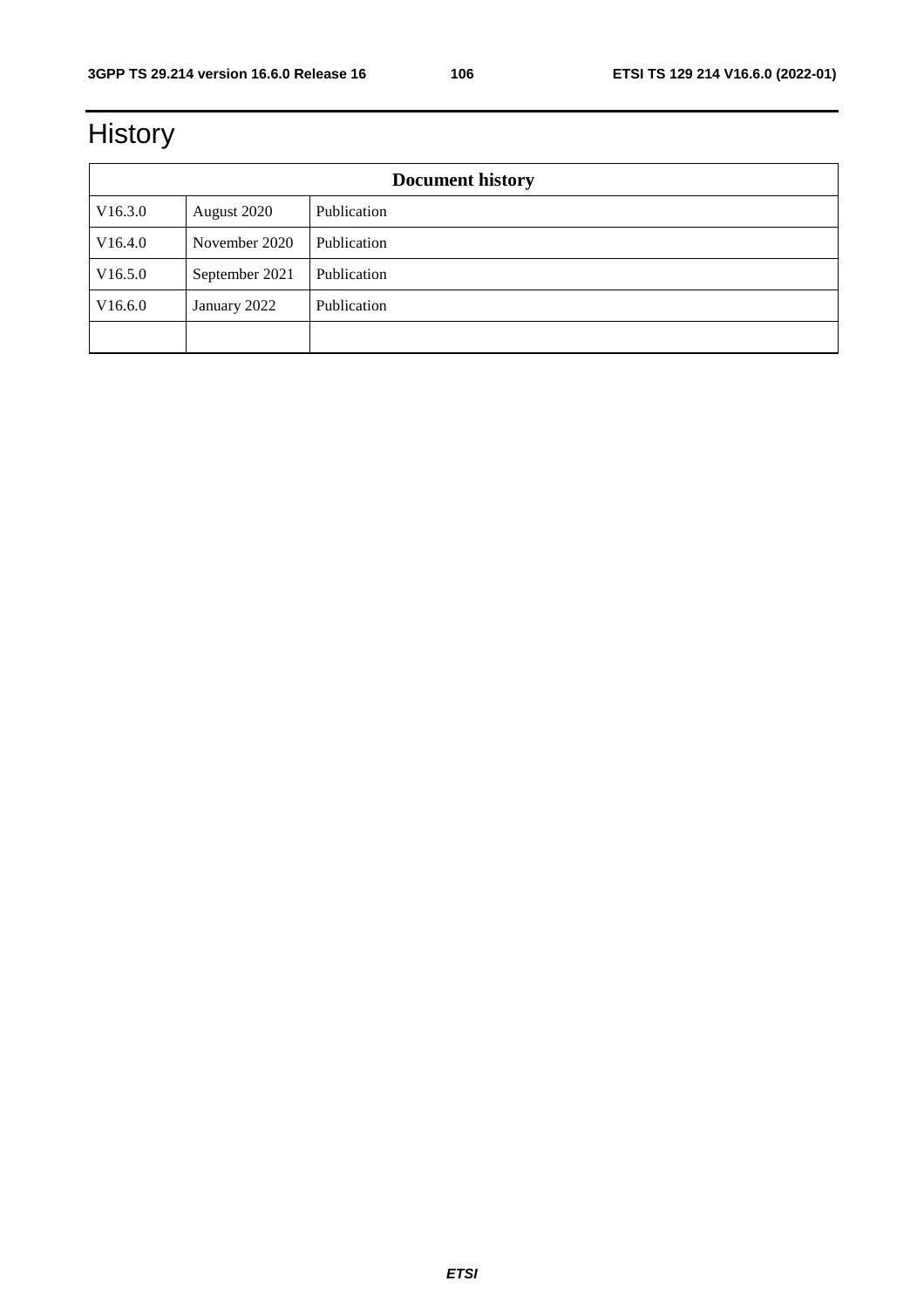# History

| Document history | | |
|---|---|---|
| V16.3.0 | August 2020 | Publication |
| V16.4.0 | November 2020 | Publication |
| V16.5.0 | September 2021 | Publication |
| V16.6.0 | January 2022 | Publication |
| | | |